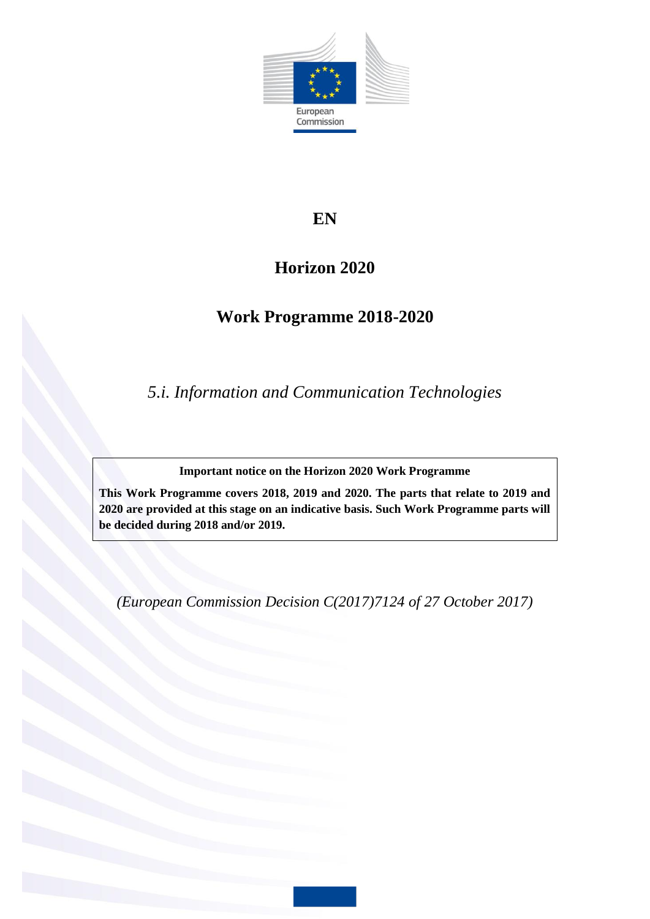European Commission

**EN**

# Horizon 2020

# Work Programme 2018-2020

*5.i. Information and Communication Technologies*

**Important notice on the Horizon 2020 Work Programme**

**This Work Programme covers 2018, 2019 and 2020. The parts that relate to 2019 and 2020 are provided at this stage on an indicative basis. Such Work Programme parts will be decided during 2018 and/or 2019.**

*(European Commission Decision C(2017)7124 of 27 October 2017)*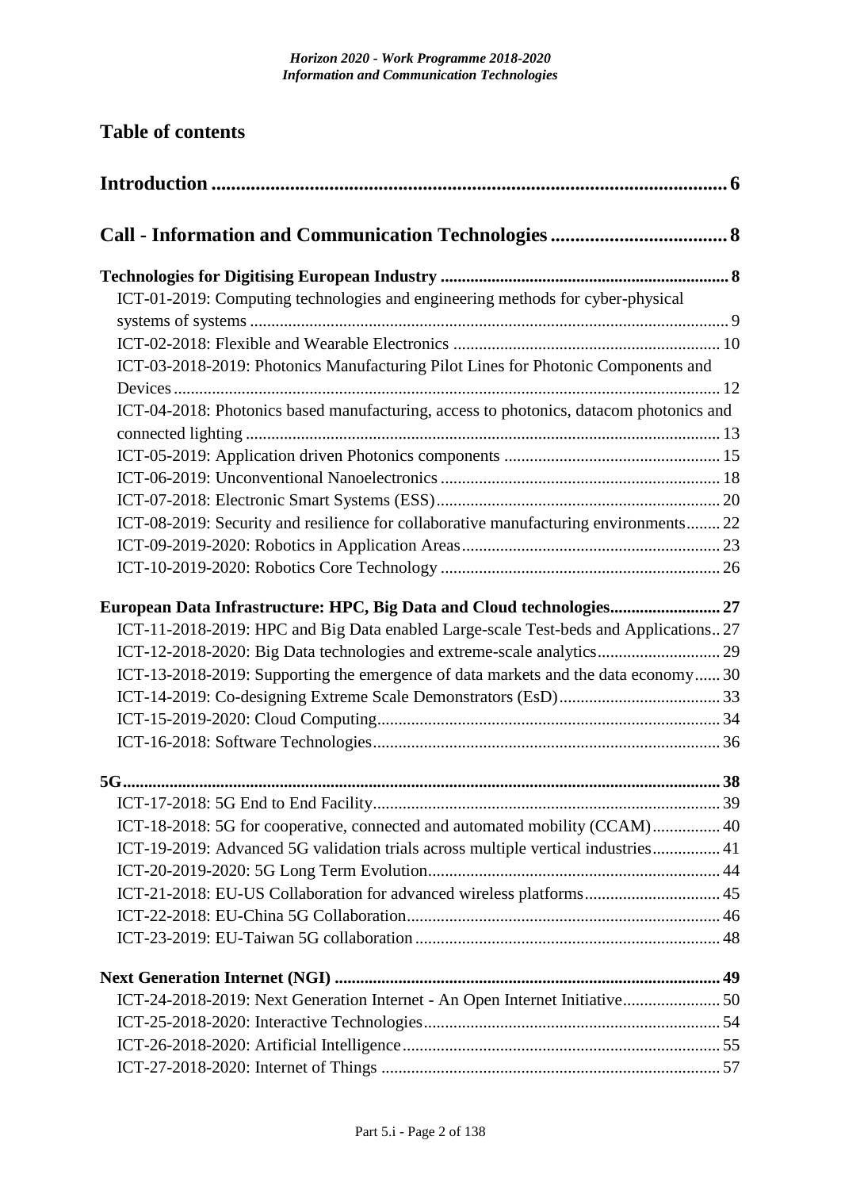## Table of contents

**Introduction** ........................................................................................................ 6

**Call - Information and Communication Technologies** .................................... 8

**Technologies for Digitising European Industry** ................................................................... 8

ICT-01-2019: Computing technologies and engineering methods for cyber-physical systems of systems ............................................................................................................ 9

ICT-02-2018: Flexible and Wearable Electronics ............................................................. 10

ICT-03-2018-2019: Photonics Manufacturing Pilot Lines for Photonic Components and Devices ............................................................................................................................. 12

ICT-04-2018: Photonics based manufacturing, access to photonics, datacom photonics and connected lighting ............................................................................................................ 13

ICT-05-2019: Application driven Photonics components .................................................. 15

ICT-06-2019: Unconventional Nanoelectronics ................................................................. 18

ICT-07-2018: Electronic Smart Systems (ESS) .................................................................. 20

ICT-08-2019: Security and resilience for collaborative manufacturing environments ........ 22

ICT-09-2019-2020: Robotics in Application Areas ............................................................ 23

ICT-10-2019-2020: Robotics Core Technology ................................................................. 26

**European Data Infrastructure: HPC, Big Data and Cloud technologies** .......................... 27

ICT-11-2018-2019: HPC and Big Data enabled Large-scale Test-beds and Applications .. 27

ICT-12-2018-2020: Big Data technologies and extreme-scale analytics ............................ 29

ICT-13-2018-2019: Supporting the emergence of data markets and the data economy ...... 30

ICT-14-2019: Co-designing Extreme Scale Demonstrators (EsD) ...................................... 33

ICT-15-2019-2020: Cloud Computing ................................................................................ 34

ICT-16-2018: Software Technologies ................................................................................. 36

**5G** ......................................................................................................................................... 38

ICT-17-2018: 5G End to End Facility ................................................................................. 39

ICT-18-2018: 5G for cooperative, connected and automated mobility (CCAM) ................ 40

ICT-19-2019: Advanced 5G validation trials across multiple vertical industries ................ 41

ICT-20-2019-2020: 5G Long Term Evolution .................................................................... 44

ICT-21-2018: EU-US Collaboration for advanced wireless platforms ................................ 45

ICT-22-2018: EU-China 5G Collaboration ......................................................................... 46

ICT-23-2019: EU-Taiwan 5G collaboration ....................................................................... 48

**Next Generation Internet (NGI)** .......................................................................................... 49

ICT-24-2018-2019: Next Generation Internet - An Open Internet Initiative ....................... 50

ICT-25-2018-2020: Interactive Technologies ..................................................................... 54

ICT-26-2018-2020: Artificial Intelligence .......................................................................... 55

ICT-27-2018-2020: Internet of Things ............................................................................... 57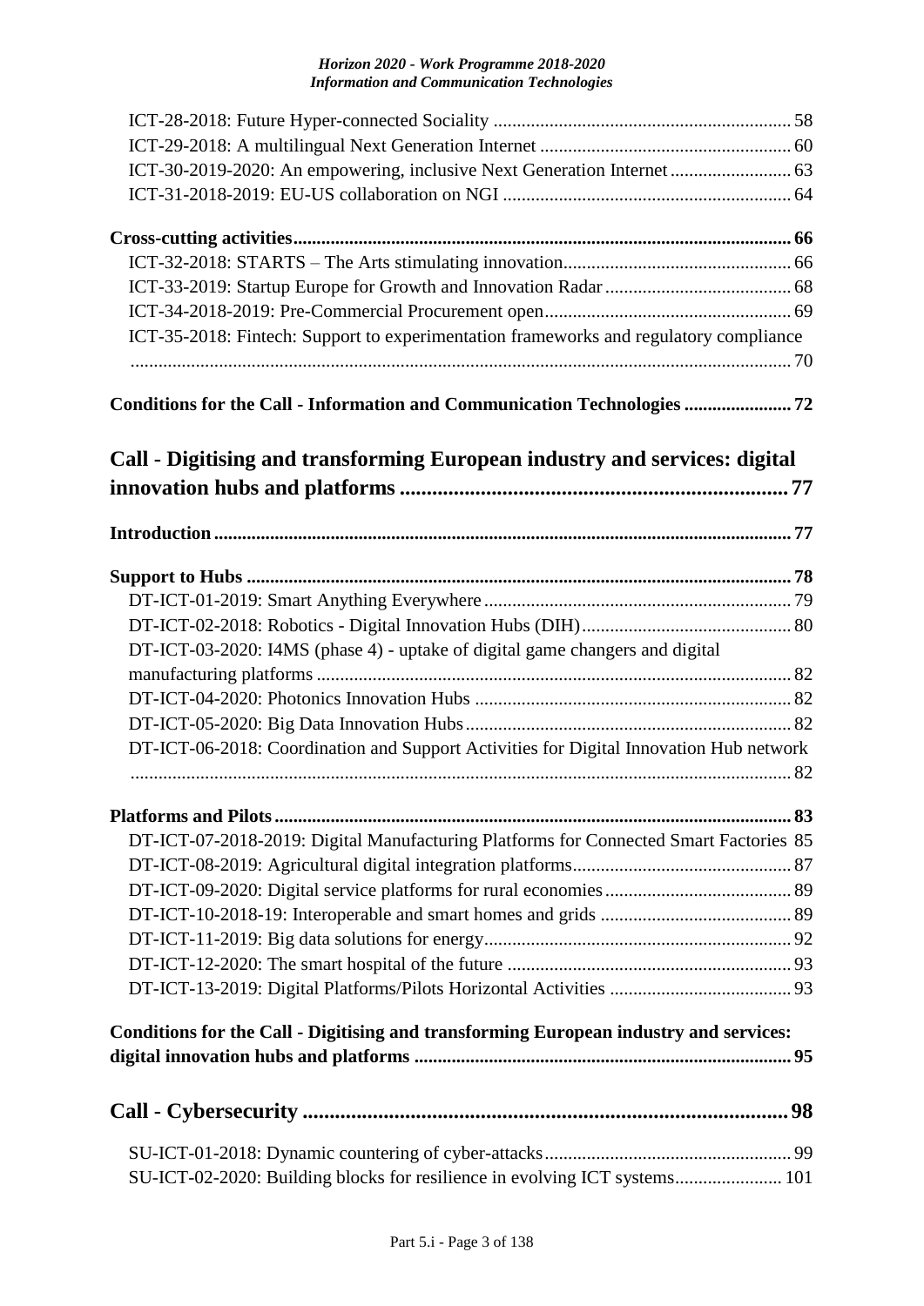ICT-28-2018: Future Hyper-connected Sociality ............................................................... 58
ICT-29-2018: A multilingual Next Generation Internet ...................................................... 60
ICT-30-2019-2020: An empowering, inclusive Next Generation Internet .......................... 63
ICT-31-2018-2019: EU-US collaboration on NGI ............................................................. 64

**Cross-cutting activities............................................................................................................ 66**

ICT-32-2018: STARTS – The Arts stimulating innovation................................................. 66
ICT-33-2019: Startup Europe for Growth and Innovation Radar ........................................ 68
ICT-34-2018-2019: Pre-Commercial Procurement open..................................................... 69
ICT-35-2018: Fintech: Support to experimentation frameworks and regulatory compliance ........................................................................................................................................ 70

**Conditions for the Call - Information and Communication Technologies ....................... 72**

## Call - Digitising and transforming European industry and services: digital innovation hubs and platforms ....................................................................... 77

**Introduction ............................................................................................................................ 77**

**Support to Hubs ..................................................................................................................... 78**

DT-ICT-01-2019: Smart Anything Everywhere ................................................................. 79
DT-ICT-02-2018: Robotics - Digital Innovation Hubs (DIH)............................................. 80
DT-ICT-03-2020: I4MS (phase 4) - uptake of digital game changers and digital manufacturing platforms ..................................................................................................... 82
DT-ICT-04-2020: Photonics Innovation Hubs ................................................................... 82
DT-ICT-05-2020: Big Data Innovation Hubs..................................................................... 82
DT-ICT-06-2018: Coordination and Support Activities for Digital Innovation Hub network ........................................................................................................................................ 82

**Platforms and Pilots .............................................................................................................. 83**

DT-ICT-07-2018-2019: Digital Manufacturing Platforms for Connected Smart Factories 85
DT-ICT-08-2019: Agricultural digital integration platforms.............................................. 87
DT-ICT-09-2020: Digital service platforms for rural economies ........................................ 89
DT-ICT-10-2018-19: Interoperable and smart homes and grids ......................................... 89
DT-ICT-11-2019: Big data solutions for energy................................................................. 92
DT-ICT-12-2020: The smart hospital of the future ............................................................ 93
DT-ICT-13-2019: Digital Platforms/Pilots Horizontal Activities ...................................... 93

**Conditions for the Call - Digitising and transforming European industry and services: digital innovation hubs and platforms ................................................................................ 95**

## Call - Cybersecurity ........................................................................................ 98

SU-ICT-01-2018: Dynamic countering of cyber-attacks..................................................... 99
SU-ICT-02-2020: Building blocks for resilience in evolving ICT systems....................... 101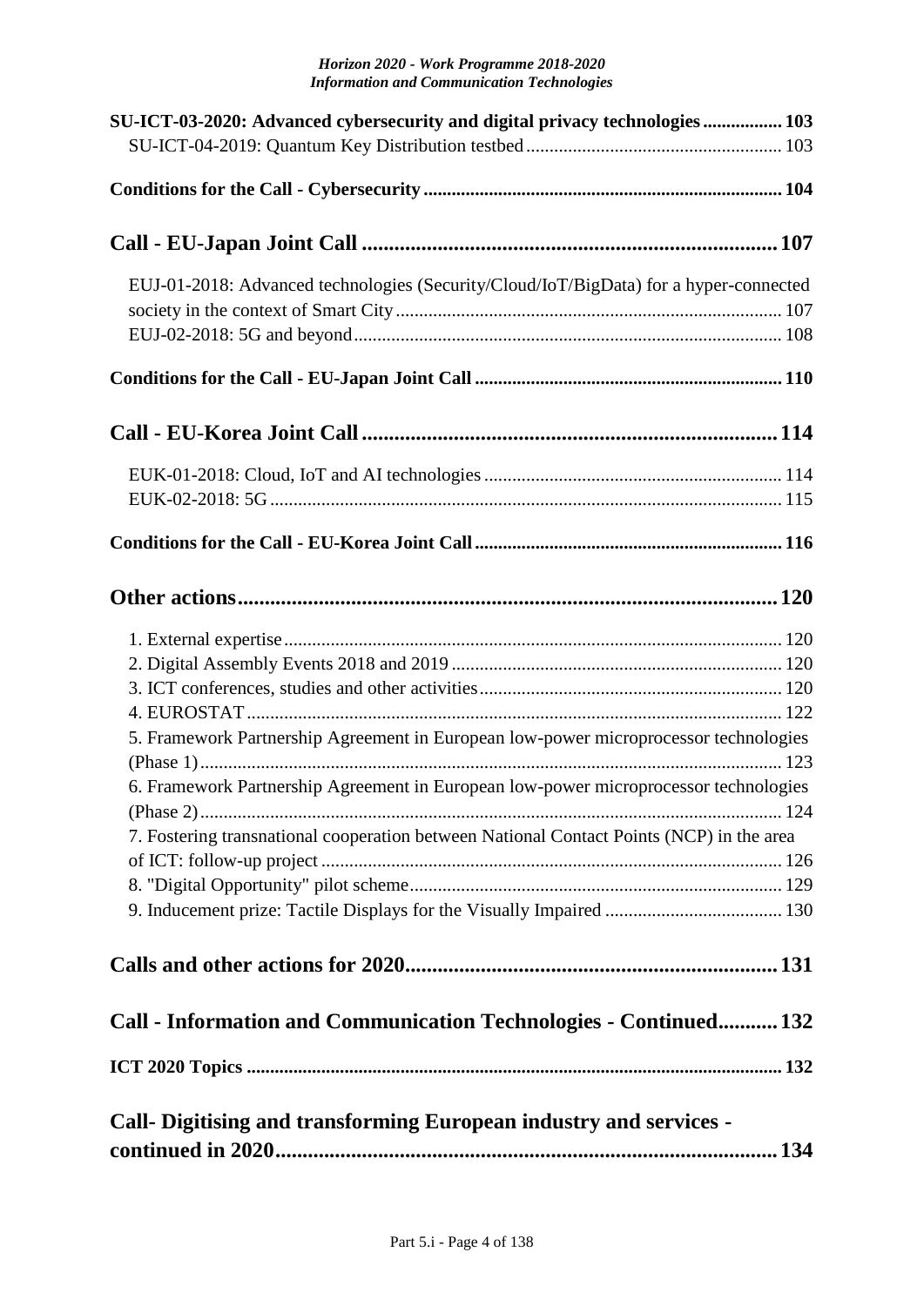**SU-ICT-03-2020: Advanced cybersecurity and digital privacy technologies ................. 103**

SU-ICT-04-2019: Quantum Key Distribution testbed ...................................................... 103

**Conditions for the Call - Cybersecurity ............................................................................ 104**

## Call - EU-Japan Joint Call ........................................................................... 107

EUJ-01-2018: Advanced technologies (Security/Cloud/IoT/BigData) for a hyper-connected society in the context of Smart City .................................................................................. 107

EUJ-02-2018: 5G and beyond ........................................................................................... 108

**Conditions for the Call - EU-Japan Joint Call ................................................................. 110**

## Call - EU-Korea Joint Call ............................................................................ 114

EUK-01-2018: Cloud, IoT and AI technologies ............................................................... 114

EUK-02-2018: 5G ............................................................................................................. 115

**Conditions for the Call - EU-Korea Joint Call .................................................................. 116**

## Other actions ................................................................................................. 120

1. External expertise .......................................................................................................... 120
2. Digital Assembly Events 2018 and 2019 ...................................................................... 120
3. ICT conferences, studies and other activities ................................................................ 120
4. EUROSTAT .................................................................................................................. 122
5. Framework Partnership Agreement in European low-power microprocessor technologies (Phase 1) ........................................................................................................................... 123
6. Framework Partnership Agreement in European low-power microprocessor technologies (Phase 2) ........................................................................................................................... 124
7. Fostering transnational cooperation between National Contact Points (NCP) in the area of ICT: follow-up project .................................................................................................. 126
8. "Digital Opportunity" pilot scheme ............................................................................... 129
9. Inducement prize: Tactile Displays for the Visually Impaired ...................................... 130

## Calls and other actions for 2020 ................................................................... 131

## Call - Information and Communication Technologies - Continued ........... 132

**ICT 2020 Topics .................................................................................................................. 132**

## Call- Digitising and transforming European industry and services - continued in 2020 ............................................................................................ 134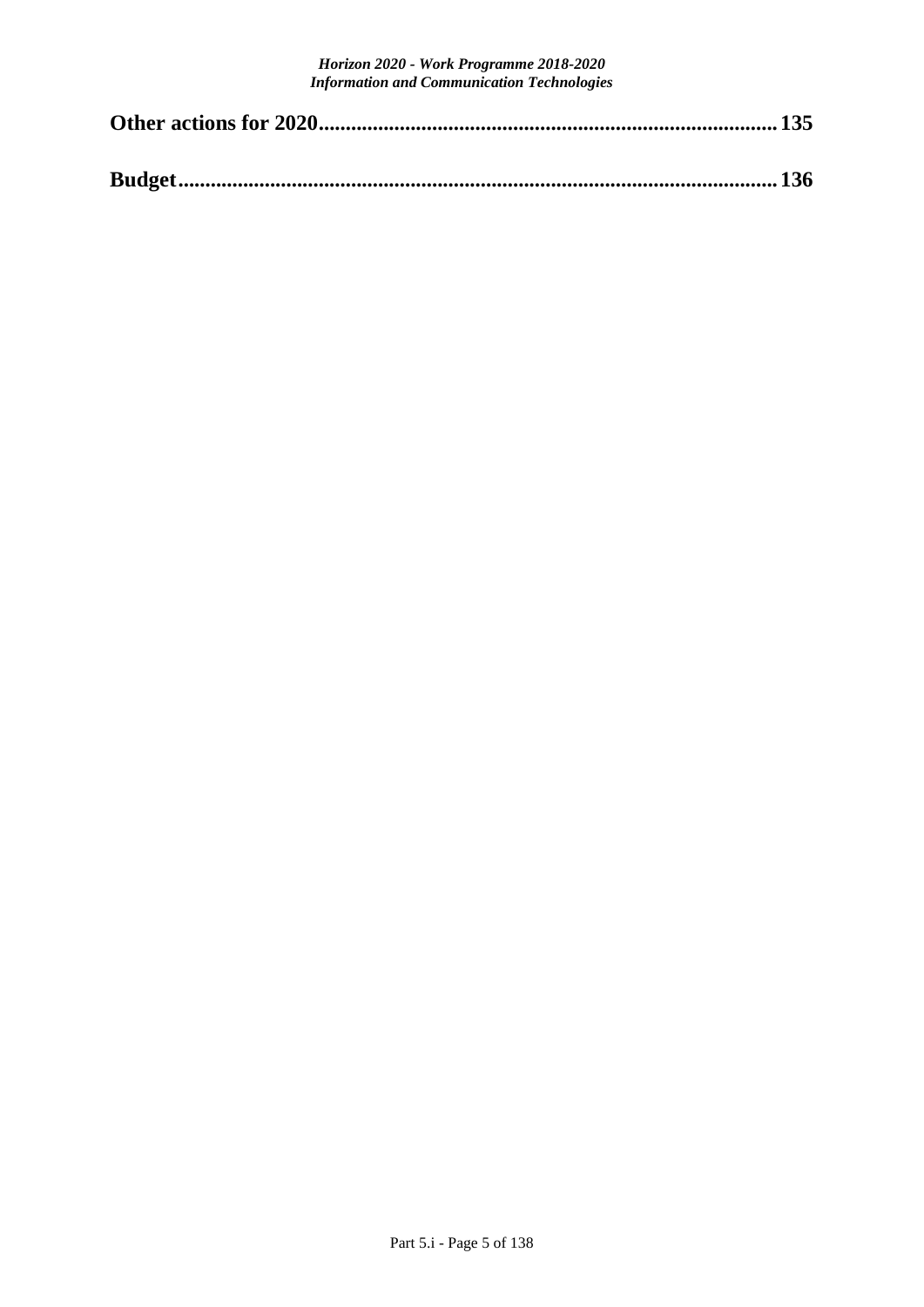**Other actions for 2020 .................................................................................. 135**

**Budget ............................................................................................................ 136**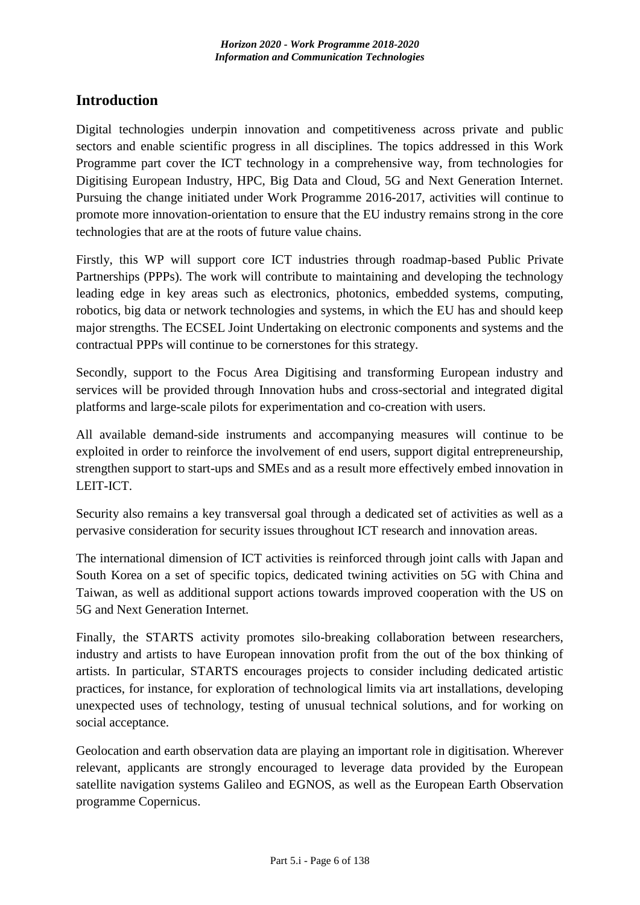## Introduction

Digital technologies underpin innovation and competitiveness across private and public sectors and enable scientific progress in all disciplines. The topics addressed in this Work Programme part cover the ICT technology in a comprehensive way, from technologies for Digitising European Industry, HPC, Big Data and Cloud, 5G and Next Generation Internet. Pursuing the change initiated under Work Programme 2016-2017, activities will continue to promote more innovation-orientation to ensure that the EU industry remains strong in the core technologies that are at the roots of future value chains.

Firstly, this WP will support core ICT industries through roadmap-based Public Private Partnerships (PPPs). The work will contribute to maintaining and developing the technology leading edge in key areas such as electronics, photonics, embedded systems, computing, robotics, big data or network technologies and systems, in which the EU has and should keep major strengths. The ECSEL Joint Undertaking on electronic components and systems and the contractual PPPs will continue to be cornerstones for this strategy.

Secondly, support to the Focus Area Digitising and transforming European industry and services will be provided through Innovation hubs and cross-sectorial and integrated digital platforms and large-scale pilots for experimentation and co-creation with users.

All available demand-side instruments and accompanying measures will continue to be exploited in order to reinforce the involvement of end users, support digital entrepreneurship, strengthen support to start-ups and SMEs and as a result more effectively embed innovation in LEIT-ICT.

Security also remains a key transversal goal through a dedicated set of activities as well as a pervasive consideration for security issues throughout ICT research and innovation areas.

The international dimension of ICT activities is reinforced through joint calls with Japan and South Korea on a set of specific topics, dedicated twining activities on 5G with China and Taiwan, as well as additional support actions towards improved cooperation with the US on 5G and Next Generation Internet.

Finally, the STARTS activity promotes silo-breaking collaboration between researchers, industry and artists to have European innovation profit from the out of the box thinking of artists. In particular, STARTS encourages projects to consider including dedicated artistic practices, for instance, for exploration of technological limits via art installations, developing unexpected uses of technology, testing of unusual technical solutions, and for working on social acceptance.

Geolocation and earth observation data are playing an important role in digitisation. Wherever relevant, applicants are strongly encouraged to leverage data provided by the European satellite navigation systems Galileo and EGNOS, as well as the European Earth Observation programme Copernicus.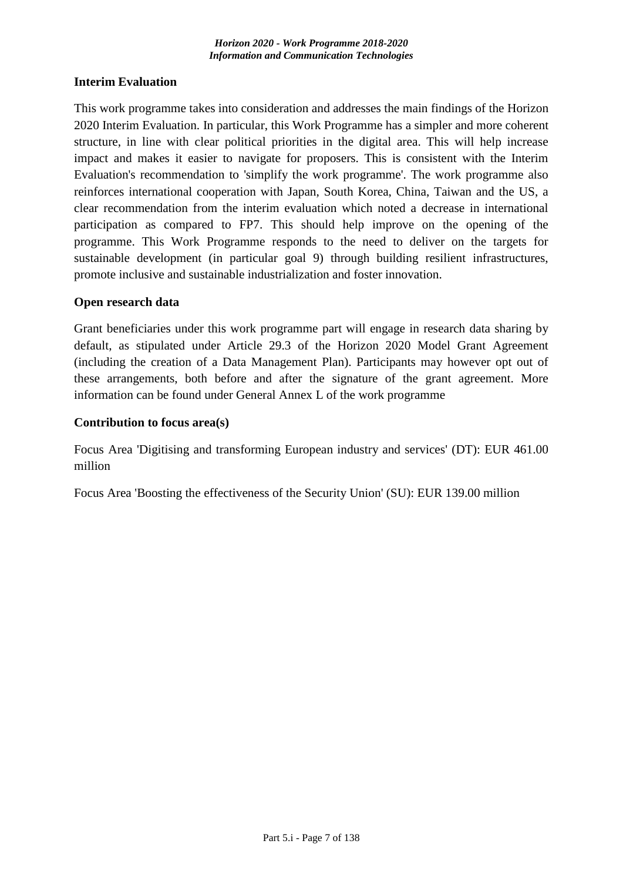## Interim Evaluation

This work programme takes into consideration and addresses the main findings of the Horizon 2020 Interim Evaluation. In particular, this Work Programme has a simpler and more coherent structure, in line with clear political priorities in the digital area. This will help increase impact and makes it easier to navigate for proposers. This is consistent with the Interim Evaluation's recommendation to 'simplify the work programme'. The work programme also reinforces international cooperation with Japan, South Korea, China, Taiwan and the US, a clear recommendation from the interim evaluation which noted a decrease in international participation as compared to FP7. This should help improve on the opening of the programme. This Work Programme responds to the need to deliver on the targets for sustainable development (in particular goal 9) through building resilient infrastructures, promote inclusive and sustainable industrialization and foster innovation.

## Open research data

Grant beneficiaries under this work programme part will engage in research data sharing by default, as stipulated under Article 29.3 of the Horizon 2020 Model Grant Agreement (including the creation of a Data Management Plan). Participants may however opt out of these arrangements, both before and after the signature of the grant agreement. More information can be found under General Annex L of the work programme

## Contribution to focus area(s)

Focus Area 'Digitising and transforming European industry and services' (DT): EUR 461.00 million

Focus Area 'Boosting the effectiveness of the Security Union' (SU): EUR 139.00 million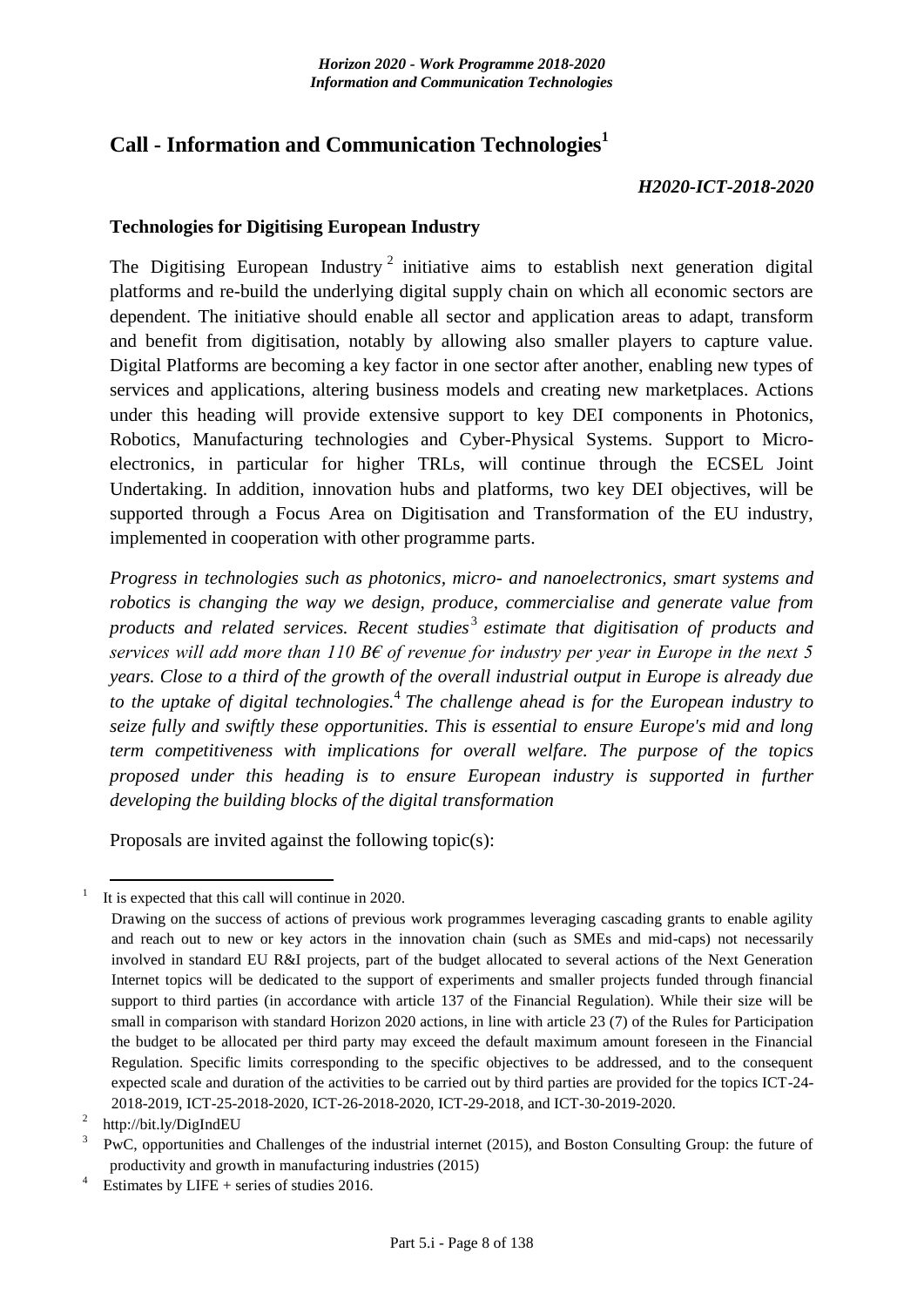# Call - Information and Communication Technologies[1]

***H2020-ICT-2018-2020***

## Technologies for Digitising European Industry

The Digitising European Industry[2] initiative aims to establish next generation digital platforms and re-build the underlying digital supply chain on which all economic sectors are dependent. The initiative should enable all sector and application areas to adapt, transform and benefit from digitisation, notably by allowing also smaller players to capture value. Digital Platforms are becoming a key factor in one sector after another, enabling new types of services and applications, altering business models and creating new marketplaces. Actions under this heading will provide extensive support to key DEI components in Photonics, Robotics, Manufacturing technologies and Cyber-Physical Systems. Support to Micro-electronics, in particular for higher TRLs, will continue through the ECSEL Joint Undertaking. In addition, innovation hubs and platforms, two key DEI objectives, will be supported through a Focus Area on Digitisation and Transformation of the EU industry, implemented in cooperation with other programme parts.

*Progress in technologies such as photonics, micro- and nanoelectronics, smart systems and robotics is changing the way we design, produce, commercialise and generate value from products and related services. Recent studies[3] estimate that digitisation of products and services will add more than 110 B€ of revenue for industry per year in Europe in the next 5 years. Close to a third of the growth of the overall industrial output in Europe is already due to the uptake of digital technologies.[4] The challenge ahead is for the European industry to seize fully and swiftly these opportunities. This is essential to ensure Europe's mid and long term competitiveness with implications for overall welfare. The purpose of the topics proposed under this heading is to ensure European industry is supported in further developing the building blocks of the digital transformation*

Proposals are invited against the following topic(s):

---

[1] It is expected that this call will continue in 2020.
Drawing on the success of actions of previous work programmes leveraging cascading grants to enable agility and reach out to new or key actors in the innovation chain (such as SMEs and mid-caps) not necessarily involved in standard EU R&I projects, part of the budget allocated to several actions of the Next Generation Internet topics will be dedicated to the support of experiments and smaller projects funded through financial support to third parties (in accordance with article 137 of the Financial Regulation). While their size will be small in comparison with standard Horizon 2020 actions, in line with article 23 (7) of the Rules for Participation the budget to be allocated per third party may exceed the default maximum amount foreseen in the Financial Regulation. Specific limits corresponding to the specific objectives to be addressed, and to the consequent expected scale and duration of the activities to be carried out by third parties are provided for the topics ICT-24-2018-2019, ICT-25-2018-2020, ICT-26-2018-2020, ICT-29-2018, and ICT-30-2019-2020.

[2] http://bit.ly/DigIndEU

[3] PwC, opportunities and Challenges of the industrial internet (2015), and Boston Consulting Group: the future of productivity and growth in manufacturing industries (2015)

[4] Estimates by LIFE + series of studies 2016.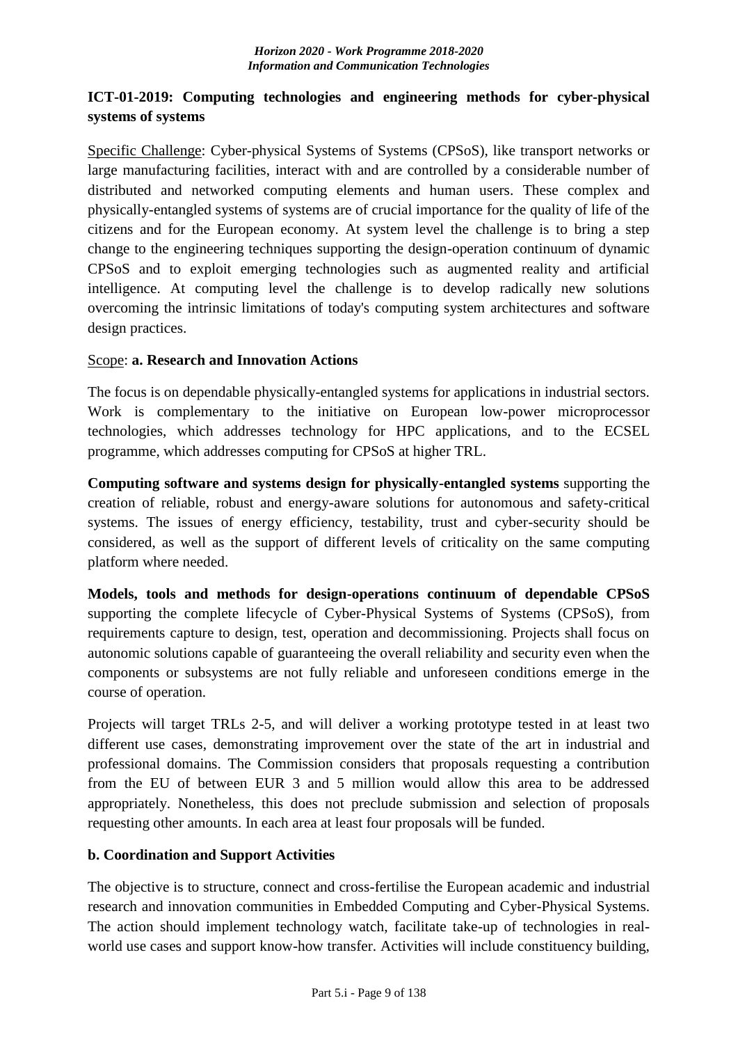## ICT-01-2019: Computing technologies and engineering methods for cyber-physical systems of systems

Specific Challenge: Cyber-physical Systems of Systems (CPSoS), like transport networks or large manufacturing facilities, interact with and are controlled by a considerable number of distributed and networked computing elements and human users. These complex and physically-entangled systems of systems are of crucial importance for the quality of life of the citizens and for the European economy. At system level the challenge is to bring a step change to the engineering techniques supporting the design-operation continuum of dynamic CPSoS and to exploit emerging technologies such as augmented reality and artificial intelligence. At computing level the challenge is to develop radically new solutions overcoming the intrinsic limitations of today's computing system architectures and software design practices.

Scope: **a. Research and Innovation Actions**

The focus is on dependable physically-entangled systems for applications in industrial sectors. Work is complementary to the initiative on European low-power microprocessor technologies, which addresses technology for HPC applications, and to the ECSEL programme, which addresses computing for CPSoS at higher TRL.

**Computing software and systems design for physically-entangled systems** supporting the creation of reliable, robust and energy-aware solutions for autonomous and safety-critical systems. The issues of energy efficiency, testability, trust and cyber-security should be considered, as well as the support of different levels of criticality on the same computing platform where needed.

**Models, tools and methods for design-operations continuum of dependable CPSoS** supporting the complete lifecycle of Cyber-Physical Systems of Systems (CPSoS), from requirements capture to design, test, operation and decommissioning. Projects shall focus on autonomic solutions capable of guaranteeing the overall reliability and security even when the components or subsystems are not fully reliable and unforeseen conditions emerge in the course of operation.

Projects will target TRLs 2-5, and will deliver a working prototype tested in at least two different use cases, demonstrating improvement over the state of the art in industrial and professional domains. The Commission considers that proposals requesting a contribution from the EU of between EUR 3 and 5 million would allow this area to be addressed appropriately. Nonetheless, this does not preclude submission and selection of proposals requesting other amounts. In each area at least four proposals will be funded.

**b. Coordination and Support Activities**

The objective is to structure, connect and cross-fertilise the European academic and industrial research and innovation communities in Embedded Computing and Cyber-Physical Systems. The action should implement technology watch, facilitate take-up of technologies in real-world use cases and support know-how transfer. Activities will include constituency building,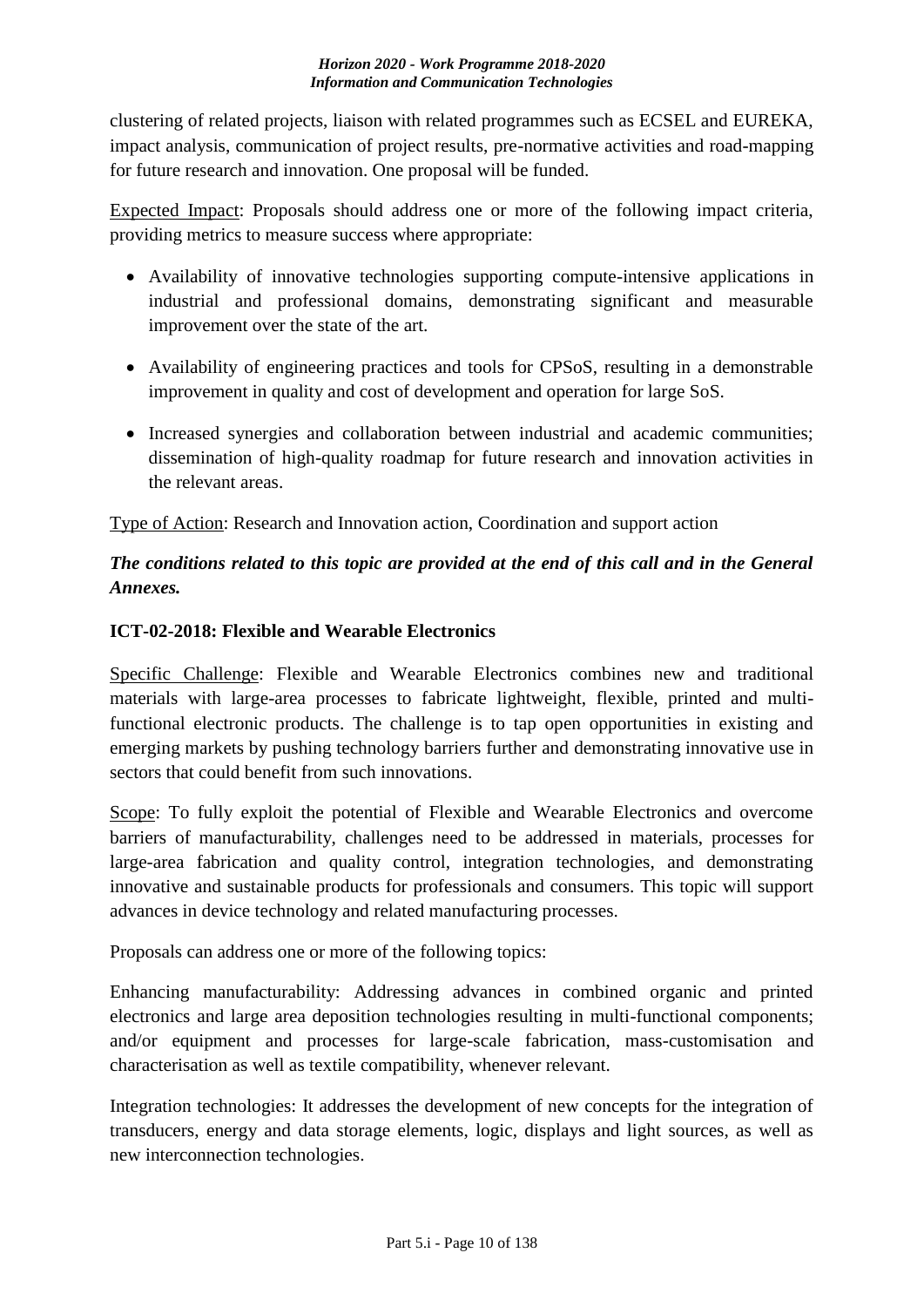clustering of related projects, liaison with related programmes such as ECSEL and EUREKA, impact analysis, communication of project results, pre-normative activities and road-mapping for future research and innovation. One proposal will be funded.

Expected Impact: Proposals should address one or more of the following impact criteria, providing metrics to measure success where appropriate:

- Availability of innovative technologies supporting compute-intensive applications in industrial and professional domains, demonstrating significant and measurable improvement over the state of the art.
- Availability of engineering practices and tools for CPSoS, resulting in a demonstrable improvement in quality and cost of development and operation for large SoS.
- Increased synergies and collaboration between industrial and academic communities; dissemination of high-quality roadmap for future research and innovation activities in the relevant areas.

Type of Action: Research and Innovation action, Coordination and support action

***The conditions related to this topic are provided at the end of this call and in the General Annexes.***

**ICT-02-2018: Flexible and Wearable Electronics**

Specific Challenge: Flexible and Wearable Electronics combines new and traditional materials with large-area processes to fabricate lightweight, flexible, printed and multi-functional electronic products. The challenge is to tap open opportunities in existing and emerging markets by pushing technology barriers further and demonstrating innovative use in sectors that could benefit from such innovations.

Scope: To fully exploit the potential of Flexible and Wearable Electronics and overcome barriers of manufacturability, challenges need to be addressed in materials, processes for large-area fabrication and quality control, integration technologies, and demonstrating innovative and sustainable products for professionals and consumers. This topic will support advances in device technology and related manufacturing processes.

Proposals can address one or more of the following topics:

Enhancing manufacturability: Addressing advances in combined organic and printed electronics and large area deposition technologies resulting in multi-functional components; and/or equipment and processes for large-scale fabrication, mass-customisation and characterisation as well as textile compatibility, whenever relevant.

Integration technologies: It addresses the development of new concepts for the integration of transducers, energy and data storage elements, logic, displays and light sources, as well as new interconnection technologies.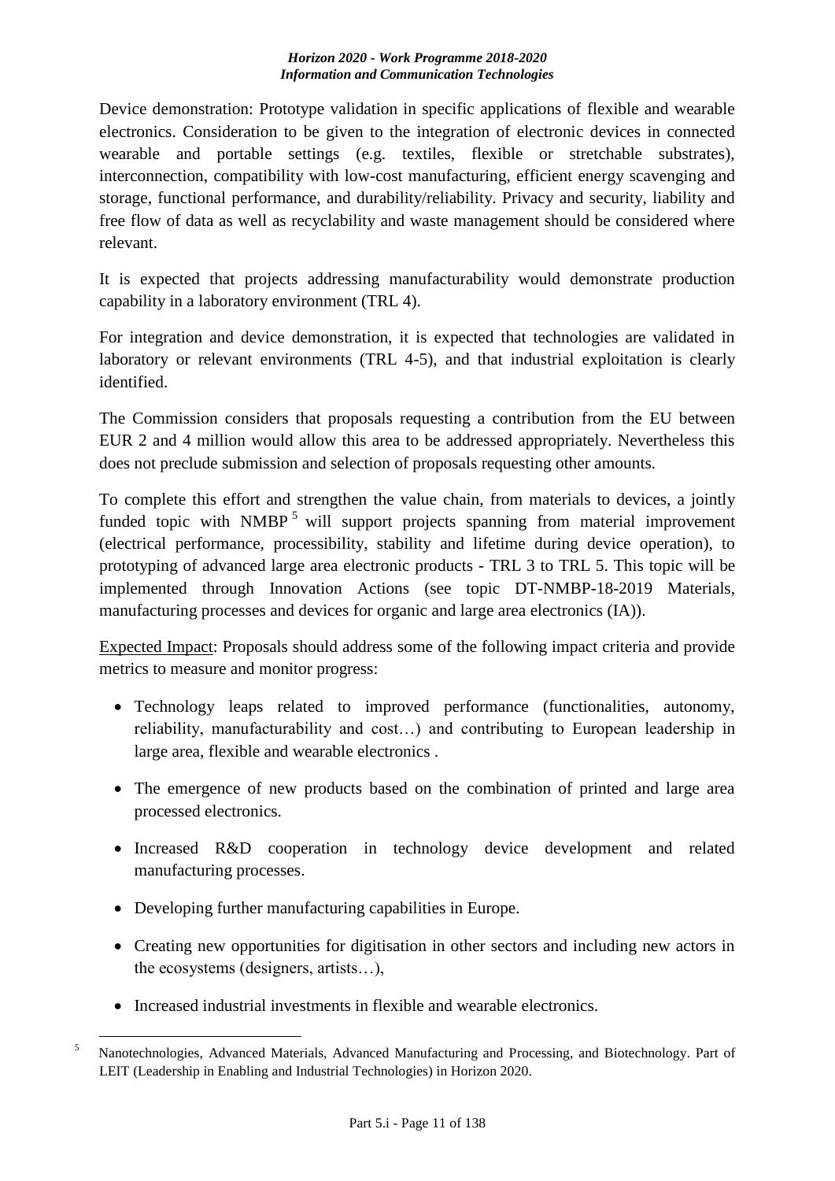Device demonstration: Prototype validation in specific applications of flexible and wearable electronics. Consideration to be given to the integration of electronic devices in connected wearable and portable settings (e.g. textiles, flexible or stretchable substrates), interconnection, compatibility with low-cost manufacturing, efficient energy scavenging and storage, functional performance, and durability/reliability. Privacy and security, liability and free flow of data as well as recyclability and waste management should be considered where relevant.

It is expected that projects addressing manufacturability would demonstrate production capability in a laboratory environment (TRL 4).

For integration and device demonstration, it is expected that technologies are validated in laboratory or relevant environments (TRL 4-5), and that industrial exploitation is clearly identified.

The Commission considers that proposals requesting a contribution from the EU between EUR 2 and 4 million would allow this area to be addressed appropriately. Nevertheless this does not preclude submission and selection of proposals requesting other amounts.

To complete this effort and strengthen the value chain, from materials to devices, a jointly funded topic with NMBP [5] will support projects spanning from material improvement (electrical performance, processibility, stability and lifetime during device operation), to prototyping of advanced large area electronic products - TRL 3 to TRL 5. This topic will be implemented through Innovation Actions (see topic DT-NMBP-18-2019 Materials, manufacturing processes and devices for organic and large area electronics (IA)).

Expected Impact: Proposals should address some of the following impact criteria and provide metrics to measure and monitor progress:

- Technology leaps related to improved performance (functionalities, autonomy, reliability, manufacturability and cost…) and contributing to European leadership in large area, flexible and wearable electronics .
- The emergence of new products based on the combination of printed and large area processed electronics.
- Increased R&D cooperation in technology device development and related manufacturing processes.
- Developing further manufacturing capabilities in Europe.
- Creating new opportunities for digitisation in other sectors and including new actors in the ecosystems (designers, artists…),
- Increased industrial investments in flexible and wearable electronics.

[5] Nanotechnologies, Advanced Materials, Advanced Manufacturing and Processing, and Biotechnology. Part of LEIT (Leadership in Enabling and Industrial Technologies) in Horizon 2020.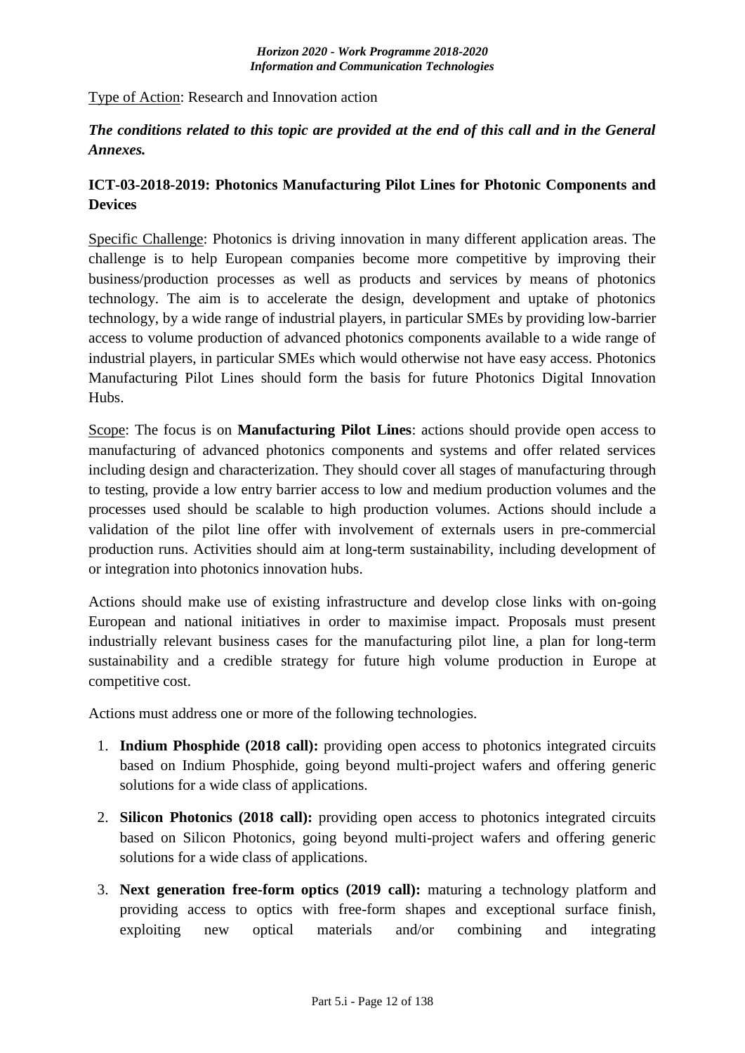Type of Action: Research and Innovation action

***The conditions related to this topic are provided at the end of this call and in the General Annexes.***

### ICT-03-2018-2019: Photonics Manufacturing Pilot Lines for Photonic Components and Devices

Specific Challenge: Photonics is driving innovation in many different application areas. The challenge is to help European companies become more competitive by improving their business/production processes as well as products and services by means of photonics technology. The aim is to accelerate the design, development and uptake of photonics technology, by a wide range of industrial players, in particular SMEs by providing low-barrier access to volume production of advanced photonics components available to a wide range of industrial players, in particular SMEs which would otherwise not have easy access. Photonics Manufacturing Pilot Lines should form the basis for future Photonics Digital Innovation Hubs.

Scope: The focus is on **Manufacturing Pilot Lines**: actions should provide open access to manufacturing of advanced photonics components and systems and offer related services including design and characterization. They should cover all stages of manufacturing through to testing, provide a low entry barrier access to low and medium production volumes and the processes used should be scalable to high production volumes. Actions should include a validation of the pilot line offer with involvement of externals users in pre-commercial production runs. Activities should aim at long-term sustainability, including development of or integration into photonics innovation hubs.

Actions should make use of existing infrastructure and develop close links with on-going European and national initiatives in order to maximise impact. Proposals must present industrially relevant business cases for the manufacturing pilot line, a plan for long-term sustainability and a credible strategy for future high volume production in Europe at competitive cost.

Actions must address one or more of the following technologies.

1. **Indium Phosphide (2018 call):** providing open access to photonics integrated circuits based on Indium Phosphide, going beyond multi-project wafers and offering generic solutions for a wide class of applications.
2. **Silicon Photonics (2018 call):** providing open access to photonics integrated circuits based on Silicon Photonics, going beyond multi-project wafers and offering generic solutions for a wide class of applications.
3. **Next generation free-form optics (2019 call):** maturing a technology platform and providing access to optics with free-form shapes and exceptional surface finish, exploiting new optical materials and/or combining and integrating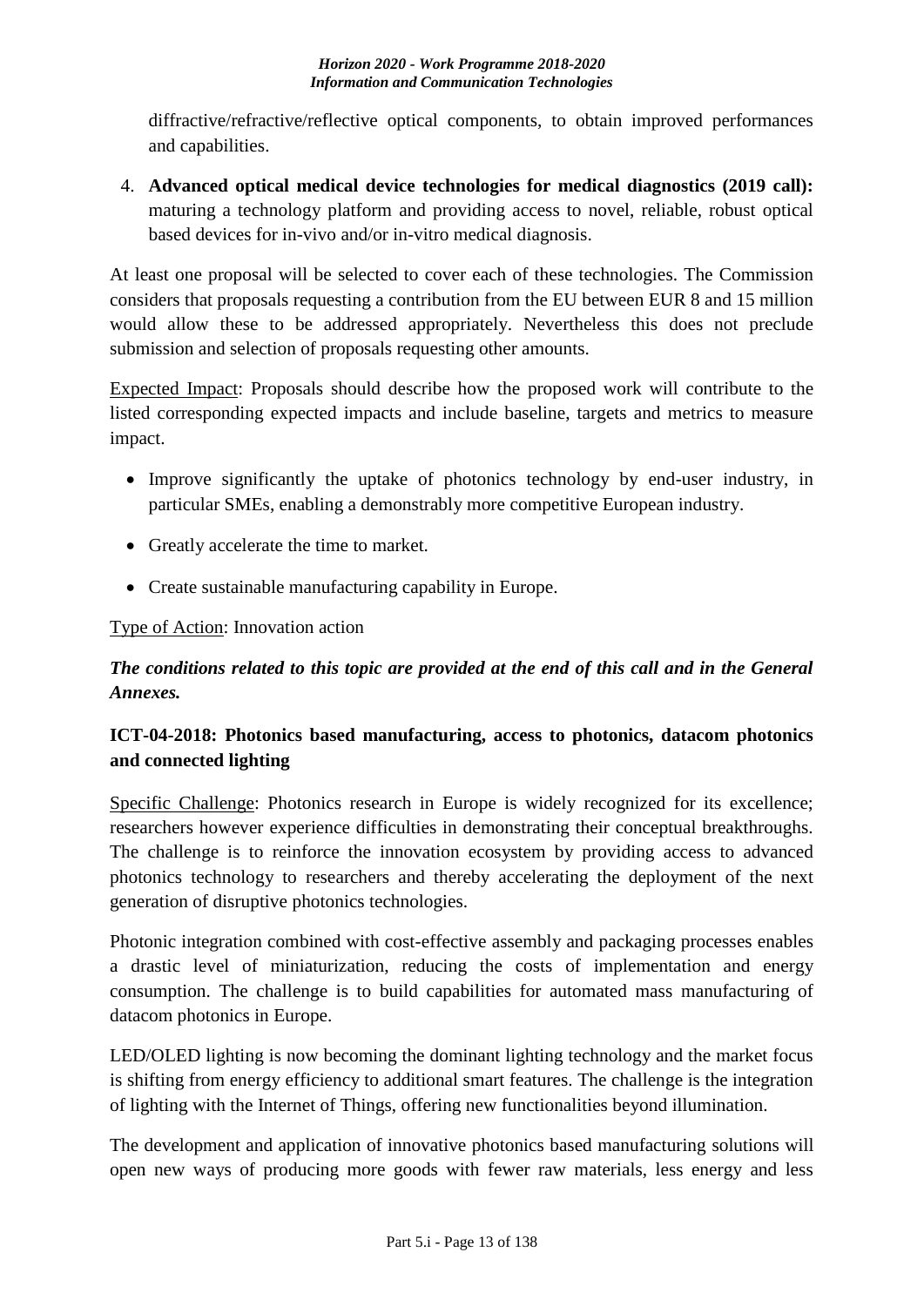diffractive/refractive/reflective optical components, to obtain improved performances and capabilities.

4. **Advanced optical medical device technologies for medical diagnostics (2019 call):** maturing a technology platform and providing access to novel, reliable, robust optical based devices for in-vivo and/or in-vitro medical diagnosis.

At least one proposal will be selected to cover each of these technologies. The Commission considers that proposals requesting a contribution from the EU between EUR 8 and 15 million would allow these to be addressed appropriately. Nevertheless this does not preclude submission and selection of proposals requesting other amounts.

Expected Impact: Proposals should describe how the proposed work will contribute to the listed corresponding expected impacts and include baseline, targets and metrics to measure impact.

- Improve significantly the uptake of photonics technology by end-user industry, in particular SMEs, enabling a demonstrably more competitive European industry.
- Greatly accelerate the time to market.
- Create sustainable manufacturing capability in Europe.

Type of Action: Innovation action

***The conditions related to this topic are provided at the end of this call and in the General Annexes.***

### ICT-04-2018: Photonics based manufacturing, access to photonics, datacom photonics and connected lighting

Specific Challenge: Photonics research in Europe is widely recognized for its excellence; researchers however experience difficulties in demonstrating their conceptual breakthroughs. The challenge is to reinforce the innovation ecosystem by providing access to advanced photonics technology to researchers and thereby accelerating the deployment of the next generation of disruptive photonics technologies.

Photonic integration combined with cost-effective assembly and packaging processes enables a drastic level of miniaturization, reducing the costs of implementation and energy consumption. The challenge is to build capabilities for automated mass manufacturing of datacom photonics in Europe.

LED/OLED lighting is now becoming the dominant lighting technology and the market focus is shifting from energy efficiency to additional smart features. The challenge is the integration of lighting with the Internet of Things, offering new functionalities beyond illumination.

The development and application of innovative photonics based manufacturing solutions will open new ways of producing more goods with fewer raw materials, less energy and less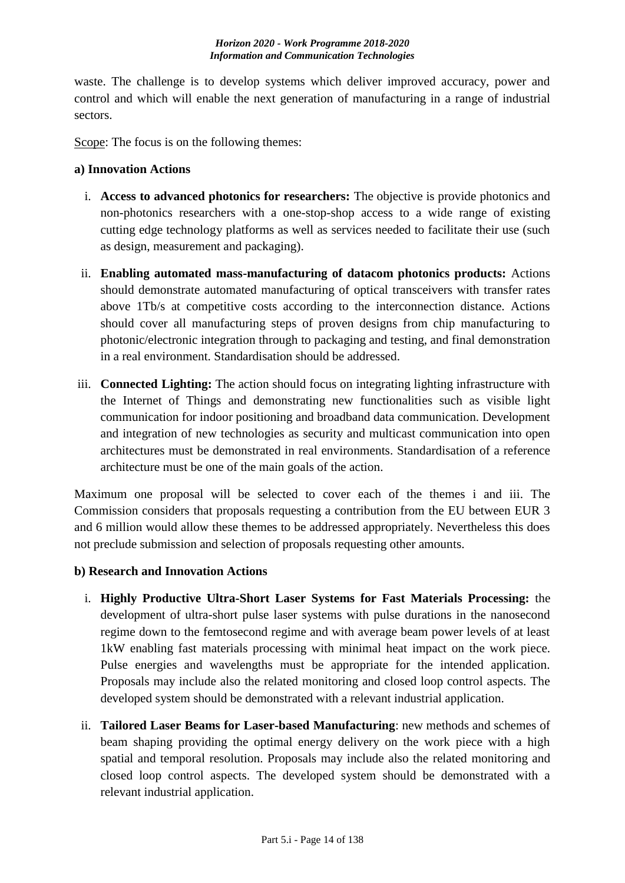waste. The challenge is to develop systems which deliver improved accuracy, power and control and which will enable the next generation of manufacturing in a range of industrial sectors.

Scope: The focus is on the following themes:

**a) Innovation Actions**

i. **Access to advanced photonics for researchers:** The objective is provide photonics and non-photonics researchers with a one-stop-shop access to a wide range of existing cutting edge technology platforms as well as services needed to facilitate their use (such as design, measurement and packaging).

ii. **Enabling automated mass-manufacturing of datacom photonics products:** Actions should demonstrate automated manufacturing of optical transceivers with transfer rates above 1Tb/s at competitive costs according to the interconnection distance. Actions should cover all manufacturing steps of proven designs from chip manufacturing to photonic/electronic integration through to packaging and testing, and final demonstration in a real environment. Standardisation should be addressed.

iii. **Connected Lighting:** The action should focus on integrating lighting infrastructure with the Internet of Things and demonstrating new functionalities such as visible light communication for indoor positioning and broadband data communication. Development and integration of new technologies as security and multicast communication into open architectures must be demonstrated in real environments. Standardisation of a reference architecture must be one of the main goals of the action.

Maximum one proposal will be selected to cover each of the themes i and iii. The Commission considers that proposals requesting a contribution from the EU between EUR 3 and 6 million would allow these themes to be addressed appropriately. Nevertheless this does not preclude submission and selection of proposals requesting other amounts.

**b) Research and Innovation Actions**

i. **Highly Productive Ultra-Short Laser Systems for Fast Materials Processing:** the development of ultra-short pulse laser systems with pulse durations in the nanosecond regime down to the femtosecond regime and with average beam power levels of at least 1kW enabling fast materials processing with minimal heat impact on the work piece. Pulse energies and wavelengths must be appropriate for the intended application. Proposals may include also the related monitoring and closed loop control aspects. The developed system should be demonstrated with a relevant industrial application.

ii. **Tailored Laser Beams for Laser-based Manufacturing**: new methods and schemes of beam shaping providing the optimal energy delivery on the work piece with a high spatial and temporal resolution. Proposals may include also the related monitoring and closed loop control aspects. The developed system should be demonstrated with a relevant industrial application.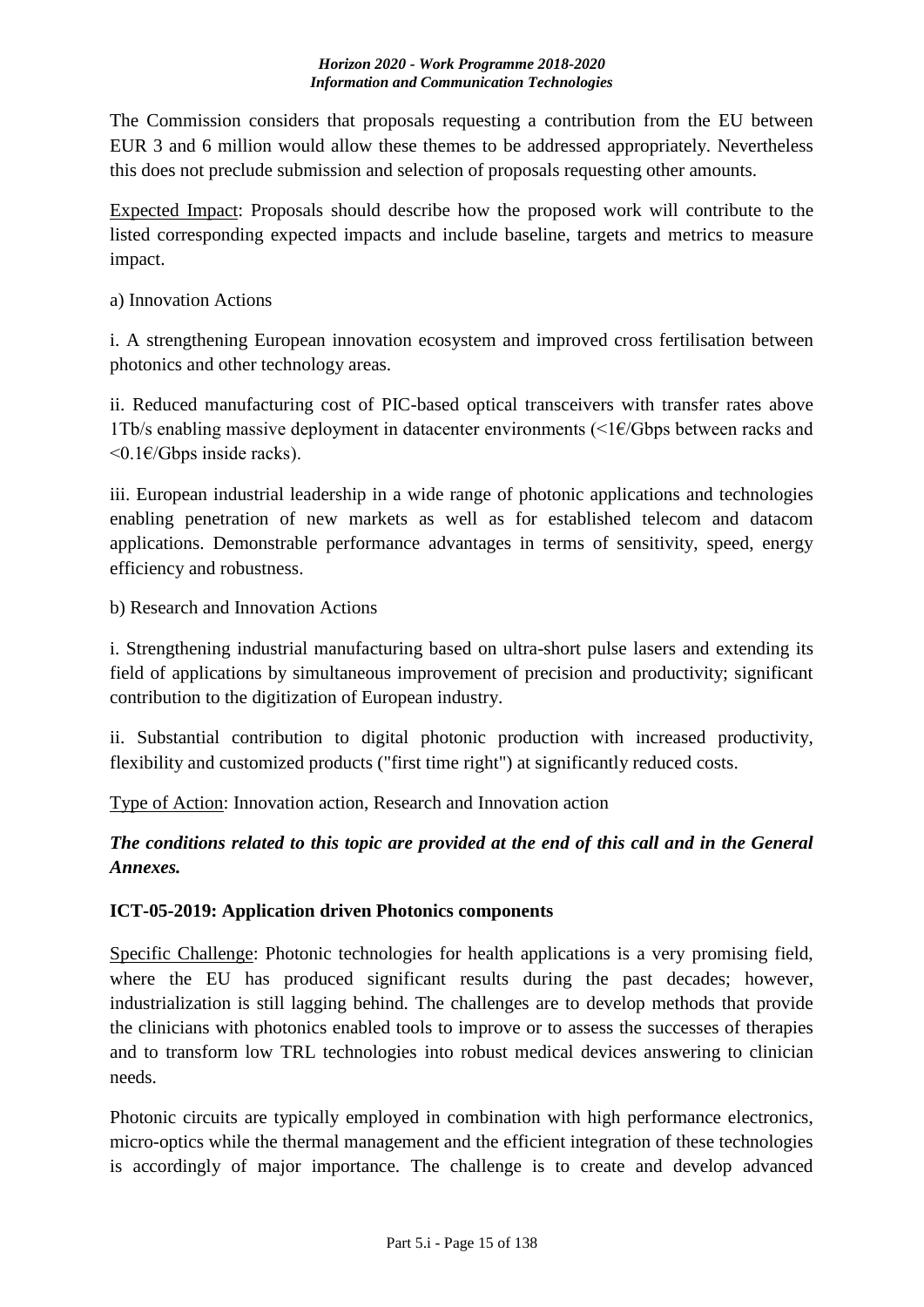The Commission considers that proposals requesting a contribution from the EU between EUR 3 and 6 million would allow these themes to be addressed appropriately. Nevertheless this does not preclude submission and selection of proposals requesting other amounts.

Expected Impact: Proposals should describe how the proposed work will contribute to the listed corresponding expected impacts and include baseline, targets and metrics to measure impact.

a) Innovation Actions

i. A strengthening European innovation ecosystem and improved cross fertilisation between photonics and other technology areas.

ii. Reduced manufacturing cost of PIC-based optical transceivers with transfer rates above 1Tb/s enabling massive deployment in datacenter environments (<1€/Gbps between racks and <0.1€/Gbps inside racks).

iii. European industrial leadership in a wide range of photonic applications and technologies enabling penetration of new markets as well as for established telecom and datacom applications. Demonstrable performance advantages in terms of sensitivity, speed, energy efficiency and robustness.

b) Research and Innovation Actions

i. Strengthening industrial manufacturing based on ultra-short pulse lasers and extending its field of applications by simultaneous improvement of precision and productivity; significant contribution to the digitization of European industry.

ii. Substantial contribution to digital photonic production with increased productivity, flexibility and customized products ("first time right") at significantly reduced costs.

Type of Action: Innovation action, Research and Innovation action

***The conditions related to this topic are provided at the end of this call and in the General Annexes.***

### ICT-05-2019: Application driven Photonics components

Specific Challenge: Photonic technologies for health applications is a very promising field, where the EU has produced significant results during the past decades; however, industrialization is still lagging behind. The challenges are to develop methods that provide the clinicians with photonics enabled tools to improve or to assess the successes of therapies and to transform low TRL technologies into robust medical devices answering to clinician needs.

Photonic circuits are typically employed in combination with high performance electronics, micro-optics while the thermal management and the efficient integration of these technologies is accordingly of major importance. The challenge is to create and develop advanced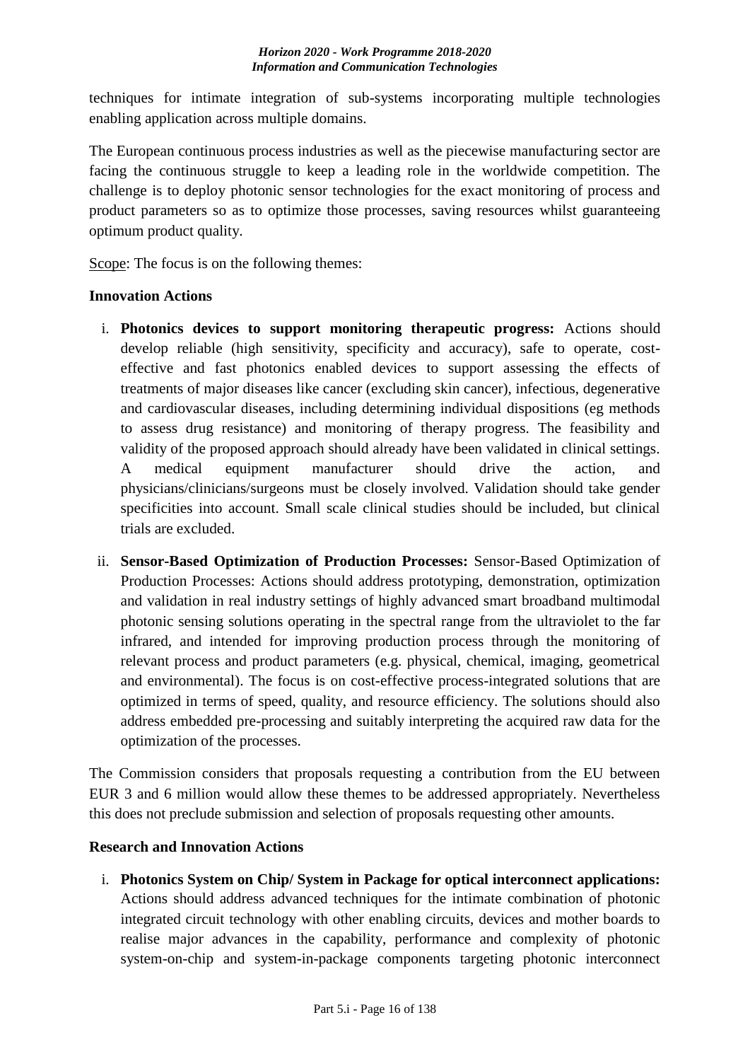techniques for intimate integration of sub-systems incorporating multiple technologies enabling application across multiple domains.

The European continuous process industries as well as the piecewise manufacturing sector are facing the continuous struggle to keep a leading role in the worldwide competition. The challenge is to deploy photonic sensor technologies for the exact monitoring of process and product parameters so as to optimize those processes, saving resources whilst guaranteeing optimum product quality.

Scope: The focus is on the following themes:

**Innovation Actions**

i. **Photonics devices to support monitoring therapeutic progress:** Actions should develop reliable (high sensitivity, specificity and accuracy), safe to operate, cost-effective and fast photonics enabled devices to support assessing the effects of treatments of major diseases like cancer (excluding skin cancer), infectious, degenerative and cardiovascular diseases, including determining individual dispositions (eg methods to assess drug resistance) and monitoring of therapy progress. The feasibility and validity of the proposed approach should already have been validated in clinical settings. A medical equipment manufacturer should drive the action, and physicians/clinicians/surgeons must be closely involved. Validation should take gender specificities into account. Small scale clinical studies should be included, but clinical trials are excluded.

ii. **Sensor-Based Optimization of Production Processes:** Sensor-Based Optimization of Production Processes: Actions should address prototyping, demonstration, optimization and validation in real industry settings of highly advanced smart broadband multimodal photonic sensing solutions operating in the spectral range from the ultraviolet to the far infrared, and intended for improving production process through the monitoring of relevant process and product parameters (e.g. physical, chemical, imaging, geometrical and environmental). The focus is on cost-effective process-integrated solutions that are optimized in terms of speed, quality, and resource efficiency. The solutions should also address embedded pre-processing and suitably interpreting the acquired raw data for the optimization of the processes.

The Commission considers that proposals requesting a contribution from the EU between EUR 3 and 6 million would allow these themes to be addressed appropriately. Nevertheless this does not preclude submission and selection of proposals requesting other amounts.

**Research and Innovation Actions**

i. **Photonics System on Chip/ System in Package for optical interconnect applications:** Actions should address advanced techniques for the intimate combination of photonic integrated circuit technology with other enabling circuits, devices and mother boards to realise major advances in the capability, performance and complexity of photonic system-on-chip and system-in-package components targeting photonic interconnect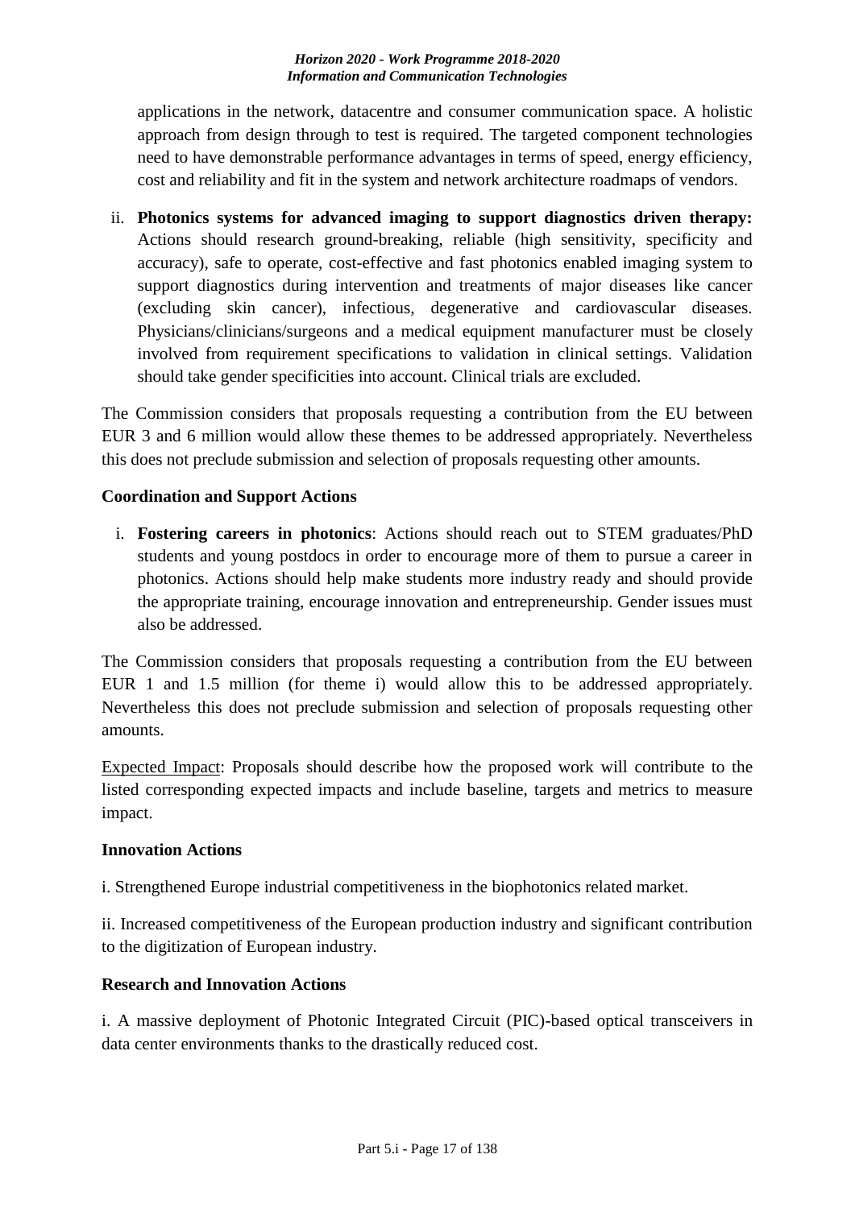applications in the network, datacentre and consumer communication space. A holistic approach from design through to test is required. The targeted component technologies need to have demonstrable performance advantages in terms of speed, energy efficiency, cost and reliability and fit in the system and network architecture roadmaps of vendors.

ii. **Photonics systems for advanced imaging to support diagnostics driven therapy:** Actions should research ground-breaking, reliable (high sensitivity, specificity and accuracy), safe to operate, cost-effective and fast photonics enabled imaging system to support diagnostics during intervention and treatments of major diseases like cancer (excluding skin cancer), infectious, degenerative and cardiovascular diseases. Physicians/clinicians/surgeons and a medical equipment manufacturer must be closely involved from requirement specifications to validation in clinical settings. Validation should take gender specificities into account. Clinical trials are excluded.

The Commission considers that proposals requesting a contribution from the EU between EUR 3 and 6 million would allow these themes to be addressed appropriately. Nevertheless this does not preclude submission and selection of proposals requesting other amounts.

**Coordination and Support Actions**

i. **Fostering careers in photonics**: Actions should reach out to STEM graduates/PhD students and young postdocs in order to encourage more of them to pursue a career in photonics. Actions should help make students more industry ready and should provide the appropriate training, encourage innovation and entrepreneurship. Gender issues must also be addressed.

The Commission considers that proposals requesting a contribution from the EU between EUR 1 and 1.5 million (for theme i) would allow this to be addressed appropriately. Nevertheless this does not preclude submission and selection of proposals requesting other amounts.

Expected Impact: Proposals should describe how the proposed work will contribute to the listed corresponding expected impacts and include baseline, targets and metrics to measure impact.

**Innovation Actions**

i. Strengthened Europe industrial competitiveness in the biophotonics related market.

ii. Increased competitiveness of the European production industry and significant contribution to the digitization of European industry.

**Research and Innovation Actions**

i. A massive deployment of Photonic Integrated Circuit (PIC)-based optical transceivers in data center environments thanks to the drastically reduced cost.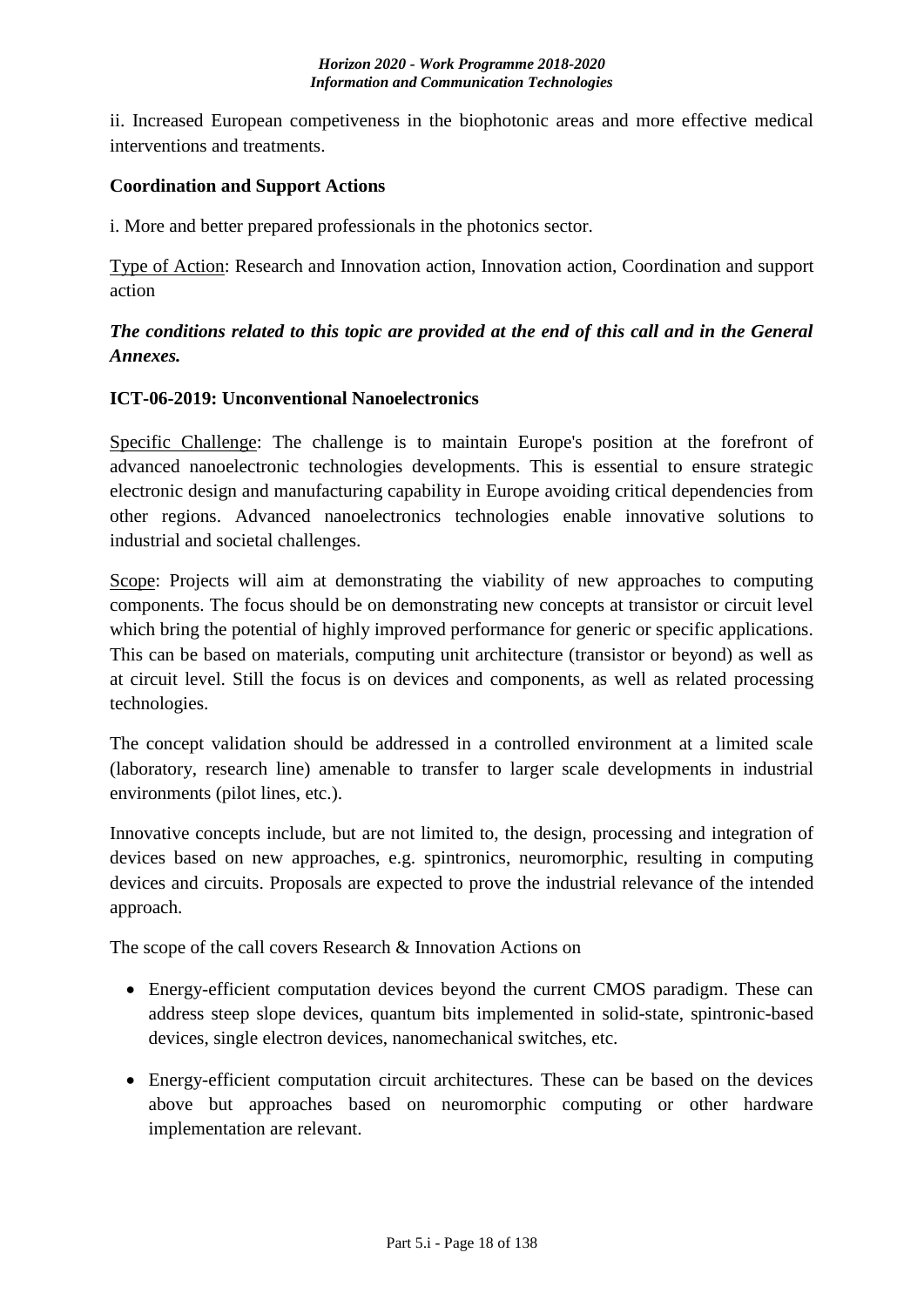ii. Increased European competiveness in the biophotonic areas and more effective medical interventions and treatments.

**Coordination and Support Actions**

i. More and better prepared professionals in the photonics sector.

Type of Action: Research and Innovation action, Innovation action, Coordination and support action

***The conditions related to this topic are provided at the end of this call and in the General Annexes.***

**ICT-06-2019: Unconventional Nanoelectronics**

Specific Challenge: The challenge is to maintain Europe's position at the forefront of advanced nanoelectronic technologies developments. This is essential to ensure strategic electronic design and manufacturing capability in Europe avoiding critical dependencies from other regions. Advanced nanoelectronics technologies enable innovative solutions to industrial and societal challenges.

Scope: Projects will aim at demonstrating the viability of new approaches to computing components. The focus should be on demonstrating new concepts at transistor or circuit level which bring the potential of highly improved performance for generic or specific applications. This can be based on materials, computing unit architecture (transistor or beyond) as well as at circuit level. Still the focus is on devices and components, as well as related processing technologies.

The concept validation should be addressed in a controlled environment at a limited scale (laboratory, research line) amenable to transfer to larger scale developments in industrial environments (pilot lines, etc.).

Innovative concepts include, but are not limited to, the design, processing and integration of devices based on new approaches, e.g. spintronics, neuromorphic, resulting in computing devices and circuits. Proposals are expected to prove the industrial relevance of the intended approach.

The scope of the call covers Research & Innovation Actions on

- Energy-efficient computation devices beyond the current CMOS paradigm. These can address steep slope devices, quantum bits implemented in solid-state, spintronic-based devices, single electron devices, nanomechanical switches, etc.
- Energy-efficient computation circuit architectures. These can be based on the devices above but approaches based on neuromorphic computing or other hardware implementation are relevant.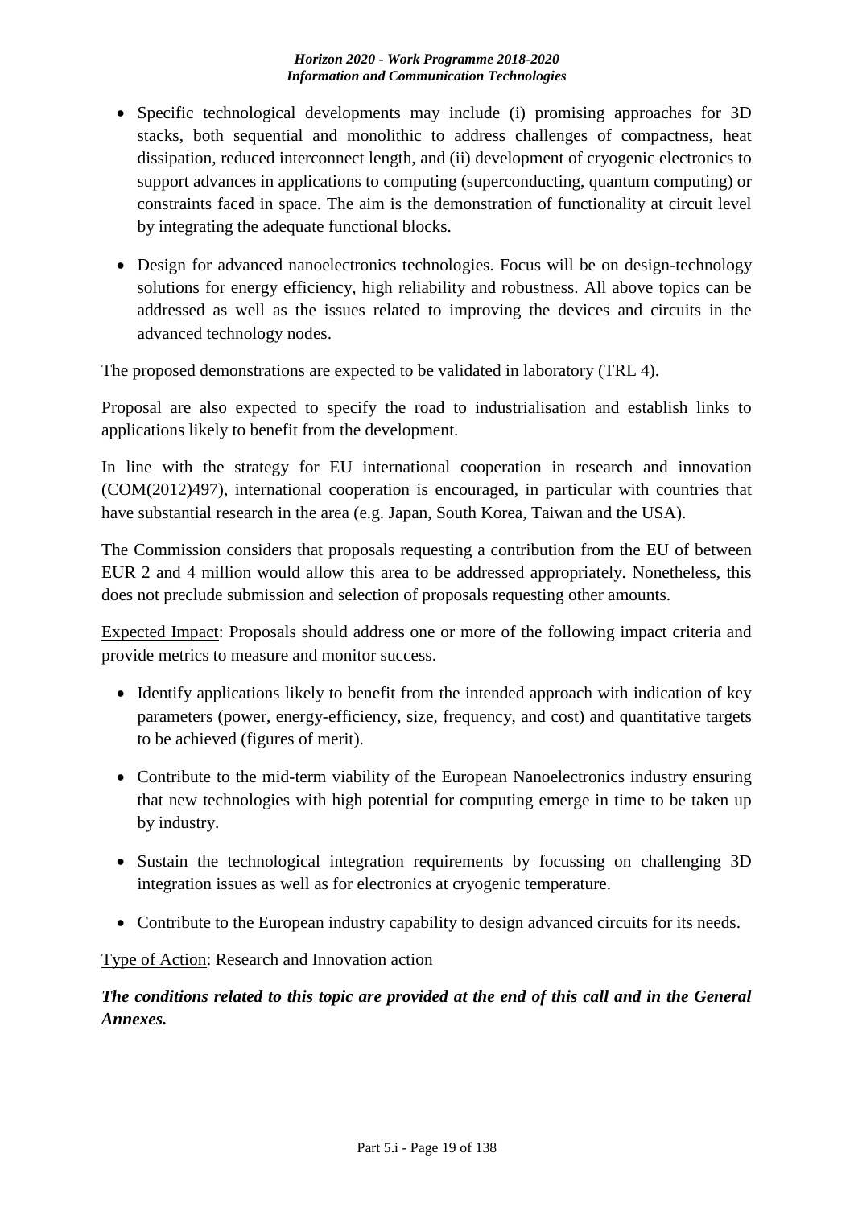- Specific technological developments may include (i) promising approaches for 3D stacks, both sequential and monolithic to address challenges of compactness, heat dissipation, reduced interconnect length, and (ii) development of cryogenic electronics to support advances in applications to computing (superconducting, quantum computing) or constraints faced in space. The aim is the demonstration of functionality at circuit level by integrating the adequate functional blocks.

- Design for advanced nanoelectronics technologies. Focus will be on design-technology solutions for energy efficiency, high reliability and robustness. All above topics can be addressed as well as the issues related to improving the devices and circuits in the advanced technology nodes.

The proposed demonstrations are expected to be validated in laboratory (TRL 4).

Proposal are also expected to specify the road to industrialisation and establish links to applications likely to benefit from the development.

In line with the strategy for EU international cooperation in research and innovation (COM(2012)497), international cooperation is encouraged, in particular with countries that have substantial research in the area (e.g. Japan, South Korea, Taiwan and the USA).

The Commission considers that proposals requesting a contribution from the EU of between EUR 2 and 4 million would allow this area to be addressed appropriately. Nonetheless, this does not preclude submission and selection of proposals requesting other amounts.

<u>Expected Impact</u>: Proposals should address one or more of the following impact criteria and provide metrics to measure and monitor success.

- Identify applications likely to benefit from the intended approach with indication of key parameters (power, energy-efficiency, size, frequency, and cost) and quantitative targets to be achieved (figures of merit).

- Contribute to the mid-term viability of the European Nanoelectronics industry ensuring that new technologies with high potential for computing emerge in time to be taken up by industry.

- Sustain the technological integration requirements by focussing on challenging 3D integration issues as well as for electronics at cryogenic temperature.

- Contribute to the European industry capability to design advanced circuits for its needs.

<u>Type of Action</u>: Research and Innovation action

***The conditions related to this topic are provided at the end of this call and in the General Annexes.***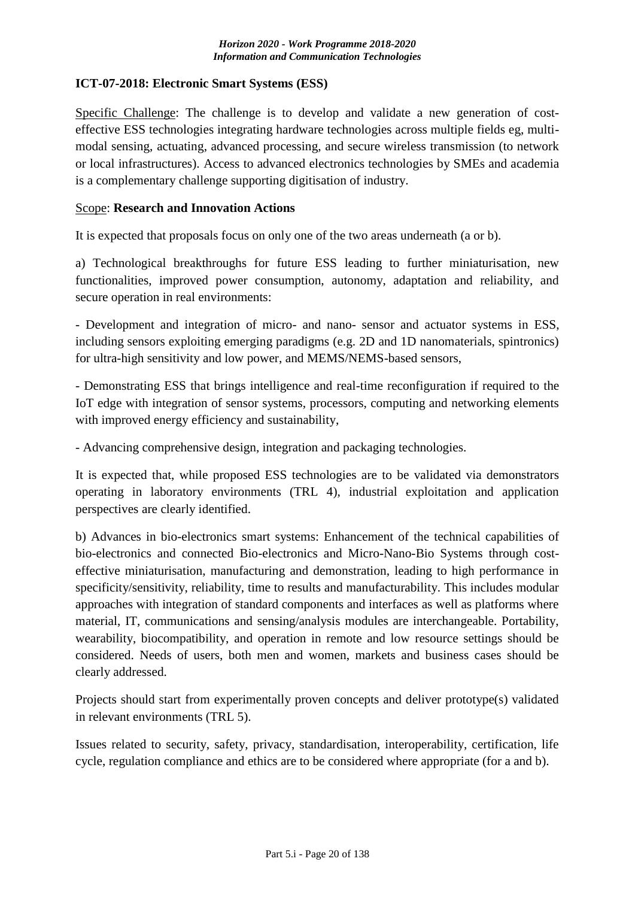## ICT-07-2018: Electronic Smart Systems (ESS)

Specific Challenge: The challenge is to develop and validate a new generation of cost-effective ESS technologies integrating hardware technologies across multiple fields eg, multi-modal sensing, actuating, advanced processing, and secure wireless transmission (to network or local infrastructures). Access to advanced electronics technologies by SMEs and academia is a complementary challenge supporting digitisation of industry.

Scope: **Research and Innovation Actions**

It is expected that proposals focus on only one of the two areas underneath (a or b).

a) Technological breakthroughs for future ESS leading to further miniaturisation, new functionalities, improved power consumption, autonomy, adaptation and reliability, and secure operation in real environments:

- Development and integration of micro- and nano- sensor and actuator systems in ESS, including sensors exploiting emerging paradigms (e.g. 2D and 1D nanomaterials, spintronics) for ultra-high sensitivity and low power, and MEMS/NEMS-based sensors,
- Demonstrating ESS that brings intelligence and real-time reconfiguration if required to the IoT edge with integration of sensor systems, processors, computing and networking elements with improved energy efficiency and sustainability,
- Advancing comprehensive design, integration and packaging technologies.

It is expected that, while proposed ESS technologies are to be validated via demonstrators operating in laboratory environments (TRL 4), industrial exploitation and application perspectives are clearly identified.

b) Advances in bio-electronics smart systems: Enhancement of the technical capabilities of bio-electronics and connected Bio-electronics and Micro-Nano-Bio Systems through cost-effective miniaturisation, manufacturing and demonstration, leading to high performance in specificity/sensitivity, reliability, time to results and manufacturability. This includes modular approaches with integration of standard components and interfaces as well as platforms where material, IT, communications and sensing/analysis modules are interchangeable. Portability, wearability, biocompatibility, and operation in remote and low resource settings should be considered. Needs of users, both men and women, markets and business cases should be clearly addressed.

Projects should start from experimentally proven concepts and deliver prototype(s) validated in relevant environments (TRL 5).

Issues related to security, safety, privacy, standardisation, interoperability, certification, life cycle, regulation compliance and ethics are to be considered where appropriate (for a and b).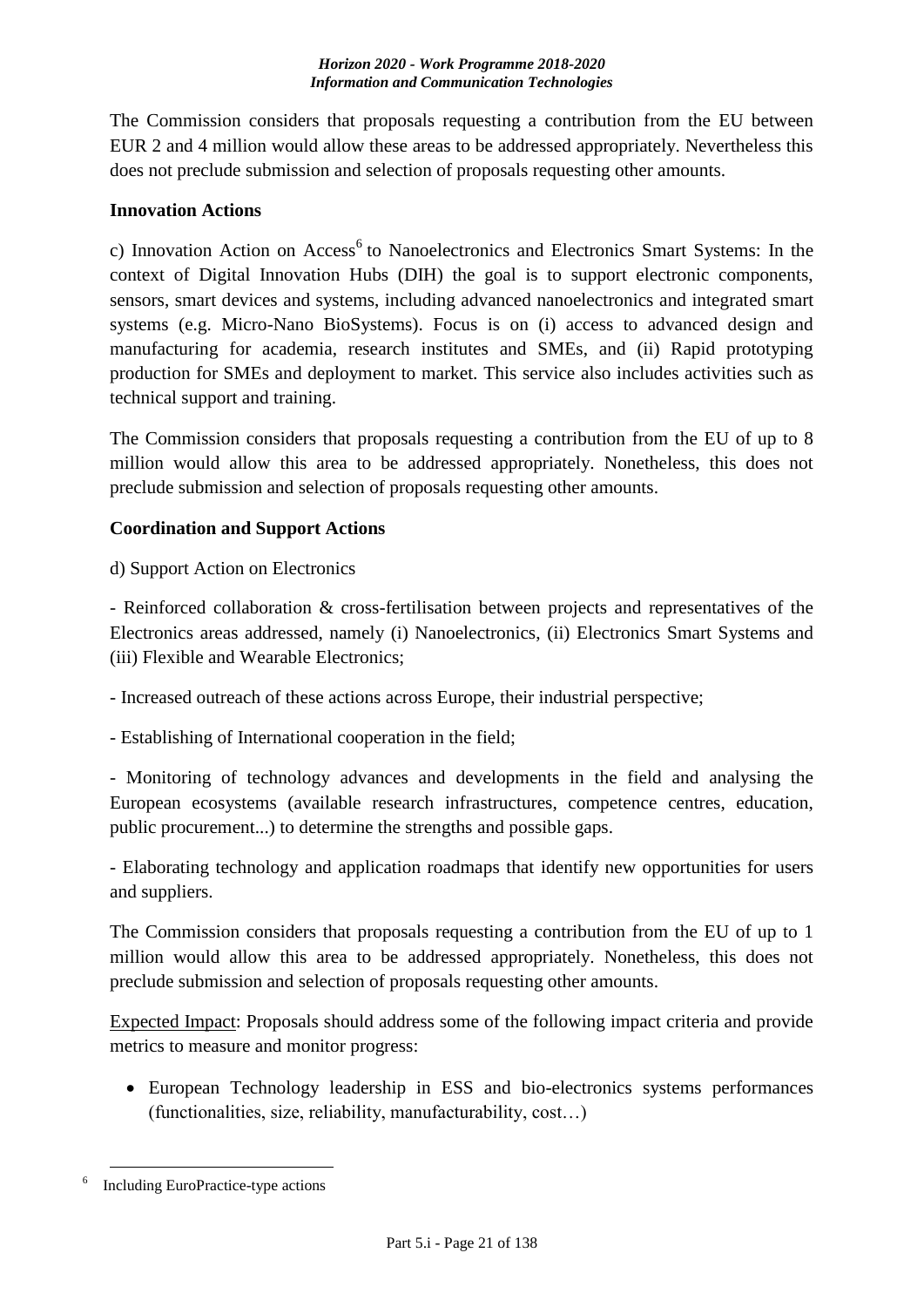The Commission considers that proposals requesting a contribution from the EU between EUR 2 and 4 million would allow these areas to be addressed appropriately. Nevertheless this does not preclude submission and selection of proposals requesting other amounts.

**Innovation Actions**

c) Innovation Action on Access[6] to Nanoelectronics and Electronics Smart Systems: In the context of Digital Innovation Hubs (DIH) the goal is to support electronic components, sensors, smart devices and systems, including advanced nanoelectronics and integrated smart systems (e.g. Micro-Nano BioSystems). Focus is on (i) access to advanced design and manufacturing for academia, research institutes and SMEs, and (ii) Rapid prototyping production for SMEs and deployment to market. This service also includes activities such as technical support and training.

The Commission considers that proposals requesting a contribution from the EU of up to 8 million would allow this area to be addressed appropriately. Nonetheless, this does not preclude submission and selection of proposals requesting other amounts.

**Coordination and Support Actions**

d) Support Action on Electronics

- Reinforced collaboration & cross-fertilisation between projects and representatives of the Electronics areas addressed, namely (i) Nanoelectronics, (ii) Electronics Smart Systems and (iii) Flexible and Wearable Electronics;

- Increased outreach of these actions across Europe, their industrial perspective;

- Establishing of International cooperation in the field;

- Monitoring of technology advances and developments in the field and analysing the European ecosystems (available research infrastructures, competence centres, education, public procurement...) to determine the strengths and possible gaps.

- Elaborating technology and application roadmaps that identify new opportunities for users and suppliers.

The Commission considers that proposals requesting a contribution from the EU of up to 1 million would allow this area to be addressed appropriately. Nonetheless, this does not preclude submission and selection of proposals requesting other amounts.

Expected Impact: Proposals should address some of the following impact criteria and provide metrics to measure and monitor progress:

- European Technology leadership in ESS and bio-electronics systems performances (functionalities, size, reliability, manufacturability, cost…)

---

[6] Including EuroPractice-type actions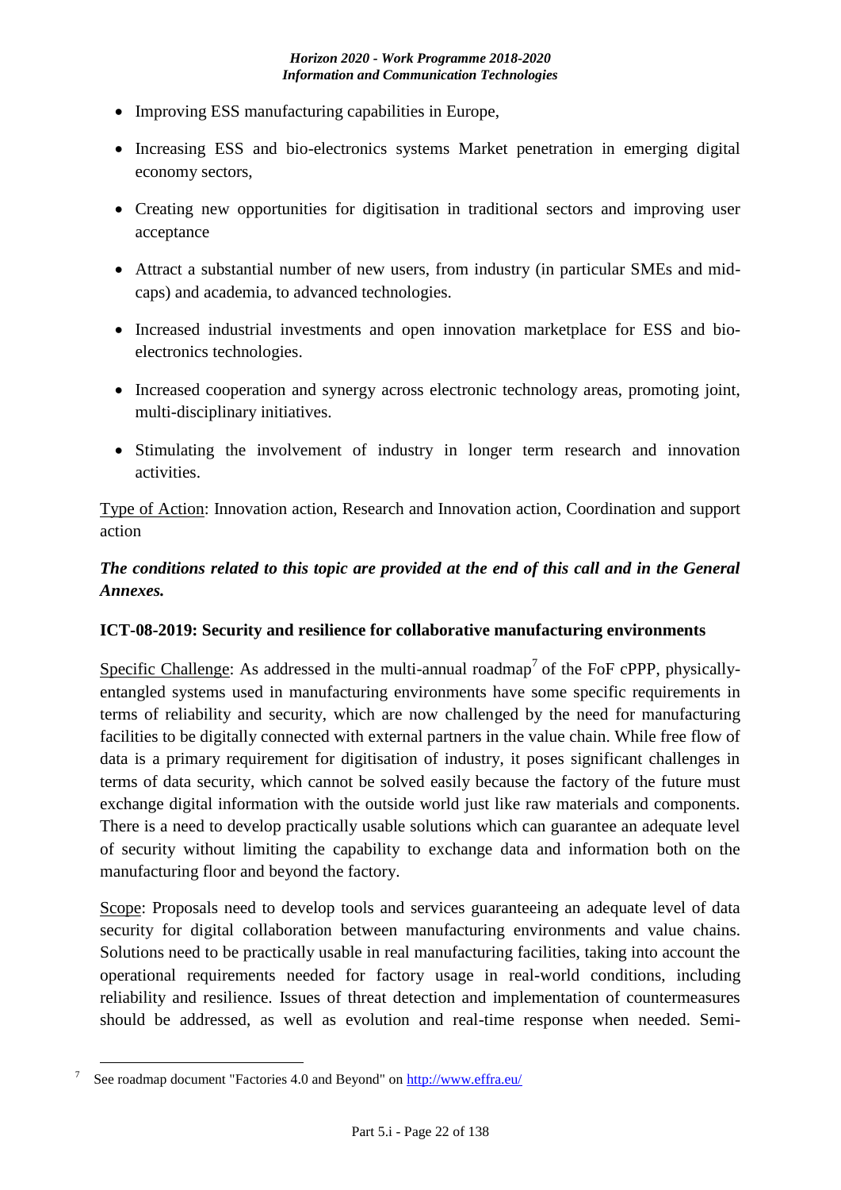- Improving ESS manufacturing capabilities in Europe,
- Increasing ESS and bio-electronics systems Market penetration in emerging digital economy sectors,
- Creating new opportunities for digitisation in traditional sectors and improving user acceptance
- Attract a substantial number of new users, from industry (in particular SMEs and mid-caps) and academia, to advanced technologies.
- Increased industrial investments and open innovation marketplace for ESS and bio-electronics technologies.
- Increased cooperation and synergy across electronic technology areas, promoting joint, multi-disciplinary initiatives.
- Stimulating the involvement of industry in longer term research and innovation activities.

Type of Action: Innovation action, Research and Innovation action, Coordination and support action

***The conditions related to this topic are provided at the end of this call and in the General Annexes.***

**ICT-08-2019: Security and resilience for collaborative manufacturing environments**

Specific Challenge: As addressed in the multi-annual roadmap[7] of the FoF cPPP, physically-entangled systems used in manufacturing environments have some specific requirements in terms of reliability and security, which are now challenged by the need for manufacturing facilities to be digitally connected with external partners in the value chain. While free flow of data is a primary requirement for digitisation of industry, it poses significant challenges in terms of data security, which cannot be solved easily because the factory of the future must exchange digital information with the outside world just like raw materials and components. There is a need to develop practically usable solutions which can guarantee an adequate level of security without limiting the capability to exchange data and information both on the manufacturing floor and beyond the factory.

Scope: Proposals need to develop tools and services guaranteeing an adequate level of data security for digital collaboration between manufacturing environments and value chains. Solutions need to be practically usable in real manufacturing facilities, taking into account the operational requirements needed for factory usage in real-world conditions, including reliability and resilience. Issues of threat detection and implementation of countermeasures should be addressed, as well as evolution and real-time response when needed. Semi-

[7] See roadmap document "Factories 4.0 and Beyond" on http://www.effra.eu/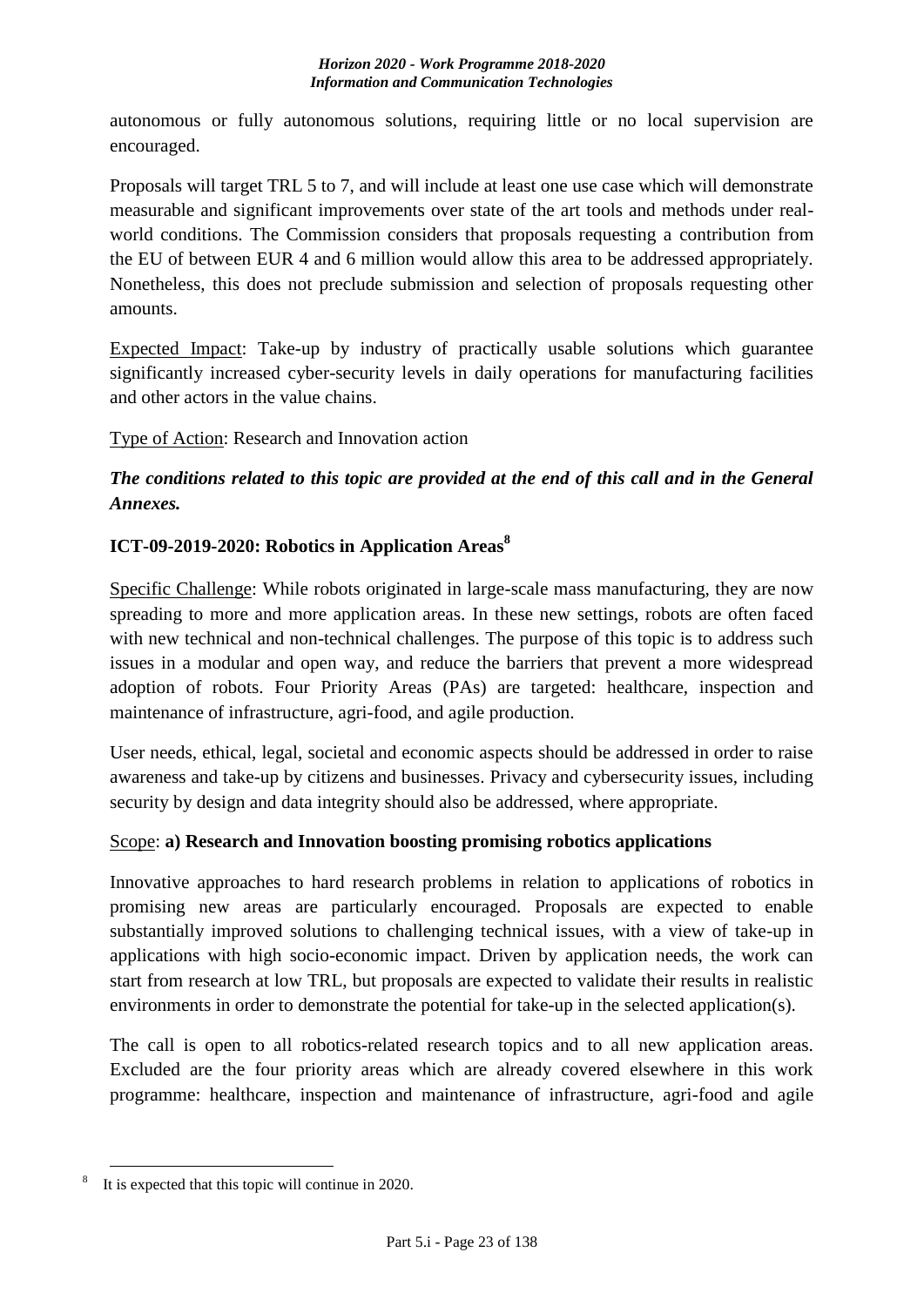autonomous or fully autonomous solutions, requiring little or no local supervision are encouraged.

Proposals will target TRL 5 to 7, and will include at least one use case which will demonstrate measurable and significant improvements over state of the art tools and methods under real-world conditions. The Commission considers that proposals requesting a contribution from the EU of between EUR 4 and 6 million would allow this area to be addressed appropriately. Nonetheless, this does not preclude submission and selection of proposals requesting other amounts.

Expected Impact: Take-up by industry of practically usable solutions which guarantee significantly increased cyber-security levels in daily operations for manufacturing facilities and other actors in the value chains.

Type of Action: Research and Innovation action

***The conditions related to this topic are provided at the end of this call and in the General Annexes.***

### ICT-09-2019-2020: Robotics in Application Areas[8]

Specific Challenge: While robots originated in large-scale mass manufacturing, they are now spreading to more and more application areas. In these new settings, robots are often faced with new technical and non-technical challenges. The purpose of this topic is to address such issues in a modular and open way, and reduce the barriers that prevent a more widespread adoption of robots. Four Priority Areas (PAs) are targeted: healthcare, inspection and maintenance of infrastructure, agri-food, and agile production.

User needs, ethical, legal, societal and economic aspects should be addressed in order to raise awareness and take-up by citizens and businesses. Privacy and cybersecurity issues, including security by design and data integrity should also be addressed, where appropriate.

Scope: **a) Research and Innovation boosting promising robotics applications**

Innovative approaches to hard research problems in relation to applications of robotics in promising new areas are particularly encouraged. Proposals are expected to enable substantially improved solutions to challenging technical issues, with a view of take-up in applications with high socio-economic impact. Driven by application needs, the work can start from research at low TRL, but proposals are expected to validate their results in realistic environments in order to demonstrate the potential for take-up in the selected application(s).

The call is open to all robotics-related research topics and to all new application areas. Excluded are the four priority areas which are already covered elsewhere in this work programme: healthcare, inspection and maintenance of infrastructure, agri-food and agile

---

[8] It is expected that this topic will continue in 2020.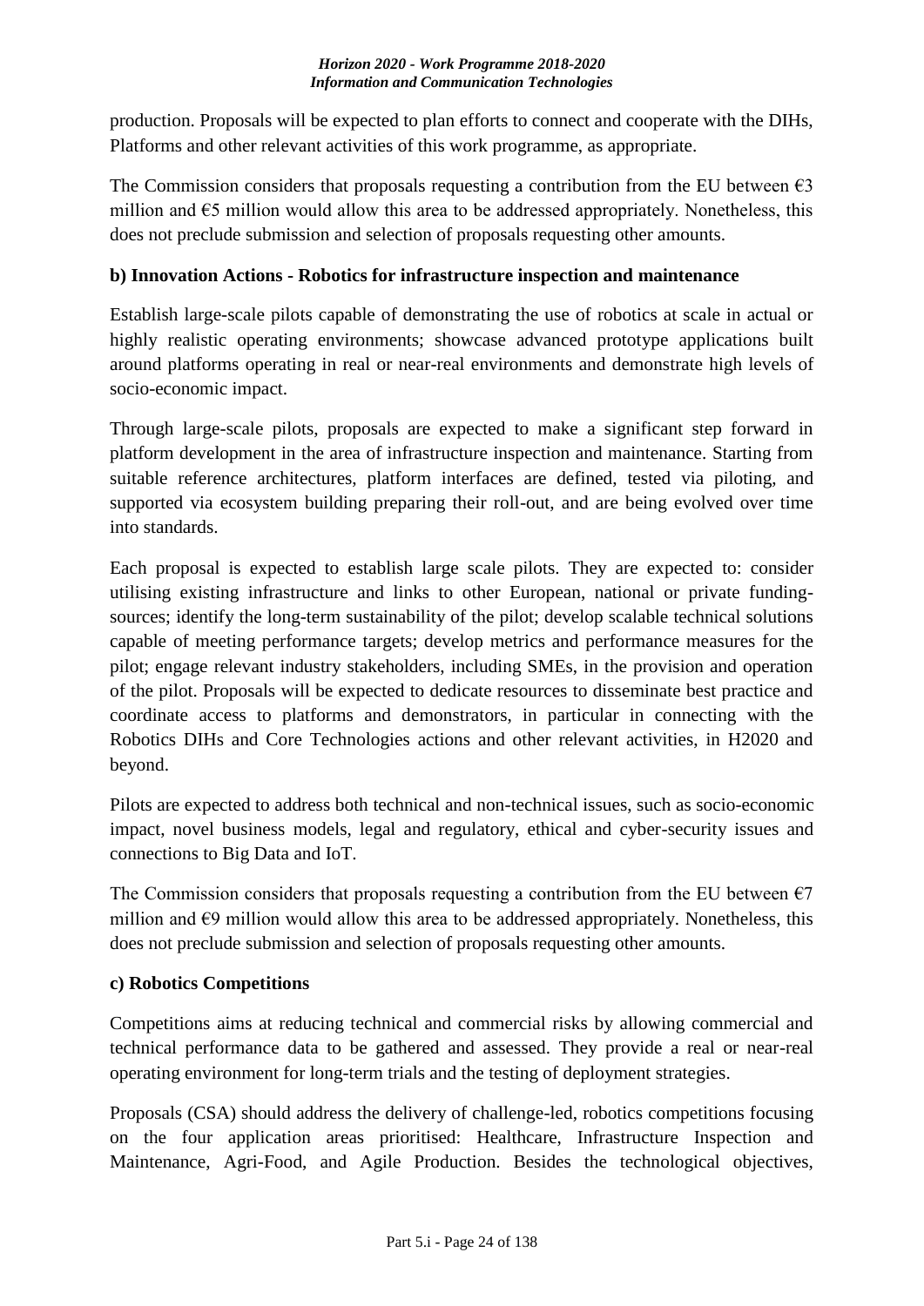production. Proposals will be expected to plan efforts to connect and cooperate with the DIHs, Platforms and other relevant activities of this work programme, as appropriate.

The Commission considers that proposals requesting a contribution from the EU between €3 million and €5 million would allow this area to be addressed appropriately. Nonetheless, this does not preclude submission and selection of proposals requesting other amounts.

**b) Innovation Actions - Robotics for infrastructure inspection and maintenance**

Establish large-scale pilots capable of demonstrating the use of robotics at scale in actual or highly realistic operating environments; showcase advanced prototype applications built around platforms operating in real or near-real environments and demonstrate high levels of socio-economic impact.

Through large-scale pilots, proposals are expected to make a significant step forward in platform development in the area of infrastructure inspection and maintenance. Starting from suitable reference architectures, platform interfaces are defined, tested via piloting, and supported via ecosystem building preparing their roll-out, and are being evolved over time into standards.

Each proposal is expected to establish large scale pilots. They are expected to: consider utilising existing infrastructure and links to other European, national or private funding-sources; identify the long-term sustainability of the pilot; develop scalable technical solutions capable of meeting performance targets; develop metrics and performance measures for the pilot; engage relevant industry stakeholders, including SMEs, in the provision and operation of the pilot. Proposals will be expected to dedicate resources to disseminate best practice and coordinate access to platforms and demonstrators, in particular in connecting with the Robotics DIHs and Core Technologies actions and other relevant activities, in H2020 and beyond.

Pilots are expected to address both technical and non-technical issues, such as socio-economic impact, novel business models, legal and regulatory, ethical and cyber-security issues and connections to Big Data and IoT.

The Commission considers that proposals requesting a contribution from the EU between €7 million and €9 million would allow this area to be addressed appropriately. Nonetheless, this does not preclude submission and selection of proposals requesting other amounts.

**c) Robotics Competitions**

Competitions aims at reducing technical and commercial risks by allowing commercial and technical performance data to be gathered and assessed. They provide a real or near-real operating environment for long-term trials and the testing of deployment strategies.

Proposals (CSA) should address the delivery of challenge-led, robotics competitions focusing on the four application areas prioritised: Healthcare, Infrastructure Inspection and Maintenance, Agri-Food, and Agile Production. Besides the technological objectives,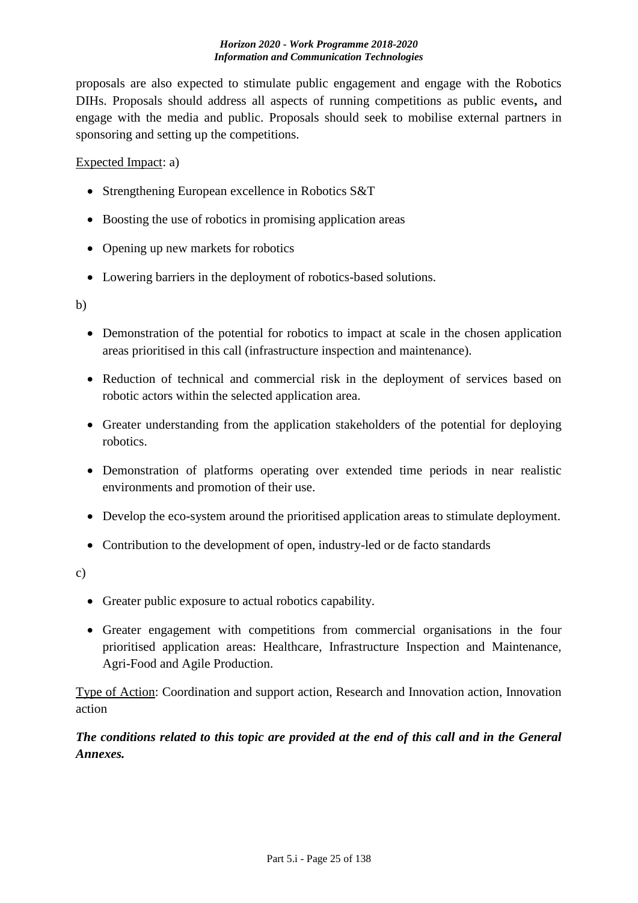proposals are also expected to stimulate public engagement and engage with the Robotics DIHs. Proposals should address all aspects of running competitions as public events**,** and engage with the media and public. Proposals should seek to mobilise external partners in sponsoring and setting up the competitions.

Expected Impact: a)

- Strengthening European excellence in Robotics S&T
- Boosting the use of robotics in promising application areas
- Opening up new markets for robotics
- Lowering barriers in the deployment of robotics-based solutions.

b)

- Demonstration of the potential for robotics to impact at scale in the chosen application areas prioritised in this call (infrastructure inspection and maintenance).
- Reduction of technical and commercial risk in the deployment of services based on robotic actors within the selected application area.
- Greater understanding from the application stakeholders of the potential for deploying robotics.
- Demonstration of platforms operating over extended time periods in near realistic environments and promotion of their use.
- Develop the eco-system around the prioritised application areas to stimulate deployment.
- Contribution to the development of open, industry-led or de facto standards

c)

- Greater public exposure to actual robotics capability.
- Greater engagement with competitions from commercial organisations in the four prioritised application areas: Healthcare, Infrastructure Inspection and Maintenance, Agri-Food and Agile Production.

Type of Action: Coordination and support action, Research and Innovation action, Innovation action

***The conditions related to this topic are provided at the end of this call and in the General Annexes.***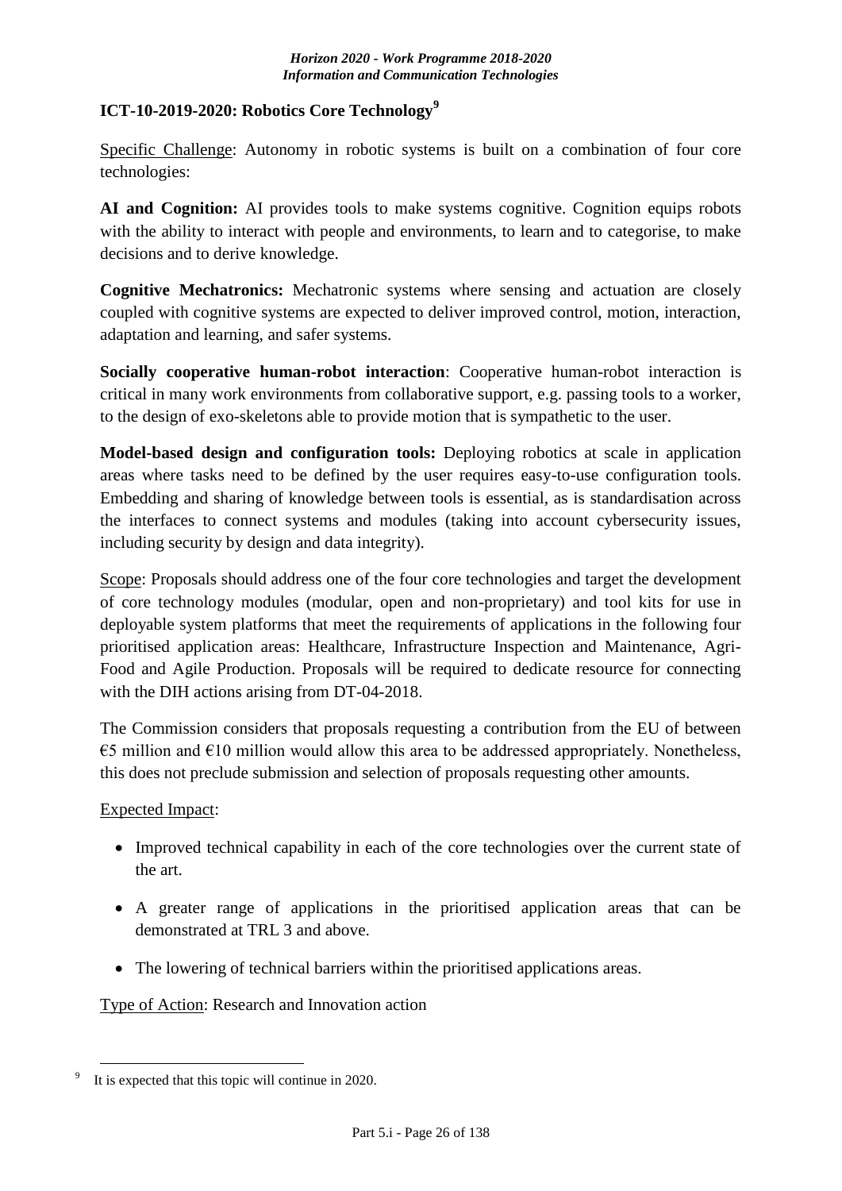## ICT-10-2019-2020: Robotics Core Technology[9]

Specific Challenge: Autonomy in robotic systems is built on a combination of four core technologies:

**AI and Cognition:** AI provides tools to make systems cognitive. Cognition equips robots with the ability to interact with people and environments, to learn and to categorise, to make decisions and to derive knowledge.

**Cognitive Mechatronics:** Mechatronic systems where sensing and actuation are closely coupled with cognitive systems are expected to deliver improved control, motion, interaction, adaptation and learning, and safer systems.

**Socially cooperative human-robot interaction**: Cooperative human-robot interaction is critical in many work environments from collaborative support, e.g. passing tools to a worker, to the design of exo-skeletons able to provide motion that is sympathetic to the user.

**Model-based design and configuration tools:** Deploying robotics at scale in application areas where tasks need to be defined by the user requires easy-to-use configuration tools. Embedding and sharing of knowledge between tools is essential, as is standardisation across the interfaces to connect systems and modules (taking into account cybersecurity issues, including security by design and data integrity).

Scope: Proposals should address one of the four core technologies and target the development of core technology modules (modular, open and non-proprietary) and tool kits for use in deployable system platforms that meet the requirements of applications in the following four prioritised application areas: Healthcare, Infrastructure Inspection and Maintenance, Agri-Food and Agile Production. Proposals will be required to dedicate resource for connecting with the DIH actions arising from DT-04-2018.

The Commission considers that proposals requesting a contribution from the EU of between €5 million and €10 million would allow this area to be addressed appropriately. Nonetheless, this does not preclude submission and selection of proposals requesting other amounts.

Expected Impact:

- Improved technical capability in each of the core technologies over the current state of the art.
- A greater range of applications in the prioritised application areas that can be demonstrated at TRL 3 and above.
- The lowering of technical barriers within the prioritised applications areas.

Type of Action: Research and Innovation action

[9] It is expected that this topic will continue in 2020.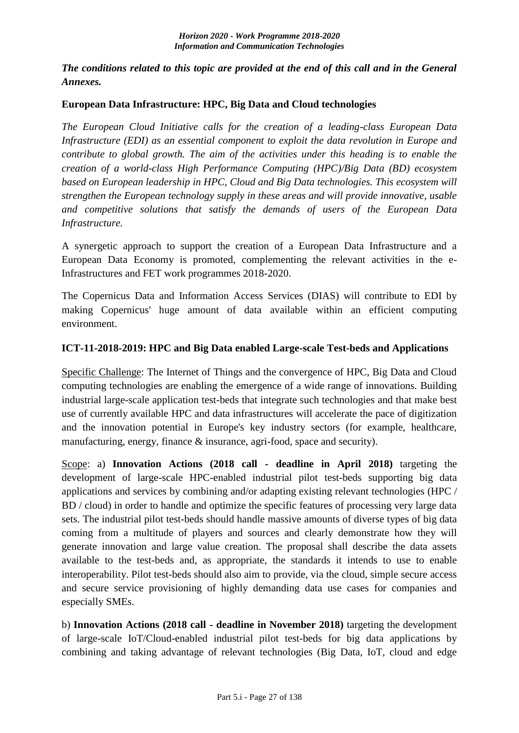***The conditions related to this topic are provided at the end of this call and in the General Annexes.***

## European Data Infrastructure: HPC, Big Data and Cloud technologies

*The European Cloud Initiative calls for the creation of a leading-class European Data Infrastructure (EDI) as an essential component to exploit the data revolution in Europe and contribute to global growth. The aim of the activities under this heading is to enable the creation of a world-class High Performance Computing (HPC)/Big Data (BD) ecosystem based on European leadership in HPC, Cloud and Big Data technologies. This ecosystem will strengthen the European technology supply in these areas and will provide innovative, usable and competitive solutions that satisfy the demands of users of the European Data Infrastructure.*

A synergetic approach to support the creation of a European Data Infrastructure and a European Data Economy is promoted, complementing the relevant activities in the e-Infrastructures and FET work programmes 2018-2020.

The Copernicus Data and Information Access Services (DIAS) will contribute to EDI by making Copernicus' huge amount of data available within an efficient computing environment.

### ICT-11-2018-2019: HPC and Big Data enabled Large-scale Test-beds and Applications

Specific Challenge: The Internet of Things and the convergence of HPC, Big Data and Cloud computing technologies are enabling the emergence of a wide range of innovations. Building industrial large-scale application test-beds that integrate such technologies and that make best use of currently available HPC and data infrastructures will accelerate the pace of digitization and the innovation potential in Europe's key industry sectors (for example, healthcare, manufacturing, energy, finance & insurance, agri-food, space and security).

Scope: a) **Innovation Actions (2018 call - deadline in April 2018)** targeting the development of large-scale HPC-enabled industrial pilot test-beds supporting big data applications and services by combining and/or adapting existing relevant technologies (HPC / BD / cloud) in order to handle and optimize the specific features of processing very large data sets. The industrial pilot test-beds should handle massive amounts of diverse types of big data coming from a multitude of players and sources and clearly demonstrate how they will generate innovation and large value creation. The proposal shall describe the data assets available to the test-beds and, as appropriate, the standards it intends to use to enable interoperability. Pilot test-beds should also aim to provide, via the cloud, simple secure access and secure service provisioning of highly demanding data use cases for companies and especially SMEs.

b) **Innovation Actions (2018 call - deadline in November 2018)** targeting the development of large-scale IoT/Cloud-enabled industrial pilot test-beds for big data applications by combining and taking advantage of relevant technologies (Big Data, IoT, cloud and edge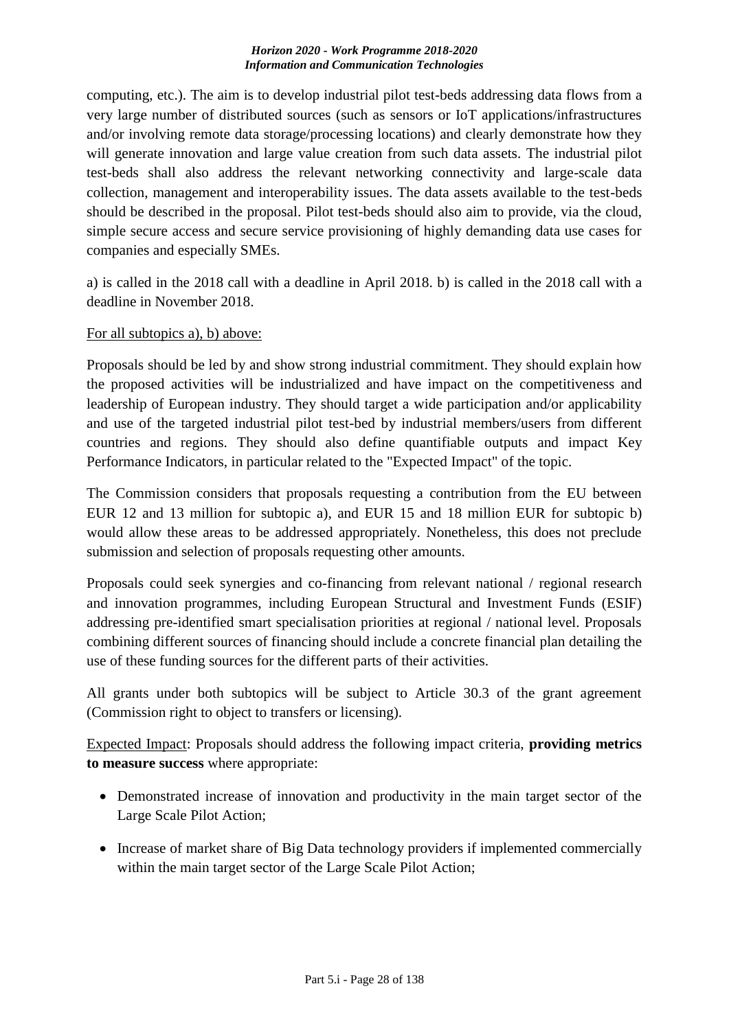computing, etc.). The aim is to develop industrial pilot test-beds addressing data flows from a very large number of distributed sources (such as sensors or IoT applications/infrastructures and/or involving remote data storage/processing locations) and clearly demonstrate how they will generate innovation and large value creation from such data assets. The industrial pilot test-beds shall also address the relevant networking connectivity and large-scale data collection, management and interoperability issues. The data assets available to the test-beds should be described in the proposal. Pilot test-beds should also aim to provide, via the cloud, simple secure access and secure service provisioning of highly demanding data use cases for companies and especially SMEs.

a) is called in the 2018 call with a deadline in April 2018. b) is called in the 2018 call with a deadline in November 2018.

For all subtopics a), b) above:

Proposals should be led by and show strong industrial commitment. They should explain how the proposed activities will be industrialized and have impact on the competitiveness and leadership of European industry. They should target a wide participation and/or applicability and use of the targeted industrial pilot test-bed by industrial members/users from different countries and regions. They should also define quantifiable outputs and impact Key Performance Indicators, in particular related to the "Expected Impact" of the topic.

The Commission considers that proposals requesting a contribution from the EU between EUR 12 and 13 million for subtopic a), and EUR 15 and 18 million EUR for subtopic b) would allow these areas to be addressed appropriately. Nonetheless, this does not preclude submission and selection of proposals requesting other amounts.

Proposals could seek synergies and co-financing from relevant national / regional research and innovation programmes, including European Structural and Investment Funds (ESIF) addressing pre-identified smart specialisation priorities at regional / national level. Proposals combining different sources of financing should include a concrete financial plan detailing the use of these funding sources for the different parts of their activities.

All grants under both subtopics will be subject to Article 30.3 of the grant agreement (Commission right to object to transfers or licensing).

Expected Impact: Proposals should address the following impact criteria, **providing metrics to measure success** where appropriate:

- Demonstrated increase of innovation and productivity in the main target sector of the Large Scale Pilot Action;
- Increase of market share of Big Data technology providers if implemented commercially within the main target sector of the Large Scale Pilot Action;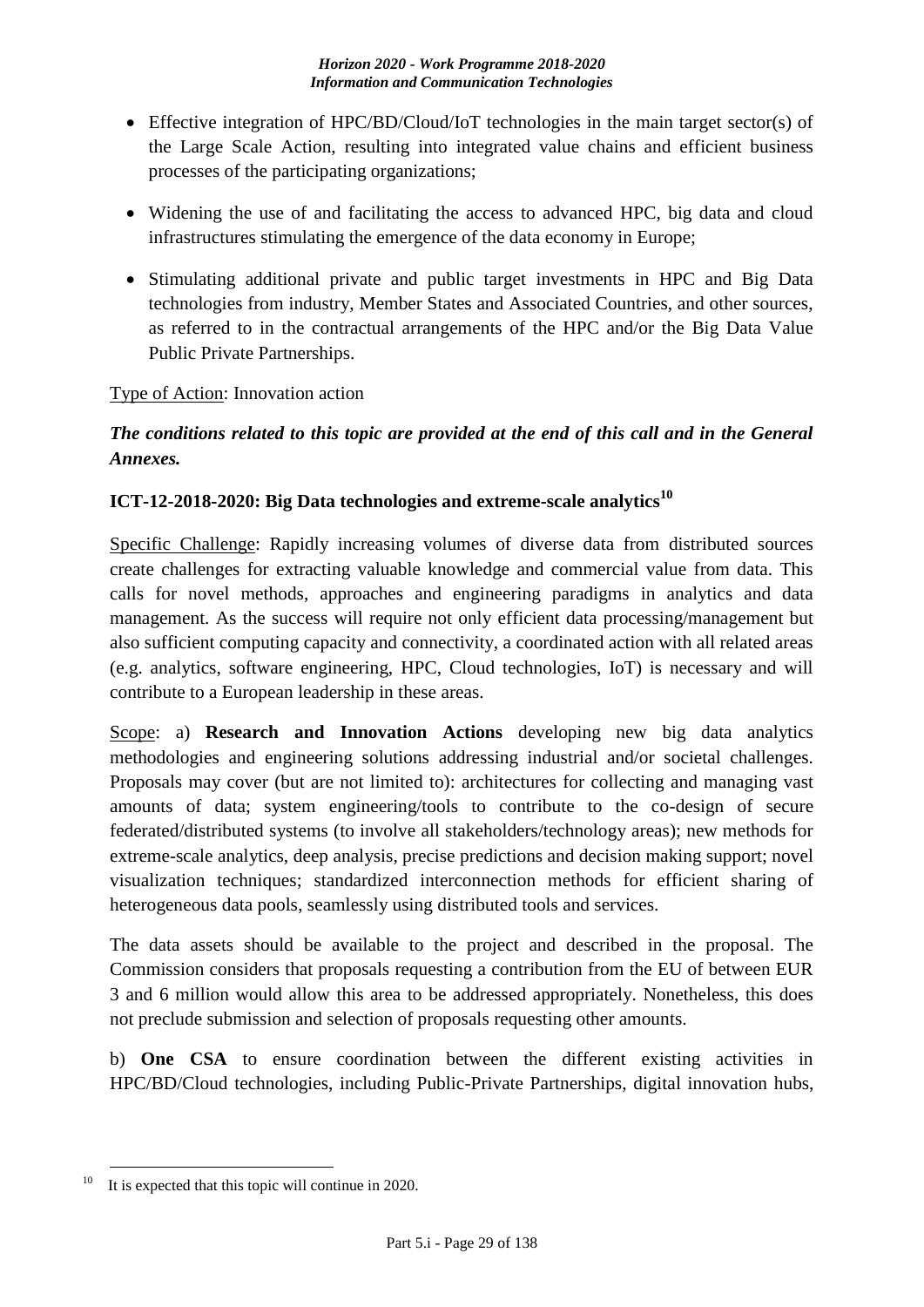- Effective integration of HPC/BD/Cloud/IoT technologies in the main target sector(s) of the Large Scale Action, resulting into integrated value chains and efficient business processes of the participating organizations;
- Widening the use of and facilitating the access to advanced HPC, big data and cloud infrastructures stimulating the emergence of the data economy in Europe;
- Stimulating additional private and public target investments in HPC and Big Data technologies from industry, Member States and Associated Countries, and other sources, as referred to in the contractual arrangements of the HPC and/or the Big Data Value Public Private Partnerships.

Type of Action: Innovation action

***The conditions related to this topic are provided at the end of this call and in the General Annexes.***

### ICT-12-2018-2020: Big Data technologies and extreme-scale analytics[10]

Specific Challenge: Rapidly increasing volumes of diverse data from distributed sources create challenges for extracting valuable knowledge and commercial value from data. This calls for novel methods, approaches and engineering paradigms in analytics and data management. As the success will require not only efficient data processing/management but also sufficient computing capacity and connectivity, a coordinated action with all related areas (e.g. analytics, software engineering, HPC, Cloud technologies, IoT) is necessary and will contribute to a European leadership in these areas.

Scope: a) **Research and Innovation Actions** developing new big data analytics methodologies and engineering solutions addressing industrial and/or societal challenges. Proposals may cover (but are not limited to): architectures for collecting and managing vast amounts of data; system engineering/tools to contribute to the co-design of secure federated/distributed systems (to involve all stakeholders/technology areas); new methods for extreme-scale analytics, deep analysis, precise predictions and decision making support; novel visualization techniques; standardized interconnection methods for efficient sharing of heterogeneous data pools, seamlessly using distributed tools and services.

The data assets should be available to the project and described in the proposal. The Commission considers that proposals requesting a contribution from the EU of between EUR 3 and 6 million would allow this area to be addressed appropriately. Nonetheless, this does not preclude submission and selection of proposals requesting other amounts.

b) **One CSA** to ensure coordination between the different existing activities in HPC/BD/Cloud technologies, including Public-Private Partnerships, digital innovation hubs,

[10] It is expected that this topic will continue in 2020.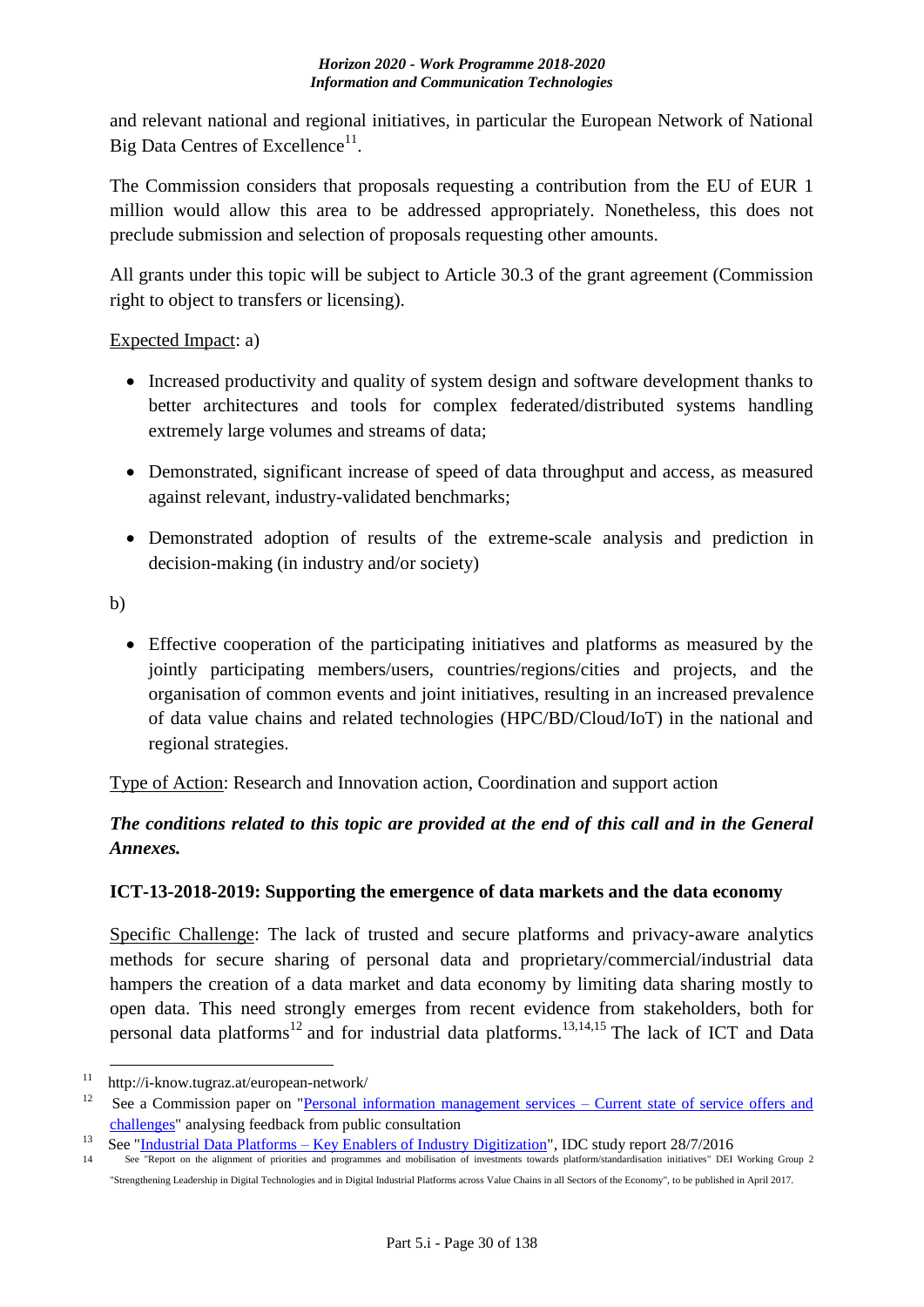and relevant national and regional initiatives, in particular the European Network of National Big Data Centres of Excellence[11].

The Commission considers that proposals requesting a contribution from the EU of EUR 1 million would allow this area to be addressed appropriately. Nonetheless, this does not preclude submission and selection of proposals requesting other amounts.

All grants under this topic will be subject to Article 30.3 of the grant agreement (Commission right to object to transfers or licensing).

Expected Impact: a)

- Increased productivity and quality of system design and software development thanks to better architectures and tools for complex federated/distributed systems handling extremely large volumes and streams of data;
- Demonstrated, significant increase of speed of data throughput and access, as measured against relevant, industry-validated benchmarks;
- Demonstrated adoption of results of the extreme-scale analysis and prediction in decision-making (in industry and/or society)

b)

- Effective cooperation of the participating initiatives and platforms as measured by the jointly participating members/users, countries/regions/cities and projects, and the organisation of common events and joint initiatives, resulting in an increased prevalence of data value chains and related technologies (HPC/BD/Cloud/IoT) in the national and regional strategies.

Type of Action: Research and Innovation action, Coordination and support action

***The conditions related to this topic are provided at the end of this call and in the General Annexes.***

### ICT-13-2018-2019: Supporting the emergence of data markets and the data economy

Specific Challenge: The lack of trusted and secure platforms and privacy-aware analytics methods for secure sharing of personal data and proprietary/commercial/industrial data hampers the creation of a data market and data economy by limiting data sharing mostly to open data. This need strongly emerges from recent evidence from stakeholders, both for personal data platforms[12] and for industrial data platforms.[13,14,15] The lack of ICT and Data

---

[11] http://i-know.tugraz.at/european-network/

[12] See a Commission paper on "Personal information management services – Current state of service offers and challenges" analysing feedback from public consultation

[13] See "Industrial Data Platforms – Key Enablers of Industry Digitization", IDC study report 28/7/2016

[14] See "Report on the alignment of priorities and programmes and mobilisation of investments towards platform/standardisation initiatives" DEI Working Group 2 "Strengthening Leadership in Digital Technologies and in Digital Industrial Platforms across Value Chains in all Sectors of the Economy", to be published in April 2017.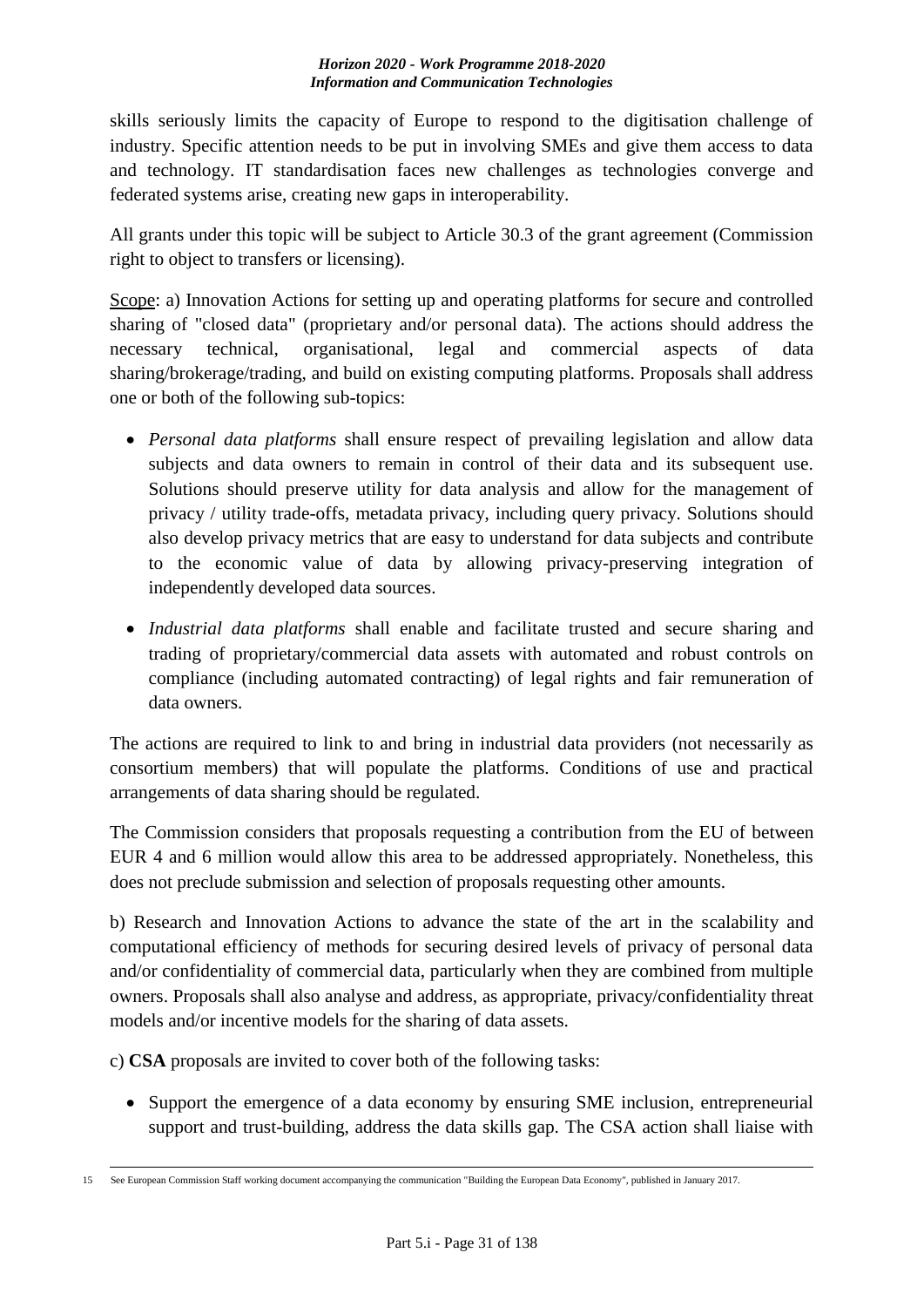skills seriously limits the capacity of Europe to respond to the digitisation challenge of industry. Specific attention needs to be put in involving SMEs and give them access to data and technology. IT standardisation faces new challenges as technologies converge and federated systems arise, creating new gaps in interoperability.

All grants under this topic will be subject to Article 30.3 of the grant agreement (Commission right to object to transfers or licensing).

Scope: a) Innovation Actions for setting up and operating platforms for secure and controlled sharing of "closed data" (proprietary and/or personal data). The actions should address the necessary technical, organisational, legal and commercial aspects of data sharing/brokerage/trading, and build on existing computing platforms. Proposals shall address one or both of the following sub-topics:

- *Personal data platforms* shall ensure respect of prevailing legislation and allow data subjects and data owners to remain in control of their data and its subsequent use. Solutions should preserve utility for data analysis and allow for the management of privacy / utility trade-offs, metadata privacy, including query privacy. Solutions should also develop privacy metrics that are easy to understand for data subjects and contribute to the economic value of data by allowing privacy-preserving integration of independently developed data sources.
- *Industrial data platforms* shall enable and facilitate trusted and secure sharing and trading of proprietary/commercial data assets with automated and robust controls on compliance (including automated contracting) of legal rights and fair remuneration of data owners.

The actions are required to link to and bring in industrial data providers (not necessarily as consortium members) that will populate the platforms. Conditions of use and practical arrangements of data sharing should be regulated.

The Commission considers that proposals requesting a contribution from the EU of between EUR 4 and 6 million would allow this area to be addressed appropriately. Nonetheless, this does not preclude submission and selection of proposals requesting other amounts.

b) Research and Innovation Actions to advance the state of the art in the scalability and computational efficiency of methods for securing desired levels of privacy of personal data and/or confidentiality of commercial data, particularly when they are combined from multiple owners. Proposals shall also analyse and address, as appropriate, privacy/confidentiality threat models and/or incentive models for the sharing of data assets.

c) **CSA** proposals are invited to cover both of the following tasks:

- Support the emergence of a data economy by ensuring SME inclusion, entrepreneurial support and trust-building, address the data skills gap. The CSA action shall liaise with

---

15 See European Commission Staff working document accompanying the communication "Building the European Data Economy", published in January 2017.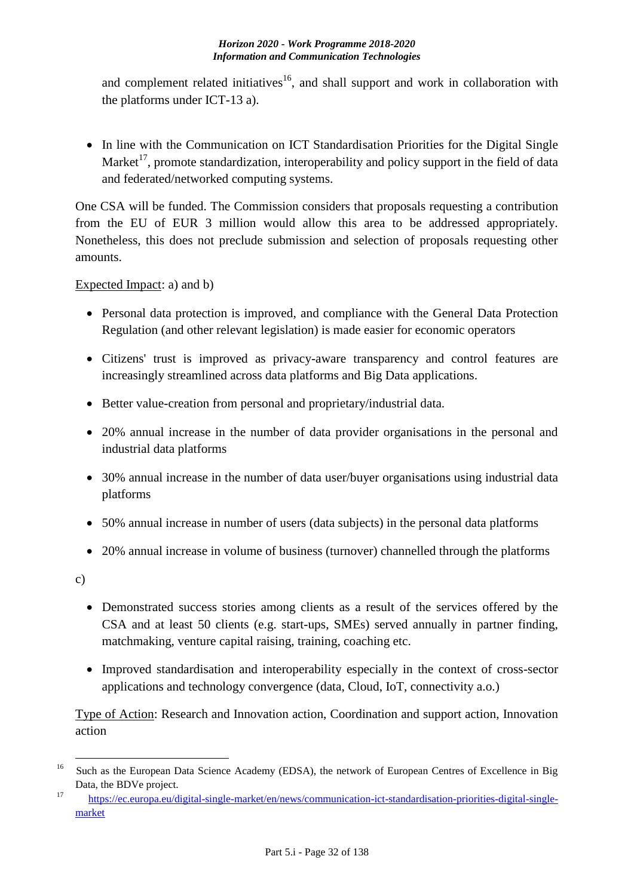and complement related initiatives[16], and shall support and work in collaboration with the platforms under ICT-13 a).

- In line with the Communication on ICT Standardisation Priorities for the Digital Single Market[17], promote standardization, interoperability and policy support in the field of data and federated/networked computing systems.

One CSA will be funded. The Commission considers that proposals requesting a contribution from the EU of EUR 3 million would allow this area to be addressed appropriately. Nonetheless, this does not preclude submission and selection of proposals requesting other amounts.

Expected Impact: a) and b)

- Personal data protection is improved, and compliance with the General Data Protection Regulation (and other relevant legislation) is made easier for economic operators
- Citizens' trust is improved as privacy-aware transparency and control features are increasingly streamlined across data platforms and Big Data applications.
- Better value-creation from personal and proprietary/industrial data.
- 20% annual increase in the number of data provider organisations in the personal and industrial data platforms
- 30% annual increase in the number of data user/buyer organisations using industrial data platforms
- 50% annual increase in number of users (data subjects) in the personal data platforms
- 20% annual increase in volume of business (turnover) channelled through the platforms

c)

- Demonstrated success stories among clients as a result of the services offered by the CSA and at least 50 clients (e.g. start-ups, SMEs) served annually in partner finding, matchmaking, venture capital raising, training, coaching etc.
- Improved standardisation and interoperability especially in the context of cross-sector applications and technology convergence (data, Cloud, IoT, connectivity a.o.)

Type of Action: Research and Innovation action, Coordination and support action, Innovation action

---

[16] Such as the European Data Science Academy (EDSA), the network of European Centres of Excellence in Big Data, the BDVe project.

[17] https://ec.europa.eu/digital-single-market/en/news/communication-ict-standardisation-priorities-digital-single-market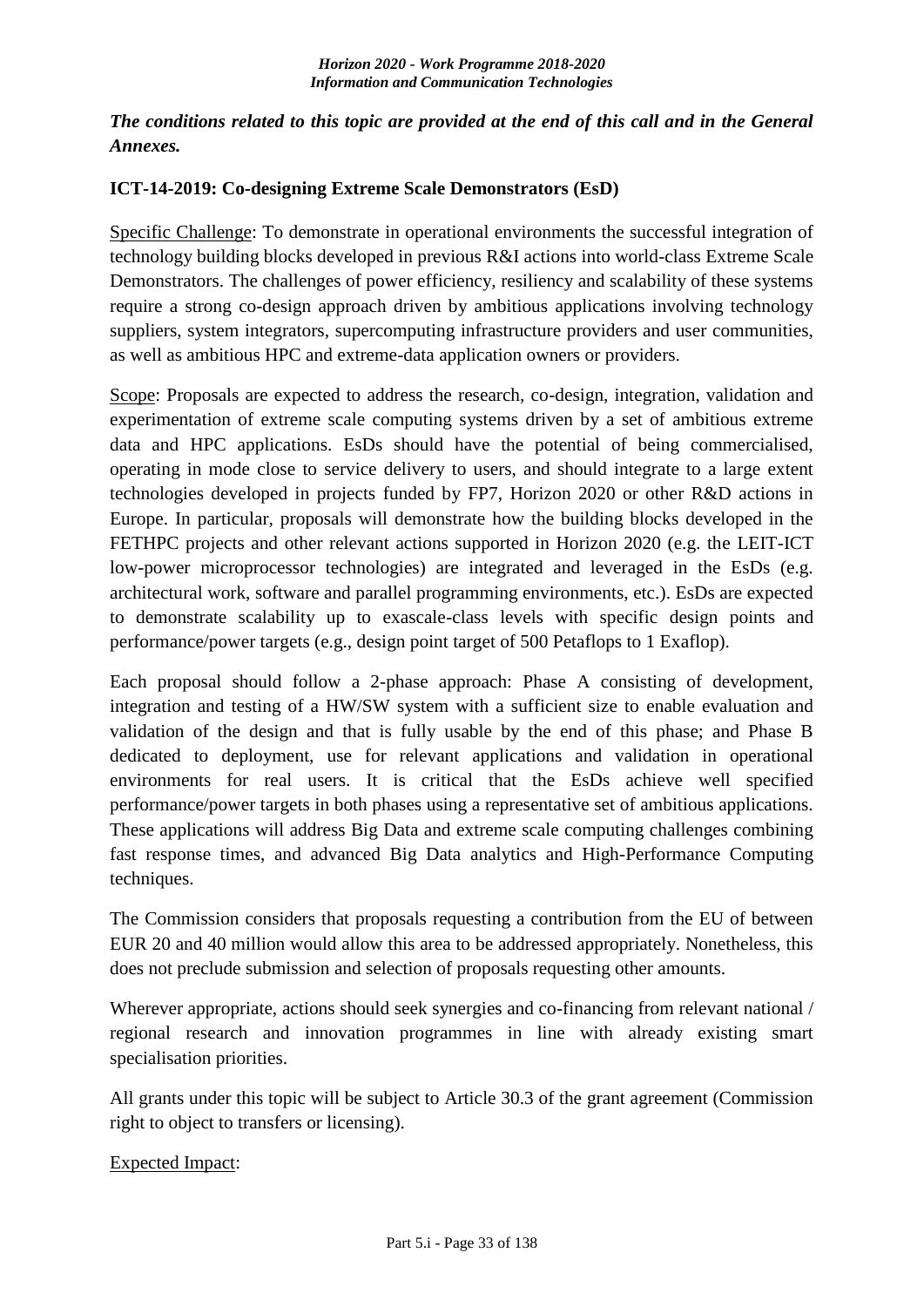*The conditions related to this topic are provided at the end of this call and in the General Annexes.*

### ICT-14-2019: Co-designing Extreme Scale Demonstrators (EsD)

Specific Challenge: To demonstrate in operational environments the successful integration of technology building blocks developed in previous R&I actions into world-class Extreme Scale Demonstrators. The challenges of power efficiency, resiliency and scalability of these systems require a strong co-design approach driven by ambitious applications involving technology suppliers, system integrators, supercomputing infrastructure providers and user communities, as well as ambitious HPC and extreme-data application owners or providers.

Scope: Proposals are expected to address the research, co-design, integration, validation and experimentation of extreme scale computing systems driven by a set of ambitious extreme data and HPC applications. EsDs should have the potential of being commercialised, operating in mode close to service delivery to users, and should integrate to a large extent technologies developed in projects funded by FP7, Horizon 2020 or other R&D actions in Europe. In particular, proposals will demonstrate how the building blocks developed in the FETHPC projects and other relevant actions supported in Horizon 2020 (e.g. the LEIT-ICT low-power microprocessor technologies) are integrated and leveraged in the EsDs (e.g. architectural work, software and parallel programming environments, etc.). EsDs are expected to demonstrate scalability up to exascale-class levels with specific design points and performance/power targets (e.g., design point target of 500 Petaflops to 1 Exaflop).

Each proposal should follow a 2-phase approach: Phase A consisting of development, integration and testing of a HW/SW system with a sufficient size to enable evaluation and validation of the design and that is fully usable by the end of this phase; and Phase B dedicated to deployment, use for relevant applications and validation in operational environments for real users. It is critical that the EsDs achieve well specified performance/power targets in both phases using a representative set of ambitious applications. These applications will address Big Data and extreme scale computing challenges combining fast response times, and advanced Big Data analytics and High-Performance Computing techniques.

The Commission considers that proposals requesting a contribution from the EU of between EUR 20 and 40 million would allow this area to be addressed appropriately. Nonetheless, this does not preclude submission and selection of proposals requesting other amounts.

Wherever appropriate, actions should seek synergies and co-financing from relevant national / regional research and innovation programmes in line with already existing smart specialisation priorities.

All grants under this topic will be subject to Article 30.3 of the grant agreement (Commission right to object to transfers or licensing).

Expected Impact: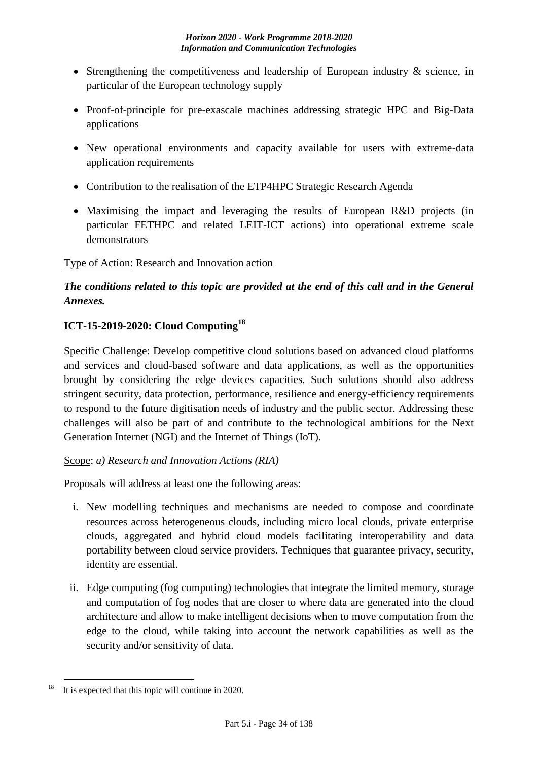- Strengthening the competitiveness and leadership of European industry & science, in particular of the European technology supply
- Proof-of-principle for pre-exascale machines addressing strategic HPC and Big-Data applications
- New operational environments and capacity available for users with extreme-data application requirements
- Contribution to the realisation of the ETP4HPC Strategic Research Agenda
- Maximising the impact and leveraging the results of European R&D projects (in particular FETHPC and related LEIT-ICT actions) into operational extreme scale demonstrators

Type of Action: Research and Innovation action

***The conditions related to this topic are provided at the end of this call and in the General Annexes.***

### ICT-15-2019-2020: Cloud Computing[18]

Specific Challenge: Develop competitive cloud solutions based on advanced cloud platforms and services and cloud-based software and data applications, as well as the opportunities brought by considering the edge devices capacities. Such solutions should also address stringent security, data protection, performance, resilience and energy-efficiency requirements to respond to the future digitisation needs of industry and the public sector. Addressing these challenges will also be part of and contribute to the technological ambitions for the Next Generation Internet (NGI) and the Internet of Things (IoT).

Scope: *a) Research and Innovation Actions (RIA)*

Proposals will address at least one the following areas:

i. New modelling techniques and mechanisms are needed to compose and coordinate resources across heterogeneous clouds, including micro local clouds, private enterprise clouds, aggregated and hybrid cloud models facilitating interoperability and data portability between cloud service providers. Techniques that guarantee privacy, security, identity are essential.

ii. Edge computing (fog computing) technologies that integrate the limited memory, storage and computation of fog nodes that are closer to where data are generated into the cloud architecture and allow to make intelligent decisions when to move computation from the edge to the cloud, while taking into account the network capabilities as well as the security and/or sensitivity of data.

[18] It is expected that this topic will continue in 2020.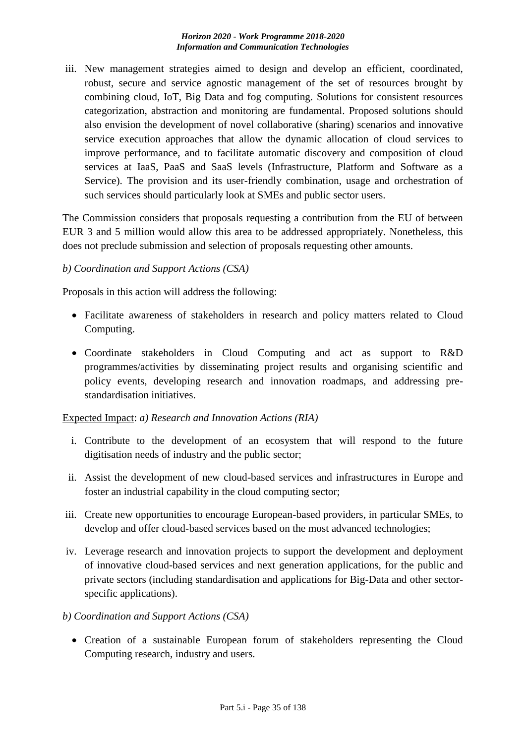iii. New management strategies aimed to design and develop an efficient, coordinated, robust, secure and service agnostic management of the set of resources brought by combining cloud, IoT, Big Data and fog computing. Solutions for consistent resources categorization, abstraction and monitoring are fundamental. Proposed solutions should also envision the development of novel collaborative (sharing) scenarios and innovative service execution approaches that allow the dynamic allocation of cloud services to improve performance, and to facilitate automatic discovery and composition of cloud services at IaaS, PaaS and SaaS levels (Infrastructure, Platform and Software as a Service). The provision and its user-friendly combination, usage and orchestration of such services should particularly look at SMEs and public sector users.

The Commission considers that proposals requesting a contribution from the EU of between EUR 3 and 5 million would allow this area to be addressed appropriately. Nonetheless, this does not preclude submission and selection of proposals requesting other amounts.

*b) Coordination and Support Actions (CSA)*

Proposals in this action will address the following:

- Facilitate awareness of stakeholders in research and policy matters related to Cloud Computing.
- Coordinate stakeholders in Cloud Computing and act as support to R&D programmes/activities by disseminating project results and organising scientific and policy events, developing research and innovation roadmaps, and addressing pre-standardisation initiatives.

Expected Impact: *a) Research and Innovation Actions (RIA)*

i. Contribute to the development of an ecosystem that will respond to the future digitisation needs of industry and the public sector;
ii. Assist the development of new cloud-based services and infrastructures in Europe and foster an industrial capability in the cloud computing sector;
iii. Create new opportunities to encourage European-based providers, in particular SMEs, to develop and offer cloud-based services based on the most advanced technologies;
iv. Leverage research and innovation projects to support the development and deployment of innovative cloud-based services and next generation applications, for the public and private sectors (including standardisation and applications for Big-Data and other sector-specific applications).

*b) Coordination and Support Actions (CSA)*

- Creation of a sustainable European forum of stakeholders representing the Cloud Computing research, industry and users.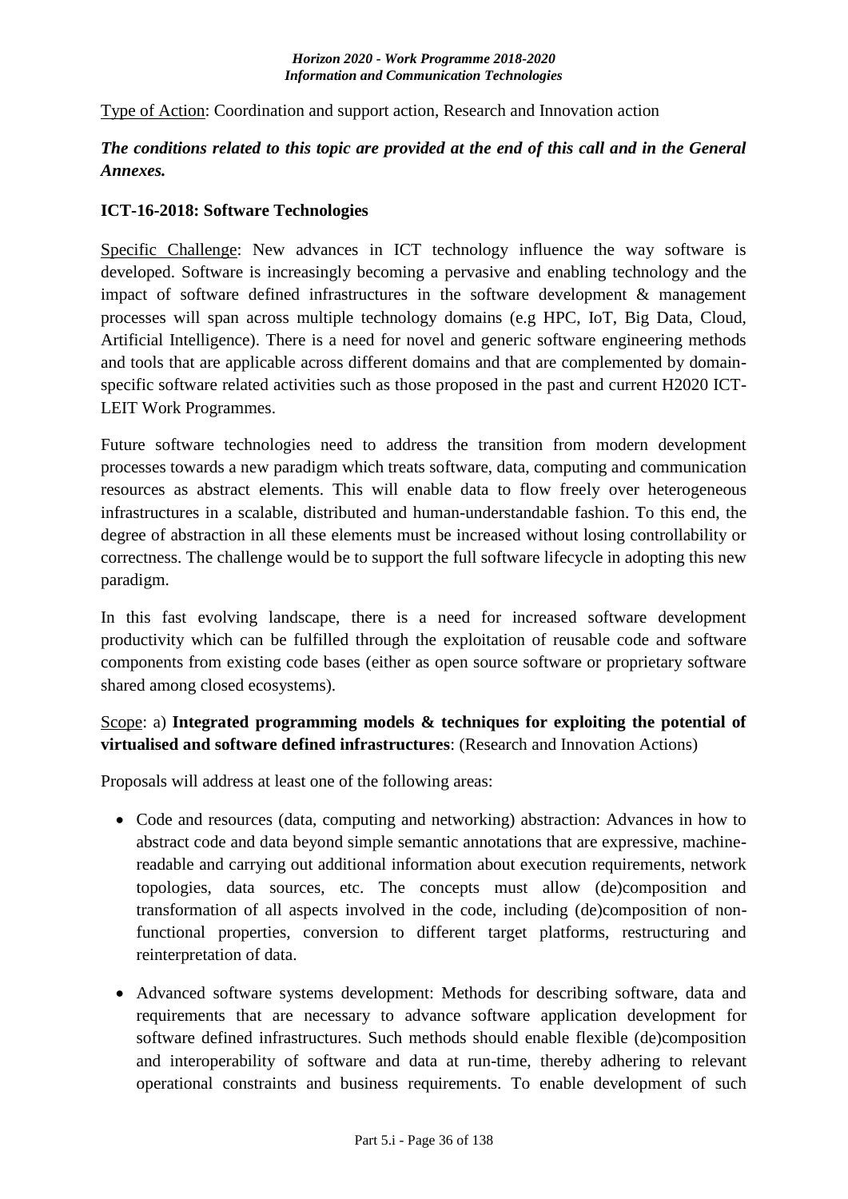Type of Action: Coordination and support action, Research and Innovation action

***The conditions related to this topic are provided at the end of this call and in the General Annexes.***

**ICT-16-2018: Software Technologies**

Specific Challenge: New advances in ICT technology influence the way software is developed. Software is increasingly becoming a pervasive and enabling technology and the impact of software defined infrastructures in the software development & management processes will span across multiple technology domains (e.g HPC, IoT, Big Data, Cloud, Artificial Intelligence). There is a need for novel and generic software engineering methods and tools that are applicable across different domains and that are complemented by domain-specific software related activities such as those proposed in the past and current H2020 ICT-LEIT Work Programmes.

Future software technologies need to address the transition from modern development processes towards a new paradigm which treats software, data, computing and communication resources as abstract elements. This will enable data to flow freely over heterogeneous infrastructures in a scalable, distributed and human-understandable fashion. To this end, the degree of abstraction in all these elements must be increased without losing controllability or correctness. The challenge would be to support the full software lifecycle in adopting this new paradigm.

In this fast evolving landscape, there is a need for increased software development productivity which can be fulfilled through the exploitation of reusable code and software components from existing code bases (either as open source software or proprietary software shared among closed ecosystems).

Scope: a) **Integrated programming models & techniques for exploiting the potential of virtualised and software defined infrastructures**: (Research and Innovation Actions)

Proposals will address at least one of the following areas:

- Code and resources (data, computing and networking) abstraction: Advances in how to abstract code and data beyond simple semantic annotations that are expressive, machine-readable and carrying out additional information about execution requirements, network topologies, data sources, etc. The concepts must allow (de)composition and transformation of all aspects involved in the code, including (de)composition of non-functional properties, conversion to different target platforms, restructuring and reinterpretation of data.
- Advanced software systems development: Methods for describing software, data and requirements that are necessary to advance software application development for software defined infrastructures. Such methods should enable flexible (de)composition and interoperability of software and data at run-time, thereby adhering to relevant operational constraints and business requirements. To enable development of such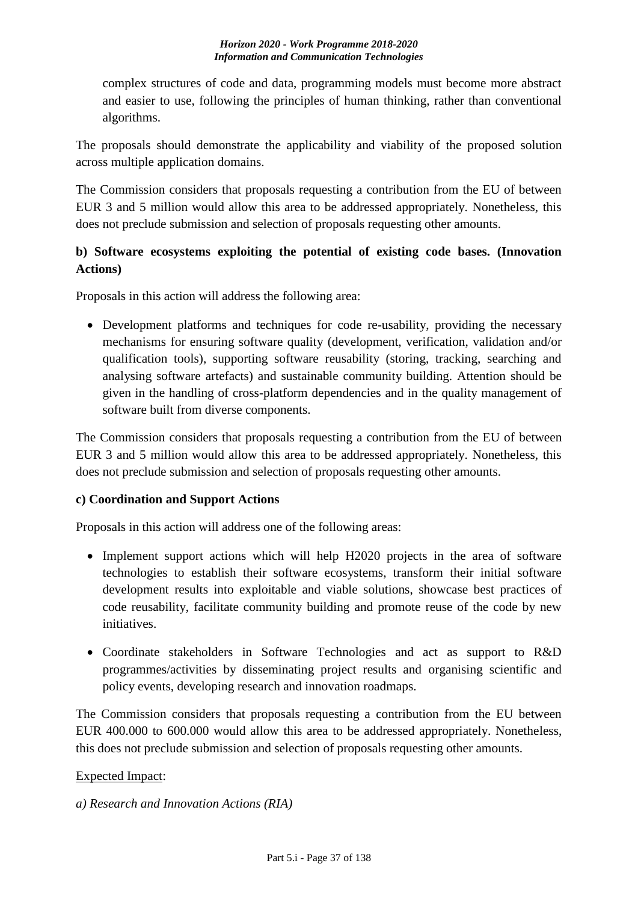complex structures of code and data, programming models must become more abstract and easier to use, following the principles of human thinking, rather than conventional algorithms.

The proposals should demonstrate the applicability and viability of the proposed solution across multiple application domains.

The Commission considers that proposals requesting a contribution from the EU of between EUR 3 and 5 million would allow this area to be addressed appropriately. Nonetheless, this does not preclude submission and selection of proposals requesting other amounts.

**b) Software ecosystems exploiting the potential of existing code bases. (Innovation Actions)**

Proposals in this action will address the following area:

- Development platforms and techniques for code re-usability, providing the necessary mechanisms for ensuring software quality (development, verification, validation and/or qualification tools), supporting software reusability (storing, tracking, searching and analysing software artefacts) and sustainable community building. Attention should be given in the handling of cross-platform dependencies and in the quality management of software built from diverse components.

The Commission considers that proposals requesting a contribution from the EU of between EUR 3 and 5 million would allow this area to be addressed appropriately. Nonetheless, this does not preclude submission and selection of proposals requesting other amounts.

**c) Coordination and Support Actions**

Proposals in this action will address one of the following areas:

- Implement support actions which will help H2020 projects in the area of software technologies to establish their software ecosystems, transform their initial software development results into exploitable and viable solutions, showcase best practices of code reusability, facilitate community building and promote reuse of the code by new initiatives.
- Coordinate stakeholders in Software Technologies and act as support to R&D programmes/activities by disseminating project results and organising scientific and policy events, developing research and innovation roadmaps.

The Commission considers that proposals requesting a contribution from the EU between EUR 400.000 to 600.000 would allow this area to be addressed appropriately. Nonetheless, this does not preclude submission and selection of proposals requesting other amounts.

Expected Impact:

*a) Research and Innovation Actions (RIA)*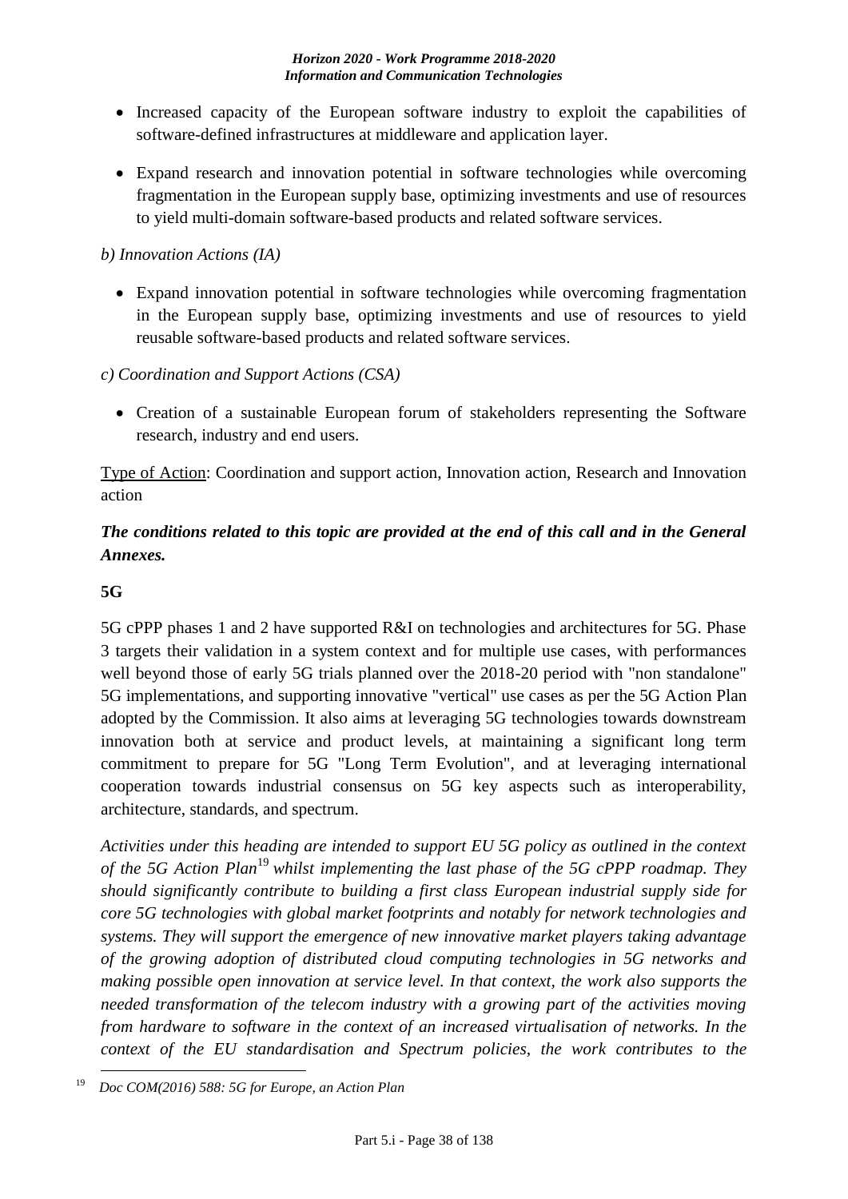- Increased capacity of the European software industry to exploit the capabilities of software-defined infrastructures at middleware and application layer.
- Expand research and innovation potential in software technologies while overcoming fragmentation in the European supply base, optimizing investments and use of resources to yield multi-domain software-based products and related software services.

*b) Innovation Actions (IA)*

- Expand innovation potential in software technologies while overcoming fragmentation in the European supply base, optimizing investments and use of resources to yield reusable software-based products and related software services.

*c) Coordination and Support Actions (CSA)*

- Creation of a sustainable European forum of stakeholders representing the Software research, industry and end users.

Type of Action: Coordination and support action, Innovation action, Research and Innovation action

***The conditions related to this topic are provided at the end of this call and in the General Annexes.***

**5G**

5G cPPP phases 1 and 2 have supported R&I on technologies and architectures for 5G. Phase 3 targets their validation in a system context and for multiple use cases, with performances well beyond those of early 5G trials planned over the 2018-20 period with "non standalone" 5G implementations, and supporting innovative "vertical" use cases as per the 5G Action Plan adopted by the Commission. It also aims at leveraging 5G technologies towards downstream innovation both at service and product levels, at maintaining a significant long term commitment to prepare for 5G "Long Term Evolution", and at leveraging international cooperation towards industrial consensus on 5G key aspects such as interoperability, architecture, standards, and spectrum.

*Activities under this heading are intended to support EU 5G policy as outlined in the context of the 5G Action Plan[19] whilst implementing the last phase of the 5G cPPP roadmap. They should significantly contribute to building a first class European industrial supply side for core 5G technologies with global market footprints and notably for network technologies and systems. They will support the emergence of new innovative market players taking advantage of the growing adoption of distributed cloud computing technologies in 5G networks and making possible open innovation at service level. In that context, the work also supports the needed transformation of the telecom industry with a growing part of the activities moving from hardware to software in the context of an increased virtualisation of networks. In the context of the EU standardisation and Spectrum policies, the work contributes to the*

[19] *Doc COM(2016) 588: 5G for Europe, an Action Plan*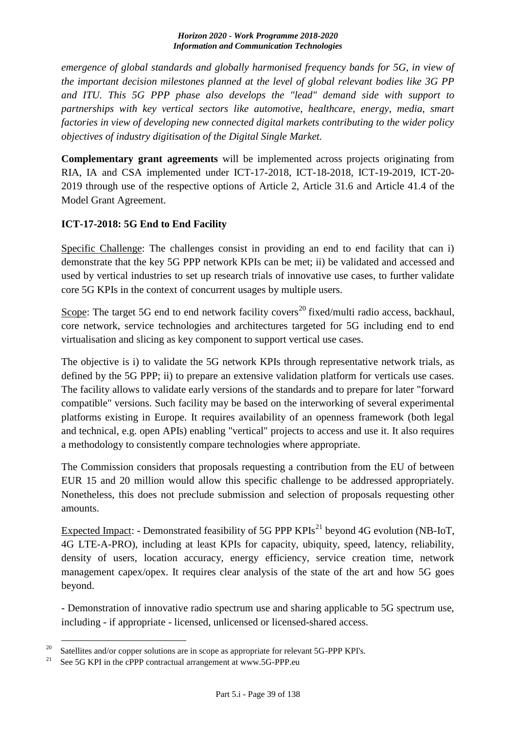*emergence of global standards and globally harmonised frequency bands for 5G, in view of the important decision milestones planned at the level of global relevant bodies like 3G PP and ITU. This 5G PPP phase also develops the "lead" demand side with support to partnerships with key vertical sectors like automotive, healthcare, energy, media, smart factories in view of developing new connected digital markets contributing to the wider policy objectives of industry digitisation of the Digital Single Market.*

**Complementary grant agreements** will be implemented across projects originating from RIA, IA and CSA implemented under ICT-17-2018, ICT-18-2018, ICT-19-2019, ICT-20-2019 through use of the respective options of Article 2, Article 31.6 and Article 41.4 of the Model Grant Agreement.

### ICT-17-2018: 5G End to End Facility

Specific Challenge: The challenges consist in providing an end to end facility that can i) demonstrate that the key 5G PPP network KPIs can be met; ii) be validated and accessed and used by vertical industries to set up research trials of innovative use cases, to further validate core 5G KPIs in the context of concurrent usages by multiple users.

Scope: The target 5G end to end network facility covers[20] fixed/multi radio access, backhaul, core network, service technologies and architectures targeted for 5G including end to end virtualisation and slicing as key component to support vertical use cases.

The objective is i) to validate the 5G network KPIs through representative network trials, as defined by the 5G PPP; ii) to prepare an extensive validation platform for verticals use cases. The facility allows to validate early versions of the standards and to prepare for later "forward compatible" versions. Such facility may be based on the interworking of several experimental platforms existing in Europe. It requires availability of an openness framework (both legal and technical, e.g. open APIs) enabling "vertical" projects to access and use it. It also requires a methodology to consistently compare technologies where appropriate.

The Commission considers that proposals requesting a contribution from the EU of between EUR 15 and 20 million would allow this specific challenge to be addressed appropriately. Nonetheless, this does not preclude submission and selection of proposals requesting other amounts.

Expected Impact: - Demonstrated feasibility of 5G PPP KPIs[21] beyond 4G evolution (NB-IoT, 4G LTE-A-PRO), including at least KPIs for capacity, ubiquity, speed, latency, reliability, density of users, location accuracy, energy efficiency, service creation time, network management capex/opex. It requires clear analysis of the state of the art and how 5G goes beyond.

- Demonstration of innovative radio spectrum use and sharing applicable to 5G spectrum use, including - if appropriate - licensed, unlicensed or licensed-shared access.

---

[20] Satellites and/or copper solutions are in scope as appropriate for relevant 5G-PPP KPI's.

[21] See 5G KPI in the cPPP contractual arrangement at www.5G-PPP.eu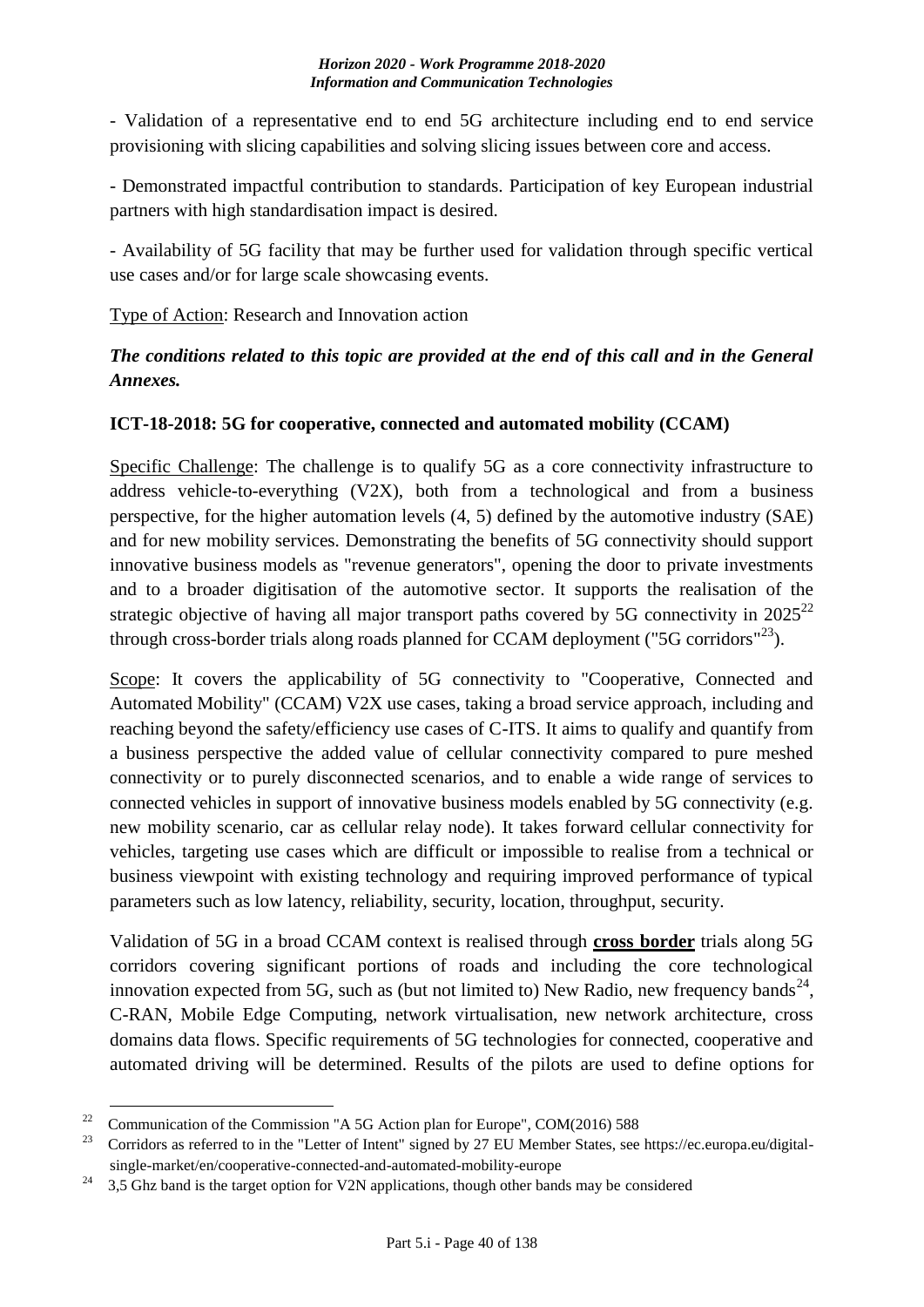- Validation of a representative end to end 5G architecture including end to end service provisioning with slicing capabilities and solving slicing issues between core and access.

- Demonstrated impactful contribution to standards. Participation of key European industrial partners with high standardisation impact is desired.

- Availability of 5G facility that may be further used for validation through specific vertical use cases and/or for large scale showcasing events.

Type of Action: Research and Innovation action

***The conditions related to this topic are provided at the end of this call and in the General Annexes.***

### ICT-18-2018: 5G for cooperative, connected and automated mobility (CCAM)

Specific Challenge: The challenge is to qualify 5G as a core connectivity infrastructure to address vehicle-to-everything (V2X), both from a technological and from a business perspective, for the higher automation levels (4, 5) defined by the automotive industry (SAE) and for new mobility services. Demonstrating the benefits of 5G connectivity should support innovative business models as "revenue generators", opening the door to private investments and to a broader digitisation of the automotive sector. It supports the realisation of the strategic objective of having all major transport paths covered by 5G connectivity in 2025[22] through cross-border trials along roads planned for CCAM deployment ("5G corridors"[23]).

Scope: It covers the applicability of 5G connectivity to "Cooperative, Connected and Automated Mobility" (CCAM) V2X use cases, taking a broad service approach, including and reaching beyond the safety/efficiency use cases of C-ITS. It aims to qualify and quantify from a business perspective the added value of cellular connectivity compared to pure meshed connectivity or to purely disconnected scenarios, and to enable a wide range of services to connected vehicles in support of innovative business models enabled by 5G connectivity (e.g. new mobility scenario, car as cellular relay node). It takes forward cellular connectivity for vehicles, targeting use cases which are difficult or impossible to realise from a technical or business viewpoint with existing technology and requiring improved performance of typical parameters such as low latency, reliability, security, location, throughput, security.

Validation of 5G in a broad CCAM context is realised through **cross border** trials along 5G corridors covering significant portions of roads and including the core technological innovation expected from 5G, such as (but not limited to) New Radio, new frequency bands[24], C-RAN, Mobile Edge Computing, network virtualisation, new network architecture, cross domains data flows. Specific requirements of 5G technologies for connected, cooperative and automated driving will be determined. Results of the pilots are used to define options for

---

[22] Communication of the Commission "A 5G Action plan for Europe", COM(2016) 588

[23] Corridors as referred to in the "Letter of Intent" signed by 27 EU Member States, see https://ec.europa.eu/digital-single-market/en/cooperative-connected-and-automated-mobility-europe

[24] 3,5 Ghz band is the target option for V2N applications, though other bands may be considered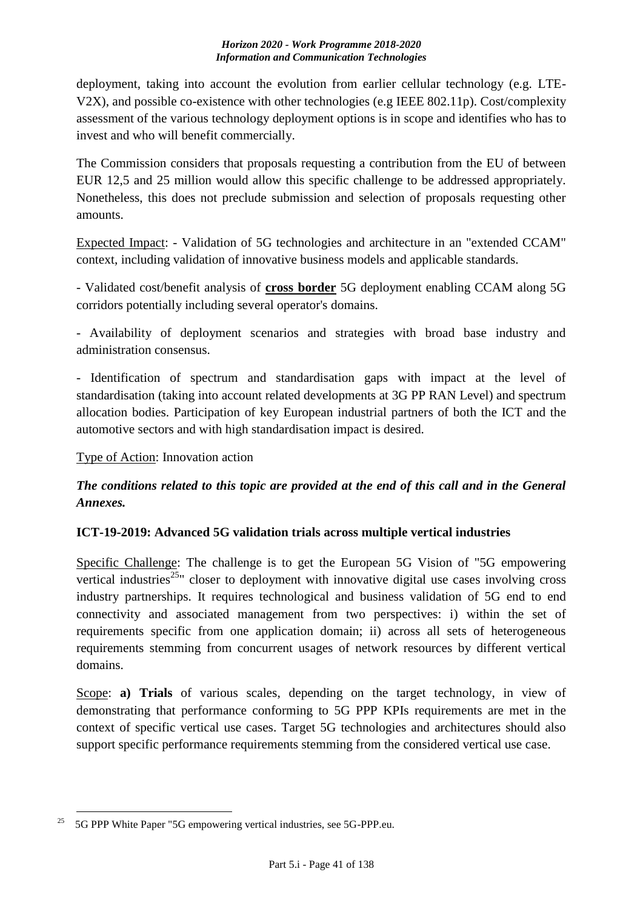deployment, taking into account the evolution from earlier cellular technology (e.g. LTE-V2X), and possible co-existence with other technologies (e.g IEEE 802.11p). Cost/complexity assessment of the various technology deployment options is in scope and identifies who has to invest and who will benefit commercially.

The Commission considers that proposals requesting a contribution from the EU of between EUR 12,5 and 25 million would allow this specific challenge to be addressed appropriately. Nonetheless, this does not preclude submission and selection of proposals requesting other amounts.

Expected Impact: - Validation of 5G technologies and architecture in an "extended CCAM" context, including validation of innovative business models and applicable standards.

- Validated cost/benefit analysis of **cross border** 5G deployment enabling CCAM along 5G corridors potentially including several operator's domains.

- Availability of deployment scenarios and strategies with broad base industry and administration consensus.

- Identification of spectrum and standardisation gaps with impact at the level of standardisation (taking into account related developments at 3G PP RAN Level) and spectrum allocation bodies. Participation of key European industrial partners of both the ICT and the automotive sectors and with high standardisation impact is desired.

Type of Action: Innovation action

***The conditions related to this topic are provided at the end of this call and in the General Annexes.***

### ICT-19-2019: Advanced 5G validation trials across multiple vertical industries

Specific Challenge: The challenge is to get the European 5G Vision of "5G empowering vertical industries[25]" closer to deployment with innovative digital use cases involving cross industry partnerships. It requires technological and business validation of 5G end to end connectivity and associated management from two perspectives: i) within the set of requirements specific from one application domain; ii) across all sets of heterogeneous requirements stemming from concurrent usages of network resources by different vertical domains.

Scope: **a) Trials** of various scales, depending on the target technology, in view of demonstrating that performance conforming to 5G PPP KPIs requirements are met in the context of specific vertical use cases. Target 5G technologies and architectures should also support specific performance requirements stemming from the considered vertical use case.

[25] 5G PPP White Paper "5G empowering vertical industries, see 5G-PPP.eu.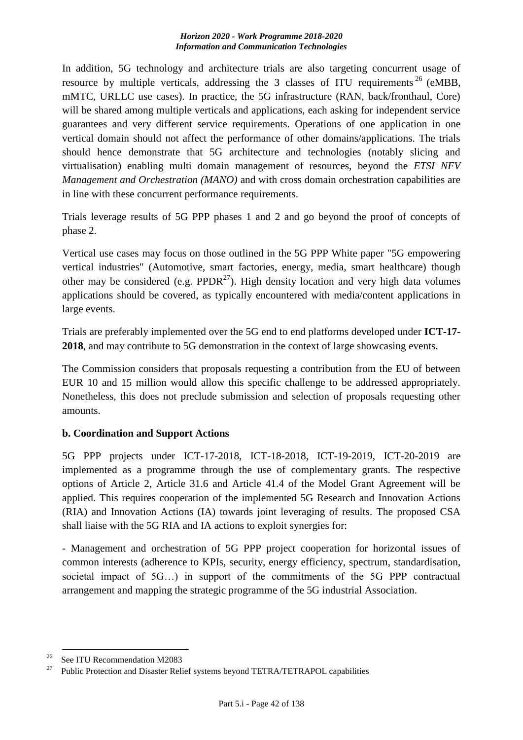In addition, 5G technology and architecture trials are also targeting concurrent usage of resource by multiple verticals, addressing the 3 classes of ITU requirements[26] (eMBB, mMTC, URLLC use cases). In practice, the 5G infrastructure (RAN, back/fronthaul, Core) will be shared among multiple verticals and applications, each asking for independent service guarantees and very different service requirements. Operations of one application in one vertical domain should not affect the performance of other domains/applications. The trials should hence demonstrate that 5G architecture and technologies (notably slicing and virtualisation) enabling multi domain management of resources, beyond the *ETSI NFV Management and Orchestration (MANO)* and with cross domain orchestration capabilities are in line with these concurrent performance requirements.

Trials leverage results of 5G PPP phases 1 and 2 and go beyond the proof of concepts of phase 2.

Vertical use cases may focus on those outlined in the 5G PPP White paper "5G empowering vertical industries" (Automotive, smart factories, energy, media, smart healthcare) though other may be considered (e.g. PPDR[27]). High density location and very high data volumes applications should be covered, as typically encountered with media/content applications in large events.

Trials are preferably implemented over the 5G end to end platforms developed under **ICT-17-2018**, and may contribute to 5G demonstration in the context of large showcasing events.

The Commission considers that proposals requesting a contribution from the EU of between EUR 10 and 15 million would allow this specific challenge to be addressed appropriately. Nonetheless, this does not preclude submission and selection of proposals requesting other amounts.

**b. Coordination and Support Actions**

5G PPP projects under ICT-17-2018, ICT-18-2018, ICT-19-2019, ICT-20-2019 are implemented as a programme through the use of complementary grants. The respective options of Article 2, Article 31.6 and Article 41.4 of the Model Grant Agreement will be applied. This requires cooperation of the implemented 5G Research and Innovation Actions (RIA) and Innovation Actions (IA) towards joint leveraging of results. The proposed CSA shall liaise with the 5G RIA and IA actions to exploit synergies for:

- Management and orchestration of 5G PPP project cooperation for horizontal issues of common interests (adherence to KPIs, security, energy efficiency, spectrum, standardisation, societal impact of 5G…) in support of the commitments of the 5G PPP contractual arrangement and mapping the strategic programme of the 5G industrial Association.

---

[26] See ITU Recommendation M2083

[27] Public Protection and Disaster Relief systems beyond TETRA/TETRAPOL capabilities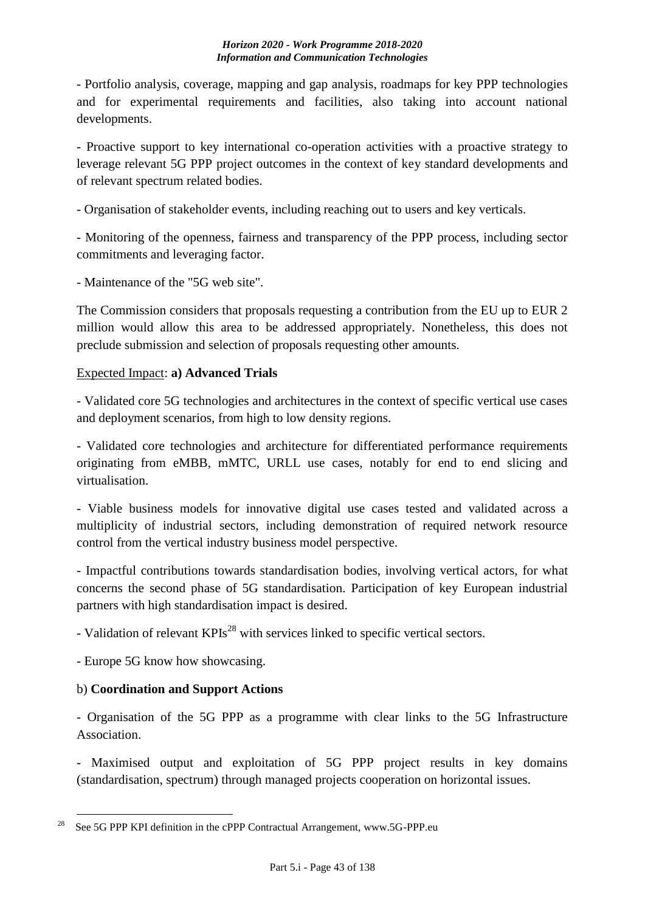- Portfolio analysis, coverage, mapping and gap analysis, roadmaps for key PPP technologies and for experimental requirements and facilities, also taking into account national developments.

- Proactive support to key international co-operation activities with a proactive strategy to leverage relevant 5G PPP project outcomes in the context of key standard developments and of relevant spectrum related bodies.

- Organisation of stakeholder events, including reaching out to users and key verticals.

- Monitoring of the openness, fairness and transparency of the PPP process, including sector commitments and leveraging factor.

- Maintenance of the "5G web site".

The Commission considers that proposals requesting a contribution from the EU up to EUR 2 million would allow this area to be addressed appropriately. Nonetheless, this does not preclude submission and selection of proposals requesting other amounts.

Expected Impact: **a) Advanced Trials**

- Validated core 5G technologies and architectures in the context of specific vertical use cases and deployment scenarios, from high to low density regions.

- Validated core technologies and architecture for differentiated performance requirements originating from eMBB, mMTC, URLL use cases, notably for end to end slicing and virtualisation.

- Viable business models for innovative digital use cases tested and validated across a multiplicity of industrial sectors, including demonstration of required network resource control from the vertical industry business model perspective.

- Impactful contributions towards standardisation bodies, involving vertical actors, for what concerns the second phase of 5G standardisation. Participation of key European industrial partners with high standardisation impact is desired.

- Validation of relevant KPIs[28] with services linked to specific vertical sectors.

- Europe 5G know how showcasing.

b) **Coordination and Support Actions**

- Organisation of the 5G PPP as a programme with clear links to the 5G Infrastructure Association.

- Maximised output and exploitation of 5G PPP project results in key domains (standardisation, spectrum) through managed projects cooperation on horizontal issues.

---

[28] See 5G PPP KPI definition in the cPPP Contractual Arrangement, www.5G-PPP.eu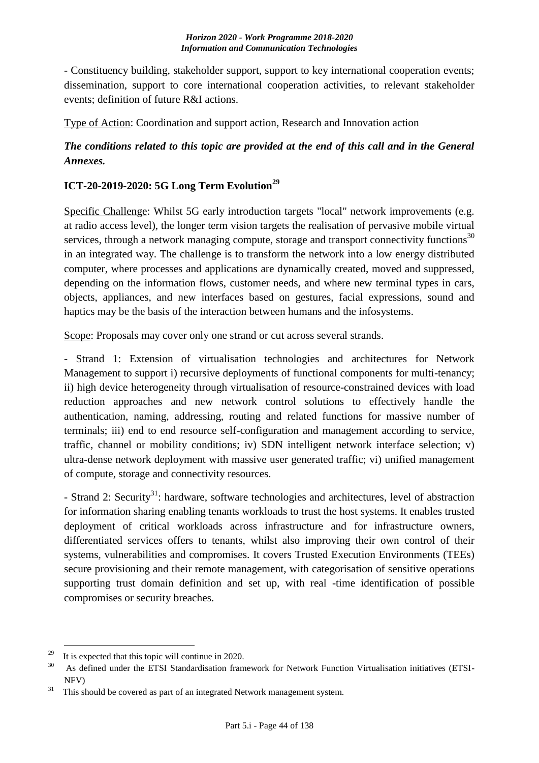- Constituency building, stakeholder support, support to key international cooperation events; dissemination, support to core international cooperation activities, to relevant stakeholder events; definition of future R&I actions.

Type of Action: Coordination and support action, Research and Innovation action

***The conditions related to this topic are provided at the end of this call and in the General Annexes.***

### ICT-20-2019-2020: 5G Long Term Evolution[29]

Specific Challenge: Whilst 5G early introduction targets "local" network improvements (e.g. at radio access level), the longer term vision targets the realisation of pervasive mobile virtual services, through a network managing compute, storage and transport connectivity functions[30] in an integrated way. The challenge is to transform the network into a low energy distributed computer, where processes and applications are dynamically created, moved and suppressed, depending on the information flows, customer needs, and where new terminal types in cars, objects, appliances, and new interfaces based on gestures, facial expressions, sound and haptics may be the basis of the interaction between humans and the infosystems.

Scope: Proposals may cover only one strand or cut across several strands.

- Strand 1: Extension of virtualisation technologies and architectures for Network Management to support i) recursive deployments of functional components for multi-tenancy; ii) high device heterogeneity through virtualisation of resource-constrained devices with load reduction approaches and new network control solutions to effectively handle the authentication, naming, addressing, routing and related functions for massive number of terminals; iii) end to end resource self-configuration and management according to service, traffic, channel or mobility conditions; iv) SDN intelligent network interface selection; v) ultra-dense network deployment with massive user generated traffic; vi) unified management of compute, storage and connectivity resources.

- Strand 2: Security[31]: hardware, software technologies and architectures, level of abstraction for information sharing enabling tenants workloads to trust the host systems. It enables trusted deployment of critical workloads across infrastructure and for infrastructure owners, differentiated services offers to tenants, whilst also improving their own control of their systems, vulnerabilities and compromises. It covers Trusted Execution Environments (TEEs) secure provisioning and their remote management, with categorisation of sensitive operations supporting trust domain definition and set up, with real -time identification of possible compromises or security breaches.

---

[29] It is expected that this topic will continue in 2020.

[30] As defined under the ETSI Standardisation framework for Network Function Virtualisation initiatives (ETSI-NFV)

[31] This should be covered as part of an integrated Network management system.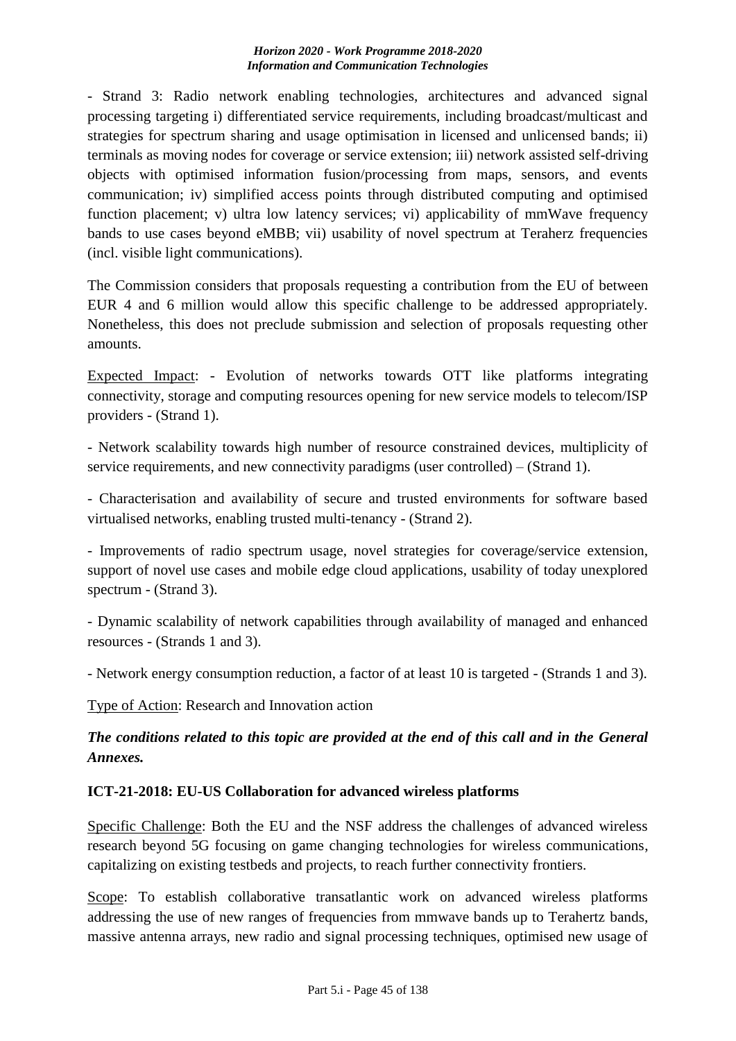- Strand 3: Radio network enabling technologies, architectures and advanced signal processing targeting i) differentiated service requirements, including broadcast/multicast and strategies for spectrum sharing and usage optimisation in licensed and unlicensed bands; ii) terminals as moving nodes for coverage or service extension; iii) network assisted self-driving objects with optimised information fusion/processing from maps, sensors, and events communication; iv) simplified access points through distributed computing and optimised function placement; v) ultra low latency services; vi) applicability of mmWave frequency bands to use cases beyond eMBB; vii) usability of novel spectrum at Teraherz frequencies (incl. visible light communications).

The Commission considers that proposals requesting a contribution from the EU of between EUR 4 and 6 million would allow this specific challenge to be addressed appropriately. Nonetheless, this does not preclude submission and selection of proposals requesting other amounts.

Expected Impact: - Evolution of networks towards OTT like platforms integrating connectivity, storage and computing resources opening for new service models to telecom/ISP providers - (Strand 1).

- Network scalability towards high number of resource constrained devices, multiplicity of service requirements, and new connectivity paradigms (user controlled) – (Strand 1).

- Characterisation and availability of secure and trusted environments for software based virtualised networks, enabling trusted multi-tenancy - (Strand 2).

- Improvements of radio spectrum usage, novel strategies for coverage/service extension, support of novel use cases and mobile edge cloud applications, usability of today unexplored spectrum - (Strand 3).

- Dynamic scalability of network capabilities through availability of managed and enhanced resources - (Strands 1 and 3).

- Network energy consumption reduction, a factor of at least 10 is targeted - (Strands 1 and 3).

Type of Action: Research and Innovation action

***The conditions related to this topic are provided at the end of this call and in the General Annexes.***

### ICT-21-2018: EU-US Collaboration for advanced wireless platforms

Specific Challenge: Both the EU and the NSF address the challenges of advanced wireless research beyond 5G focusing on game changing technologies for wireless communications, capitalizing on existing testbeds and projects, to reach further connectivity frontiers.

Scope: To establish collaborative transatlantic work on advanced wireless platforms addressing the use of new ranges of frequencies from mmwave bands up to Terahertz bands, massive antenna arrays, new radio and signal processing techniques, optimised new usage of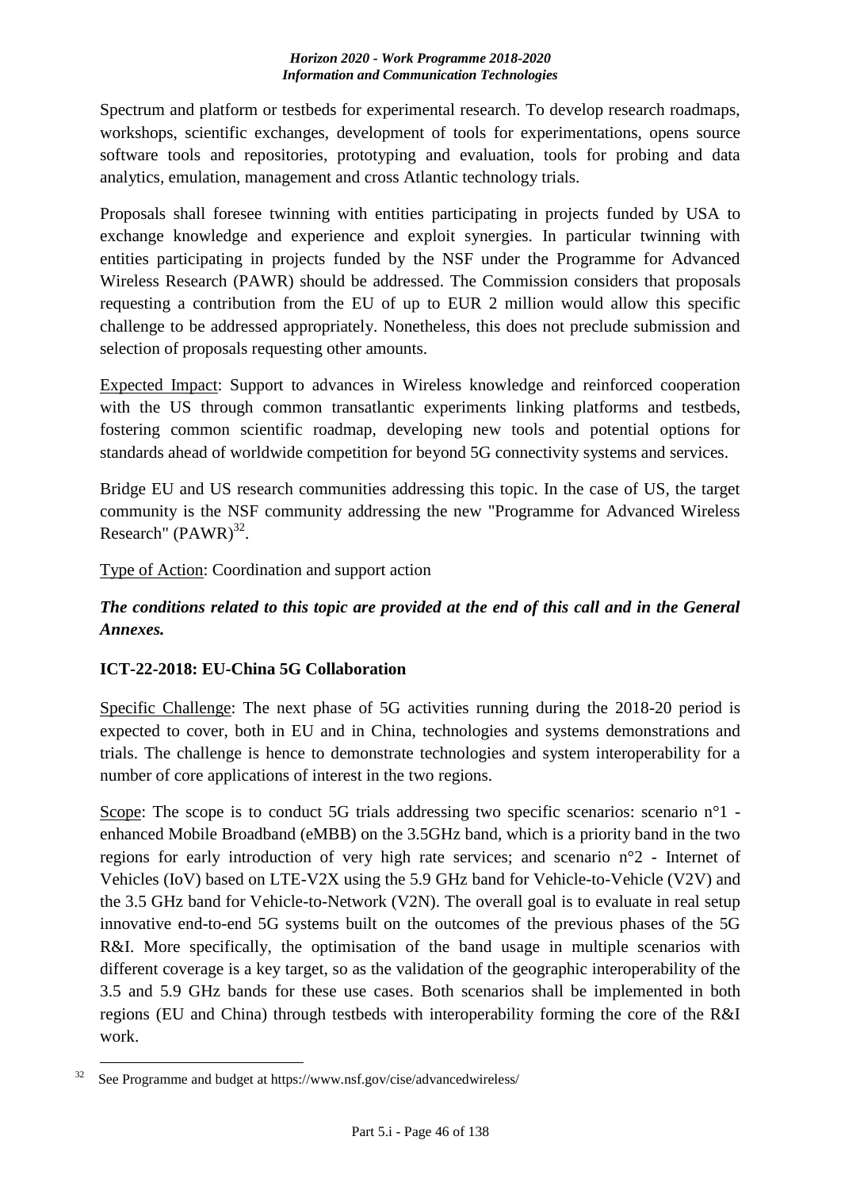Spectrum and platform or testbeds for experimental research. To develop research roadmaps, workshops, scientific exchanges, development of tools for experimentations, opens source software tools and repositories, prototyping and evaluation, tools for probing and data analytics, emulation, management and cross Atlantic technology trials.

Proposals shall foresee twinning with entities participating in projects funded by USA to exchange knowledge and experience and exploit synergies. In particular twinning with entities participating in projects funded by the NSF under the Programme for Advanced Wireless Research (PAWR) should be addressed. The Commission considers that proposals requesting a contribution from the EU of up to EUR 2 million would allow this specific challenge to be addressed appropriately. Nonetheless, this does not preclude submission and selection of proposals requesting other amounts.

Expected Impact: Support to advances in Wireless knowledge and reinforced cooperation with the US through common transatlantic experiments linking platforms and testbeds, fostering common scientific roadmap, developing new tools and potential options for standards ahead of worldwide competition for beyond 5G connectivity systems and services.

Bridge EU and US research communities addressing this topic. In the case of US, the target community is the NSF community addressing the new "Programme for Advanced Wireless Research" (PAWR)[32].

Type of Action: Coordination and support action

***The conditions related to this topic are provided at the end of this call and in the General Annexes.***

**ICT-22-2018: EU-China 5G Collaboration**

Specific Challenge: The next phase of 5G activities running during the 2018-20 period is expected to cover, both in EU and in China, technologies and systems demonstrations and trials. The challenge is hence to demonstrate technologies and system interoperability for a number of core applications of interest in the two regions.

Scope: The scope is to conduct 5G trials addressing two specific scenarios: scenario n°1 - enhanced Mobile Broadband (eMBB) on the 3.5GHz band, which is a priority band in the two regions for early introduction of very high rate services; and scenario n°2 - Internet of Vehicles (IoV) based on LTE-V2X using the 5.9 GHz band for Vehicle-to-Vehicle (V2V) and the 3.5 GHz band for Vehicle-to-Network (V2N). The overall goal is to evaluate in real setup innovative end-to-end 5G systems built on the outcomes of the previous phases of the 5G R&I. More specifically, the optimisation of the band usage in multiple scenarios with different coverage is a key target, so as the validation of the geographic interoperability of the 3.5 and 5.9 GHz bands for these use cases. Both scenarios shall be implemented in both regions (EU and China) through testbeds with interoperability forming the core of the R&I work.

---

[32] See Programme and budget at https://www.nsf.gov/cise/advancedwireless/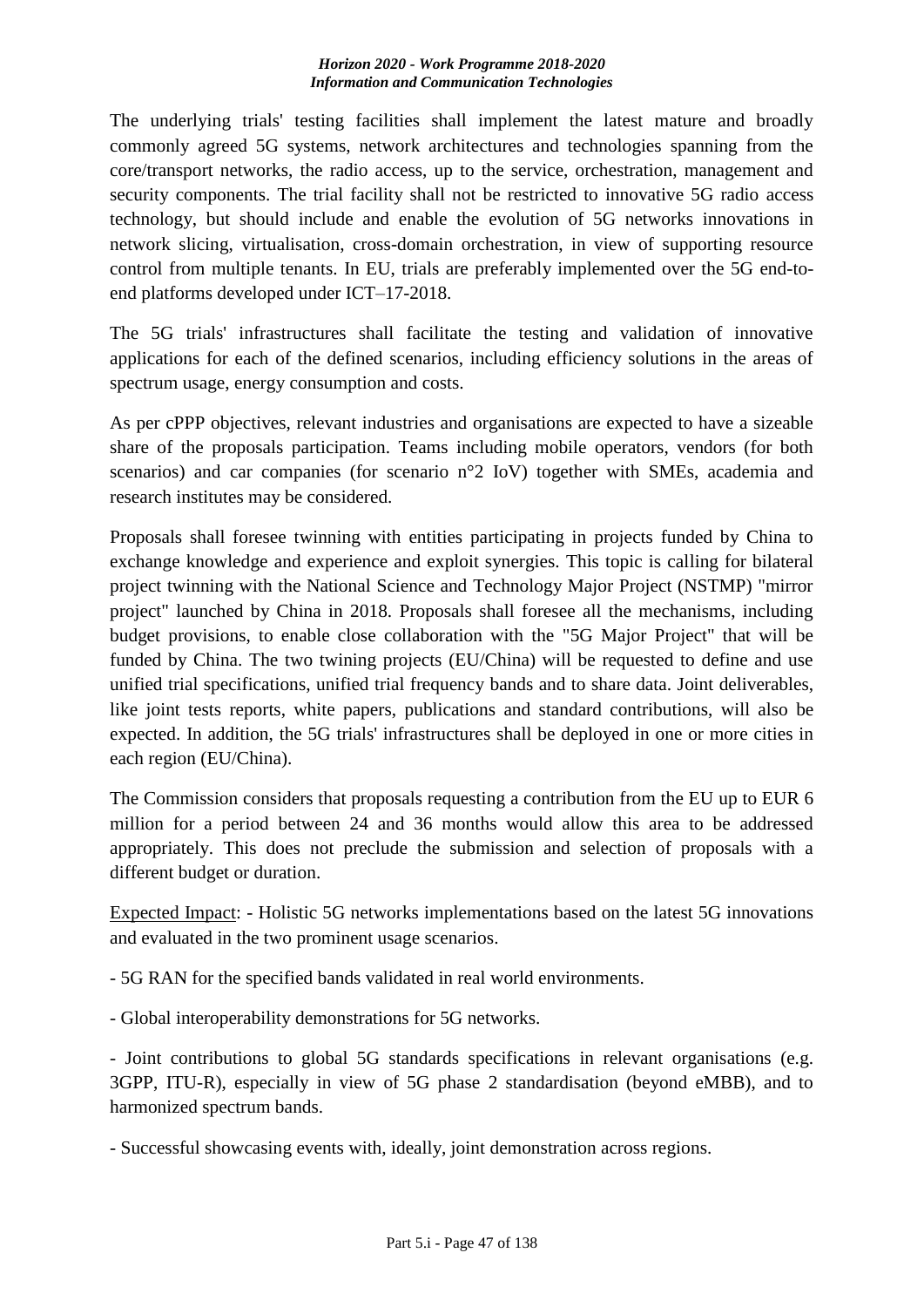The underlying trials' testing facilities shall implement the latest mature and broadly commonly agreed 5G systems, network architectures and technologies spanning from the core/transport networks, the radio access, up to the service, orchestration, management and security components. The trial facility shall not be restricted to innovative 5G radio access technology, but should include and enable the evolution of 5G networks innovations in network slicing, virtualisation, cross-domain orchestration, in view of supporting resource control from multiple tenants. In EU, trials are preferably implemented over the 5G end-to-end platforms developed under ICT–17-2018.

The 5G trials' infrastructures shall facilitate the testing and validation of innovative applications for each of the defined scenarios, including efficiency solutions in the areas of spectrum usage, energy consumption and costs.

As per cPPP objectives, relevant industries and organisations are expected to have a sizeable share of the proposals participation. Teams including mobile operators, vendors (for both scenarios) and car companies (for scenario n°2 IoV) together with SMEs, academia and research institutes may be considered.

Proposals shall foresee twinning with entities participating in projects funded by China to exchange knowledge and experience and exploit synergies. This topic is calling for bilateral project twinning with the National Science and Technology Major Project (NSTMP) "mirror project" launched by China in 2018. Proposals shall foresee all the mechanisms, including budget provisions, to enable close collaboration with the "5G Major Project" that will be funded by China. The two twining projects (EU/China) will be requested to define and use unified trial specifications, unified trial frequency bands and to share data. Joint deliverables, like joint tests reports, white papers, publications and standard contributions, will also be expected. In addition, the 5G trials' infrastructures shall be deployed in one or more cities in each region (EU/China).

The Commission considers that proposals requesting a contribution from the EU up to EUR 6 million for a period between 24 and 36 months would allow this area to be addressed appropriately. This does not preclude the submission and selection of proposals with a different budget or duration.

Expected Impact: - Holistic 5G networks implementations based on the latest 5G innovations and evaluated in the two prominent usage scenarios.

- 5G RAN for the specified bands validated in real world environments.

- Global interoperability demonstrations for 5G networks.

- Joint contributions to global 5G standards specifications in relevant organisations (e.g. 3GPP, ITU-R), especially in view of 5G phase 2 standardisation (beyond eMBB), and to harmonized spectrum bands.

- Successful showcasing events with, ideally, joint demonstration across regions.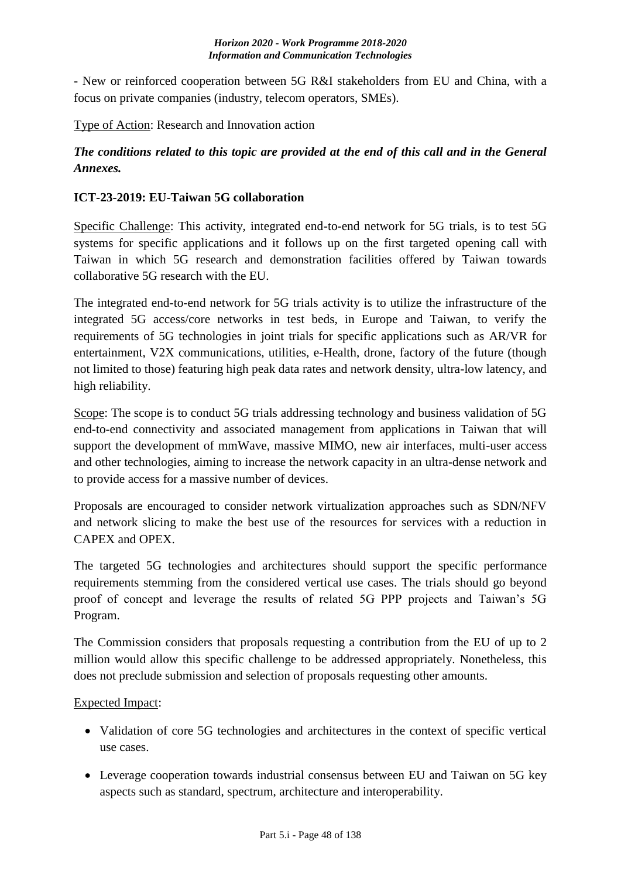- New or reinforced cooperation between 5G R&I stakeholders from EU and China, with a focus on private companies (industry, telecom operators, SMEs).

Type of Action: Research and Innovation action

***The conditions related to this topic are provided at the end of this call and in the General Annexes.***

**ICT-23-2019: EU-Taiwan 5G collaboration**

Specific Challenge: This activity, integrated end-to-end network for 5G trials, is to test 5G systems for specific applications and it follows up on the first targeted opening call with Taiwan in which 5G research and demonstration facilities offered by Taiwan towards collaborative 5G research with the EU.

The integrated end-to-end network for 5G trials activity is to utilize the infrastructure of the integrated 5G access/core networks in test beds, in Europe and Taiwan, to verify the requirements of 5G technologies in joint trials for specific applications such as AR/VR for entertainment, V2X communications, utilities, e-Health, drone, factory of the future (though not limited to those) featuring high peak data rates and network density, ultra-low latency, and high reliability.

Scope: The scope is to conduct 5G trials addressing technology and business validation of 5G end-to-end connectivity and associated management from applications in Taiwan that will support the development of mmWave, massive MIMO, new air interfaces, multi-user access and other technologies, aiming to increase the network capacity in an ultra-dense network and to provide access for a massive number of devices.

Proposals are encouraged to consider network virtualization approaches such as SDN/NFV and network slicing to make the best use of the resources for services with a reduction in CAPEX and OPEX.

The targeted 5G technologies and architectures should support the specific performance requirements stemming from the considered vertical use cases. The trials should go beyond proof of concept and leverage the results of related 5G PPP projects and Taiwan's 5G Program.

The Commission considers that proposals requesting a contribution from the EU of up to 2 million would allow this specific challenge to be addressed appropriately. Nonetheless, this does not preclude submission and selection of proposals requesting other amounts.

Expected Impact:

- Validation of core 5G technologies and architectures in the context of specific vertical use cases.
- Leverage cooperation towards industrial consensus between EU and Taiwan on 5G key aspects such as standard, spectrum, architecture and interoperability.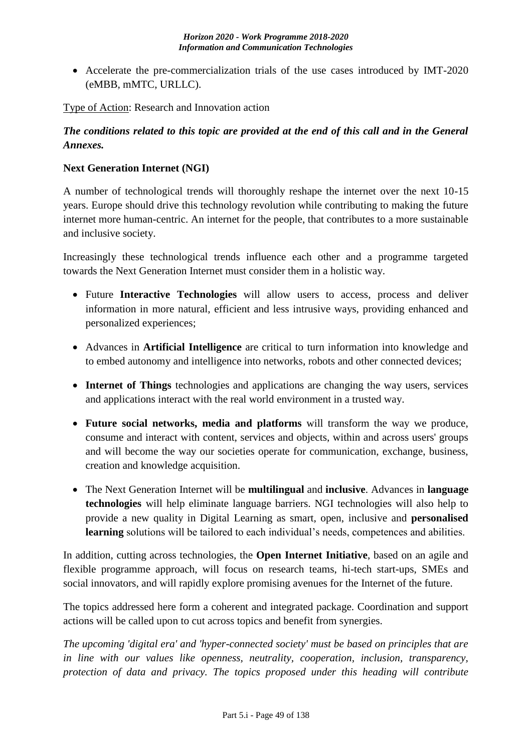- Accelerate the pre-commercialization trials of the use cases introduced by IMT-2020 (eMBB, mMTC, URLLC).

Type of Action: Research and Innovation action

***The conditions related to this topic are provided at the end of this call and in the General Annexes.***

**Next Generation Internet (NGI)**

A number of technological trends will thoroughly reshape the internet over the next 10-15 years. Europe should drive this technology revolution while contributing to making the future internet more human-centric. An internet for the people, that contributes to a more sustainable and inclusive society.

Increasingly these technological trends influence each other and a programme targeted towards the Next Generation Internet must consider them in a holistic way.

- Future **Interactive Technologies** will allow users to access, process and deliver information in more natural, efficient and less intrusive ways, providing enhanced and personalized experiences;

- Advances in **Artificial Intelligence** are critical to turn information into knowledge and to embed autonomy and intelligence into networks, robots and other connected devices;

- **Internet of Things** technologies and applications are changing the way users, services and applications interact with the real world environment in a trusted way.

- **Future social networks, media and platforms** will transform the way we produce, consume and interact with content, services and objects, within and across users' groups and will become the way our societies operate for communication, exchange, business, creation and knowledge acquisition.

- The Next Generation Internet will be **multilingual** and **inclusive**. Advances in **language technologies** will help eliminate language barriers. NGI technologies will also help to provide a new quality in Digital Learning as smart, open, inclusive and **personalised learning** solutions will be tailored to each individual's needs, competences and abilities.

In addition, cutting across technologies, the **Open Internet Initiative**, based on an agile and flexible programme approach, will focus on research teams, hi-tech start-ups, SMEs and social innovators, and will rapidly explore promising avenues for the Internet of the future.

The topics addressed here form a coherent and integrated package. Coordination and support actions will be called upon to cut across topics and benefit from synergies.

*The upcoming 'digital era' and 'hyper-connected society' must be based on principles that are in line with our values like openness, neutrality, cooperation, inclusion, transparency, protection of data and privacy. The topics proposed under this heading will contribute*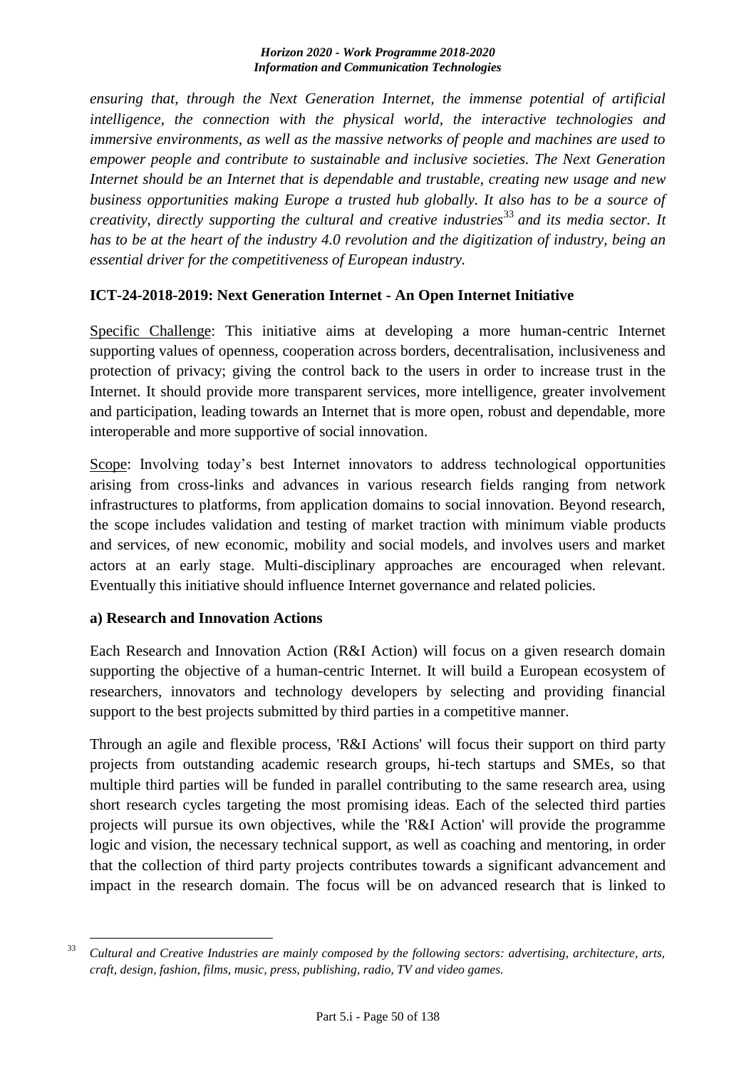*ensuring that, through the Next Generation Internet, the immense potential of artificial intelligence, the connection with the physical world, the interactive technologies and immersive environments, as well as the massive networks of people and machines are used to empower people and contribute to sustainable and inclusive societies. The Next Generation Internet should be an Internet that is dependable and trustable, creating new usage and new business opportunities making Europe a trusted hub globally. It also has to be a source of creativity, directly supporting the cultural and creative industries*[33] *and its media sector. It has to be at the heart of the industry 4.0 revolution and the digitization of industry, being an essential driver for the competitiveness of European industry.*

## ICT-24-2018-2019: Next Generation Internet - An Open Internet Initiative

Specific Challenge: This initiative aims at developing a more human-centric Internet supporting values of openness, cooperation across borders, decentralisation, inclusiveness and protection of privacy; giving the control back to the users in order to increase trust in the Internet. It should provide more transparent services, more intelligence, greater involvement and participation, leading towards an Internet that is more open, robust and dependable, more interoperable and more supportive of social innovation.

Scope: Involving today's best Internet innovators to address technological opportunities arising from cross-links and advances in various research fields ranging from network infrastructures to platforms, from application domains to social innovation. Beyond research, the scope includes validation and testing of market traction with minimum viable products and services, of new economic, mobility and social models, and involves users and market actors at an early stage. Multi-disciplinary approaches are encouraged when relevant. Eventually this initiative should influence Internet governance and related policies.

### a) Research and Innovation Actions

Each Research and Innovation Action (R&I Action) will focus on a given research domain supporting the objective of a human-centric Internet. It will build a European ecosystem of researchers, innovators and technology developers by selecting and providing financial support to the best projects submitted by third parties in a competitive manner.

Through an agile and flexible process, 'R&I Actions' will focus their support on third party projects from outstanding academic research groups, hi-tech startups and SMEs, so that multiple third parties will be funded in parallel contributing to the same research area, using short research cycles targeting the most promising ideas. Each of the selected third parties projects will pursue its own objectives, while the 'R&I Action' will provide the programme logic and vision, the necessary technical support, as well as coaching and mentoring, in order that the collection of third party projects contributes towards a significant advancement and impact in the research domain. The focus will be on advanced research that is linked to

---

[33] *Cultural and Creative Industries are mainly composed by the following sectors: advertising, architecture, arts, craft, design, fashion, films, music, press, publishing, radio, TV and video games.*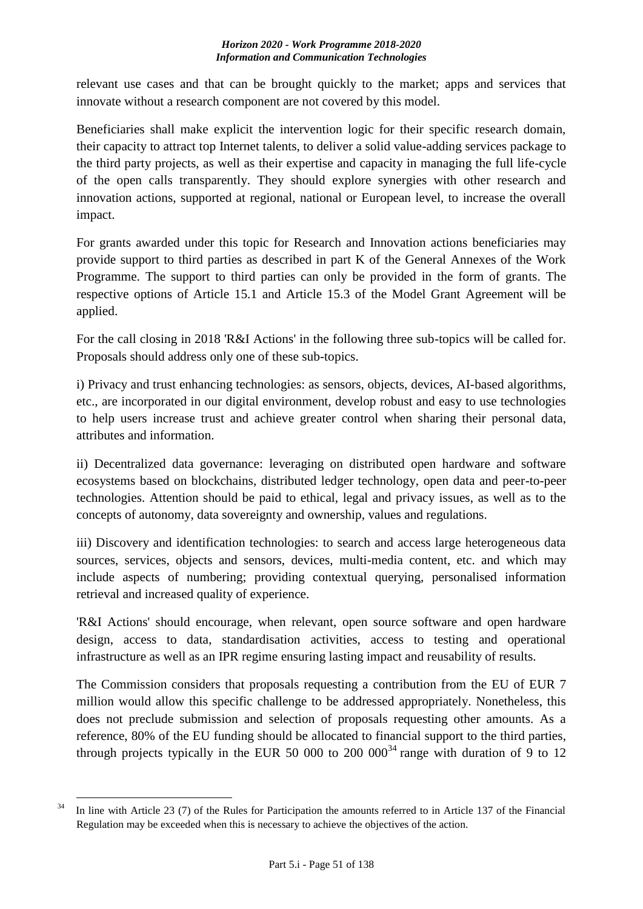relevant use cases and that can be brought quickly to the market; apps and services that innovate without a research component are not covered by this model.

Beneficiaries shall make explicit the intervention logic for their specific research domain, their capacity to attract top Internet talents, to deliver a solid value-adding services package to the third party projects, as well as their expertise and capacity in managing the full life-cycle of the open calls transparently. They should explore synergies with other research and innovation actions, supported at regional, national or European level, to increase the overall impact.

For grants awarded under this topic for Research and Innovation actions beneficiaries may provide support to third parties as described in part K of the General Annexes of the Work Programme. The support to third parties can only be provided in the form of grants. The respective options of Article 15.1 and Article 15.3 of the Model Grant Agreement will be applied.

For the call closing in 2018 'R&I Actions' in the following three sub-topics will be called for. Proposals should address only one of these sub-topics.

i) Privacy and trust enhancing technologies: as sensors, objects, devices, AI-based algorithms, etc., are incorporated in our digital environment, develop robust and easy to use technologies to help users increase trust and achieve greater control when sharing their personal data, attributes and information.

ii) Decentralized data governance: leveraging on distributed open hardware and software ecosystems based on blockchains, distributed ledger technology, open data and peer-to-peer technologies. Attention should be paid to ethical, legal and privacy issues, as well as to the concepts of autonomy, data sovereignty and ownership, values and regulations.

iii) Discovery and identification technologies: to search and access large heterogeneous data sources, services, objects and sensors, devices, multi-media content, etc. and which may include aspects of numbering; providing contextual querying, personalised information retrieval and increased quality of experience.

'R&I Actions' should encourage, when relevant, open source software and open hardware design, access to data, standardisation activities, access to testing and operational infrastructure as well as an IPR regime ensuring lasting impact and reusability of results.

The Commission considers that proposals requesting a contribution from the EU of EUR 7 million would allow this specific challenge to be addressed appropriately. Nonetheless, this does not preclude submission and selection of proposals requesting other amounts. As a reference, 80% of the EU funding should be allocated to financial support to the third parties, through projects typically in the EUR 50 000 to 200 000[34] range with duration of 9 to 12

[34] In line with Article 23 (7) of the Rules for Participation the amounts referred to in Article 137 of the Financial Regulation may be exceeded when this is necessary to achieve the objectives of the action.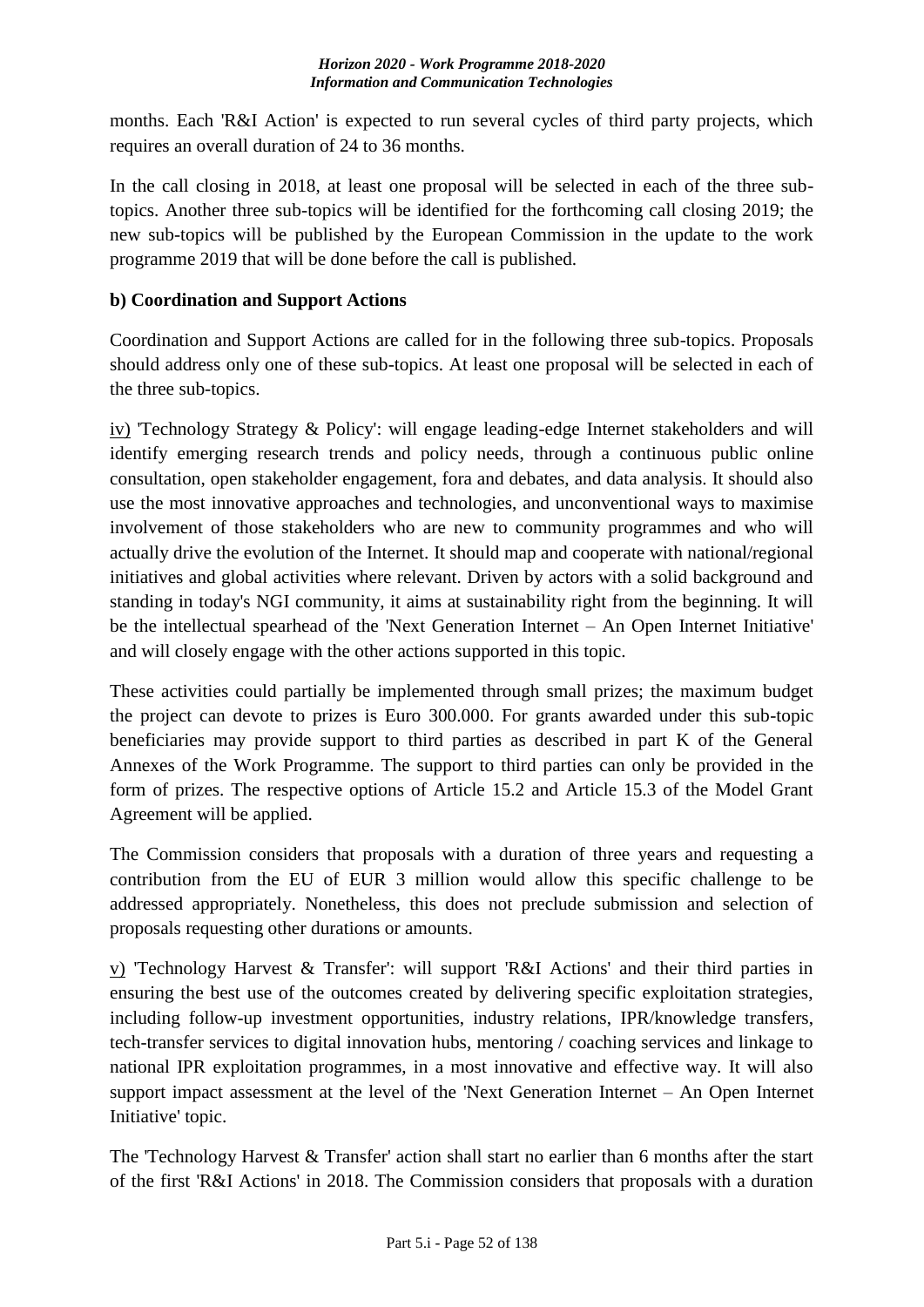months. Each 'R&I Action' is expected to run several cycles of third party projects, which requires an overall duration of 24 to 36 months.

In the call closing in 2018, at least one proposal will be selected in each of the three sub-topics. Another three sub-topics will be identified for the forthcoming call closing 2019; the new sub-topics will be published by the European Commission in the update to the work programme 2019 that will be done before the call is published.

**b) Coordination and Support Actions**

Coordination and Support Actions are called for in the following three sub-topics. Proposals should address only one of these sub-topics. At least one proposal will be selected in each of the three sub-topics.

iv) 'Technology Strategy & Policy': will engage leading-edge Internet stakeholders and will identify emerging research trends and policy needs, through a continuous public online consultation, open stakeholder engagement, fora and debates, and data analysis. It should also use the most innovative approaches and technologies, and unconventional ways to maximise involvement of those stakeholders who are new to community programmes and who will actually drive the evolution of the Internet. It should map and cooperate with national/regional initiatives and global activities where relevant. Driven by actors with a solid background and standing in today's NGI community, it aims at sustainability right from the beginning. It will be the intellectual spearhead of the 'Next Generation Internet – An Open Internet Initiative' and will closely engage with the other actions supported in this topic.

These activities could partially be implemented through small prizes; the maximum budget the project can devote to prizes is Euro 300.000. For grants awarded under this sub-topic beneficiaries may provide support to third parties as described in part K of the General Annexes of the Work Programme. The support to third parties can only be provided in the form of prizes. The respective options of Article 15.2 and Article 15.3 of the Model Grant Agreement will be applied.

The Commission considers that proposals with a duration of three years and requesting a contribution from the EU of EUR 3 million would allow this specific challenge to be addressed appropriately. Nonetheless, this does not preclude submission and selection of proposals requesting other durations or amounts.

v) 'Technology Harvest & Transfer': will support 'R&I Actions' and their third parties in ensuring the best use of the outcomes created by delivering specific exploitation strategies, including follow-up investment opportunities, industry relations, IPR/knowledge transfers, tech-transfer services to digital innovation hubs, mentoring / coaching services and linkage to national IPR exploitation programmes, in a most innovative and effective way. It will also support impact assessment at the level of the 'Next Generation Internet – An Open Internet Initiative' topic.

The 'Technology Harvest & Transfer' action shall start no earlier than 6 months after the start of the first 'R&I Actions' in 2018. The Commission considers that proposals with a duration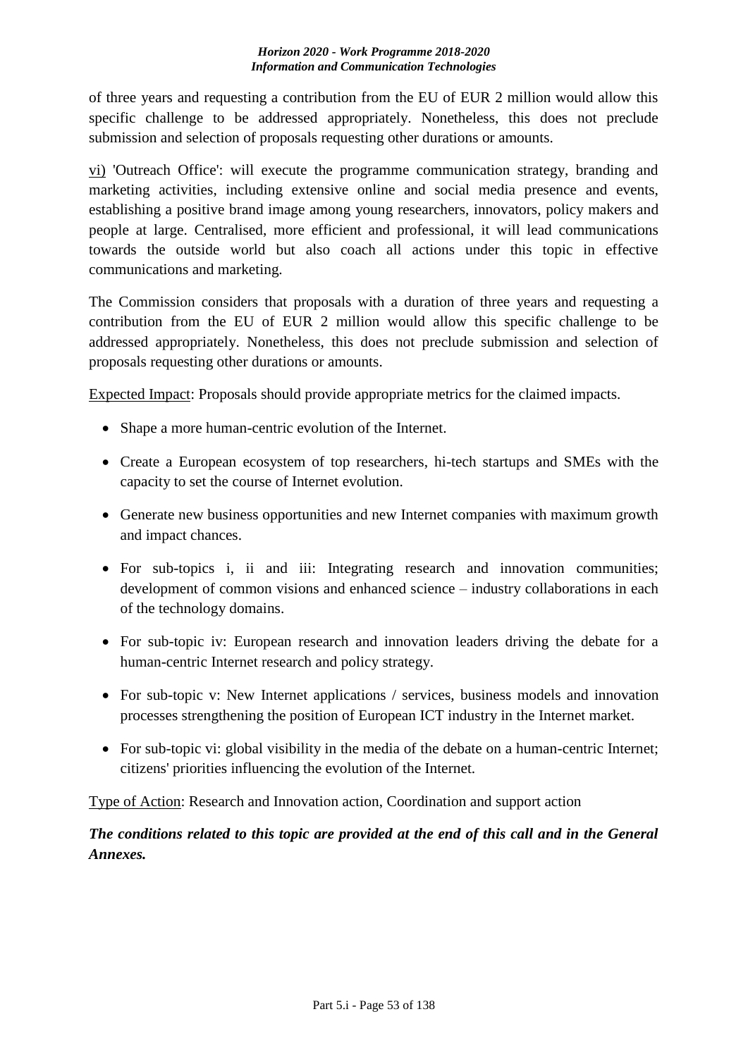of three years and requesting a contribution from the EU of EUR 2 million would allow this specific challenge to be addressed appropriately. Nonetheless, this does not preclude submission and selection of proposals requesting other durations or amounts.

vi) 'Outreach Office': will execute the programme communication strategy, branding and marketing activities, including extensive online and social media presence and events, establishing a positive brand image among young researchers, innovators, policy makers and people at large. Centralised, more efficient and professional, it will lead communications towards the outside world but also coach all actions under this topic in effective communications and marketing.

The Commission considers that proposals with a duration of three years and requesting a contribution from the EU of EUR 2 million would allow this specific challenge to be addressed appropriately. Nonetheless, this does not preclude submission and selection of proposals requesting other durations or amounts.

Expected Impact: Proposals should provide appropriate metrics for the claimed impacts.

- Shape a more human-centric evolution of the Internet.
- Create a European ecosystem of top researchers, hi-tech startups and SMEs with the capacity to set the course of Internet evolution.
- Generate new business opportunities and new Internet companies with maximum growth and impact chances.
- For sub-topics i, ii and iii: Integrating research and innovation communities; development of common visions and enhanced science – industry collaborations in each of the technology domains.
- For sub-topic iv: European research and innovation leaders driving the debate for a human-centric Internet research and policy strategy.
- For sub-topic v: New Internet applications / services, business models and innovation processes strengthening the position of European ICT industry in the Internet market.
- For sub-topic vi: global visibility in the media of the debate on a human-centric Internet; citizens' priorities influencing the evolution of the Internet.

Type of Action: Research and Innovation action, Coordination and support action

***The conditions related to this topic are provided at the end of this call and in the General Annexes.***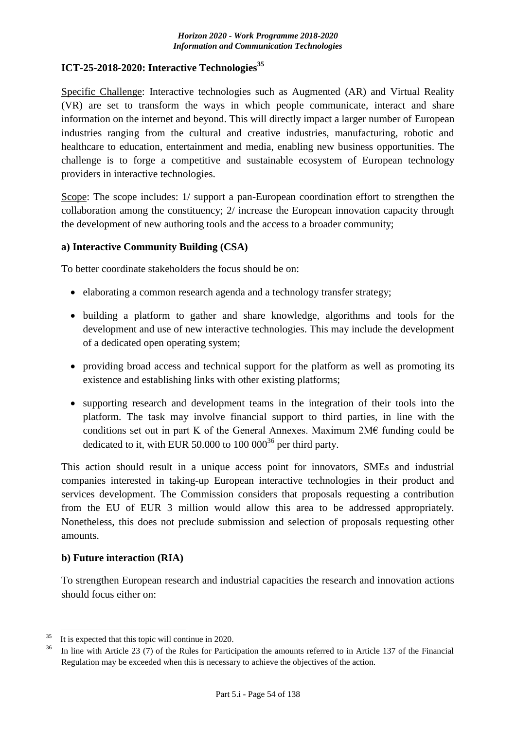### ICT-25-2018-2020: Interactive Technologies[35]

Specific Challenge: Interactive technologies such as Augmented (AR) and Virtual Reality (VR) are set to transform the ways in which people communicate, interact and share information on the internet and beyond. This will directly impact a larger number of European industries ranging from the cultural and creative industries, manufacturing, robotic and healthcare to education, entertainment and media, enabling new business opportunities. The challenge is to forge a competitive and sustainable ecosystem of European technology providers in interactive technologies.

Scope: The scope includes: 1/ support a pan-European coordination effort to strengthen the collaboration among the constituency; 2/ increase the European innovation capacity through the development of new authoring tools and the access to a broader community;

#### a) Interactive Community Building (CSA)

To better coordinate stakeholders the focus should be on:

- elaborating a common research agenda and a technology transfer strategy;
- building a platform to gather and share knowledge, algorithms and tools for the development and use of new interactive technologies. This may include the development of a dedicated open operating system;
- providing broad access and technical support for the platform as well as promoting its existence and establishing links with other existing platforms;
- supporting research and development teams in the integration of their tools into the platform. The task may involve financial support to third parties, in line with the conditions set out in part K of the General Annexes. Maximum 2M€ funding could be dedicated to it, with EUR 50.000 to 100 000[36] per third party.

This action should result in a unique access point for innovators, SMEs and industrial companies interested in taking-up European interactive technologies in their product and services development. The Commission considers that proposals requesting a contribution from the EU of EUR 3 million would allow this area to be addressed appropriately. Nonetheless, this does not preclude submission and selection of proposals requesting other amounts.

#### b) Future interaction (RIA)

To strengthen European research and industrial capacities the research and innovation actions should focus either on:

---

[35] It is expected that this topic will continue in 2020.

[36] In line with Article 23 (7) of the Rules for Participation the amounts referred to in Article 137 of the Financial Regulation may be exceeded when this is necessary to achieve the objectives of the action.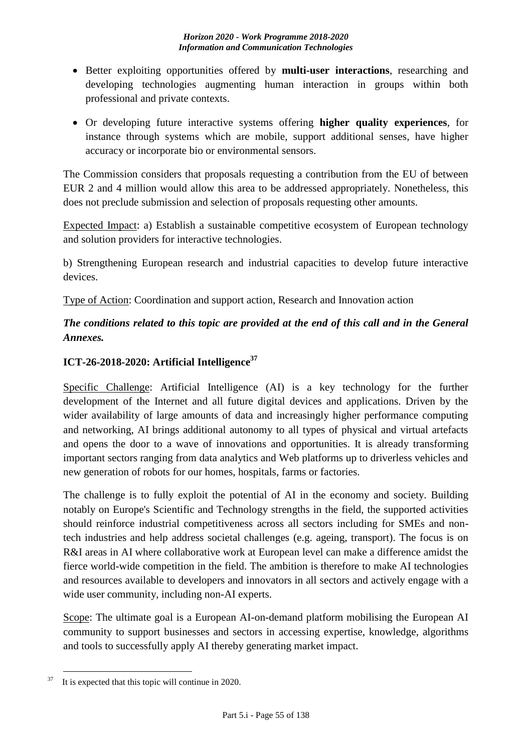- Better exploiting opportunities offered by **multi-user interactions**, researching and developing technologies augmenting human interaction in groups within both professional and private contexts.
- Or developing future interactive systems offering **higher quality experiences**, for instance through systems which are mobile, support additional senses, have higher accuracy or incorporate bio or environmental sensors.

The Commission considers that proposals requesting a contribution from the EU of between EUR 2 and 4 million would allow this area to be addressed appropriately. Nonetheless, this does not preclude submission and selection of proposals requesting other amounts.

Expected Impact: a) Establish a sustainable competitive ecosystem of European technology and solution providers for interactive technologies.

b) Strengthening European research and industrial capacities to develop future interactive devices.

Type of Action: Coordination and support action, Research and Innovation action

***The conditions related to this topic are provided at the end of this call and in the General Annexes.***

### ICT-26-2018-2020: Artificial Intelligence[37]

Specific Challenge: Artificial Intelligence (AI) is a key technology for the further development of the Internet and all future digital devices and applications. Driven by the wider availability of large amounts of data and increasingly higher performance computing and networking, AI brings additional autonomy to all types of physical and virtual artefacts and opens the door to a wave of innovations and opportunities. It is already transforming important sectors ranging from data analytics and Web platforms up to driverless vehicles and new generation of robots for our homes, hospitals, farms or factories.

The challenge is to fully exploit the potential of AI in the economy and society. Building notably on Europe's Scientific and Technology strengths in the field, the supported activities should reinforce industrial competitiveness across all sectors including for SMEs and non-tech industries and help address societal challenges (e.g. ageing, transport). The focus is on R&I areas in AI where collaborative work at European level can make a difference amidst the fierce world-wide competition in the field. The ambition is therefore to make AI technologies and resources available to developers and innovators in all sectors and actively engage with a wide user community, including non-AI experts.

Scope: The ultimate goal is a European AI-on-demand platform mobilising the European AI community to support businesses and sectors in accessing expertise, knowledge, algorithms and tools to successfully apply AI thereby generating market impact.

---

[37] It is expected that this topic will continue in 2020.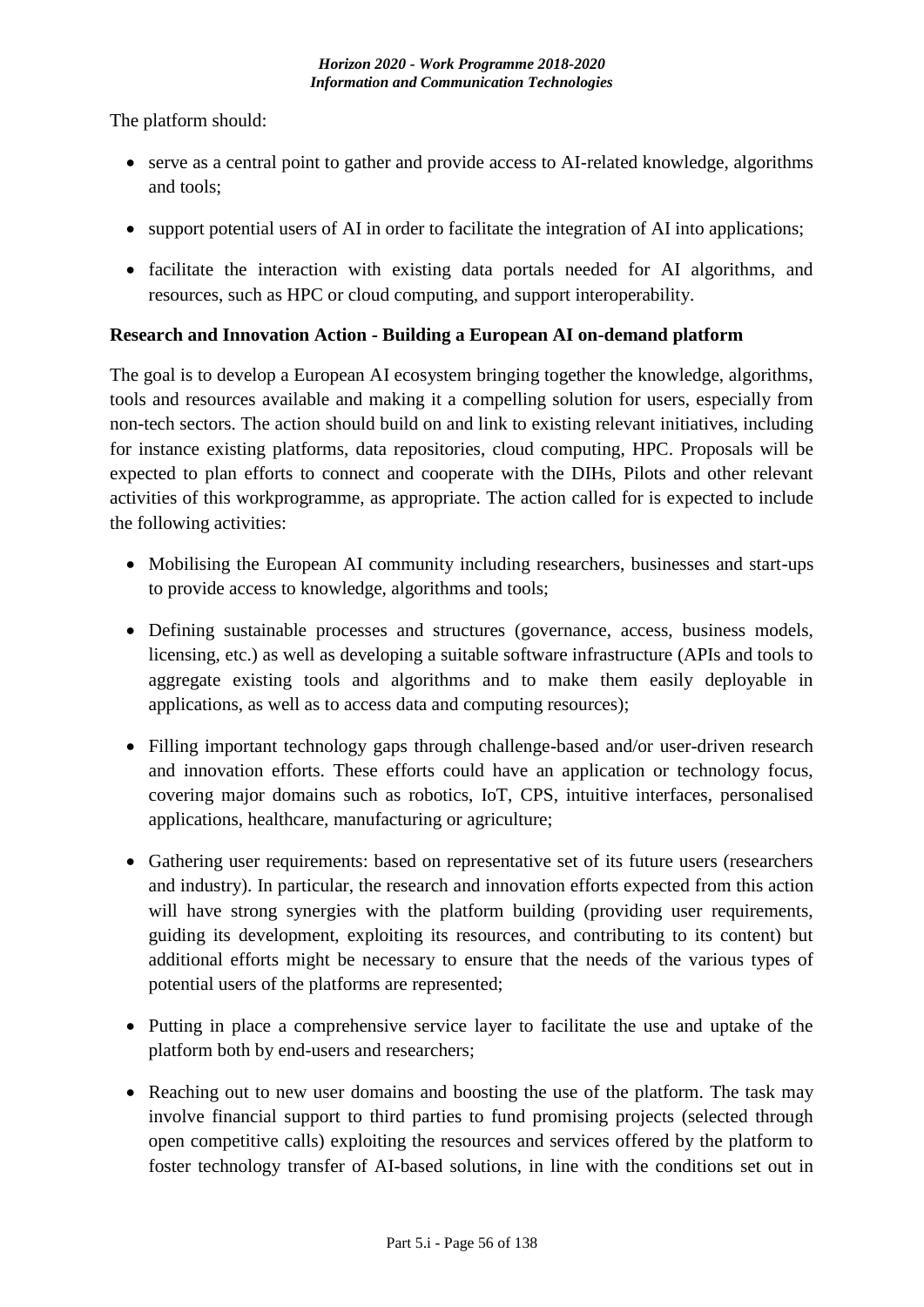The platform should:

- serve as a central point to gather and provide access to AI-related knowledge, algorithms and tools;
- support potential users of AI in order to facilitate the integration of AI into applications;
- facilitate the interaction with existing data portals needed for AI algorithms, and resources, such as HPC or cloud computing, and support interoperability.

**Research and Innovation Action - Building a European AI on-demand platform**

The goal is to develop a European AI ecosystem bringing together the knowledge, algorithms, tools and resources available and making it a compelling solution for users, especially from non-tech sectors. The action should build on and link to existing relevant initiatives, including for instance existing platforms, data repositories, cloud computing, HPC. Proposals will be expected to plan efforts to connect and cooperate with the DIHs, Pilots and other relevant activities of this workprogramme, as appropriate. The action called for is expected to include the following activities:

- Mobilising the European AI community including researchers, businesses and start-ups to provide access to knowledge, algorithms and tools;
- Defining sustainable processes and structures (governance, access, business models, licensing, etc.) as well as developing a suitable software infrastructure (APIs and tools to aggregate existing tools and algorithms and to make them easily deployable in applications, as well as to access data and computing resources);
- Filling important technology gaps through challenge-based and/or user-driven research and innovation efforts. These efforts could have an application or technology focus, covering major domains such as robotics, IoT, CPS, intuitive interfaces, personalised applications, healthcare, manufacturing or agriculture;
- Gathering user requirements: based on representative set of its future users (researchers and industry). In particular, the research and innovation efforts expected from this action will have strong synergies with the platform building (providing user requirements, guiding its development, exploiting its resources, and contributing to its content) but additional efforts might be necessary to ensure that the needs of the various types of potential users of the platforms are represented;
- Putting in place a comprehensive service layer to facilitate the use and uptake of the platform both by end-users and researchers;
- Reaching out to new user domains and boosting the use of the platform. The task may involve financial support to third parties to fund promising projects (selected through open competitive calls) exploiting the resources and services offered by the platform to foster technology transfer of AI-based solutions, in line with the conditions set out in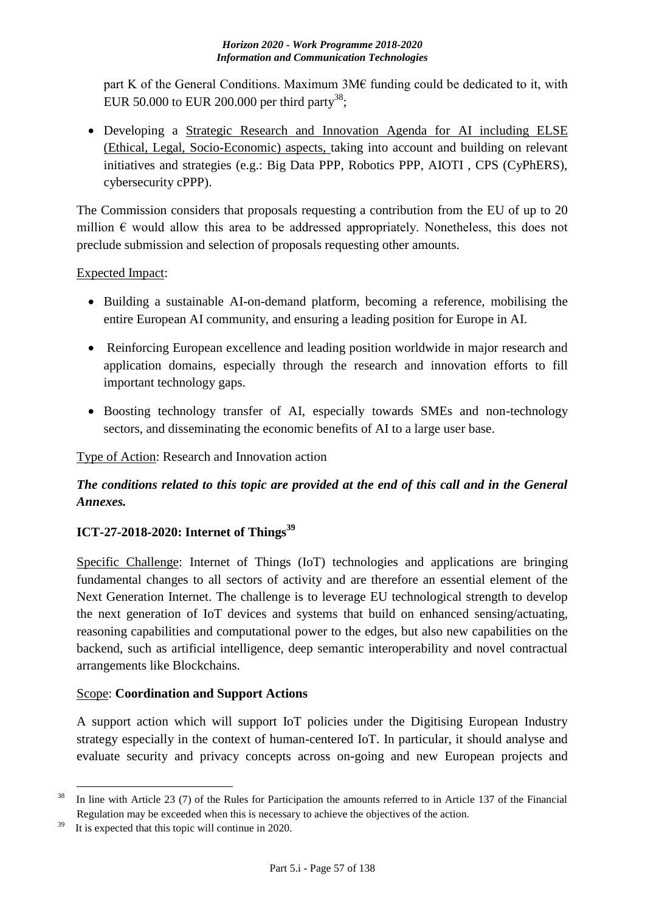part K of the General Conditions. Maximum 3M€ funding could be dedicated to it, with EUR 50.000 to EUR 200.000 per third party[38];

- Developing a Strategic Research and Innovation Agenda for AI including ELSE (Ethical, Legal, Socio-Economic) aspects, taking into account and building on relevant initiatives and strategies (e.g.: Big Data PPP, Robotics PPP, AIOTI , CPS (CyPhERS), cybersecurity cPPP).

The Commission considers that proposals requesting a contribution from the EU of up to 20 million € would allow this area to be addressed appropriately. Nonetheless, this does not preclude submission and selection of proposals requesting other amounts.

Expected Impact:

- Building a sustainable AI-on-demand platform, becoming a reference, mobilising the entire European AI community, and ensuring a leading position for Europe in AI.
- Reinforcing European excellence and leading position worldwide in major research and application domains, especially through the research and innovation efforts to fill important technology gaps.
- Boosting technology transfer of AI, especially towards SMEs and non-technology sectors, and disseminating the economic benefits of AI to a large user base.

Type of Action: Research and Innovation action

***The conditions related to this topic are provided at the end of this call and in the General Annexes.***

### ICT-27-2018-2020: Internet of Things[39]

Specific Challenge: Internet of Things (IoT) technologies and applications are bringing fundamental changes to all sectors of activity and are therefore an essential element of the Next Generation Internet. The challenge is to leverage EU technological strength to develop the next generation of IoT devices and systems that build on enhanced sensing/actuating, reasoning capabilities and computational power to the edges, but also new capabilities on the backend, such as artificial intelligence, deep semantic interoperability and novel contractual arrangements like Blockchains.

Scope: **Coordination and Support Actions**

A support action which will support IoT policies under the Digitising European Industry strategy especially in the context of human-centered IoT. In particular, it should analyse and evaluate security and privacy concepts across on-going and new European projects and

---

[38] In line with Article 23 (7) of the Rules for Participation the amounts referred to in Article 137 of the Financial Regulation may be exceeded when this is necessary to achieve the objectives of the action.

[39] It is expected that this topic will continue in 2020.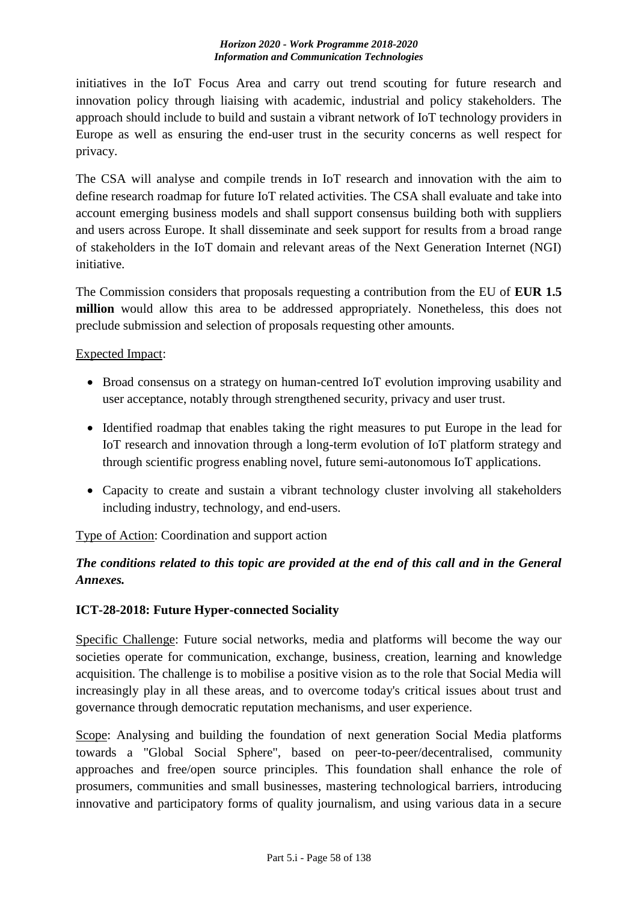initiatives in the IoT Focus Area and carry out trend scouting for future research and innovation policy through liaising with academic, industrial and policy stakeholders. The approach should include to build and sustain a vibrant network of IoT technology providers in Europe as well as ensuring the end-user trust in the security concerns as well respect for privacy.

The CSA will analyse and compile trends in IoT research and innovation with the aim to define research roadmap for future IoT related activities. The CSA shall evaluate and take into account emerging business models and shall support consensus building both with suppliers and users across Europe. It shall disseminate and seek support for results from a broad range of stakeholders in the IoT domain and relevant areas of the Next Generation Internet (NGI) initiative.

The Commission considers that proposals requesting a contribution from the EU of **EUR 1.5 million** would allow this area to be addressed appropriately. Nonetheless, this does not preclude submission and selection of proposals requesting other amounts.

Expected Impact:

- Broad consensus on a strategy on human-centred IoT evolution improving usability and user acceptance, notably through strengthened security, privacy and user trust.
- Identified roadmap that enables taking the right measures to put Europe in the lead for IoT research and innovation through a long-term evolution of IoT platform strategy and through scientific progress enabling novel, future semi-autonomous IoT applications.
- Capacity to create and sustain a vibrant technology cluster involving all stakeholders including industry, technology, and end-users.

Type of Action: Coordination and support action

***The conditions related to this topic are provided at the end of this call and in the General Annexes.***

**ICT-28-2018: Future Hyper-connected Sociality**

Specific Challenge: Future social networks, media and platforms will become the way our societies operate for communication, exchange, business, creation, learning and knowledge acquisition. The challenge is to mobilise a positive vision as to the role that Social Media will increasingly play in all these areas, and to overcome today's critical issues about trust and governance through democratic reputation mechanisms, and user experience.

Scope: Analysing and building the foundation of next generation Social Media platforms towards a "Global Social Sphere", based on peer-to-peer/decentralised, community approaches and free/open source principles. This foundation shall enhance the role of prosumers, communities and small businesses, mastering technological barriers, introducing innovative and participatory forms of quality journalism, and using various data in a secure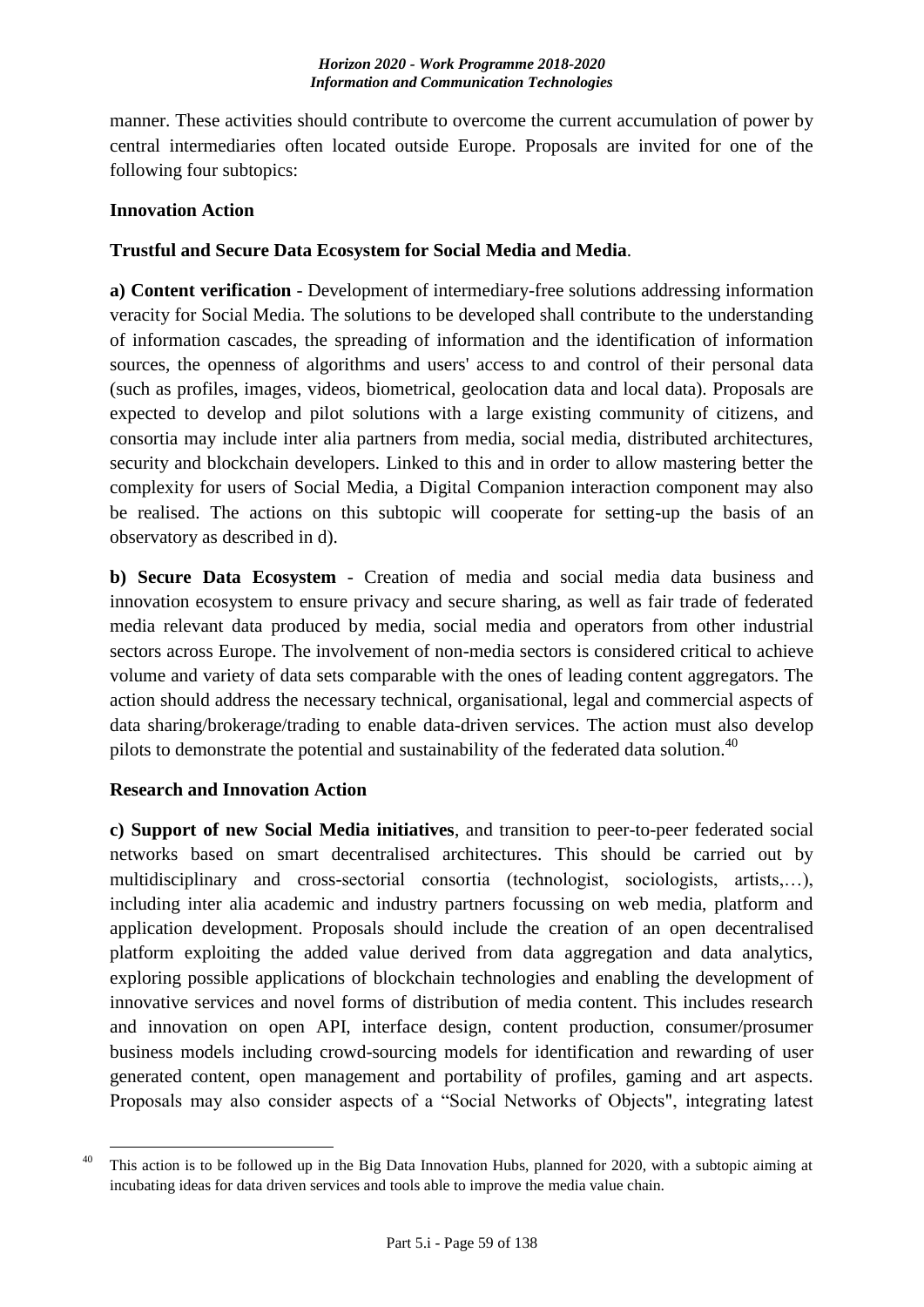manner. These activities should contribute to overcome the current accumulation of power by central intermediaries often located outside Europe. Proposals are invited for one of the following four subtopics:

**Innovation Action**

**Trustful and Secure Data Ecosystem for Social Media and Media**.

**a) Content verification** - Development of intermediary-free solutions addressing information veracity for Social Media. The solutions to be developed shall contribute to the understanding of information cascades, the spreading of information and the identification of information sources, the openness of algorithms and users' access to and control of their personal data (such as profiles, images, videos, biometrical, geolocation data and local data). Proposals are expected to develop and pilot solutions with a large existing community of citizens, and consortia may include inter alia partners from media, social media, distributed architectures, security and blockchain developers. Linked to this and in order to allow mastering better the complexity for users of Social Media, a Digital Companion interaction component may also be realised. The actions on this subtopic will cooperate for setting-up the basis of an observatory as described in d).

**b) Secure Data Ecosystem** - Creation of media and social media data business and innovation ecosystem to ensure privacy and secure sharing, as well as fair trade of federated media relevant data produced by media, social media and operators from other industrial sectors across Europe. The involvement of non-media sectors is considered critical to achieve volume and variety of data sets comparable with the ones of leading content aggregators. The action should address the necessary technical, organisational, legal and commercial aspects of data sharing/brokerage/trading to enable data-driven services. The action must also develop pilots to demonstrate the potential and sustainability of the federated data solution.[40]

**Research and Innovation Action**

**c) Support of new Social Media initiatives**, and transition to peer-to-peer federated social networks based on smart decentralised architectures. This should be carried out by multidisciplinary and cross-sectorial consortia (technologist, sociologists, artists,…), including inter alia academic and industry partners focussing on web media, platform and application development. Proposals should include the creation of an open decentralised platform exploiting the added value derived from data aggregation and data analytics, exploring possible applications of blockchain technologies and enabling the development of innovative services and novel forms of distribution of media content. This includes research and innovation on open API, interface design, content production, consumer/prosumer business models including crowd-sourcing models for identification and rewarding of user generated content, open management and portability of profiles, gaming and art aspects. Proposals may also consider aspects of a "Social Networks of Objects", integrating latest

---

[40] This action is to be followed up in the Big Data Innovation Hubs, planned for 2020, with a subtopic aiming at incubating ideas for data driven services and tools able to improve the media value chain.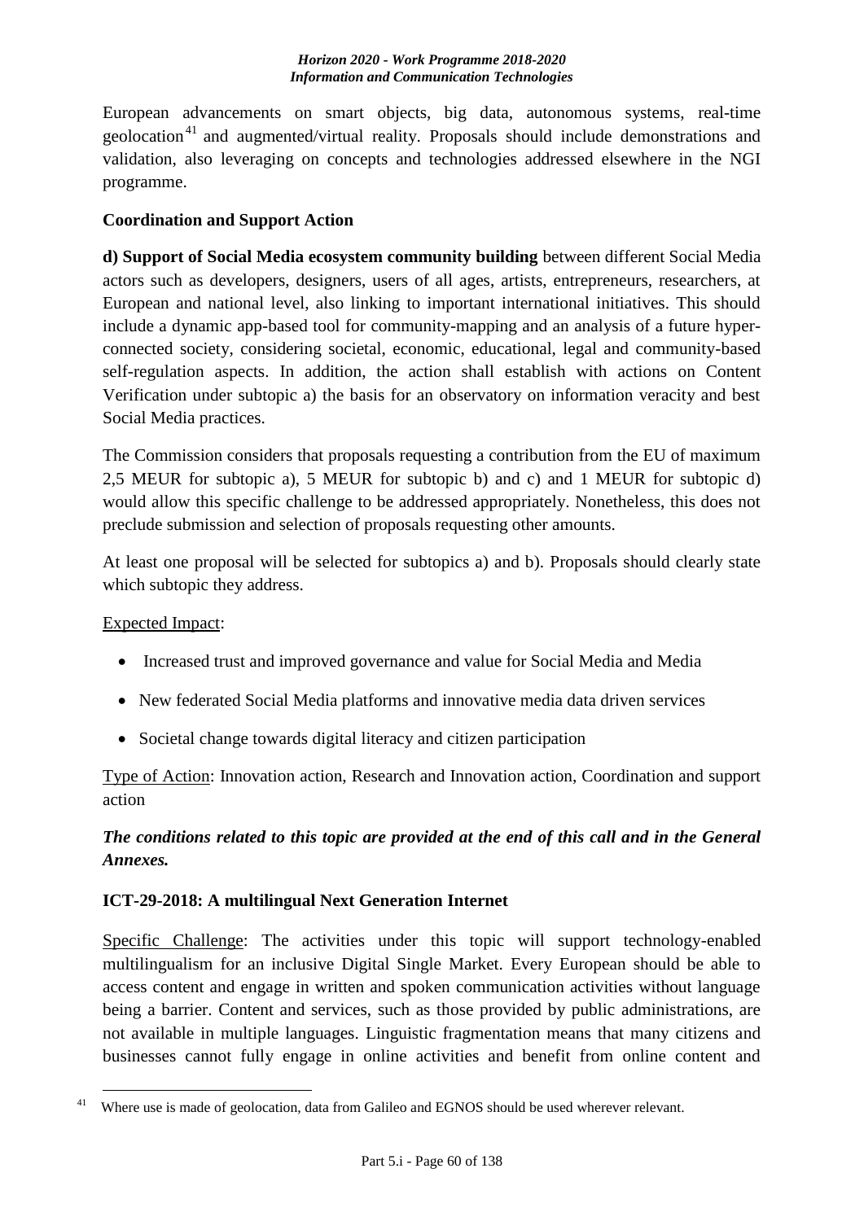European advancements on smart objects, big data, autonomous systems, real-time geolocation[41] and augmented/virtual reality. Proposals should include demonstrations and validation, also leveraging on concepts and technologies addressed elsewhere in the NGI programme.

**Coordination and Support Action**

**d) Support of Social Media ecosystem community building** between different Social Media actors such as developers, designers, users of all ages, artists, entrepreneurs, researchers, at European and national level, also linking to important international initiatives. This should include a dynamic app-based tool for community-mapping and an analysis of a future hyper-connected society, considering societal, economic, educational, legal and community-based self-regulation aspects. In addition, the action shall establish with actions on Content Verification under subtopic a) the basis for an observatory on information veracity and best Social Media practices.

The Commission considers that proposals requesting a contribution from the EU of maximum 2,5 MEUR for subtopic a), 5 MEUR for subtopic b) and c) and 1 MEUR for subtopic d) would allow this specific challenge to be addressed appropriately. Nonetheless, this does not preclude submission and selection of proposals requesting other amounts.

At least one proposal will be selected for subtopics a) and b). Proposals should clearly state which subtopic they address.

Expected Impact:

- Increased trust and improved governance and value for Social Media and Media
- New federated Social Media platforms and innovative media data driven services
- Societal change towards digital literacy and citizen participation

Type of Action: Innovation action, Research and Innovation action, Coordination and support action

***The conditions related to this topic are provided at the end of this call and in the General Annexes.***

### ICT-29-2018: A multilingual Next Generation Internet

Specific Challenge: The activities under this topic will support technology-enabled multilingualism for an inclusive Digital Single Market. Every European should be able to access content and engage in written and spoken communication activities without language being a barrier. Content and services, such as those provided by public administrations, are not available in multiple languages. Linguistic fragmentation means that many citizens and businesses cannot fully engage in online activities and benefit from online content and

[41] Where use is made of geolocation, data from Galileo and EGNOS should be used wherever relevant.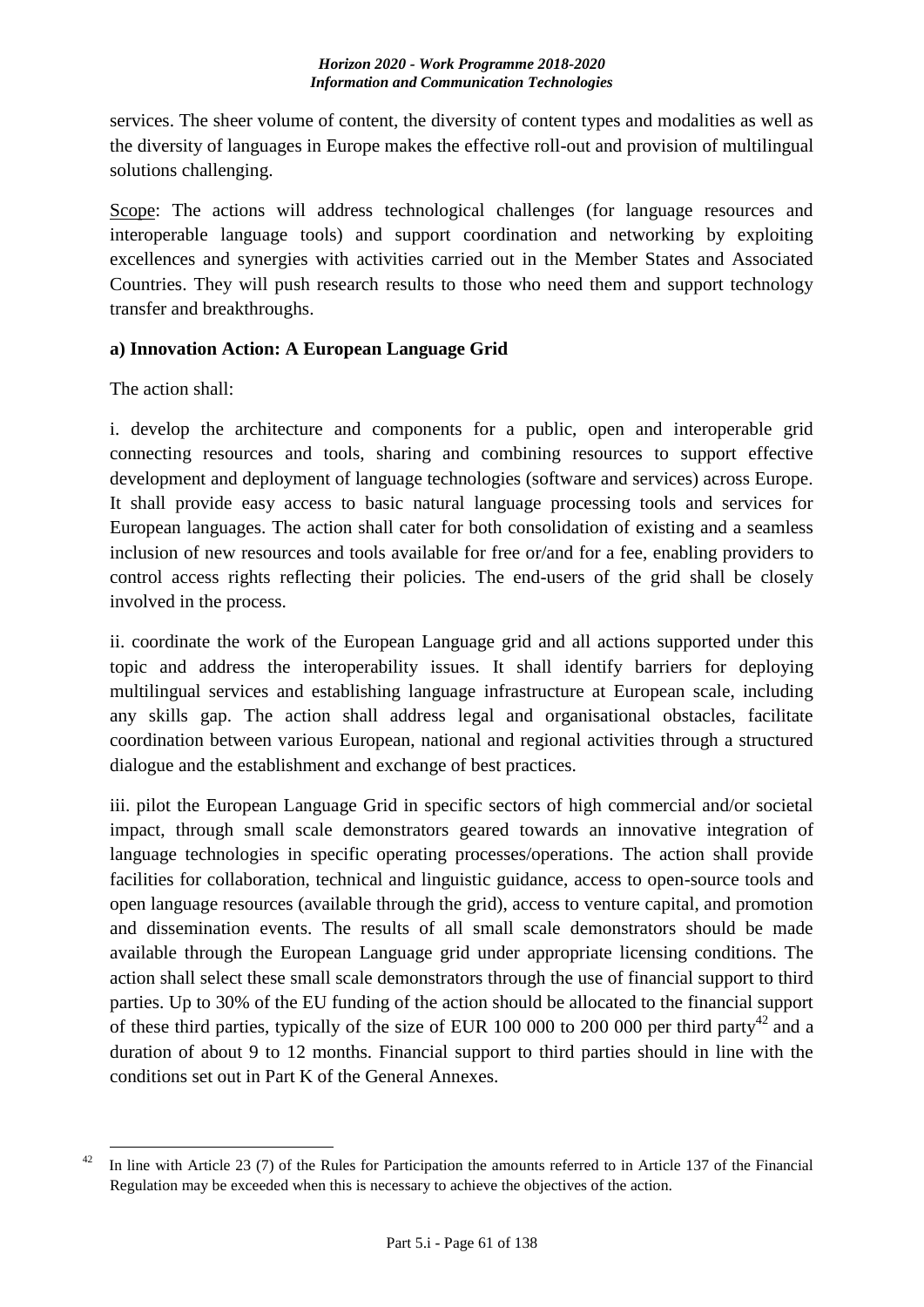services. The sheer volume of content, the diversity of content types and modalities as well as the diversity of languages in Europe makes the effective roll-out and provision of multilingual solutions challenging.

Scope: The actions will address technological challenges (for language resources and interoperable language tools) and support coordination and networking by exploiting excellences and synergies with activities carried out in the Member States and Associated Countries. They will push research results to those who need them and support technology transfer and breakthroughs.

**a) Innovation Action: A European Language Grid**

The action shall:

i. develop the architecture and components for a public, open and interoperable grid connecting resources and tools, sharing and combining resources to support effective development and deployment of language technologies (software and services) across Europe. It shall provide easy access to basic natural language processing tools and services for European languages. The action shall cater for both consolidation of existing and a seamless inclusion of new resources and tools available for free or/and for a fee, enabling providers to control access rights reflecting their policies. The end-users of the grid shall be closely involved in the process.

ii. coordinate the work of the European Language grid and all actions supported under this topic and address the interoperability issues. It shall identify barriers for deploying multilingual services and establishing language infrastructure at European scale, including any skills gap. The action shall address legal and organisational obstacles, facilitate coordination between various European, national and regional activities through a structured dialogue and the establishment and exchange of best practices.

iii. pilot the European Language Grid in specific sectors of high commercial and/or societal impact, through small scale demonstrators geared towards an innovative integration of language technologies in specific operating processes/operations. The action shall provide facilities for collaboration, technical and linguistic guidance, access to open-source tools and open language resources (available through the grid), access to venture capital, and promotion and dissemination events. The results of all small scale demonstrators should be made available through the European Language grid under appropriate licensing conditions. The action shall select these small scale demonstrators through the use of financial support to third parties. Up to 30% of the EU funding of the action should be allocated to the financial support of these third parties, typically of the size of EUR 100 000 to 200 000 per third party[42] and a duration of about 9 to 12 months. Financial support to third parties should in line with the conditions set out in Part K of the General Annexes.

---

[42] In line with Article 23 (7) of the Rules for Participation the amounts referred to in Article 137 of the Financial Regulation may be exceeded when this is necessary to achieve the objectives of the action.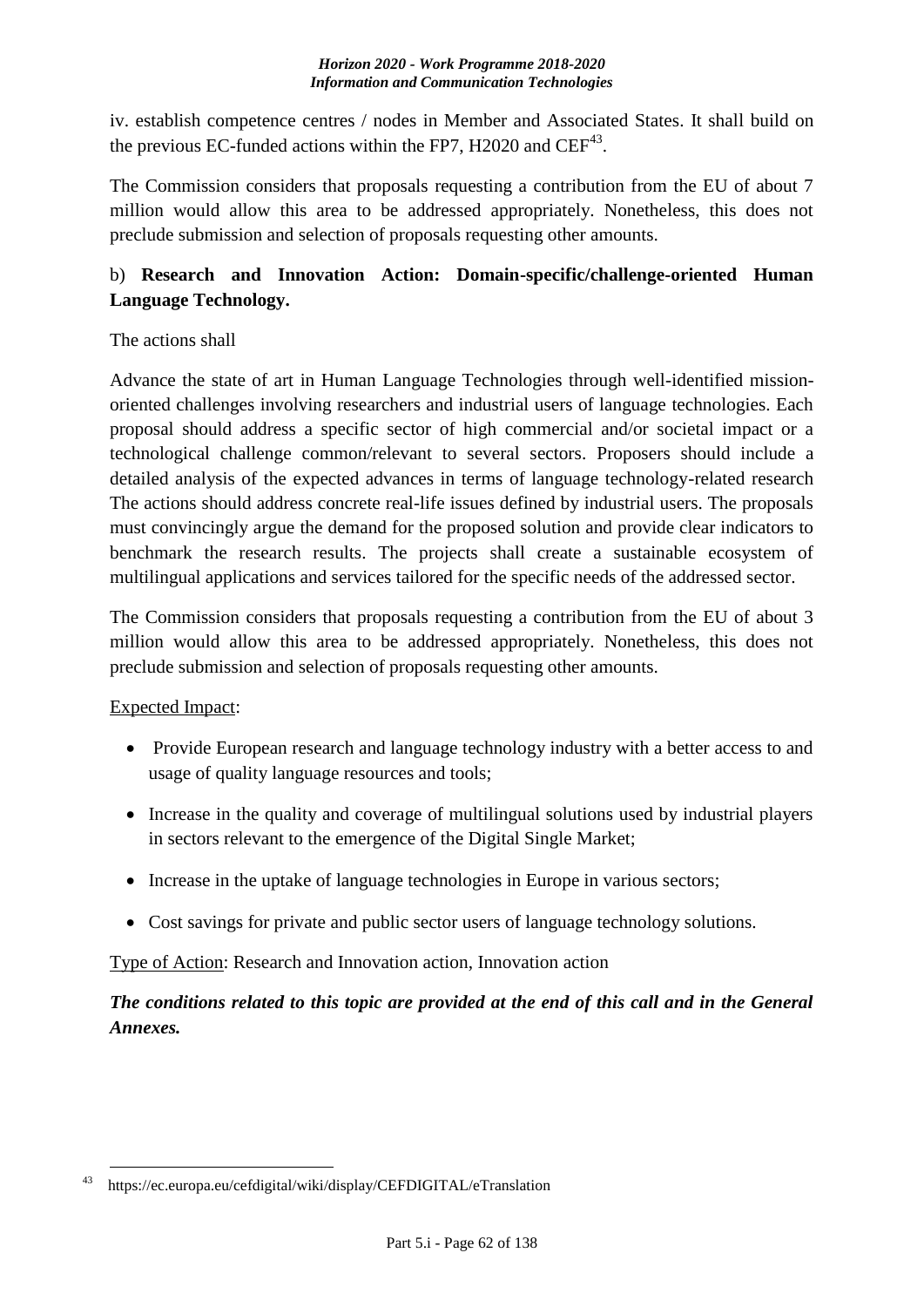iv. establish competence centres / nodes in Member and Associated States. It shall build on the previous EC-funded actions within the FP7, H2020 and CEF[43].

The Commission considers that proposals requesting a contribution from the EU of about 7 million would allow this area to be addressed appropriately. Nonetheless, this does not preclude submission and selection of proposals requesting other amounts.

b) **Research and Innovation Action: Domain-specific/challenge-oriented Human Language Technology.**

The actions shall

Advance the state of art in Human Language Technologies through well-identified mission-oriented challenges involving researchers and industrial users of language technologies. Each proposal should address a specific sector of high commercial and/or societal impact or a technological challenge common/relevant to several sectors. Proposers should include a detailed analysis of the expected advances in terms of language technology-related research The actions should address concrete real-life issues defined by industrial users. The proposals must convincingly argue the demand for the proposed solution and provide clear indicators to benchmark the research results. The projects shall create a sustainable ecosystem of multilingual applications and services tailored for the specific needs of the addressed sector.

The Commission considers that proposals requesting a contribution from the EU of about 3 million would allow this area to be addressed appropriately. Nonetheless, this does not preclude submission and selection of proposals requesting other amounts.

Expected Impact:

- Provide European research and language technology industry with a better access to and usage of quality language resources and tools;
- Increase in the quality and coverage of multilingual solutions used by industrial players in sectors relevant to the emergence of the Digital Single Market;
- Increase in the uptake of language technologies in Europe in various sectors;
- Cost savings for private and public sector users of language technology solutions.

Type of Action: Research and Innovation action, Innovation action

***The conditions related to this topic are provided at the end of this call and in the General Annexes.***

[43] https://ec.europa.eu/cefdigital/wiki/display/CEFDIGITAL/eTranslation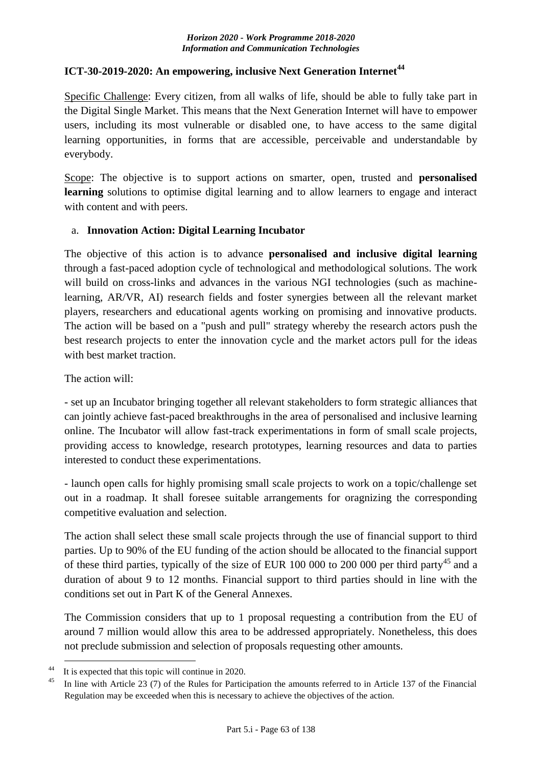## ICT-30-2019-2020: An empowering, inclusive Next Generation Internet[44]

Specific Challenge: Every citizen, from all walks of life, should be able to fully take part in the Digital Single Market. This means that the Next Generation Internet will have to empower users, including its most vulnerable or disabled one, to have access to the same digital learning opportunities, in forms that are accessible, perceivable and understandable by everybody.

Scope: The objective is to support actions on smarter, open, trusted and **personalised learning** solutions to optimise digital learning and to allow learners to engage and interact with content and with peers.

a. **Innovation Action: Digital Learning Incubator**

The objective of this action is to advance **personalised and inclusive digital learning** through a fast-paced adoption cycle of technological and methodological solutions. The work will build on cross-links and advances in the various NGI technologies (such as machine-learning, AR/VR, AI) research fields and foster synergies between all the relevant market players, researchers and educational agents working on promising and innovative products. The action will be based on a "push and pull" strategy whereby the research actors push the best research projects to enter the innovation cycle and the market actors pull for the ideas with best market traction.

The action will:

- set up an Incubator bringing together all relevant stakeholders to form strategic alliances that can jointly achieve fast-paced breakthroughs in the area of personalised and inclusive learning online. The Incubator will allow fast-track experimentations in form of small scale projects, providing access to knowledge, research prototypes, learning resources and data to parties interested to conduct these experimentations.

- launch open calls for highly promising small scale projects to work on a topic/challenge set out in a roadmap. It shall foresee suitable arrangements for oragnizing the corresponding competitive evaluation and selection.

The action shall select these small scale projects through the use of financial support to third parties. Up to 90% of the EU funding of the action should be allocated to the financial support of these third parties, typically of the size of EUR 100 000 to 200 000 per third party[45] and a duration of about 9 to 12 months. Financial support to third parties should in line with the conditions set out in Part K of the General Annexes.

The Commission considers that up to 1 proposal requesting a contribution from the EU of around 7 million would allow this area to be addressed appropriately. Nonetheless, this does not preclude submission and selection of proposals requesting other amounts.

---

[44] It is expected that this topic will continue in 2020.

[45] In line with Article 23 (7) of the Rules for Participation the amounts referred to in Article 137 of the Financial Regulation may be exceeded when this is necessary to achieve the objectives of the action.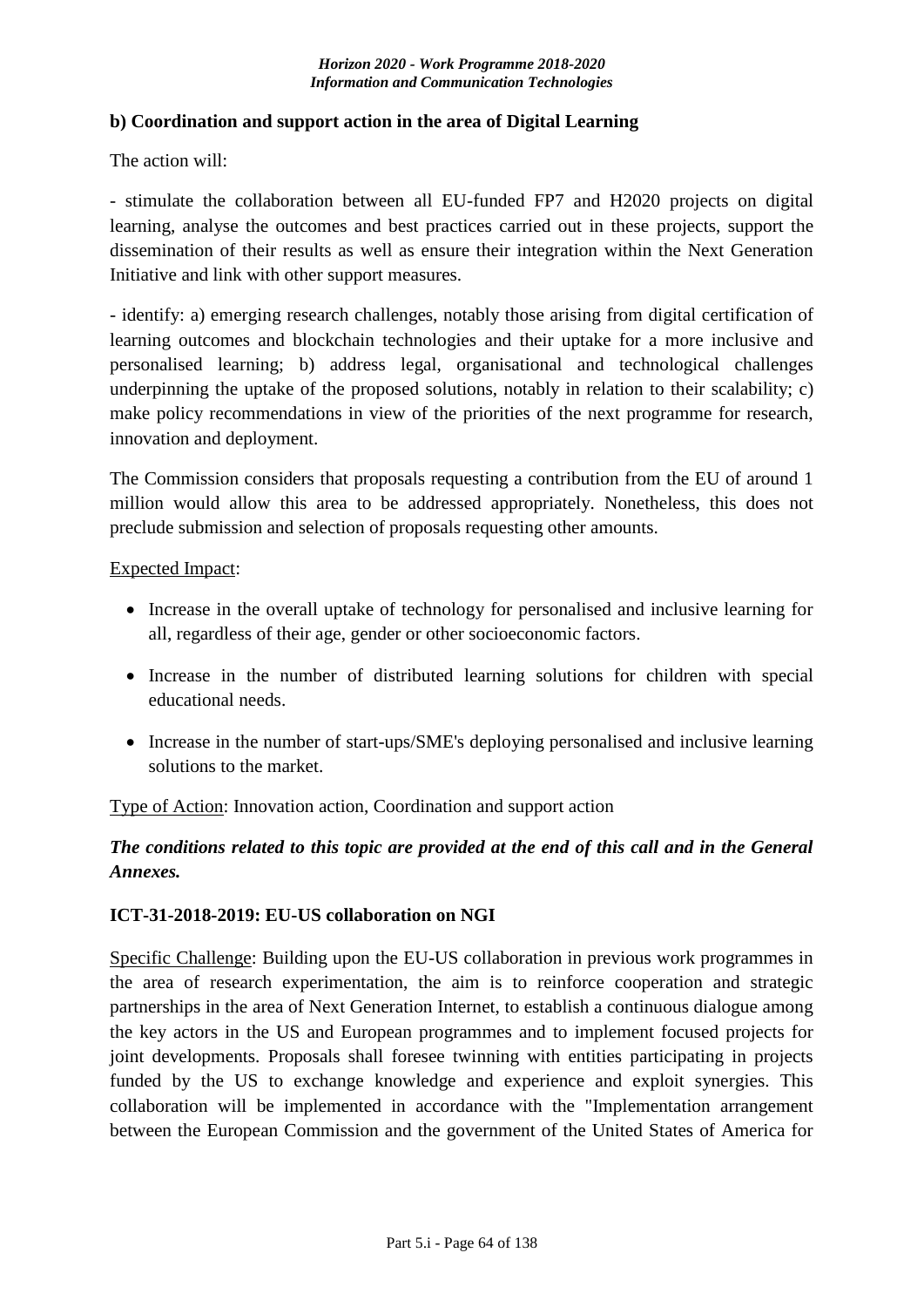**b) Coordination and support action in the area of Digital Learning**

The action will:

- stimulate the collaboration between all EU-funded FP7 and H2020 projects on digital learning, analyse the outcomes and best practices carried out in these projects, support the dissemination of their results as well as ensure their integration within the Next Generation Initiative and link with other support measures.

- identify: a) emerging research challenges, notably those arising from digital certification of learning outcomes and blockchain technologies and their uptake for a more inclusive and personalised learning; b) address legal, organisational and technological challenges underpinning the uptake of the proposed solutions, notably in relation to their scalability; c) make policy recommendations in view of the priorities of the next programme for research, innovation and deployment.

The Commission considers that proposals requesting a contribution from the EU of around 1 million would allow this area to be addressed appropriately. Nonetheless, this does not preclude submission and selection of proposals requesting other amounts.

Expected Impact:

- Increase in the overall uptake of technology for personalised and inclusive learning for all, regardless of their age, gender or other socioeconomic factors.
- Increase in the number of distributed learning solutions for children with special educational needs.
- Increase in the number of start-ups/SME's deploying personalised and inclusive learning solutions to the market.

Type of Action: Innovation action, Coordination and support action

***The conditions related to this topic are provided at the end of this call and in the General Annexes.***

**ICT-31-2018-2019: EU-US collaboration on NGI**

Specific Challenge: Building upon the EU-US collaboration in previous work programmes in the area of research experimentation, the aim is to reinforce cooperation and strategic partnerships in the area of Next Generation Internet, to establish a continuous dialogue among the key actors in the US and European programmes and to implement focused projects for joint developments. Proposals shall foresee twinning with entities participating in projects funded by the US to exchange knowledge and experience and exploit synergies. This collaboration will be implemented in accordance with the "Implementation arrangement between the European Commission and the government of the United States of America for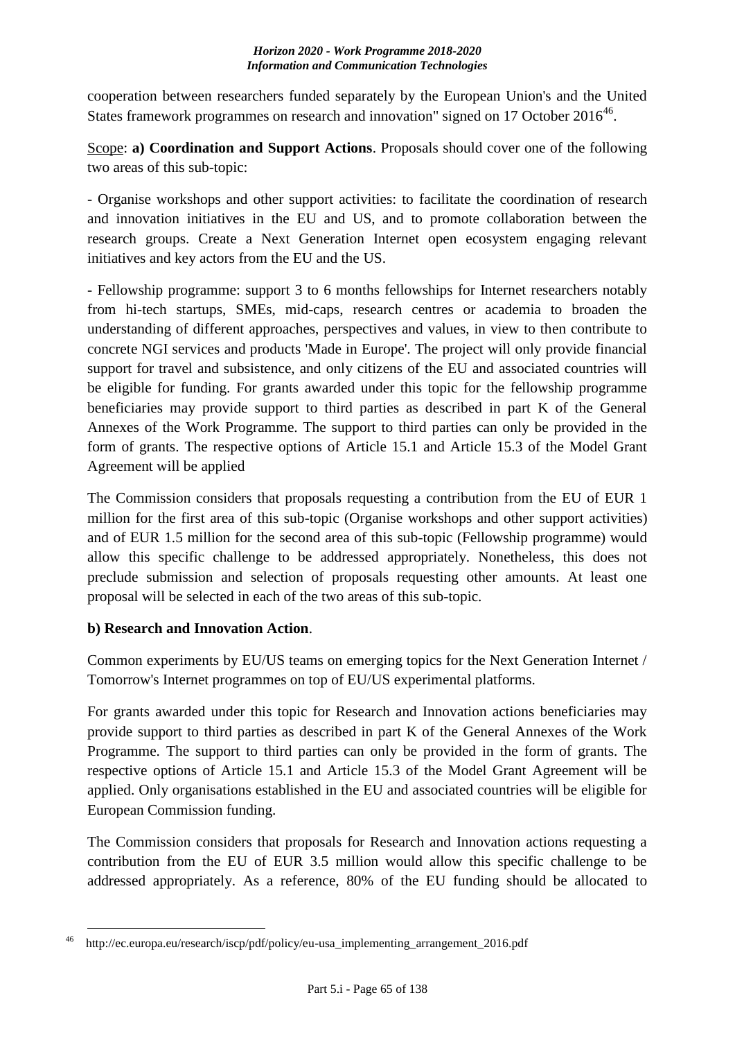cooperation between researchers funded separately by the European Union's and the United States framework programmes on research and innovation" signed on 17 October 2016[46].

Scope: **a) Coordination and Support Actions**. Proposals should cover one of the following two areas of this sub-topic:

- Organise workshops and other support activities: to facilitate the coordination of research and innovation initiatives in the EU and US, and to promote collaboration between the research groups. Create a Next Generation Internet open ecosystem engaging relevant initiatives and key actors from the EU and the US.

- Fellowship programme: support 3 to 6 months fellowships for Internet researchers notably from hi-tech startups, SMEs, mid-caps, research centres or academia to broaden the understanding of different approaches, perspectives and values, in view to then contribute to concrete NGI services and products 'Made in Europe'. The project will only provide financial support for travel and subsistence, and only citizens of the EU and associated countries will be eligible for funding. For grants awarded under this topic for the fellowship programme beneficiaries may provide support to third parties as described in part K of the General Annexes of the Work Programme. The support to third parties can only be provided in the form of grants. The respective options of Article 15.1 and Article 15.3 of the Model Grant Agreement will be applied

The Commission considers that proposals requesting a contribution from the EU of EUR 1 million for the first area of this sub-topic (Organise workshops and other support activities) and of EUR 1.5 million for the second area of this sub-topic (Fellowship programme) would allow this specific challenge to be addressed appropriately. Nonetheless, this does not preclude submission and selection of proposals requesting other amounts. At least one proposal will be selected in each of the two areas of this sub-topic.

**b) Research and Innovation Action**.

Common experiments by EU/US teams on emerging topics for the Next Generation Internet / Tomorrow's Internet programmes on top of EU/US experimental platforms.

For grants awarded under this topic for Research and Innovation actions beneficiaries may provide support to third parties as described in part K of the General Annexes of the Work Programme. The support to third parties can only be provided in the form of grants. The respective options of Article 15.1 and Article 15.3 of the Model Grant Agreement will be applied. Only organisations established in the EU and associated countries will be eligible for European Commission funding.

The Commission considers that proposals for Research and Innovation actions requesting a contribution from the EU of EUR 3.5 million would allow this specific challenge to be addressed appropriately. As a reference, 80% of the EU funding should be allocated to

[46] http://ec.europa.eu/research/iscp/pdf/policy/eu-usa_implementing_arrangement_2016.pdf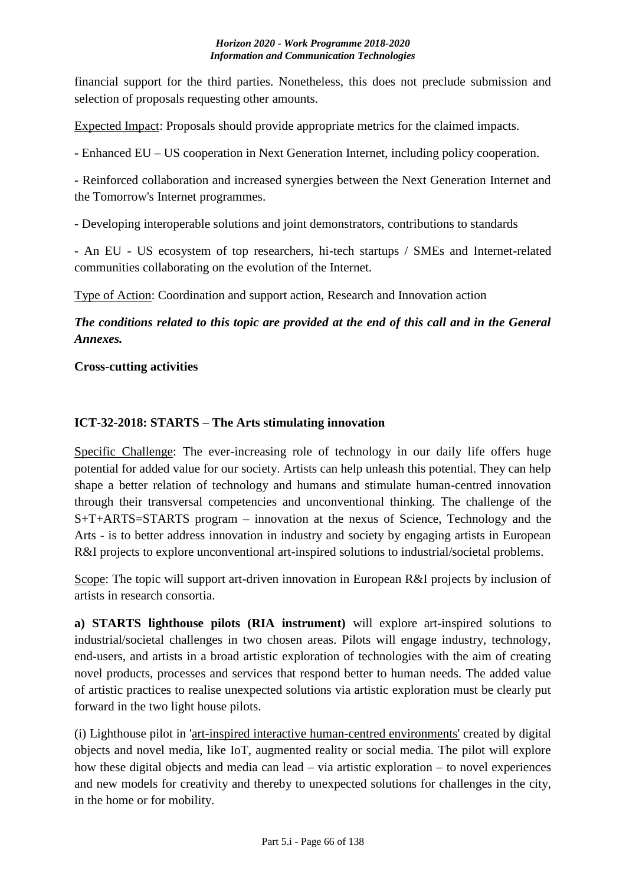financial support for the third parties. Nonetheless, this does not preclude submission and selection of proposals requesting other amounts.

Expected Impact: Proposals should provide appropriate metrics for the claimed impacts.

- Enhanced EU – US cooperation in Next Generation Internet, including policy cooperation.

- Reinforced collaboration and increased synergies between the Next Generation Internet and the Tomorrow's Internet programmes.

- Developing interoperable solutions and joint demonstrators, contributions to standards

- An EU - US ecosystem of top researchers, hi-tech startups / SMEs and Internet-related communities collaborating on the evolution of the Internet.

Type of Action: Coordination and support action, Research and Innovation action

***The conditions related to this topic are provided at the end of this call and in the General Annexes.***

**Cross-cutting activities**

### ICT-32-2018: STARTS – The Arts stimulating innovation

Specific Challenge: The ever-increasing role of technology in our daily life offers huge potential for added value for our society. Artists can help unleash this potential. They can help shape a better relation of technology and humans and stimulate human-centred innovation through their transversal competencies and unconventional thinking. The challenge of the S+T+ARTS=STARTS program – innovation at the nexus of Science, Technology and the Arts - is to better address innovation in industry and society by engaging artists in European R&I projects to explore unconventional art-inspired solutions to industrial/societal problems.

Scope: The topic will support art-driven innovation in European R&I projects by inclusion of artists in research consortia.

**a) STARTS lighthouse pilots (RIA instrument)** will explore art-inspired solutions to industrial/societal challenges in two chosen areas. Pilots will engage industry, technology, end-users, and artists in a broad artistic exploration of technologies with the aim of creating novel products, processes and services that respond better to human needs. The added value of artistic practices to realise unexpected solutions via artistic exploration must be clearly put forward in the two light house pilots.

(i) Lighthouse pilot in 'art-inspired interactive human-centred environments' created by digital objects and novel media, like IoT, augmented reality or social media. The pilot will explore how these digital objects and media can lead – via artistic exploration – to novel experiences and new models for creativity and thereby to unexpected solutions for challenges in the city, in the home or for mobility.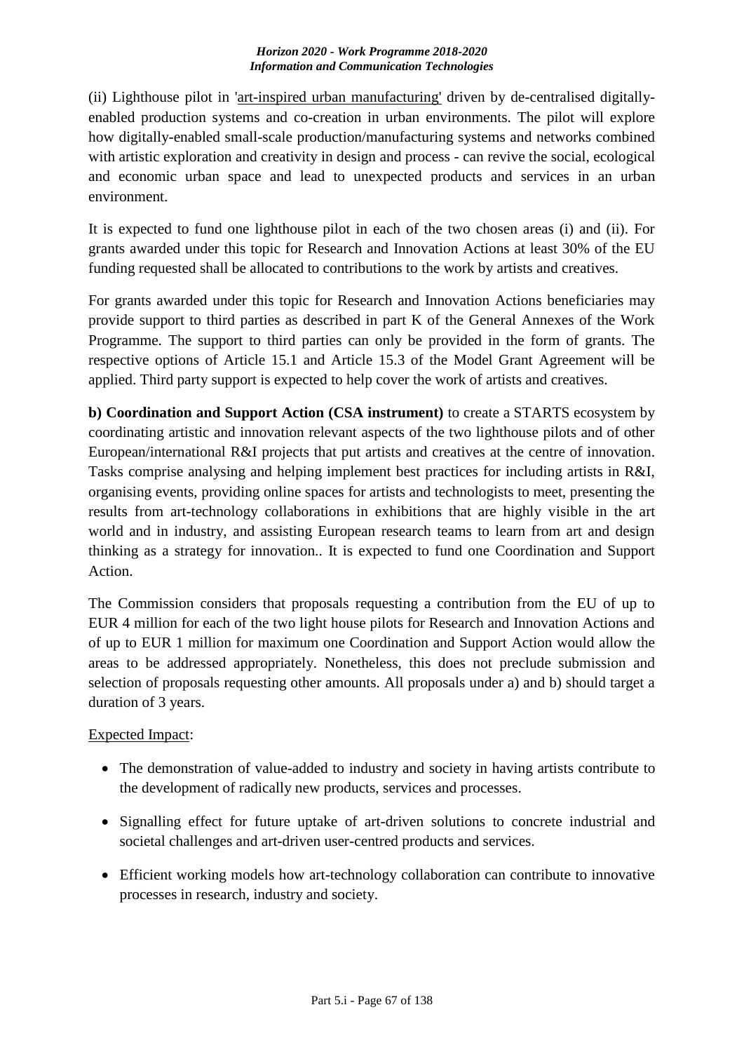(ii) Lighthouse pilot in 'art-inspired urban manufacturing' driven by de-centralised digitally-enabled production systems and co-creation in urban environments. The pilot will explore how digitally-enabled small-scale production/manufacturing systems and networks combined with artistic exploration and creativity in design and process - can revive the social, ecological and economic urban space and lead to unexpected products and services in an urban environment.

It is expected to fund one lighthouse pilot in each of the two chosen areas (i) and (ii). For grants awarded under this topic for Research and Innovation Actions at least 30% of the EU funding requested shall be allocated to contributions to the work by artists and creatives.

For grants awarded under this topic for Research and Innovation Actions beneficiaries may provide support to third parties as described in part K of the General Annexes of the Work Programme. The support to third parties can only be provided in the form of grants. The respective options of Article 15.1 and Article 15.3 of the Model Grant Agreement will be applied. Third party support is expected to help cover the work of artists and creatives.

**b) Coordination and Support Action (CSA instrument)** to create a STARTS ecosystem by coordinating artistic and innovation relevant aspects of the two lighthouse pilots and of other European/international R&I projects that put artists and creatives at the centre of innovation. Tasks comprise analysing and helping implement best practices for including artists in R&I, organising events, providing online spaces for artists and technologists to meet, presenting the results from art-technology collaborations in exhibitions that are highly visible in the art world and in industry, and assisting European research teams to learn from art and design thinking as a strategy for innovation.. It is expected to fund one Coordination and Support Action.

The Commission considers that proposals requesting a contribution from the EU of up to EUR 4 million for each of the two light house pilots for Research and Innovation Actions and of up to EUR 1 million for maximum one Coordination and Support Action would allow the areas to be addressed appropriately. Nonetheless, this does not preclude submission and selection of proposals requesting other amounts. All proposals under a) and b) should target a duration of 3 years.

Expected Impact:

- The demonstration of value-added to industry and society in having artists contribute to the development of radically new products, services and processes.
- Signalling effect for future uptake of art-driven solutions to concrete industrial and societal challenges and art-driven user-centred products and services.
- Efficient working models how art-technology collaboration can contribute to innovative processes in research, industry and society.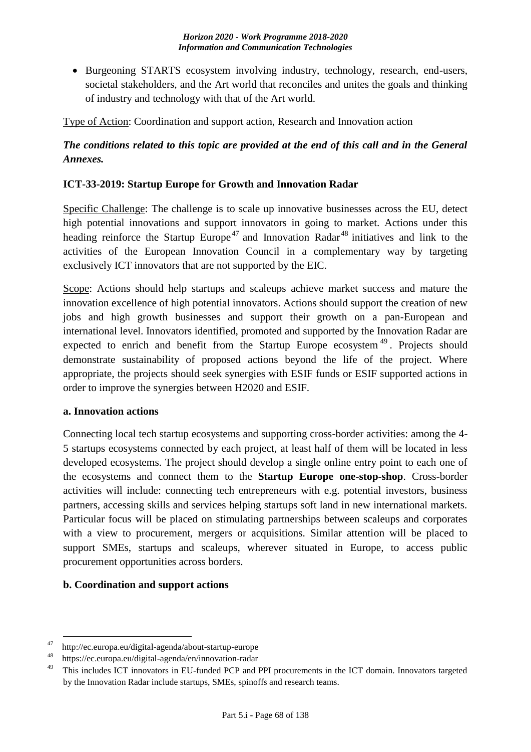- Burgeoning STARTS ecosystem involving industry, technology, research, end-users, societal stakeholders, and the Art world that reconciles and unites the goals and thinking of industry and technology with that of the Art world.

Type of Action: Coordination and support action, Research and Innovation action

***The conditions related to this topic are provided at the end of this call and in the General Annexes.***

**ICT-33-2019: Startup Europe for Growth and Innovation Radar**

Specific Challenge: The challenge is to scale up innovative businesses across the EU, detect high potential innovations and support innovators in going to market. Actions under this heading reinforce the Startup Europe[47] and Innovation Radar[48] initiatives and link to the activities of the European Innovation Council in a complementary way by targeting exclusively ICT innovators that are not supported by the EIC.

Scope: Actions should help startups and scaleups achieve market success and mature the innovation excellence of high potential innovators. Actions should support the creation of new jobs and high growth businesses and support their growth on a pan-European and international level. Innovators identified, promoted and supported by the Innovation Radar are expected to enrich and benefit from the Startup Europe ecosystem[49]. Projects should demonstrate sustainability of proposed actions beyond the life of the project. Where appropriate, the projects should seek synergies with ESIF funds or ESIF supported actions in order to improve the synergies between H2020 and ESIF.

**a. Innovation actions**

Connecting local tech startup ecosystems and supporting cross-border activities: among the 4-5 startups ecosystems connected by each project, at least half of them will be located in less developed ecosystems. The project should develop a single online entry point to each one of the ecosystems and connect them to the **Startup Europe one-stop-shop**. Cross-border activities will include: connecting tech entrepreneurs with e.g. potential investors, business partners, accessing skills and services helping startups soft land in new international markets. Particular focus will be placed on stimulating partnerships between scaleups and corporates with a view to procurement, mergers or acquisitions. Similar attention will be placed to support SMEs, startups and scaleups, wherever situated in Europe, to access public procurement opportunities across borders.

**b. Coordination and support actions**

---

[47] http://ec.europa.eu/digital-agenda/about-startup-europe

[48] https://ec.europa.eu/digital-agenda/en/innovation-radar

[49] This includes ICT innovators in EU-funded PCP and PPI procurements in the ICT domain. Innovators targeted by the Innovation Radar include startups, SMEs, spinoffs and research teams.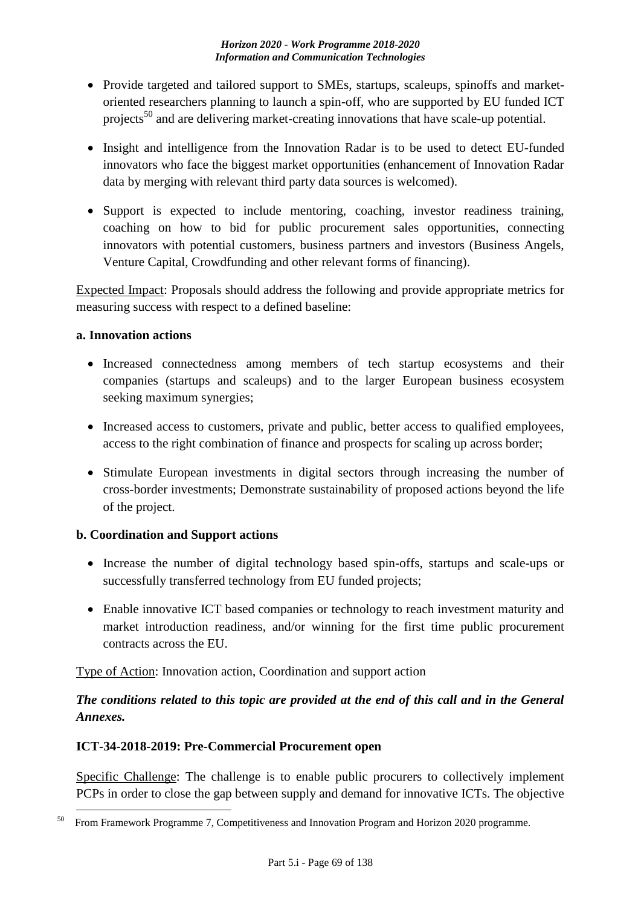- Provide targeted and tailored support to SMEs, startups, scaleups, spinoffs and market-oriented researchers planning to launch a spin-off, who are supported by EU funded ICT projects[50] and are delivering market-creating innovations that have scale-up potential.

- Insight and intelligence from the Innovation Radar is to be used to detect EU-funded innovators who face the biggest market opportunities (enhancement of Innovation Radar data by merging with relevant third party data sources is welcomed).

- Support is expected to include mentoring, coaching, investor readiness training, coaching on how to bid for public procurement sales opportunities, connecting innovators with potential customers, business partners and investors (Business Angels, Venture Capital, Crowdfunding and other relevant forms of financing).

<u>Expected Impact</u>: Proposals should address the following and provide appropriate metrics for measuring success with respect to a defined baseline:

**a. Innovation actions**

- Increased connectedness among members of tech startup ecosystems and their companies (startups and scaleups) and to the larger European business ecosystem seeking maximum synergies;

- Increased access to customers, private and public, better access to qualified employees, access to the right combination of finance and prospects for scaling up across border;

- Stimulate European investments in digital sectors through increasing the number of cross-border investments; Demonstrate sustainability of proposed actions beyond the life of the project.

**b. Coordination and Support actions**

- Increase the number of digital technology based spin-offs, startups and scale-ups or successfully transferred technology from EU funded projects;

- Enable innovative ICT based companies or technology to reach investment maturity and market introduction readiness, and/or winning for the first time public procurement contracts across the EU.

<u>Type of Action</u>: Innovation action, Coordination and support action

***The conditions related to this topic are provided at the end of this call and in the General Annexes.***

**ICT-34-2018-2019: Pre-Commercial Procurement open**

<u>Specific Challenge</u>: The challenge is to enable public procurers to collectively implement PCPs in order to close the gap between supply and demand for innovative ICTs. The objective

[50] From Framework Programme 7, Competitiveness and Innovation Program and Horizon 2020 programme.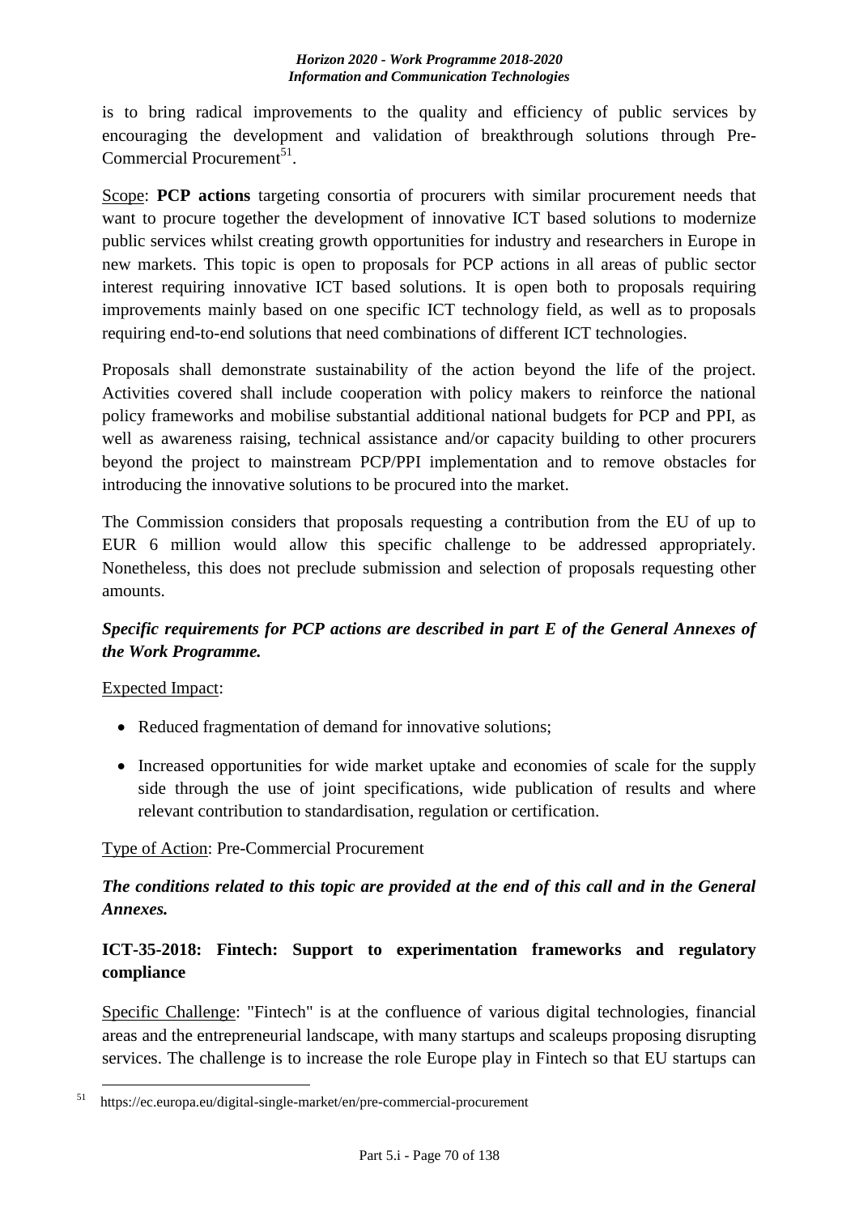is to bring radical improvements to the quality and efficiency of public services by encouraging the development and validation of breakthrough solutions through Pre-Commercial Procurement[51].

Scope: **PCP actions** targeting consortia of procurers with similar procurement needs that want to procure together the development of innovative ICT based solutions to modernize public services whilst creating growth opportunities for industry and researchers in Europe in new markets. This topic is open to proposals for PCP actions in all areas of public sector interest requiring innovative ICT based solutions. It is open both to proposals requiring improvements mainly based on one specific ICT technology field, as well as to proposals requiring end-to-end solutions that need combinations of different ICT technologies.

Proposals shall demonstrate sustainability of the action beyond the life of the project. Activities covered shall include cooperation with policy makers to reinforce the national policy frameworks and mobilise substantial additional national budgets for PCP and PPI, as well as awareness raising, technical assistance and/or capacity building to other procurers beyond the project to mainstream PCP/PPI implementation and to remove obstacles for introducing the innovative solutions to be procured into the market.

The Commission considers that proposals requesting a contribution from the EU of up to EUR 6 million would allow this specific challenge to be addressed appropriately. Nonetheless, this does not preclude submission and selection of proposals requesting other amounts.

***Specific requirements for PCP actions are described in part E of the General Annexes of the Work Programme.***

Expected Impact:

- Reduced fragmentation of demand for innovative solutions;
- Increased opportunities for wide market uptake and economies of scale for the supply side through the use of joint specifications, wide publication of results and where relevant contribution to standardisation, regulation or certification.

Type of Action: Pre-Commercial Procurement

***The conditions related to this topic are provided at the end of this call and in the General Annexes.***

### ICT-35-2018: Fintech: Support to experimentation frameworks and regulatory compliance

Specific Challenge: "Fintech" is at the confluence of various digital technologies, financial areas and the entrepreneurial landscape, with many startups and scaleups proposing disrupting services. The challenge is to increase the role Europe play in Fintech so that EU startups can

[51] https://ec.europa.eu/digital-single-market/en/pre-commercial-procurement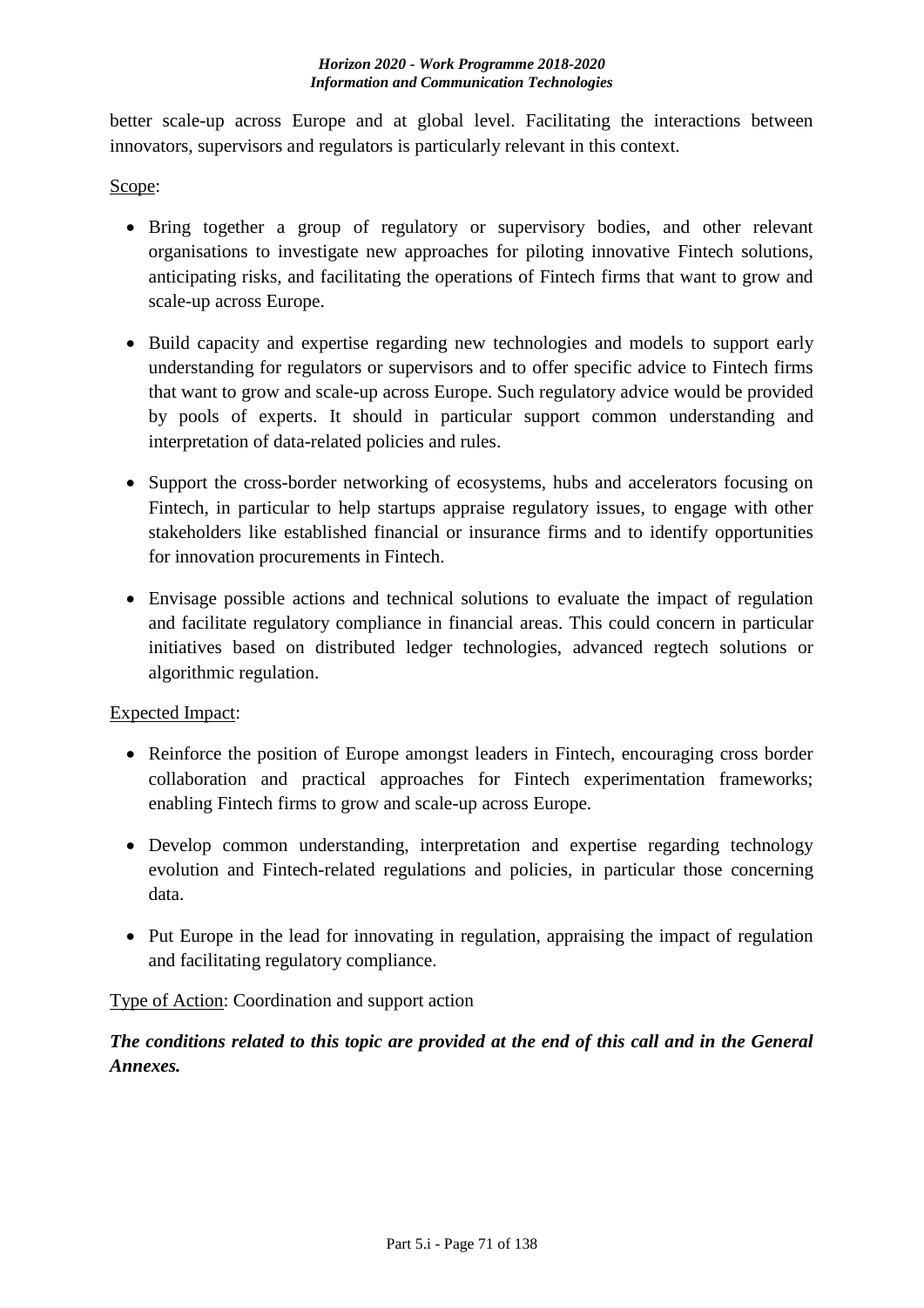better scale-up across Europe and at global level. Facilitating the interactions between innovators, supervisors and regulators is particularly relevant in this context.

Scope:

- Bring together a group of regulatory or supervisory bodies, and other relevant organisations to investigate new approaches for piloting innovative Fintech solutions, anticipating risks, and facilitating the operations of Fintech firms that want to grow and scale-up across Europe.
- Build capacity and expertise regarding new technologies and models to support early understanding for regulators or supervisors and to offer specific advice to Fintech firms that want to grow and scale-up across Europe. Such regulatory advice would be provided by pools of experts. It should in particular support common understanding and interpretation of data-related policies and rules.
- Support the cross-border networking of ecosystems, hubs and accelerators focusing on Fintech, in particular to help startups appraise regulatory issues, to engage with other stakeholders like established financial or insurance firms and to identify opportunities for innovation procurements in Fintech.
- Envisage possible actions and technical solutions to evaluate the impact of regulation and facilitate regulatory compliance in financial areas. This could concern in particular initiatives based on distributed ledger technologies, advanced regtech solutions or algorithmic regulation.

Expected Impact:

- Reinforce the position of Europe amongst leaders in Fintech, encouraging cross border collaboration and practical approaches for Fintech experimentation frameworks; enabling Fintech firms to grow and scale-up across Europe.
- Develop common understanding, interpretation and expertise regarding technology evolution and Fintech-related regulations and policies, in particular those concerning data.
- Put Europe in the lead for innovating in regulation, appraising the impact of regulation and facilitating regulatory compliance.

Type of Action: Coordination and support action

***The conditions related to this topic are provided at the end of this call and in the General Annexes.***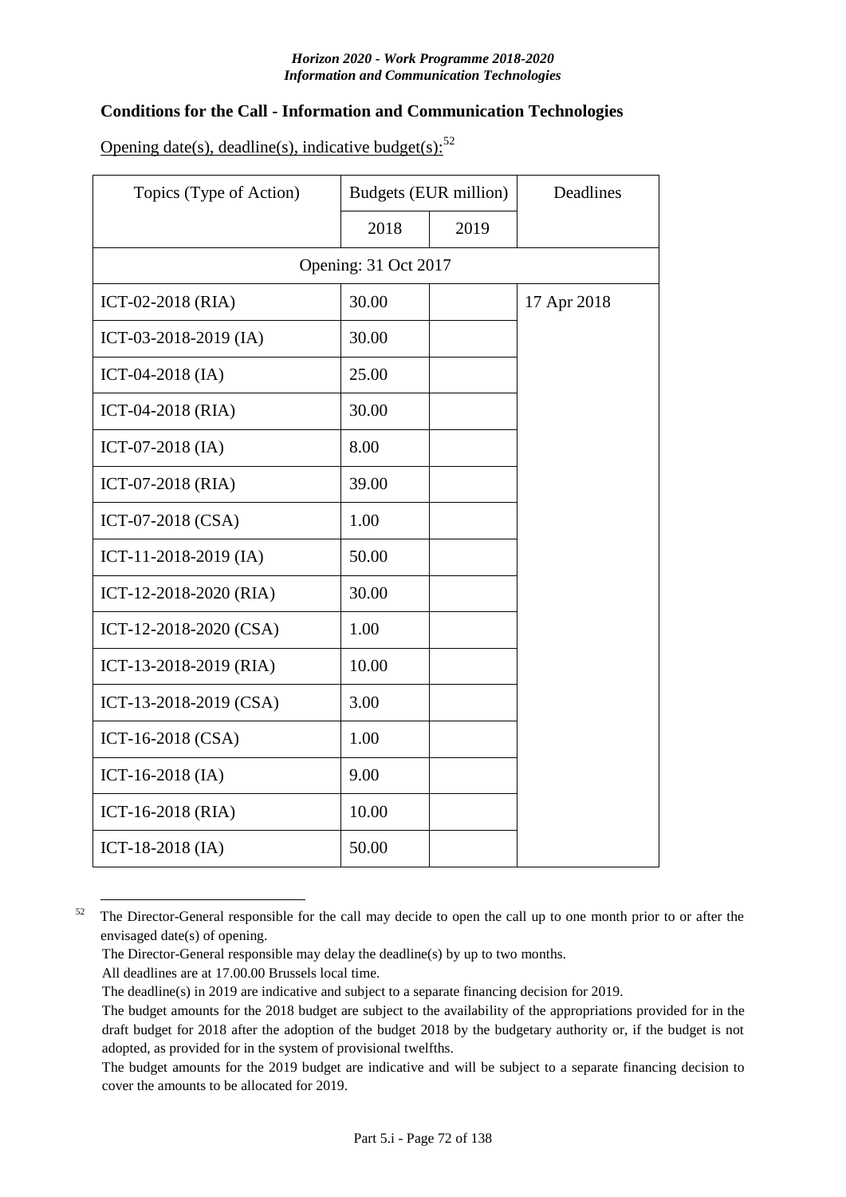## Conditions for the Call - Information and Communication Technologies

Opening date(s), deadline(s), indicative budget(s):[52]

| Topics (Type of Action) | Budgets (EUR million) | | Deadlines |
|---|---|---|---|
| | 2018 | 2019 | |
| Opening: 31 Oct 2017 | | | |
| ICT-02-2018 (RIA) | 30.00 | | 17 Apr 2018 |
| ICT-03-2018-2019 (IA) | 30.00 | | |
| ICT-04-2018 (IA) | 25.00 | | |
| ICT-04-2018 (RIA) | 30.00 | | |
| ICT-07-2018 (IA) | 8.00 | | |
| ICT-07-2018 (RIA) | 39.00 | | |
| ICT-07-2018 (CSA) | 1.00 | | |
| ICT-11-2018-2019 (IA) | 50.00 | | |
| ICT-12-2018-2020 (RIA) | 30.00 | | |
| ICT-12-2018-2020 (CSA) | 1.00 | | |
| ICT-13-2018-2019 (RIA) | 10.00 | | |
| ICT-13-2018-2019 (CSA) | 3.00 | | |
| ICT-16-2018 (CSA) | 1.00 | | |
| ICT-16-2018 (IA) | 9.00 | | |
| ICT-16-2018 (RIA) | 10.00 | | |
| ICT-18-2018 (IA) | 50.00 | | |

[52] The Director-General responsible for the call may decide to open the call up to one month prior to or after the envisaged date(s) of opening.
The Director-General responsible may delay the deadline(s) by up to two months.
All deadlines are at 17.00.00 Brussels local time.
The deadline(s) in 2019 are indicative and subject to a separate financing decision for 2019.
The budget amounts for the 2018 budget are subject to the availability of the appropriations provided for in the draft budget for 2018 after the adoption of the budget 2018 by the budgetary authority or, if the budget is not adopted, as provided for in the system of provisional twelfths.
The budget amounts for the 2019 budget are indicative and will be subject to a separate financing decision to cover the amounts to be allocated for 2019.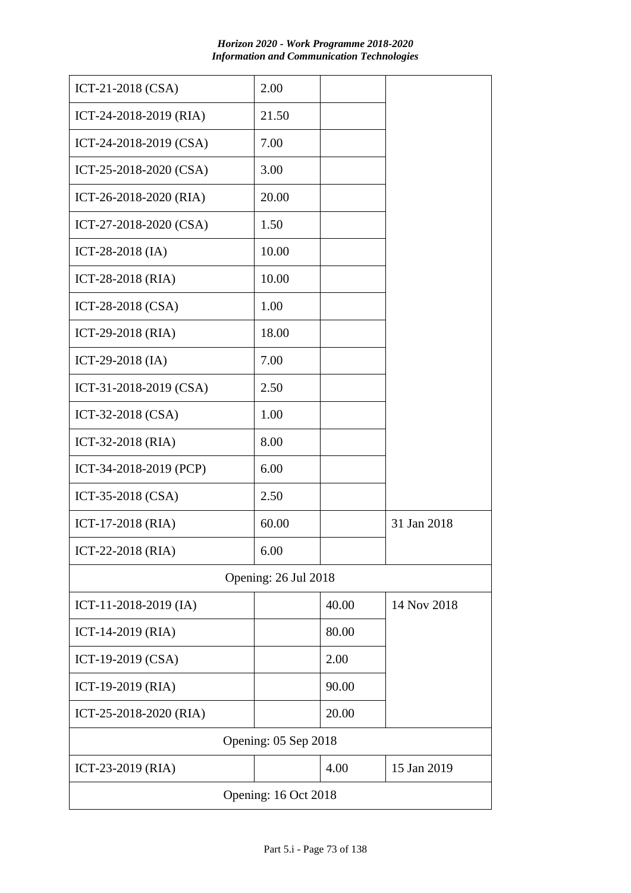| | | | |
|---|---|---|---|
| ICT-21-2018 (CSA) | 2.00 | | |
| ICT-24-2018-2019 (RIA) | 21.50 | | |
| ICT-24-2018-2019 (CSA) | 7.00 | | |
| ICT-25-2018-2020 (CSA) | 3.00 | | |
| ICT-26-2018-2020 (RIA) | 20.00 | | |
| ICT-27-2018-2020 (CSA) | 1.50 | | |
| ICT-28-2018 (IA) | 10.00 | | |
| ICT-28-2018 (RIA) | 10.00 | | |
| ICT-28-2018 (CSA) | 1.00 | | |
| ICT-29-2018 (RIA) | 18.00 | | |
| ICT-29-2018 (IA) | 7.00 | | |
| ICT-31-2018-2019 (CSA) | 2.50 | | |
| ICT-32-2018 (CSA) | 1.00 | | |
| ICT-32-2018 (RIA) | 8.00 | | |
| ICT-34-2018-2019 (PCP) | 6.00 | | |
| ICT-35-2018 (CSA) | 2.50 | | |
| ICT-17-2018 (RIA) | 60.00 | | 31 Jan 2018 |
| ICT-22-2018 (RIA) | 6.00 | | |
| Opening: 26 Jul 2018 | | | |
| ICT-11-2018-2019 (IA) | | 40.00 | 14 Nov 2018 |
| ICT-14-2019 (RIA) | | 80.00 | |
| ICT-19-2019 (CSA) | | 2.00 | |
| ICT-19-2019 (RIA) | | 90.00 | |
| ICT-25-2018-2020 (RIA) | | 20.00 | |
| Opening: 05 Sep 2018 | | | |
| ICT-23-2019 (RIA) | | 4.00 | 15 Jan 2019 |
| Opening: 16 Oct 2018 | | | |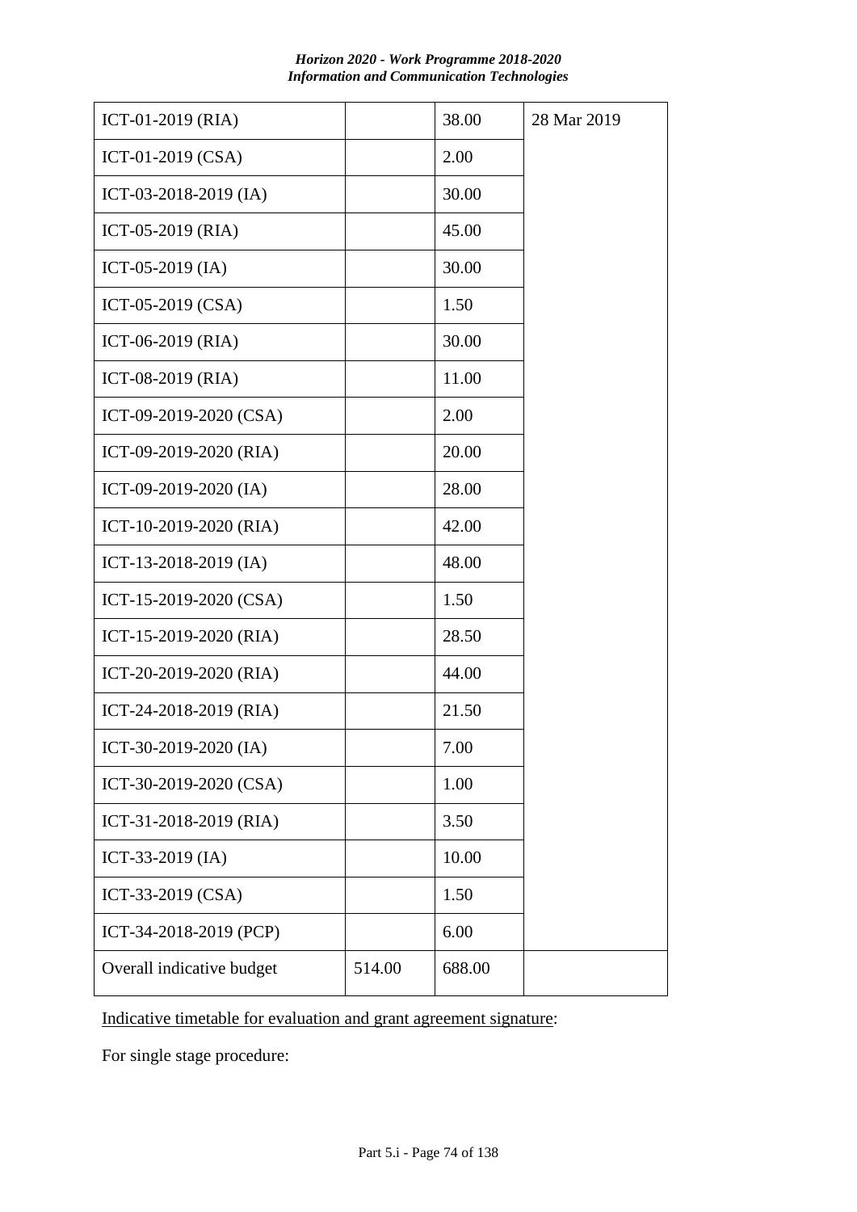| | | | |
|---|---|---|---|
| ICT-01-2019 (RIA) | | 38.00 | 28 Mar 2019 |
| ICT-01-2019 (CSA) | | 2.00 | |
| ICT-03-2018-2019 (IA) | | 30.00 | |
| ICT-05-2019 (RIA) | | 45.00 | |
| ICT-05-2019 (IA) | | 30.00 | |
| ICT-05-2019 (CSA) | | 1.50 | |
| ICT-06-2019 (RIA) | | 30.00 | |
| ICT-08-2019 (RIA) | | 11.00 | |
| ICT-09-2019-2020 (CSA) | | 2.00 | |
| ICT-09-2019-2020 (RIA) | | 20.00 | |
| ICT-09-2019-2020 (IA) | | 28.00 | |
| ICT-10-2019-2020 (RIA) | | 42.00 | |
| ICT-13-2018-2019 (IA) | | 48.00 | |
| ICT-15-2019-2020 (CSA) | | 1.50 | |
| ICT-15-2019-2020 (RIA) | | 28.50 | |
| ICT-20-2019-2020 (RIA) | | 44.00 | |
| ICT-24-2018-2019 (RIA) | | 21.50 | |
| ICT-30-2019-2020 (IA) | | 7.00 | |
| ICT-30-2019-2020 (CSA) | | 1.00 | |
| ICT-31-2018-2019 (RIA) | | 3.50 | |
| ICT-33-2019 (IA) | | 10.00 | |
| ICT-33-2019 (CSA) | | 1.50 | |
| ICT-34-2018-2019 (PCP) | | 6.00 | |
| Overall indicative budget | 514.00 | 688.00 | |

Indicative timetable for evaluation and grant agreement signature:

For single stage procedure: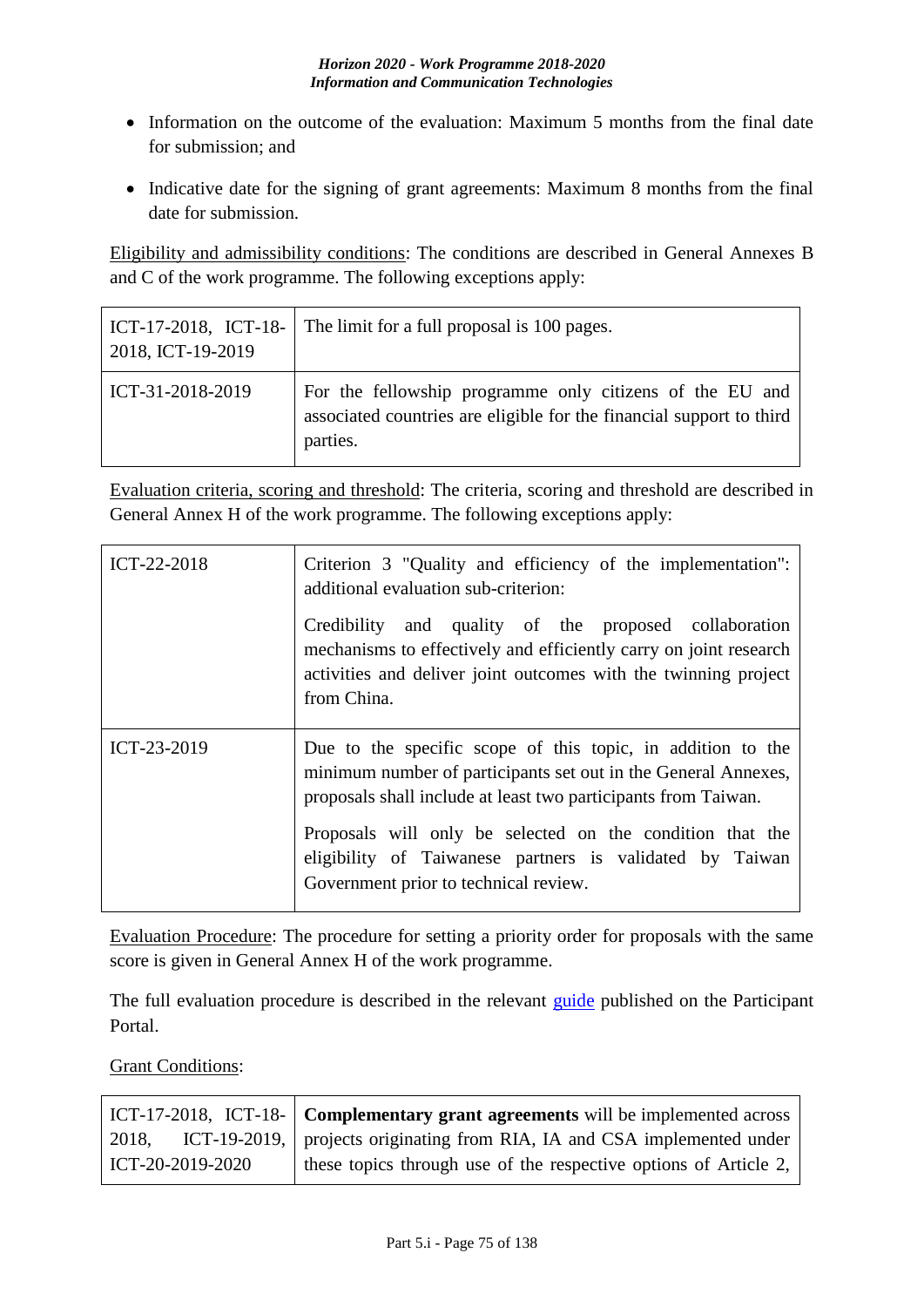- Information on the outcome of the evaluation: Maximum 5 months from the final date for submission; and

- Indicative date for the signing of grant agreements: Maximum 8 months from the final date for submission.

Eligibility and admissibility conditions: The conditions are described in General Annexes B and C of the work programme. The following exceptions apply:

| | |
|---|---|
| ICT-17-2018, ICT-18-2018, ICT-19-2019 | The limit for a full proposal is 100 pages. |
| ICT-31-2018-2019 | For the fellowship programme only citizens of the EU and associated countries are eligible for the financial support to third parties. |

Evaluation criteria, scoring and threshold: The criteria, scoring and threshold are described in General Annex H of the work programme. The following exceptions apply:

| | |
|---|---|
| ICT-22-2018 | Criterion 3 "Quality and efficiency of the implementation": additional evaluation sub-criterion:<br><br>Credibility and quality of the proposed collaboration mechanisms to effectively and efficiently carry on joint research activities and deliver joint outcomes with the twinning project from China. |
| ICT-23-2019 | Due to the specific scope of this topic, in addition to the minimum number of participants set out in the General Annexes, proposals shall include at least two participants from Taiwan.<br><br>Proposals will only be selected on the condition that the eligibility of Taiwanese partners is validated by Taiwan Government prior to technical review. |

Evaluation Procedure: The procedure for setting a priority order for proposals with the same score is given in General Annex H of the work programme.

The full evaluation procedure is described in the relevant guide published on the Participant Portal.

Grant Conditions:

| | |
|---|---|
| ICT-17-2018, ICT-18-2018, ICT-19-2019, ICT-20-2019-2020 | **Complementary grant agreements** will be implemented across projects originating from RIA, IA and CSA implemented under these topics through use of the respective options of Article 2, |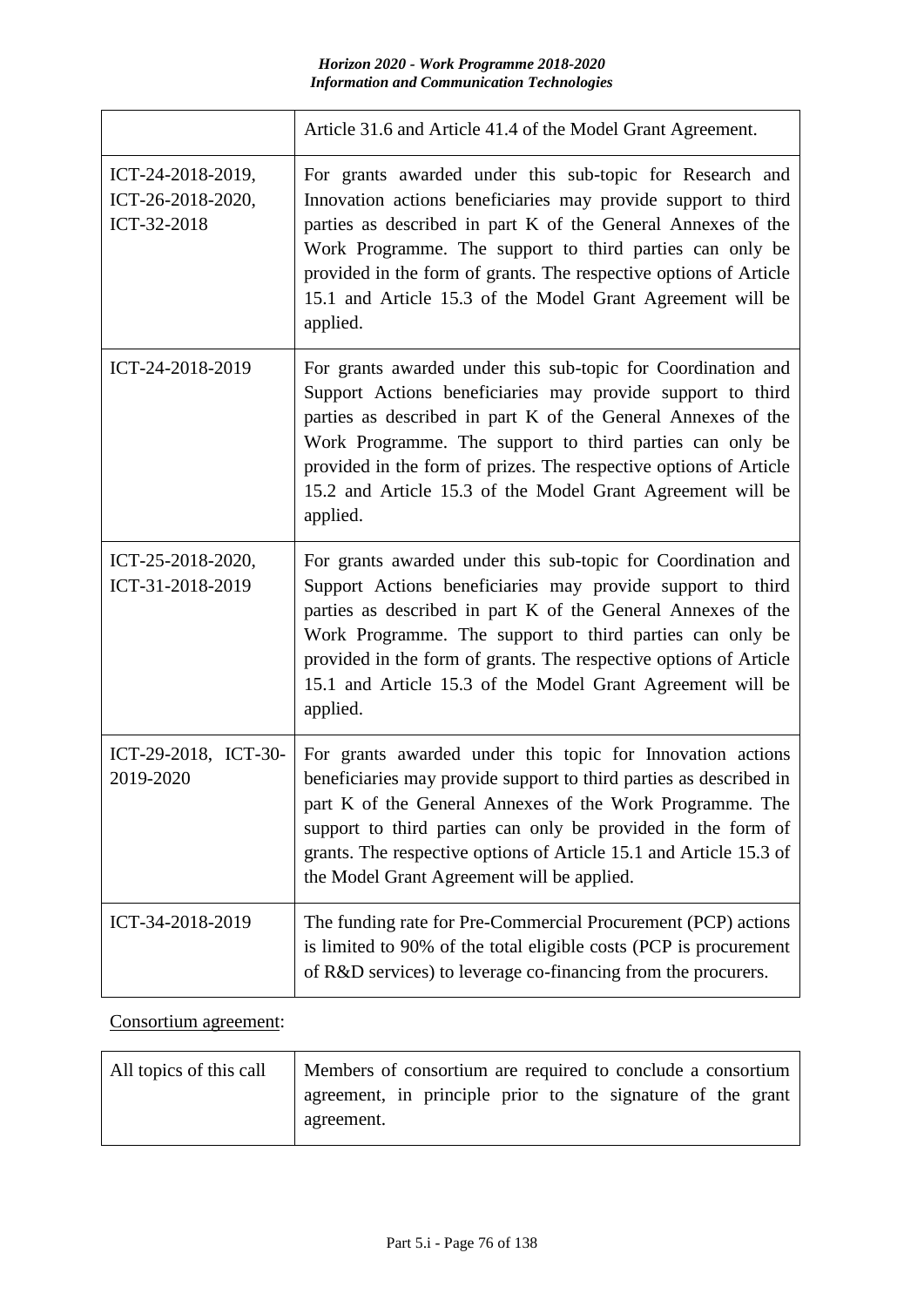| | |
|---|---|
| | Article 31.6 and Article 41.4 of the Model Grant Agreement. |
| ICT-24-2018-2019, ICT-26-2018-2020, ICT-32-2018 | For grants awarded under this sub-topic for Research and Innovation actions beneficiaries may provide support to third parties as described in part K of the General Annexes of the Work Programme. The support to third parties can only be provided in the form of grants. The respective options of Article 15.1 and Article 15.3 of the Model Grant Agreement will be applied. |
| ICT-24-2018-2019 | For grants awarded under this sub-topic for Coordination and Support Actions beneficiaries may provide support to third parties as described in part K of the General Annexes of the Work Programme. The support to third parties can only be provided in the form of prizes. The respective options of Article 15.2 and Article 15.3 of the Model Grant Agreement will be applied. |
| ICT-25-2018-2020, ICT-31-2018-2019 | For grants awarded under this sub-topic for Coordination and Support Actions beneficiaries may provide support to third parties as described in part K of the General Annexes of the Work Programme. The support to third parties can only be provided in the form of grants. The respective options of Article 15.1 and Article 15.3 of the Model Grant Agreement will be applied. |
| ICT-29-2018, ICT-30-2019-2020 | For grants awarded under this topic for Innovation actions beneficiaries may provide support to third parties as described in part K of the General Annexes of the Work Programme. The support to third parties can only be provided in the form of grants. The respective options of Article 15.1 and Article 15.3 of the Model Grant Agreement will be applied. |
| ICT-34-2018-2019 | The funding rate for Pre-Commercial Procurement (PCP) actions is limited to 90% of the total eligible costs (PCP is procurement of R&D services) to leverage co-financing from the procurers. |

Consortium agreement:

| | |
|---|---|
| All topics of this call | Members of consortium are required to conclude a consortium agreement, in principle prior to the signature of the grant agreement. |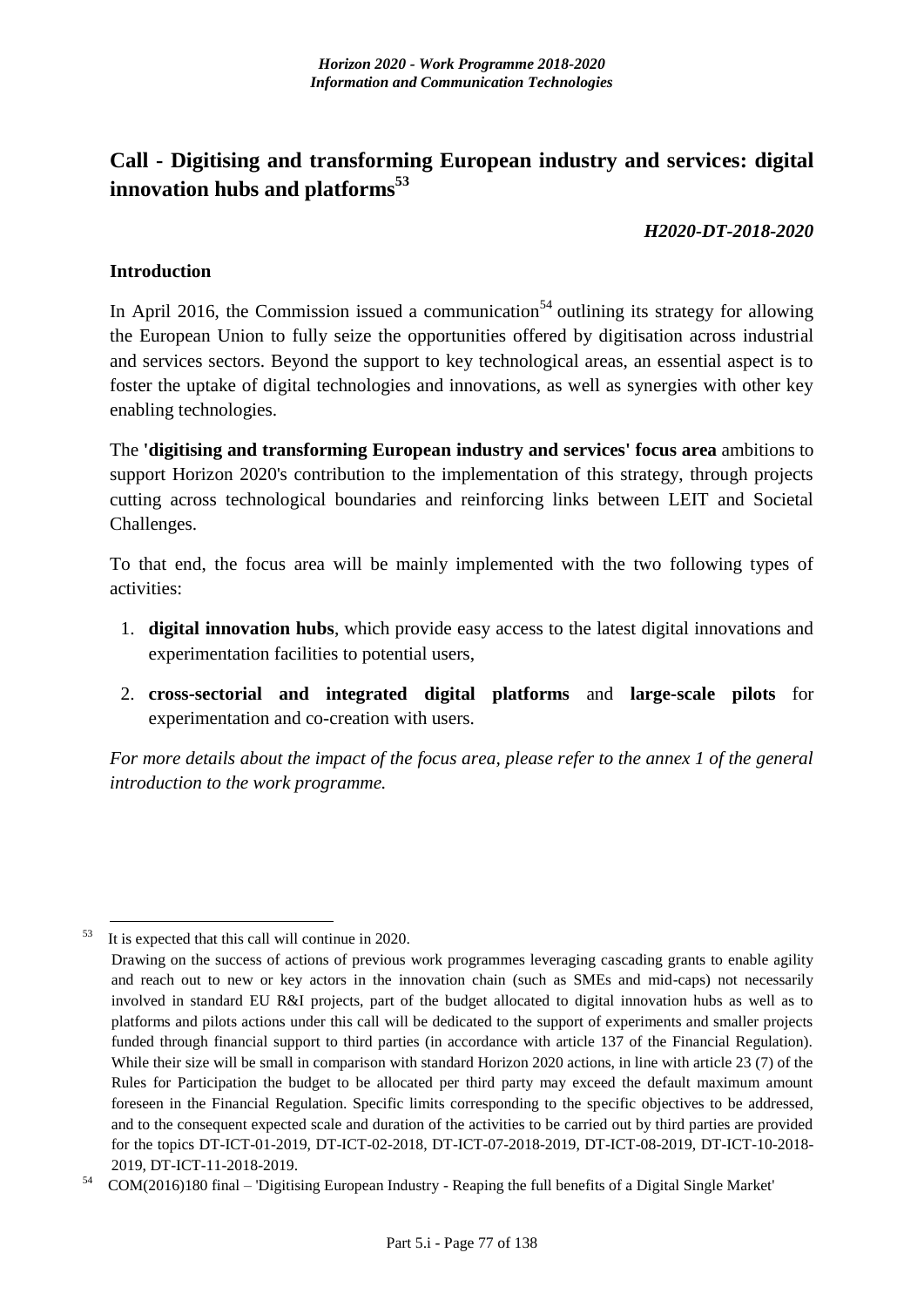# Call - Digitising and transforming European industry and services: digital innovation hubs and platforms[53]

***H2020-DT-2018-2020***

## Introduction

In April 2016, the Commission issued a communication[54] outlining its strategy for allowing the European Union to fully seize the opportunities offered by digitisation across industrial and services sectors. Beyond the support to key technological areas, an essential aspect is to foster the uptake of digital technologies and innovations, as well as synergies with other key enabling technologies.

The **'digitising and transforming European industry and services' focus area** ambitions to support Horizon 2020's contribution to the implementation of this strategy, through projects cutting across technological boundaries and reinforcing links between LEIT and Societal Challenges.

To that end, the focus area will be mainly implemented with the two following types of activities:

1. **digital innovation hubs**, which provide easy access to the latest digital innovations and experimentation facilities to potential users,
2. **cross-sectorial and integrated digital platforms** and **large-scale pilots** for experimentation and co-creation with users.

*For more details about the impact of the focus area, please refer to the annex 1 of the general introduction to the work programme.*

---

[53] It is expected that this call will continue in 2020.
Drawing on the success of actions of previous work programmes leveraging cascading grants to enable agility and reach out to new or key actors in the innovation chain (such as SMEs and mid-caps) not necessarily involved in standard EU R&I projects, part of the budget allocated to digital innovation hubs as well as to platforms and pilots actions under this call will be dedicated to the support of experiments and smaller projects funded through financial support to third parties (in accordance with article 137 of the Financial Regulation). While their size will be small in comparison with standard Horizon 2020 actions, in line with article 23 (7) of the Rules for Participation the budget to be allocated per third party may exceed the default maximum amount foreseen in the Financial Regulation. Specific limits corresponding to the specific objectives to be addressed, and to the consequent expected scale and duration of the activities to be carried out by third parties are provided for the topics DT-ICT-01-2019, DT-ICT-02-2018, DT-ICT-07-2018-2019, DT-ICT-08-2019, DT-ICT-10-2018-2019, DT-ICT-11-2018-2019.

[54] COM(2016)180 final – 'Digitising European Industry - Reaping the full benefits of a Digital Single Market'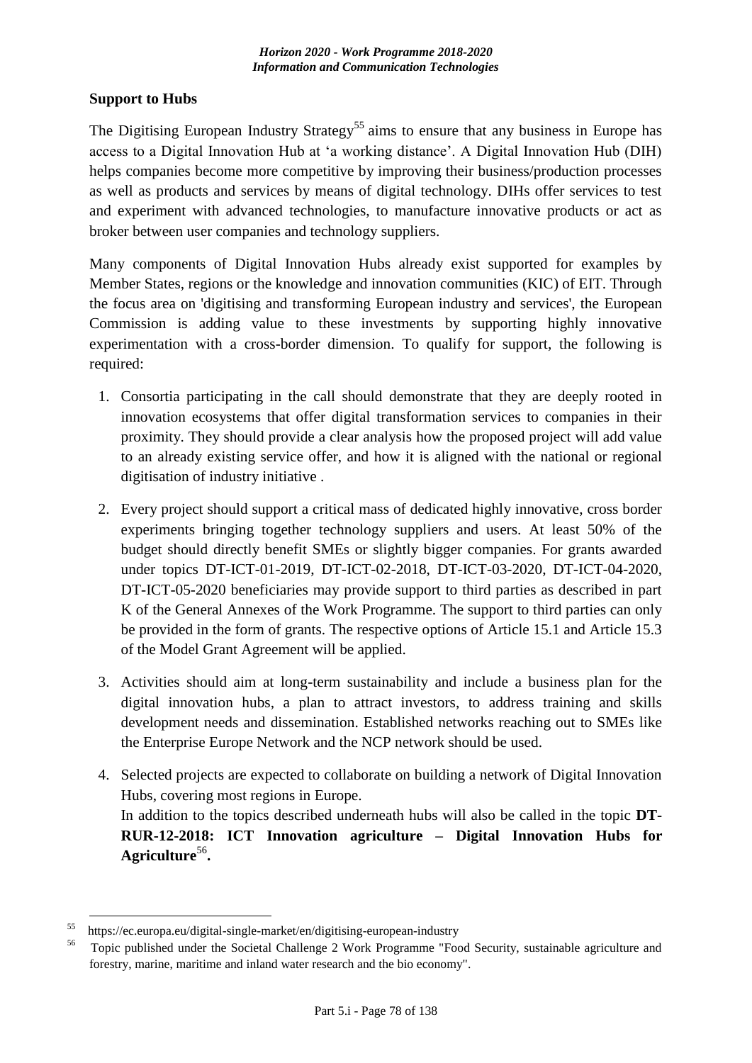## Support to Hubs

The Digitising European Industry Strategy[55] aims to ensure that any business in Europe has access to a Digital Innovation Hub at 'a working distance'. A Digital Innovation Hub (DIH) helps companies become more competitive by improving their business/production processes as well as products and services by means of digital technology. DIHs offer services to test and experiment with advanced technologies, to manufacture innovative products or act as broker between user companies and technology suppliers.

Many components of Digital Innovation Hubs already exist supported for examples by Member States, regions or the knowledge and innovation communities (KIC) of EIT. Through the focus area on 'digitising and transforming European industry and services', the European Commission is adding value to these investments by supporting highly innovative experimentation with a cross-border dimension. To qualify for support, the following is required:

1. Consortia participating in the call should demonstrate that they are deeply rooted in innovation ecosystems that offer digital transformation services to companies in their proximity. They should provide a clear analysis how the proposed project will add value to an already existing service offer, and how it is aligned with the national or regional digitisation of industry initiative .
2. Every project should support a critical mass of dedicated highly innovative, cross border experiments bringing together technology suppliers and users. At least 50% of the budget should directly benefit SMEs or slightly bigger companies. For grants awarded under topics DT-ICT-01-2019, DT-ICT-02-2018, DT-ICT-03-2020, DT-ICT-04-2020, DT-ICT-05-2020 beneficiaries may provide support to third parties as described in part K of the General Annexes of the Work Programme. The support to third parties can only be provided in the form of grants. The respective options of Article 15.1 and Article 15.3 of the Model Grant Agreement will be applied.
3. Activities should aim at long-term sustainability and include a business plan for the digital innovation hubs, a plan to attract investors, to address training and skills development needs and dissemination. Established networks reaching out to SMEs like the Enterprise Europe Network and the NCP network should be used.
4. Selected projects are expected to collaborate on building a network of Digital Innovation Hubs, covering most regions in Europe.

   In addition to the topics described underneath hubs will also be called in the topic **DT-RUR-12-2018: ICT Innovation agriculture – Digital Innovation Hubs for Agriculture**[56]**.**

---

[55] https://ec.europa.eu/digital-single-market/en/digitising-european-industry

[56] Topic published under the Societal Challenge 2 Work Programme "Food Security, sustainable agriculture and forestry, marine, maritime and inland water research and the bio economy".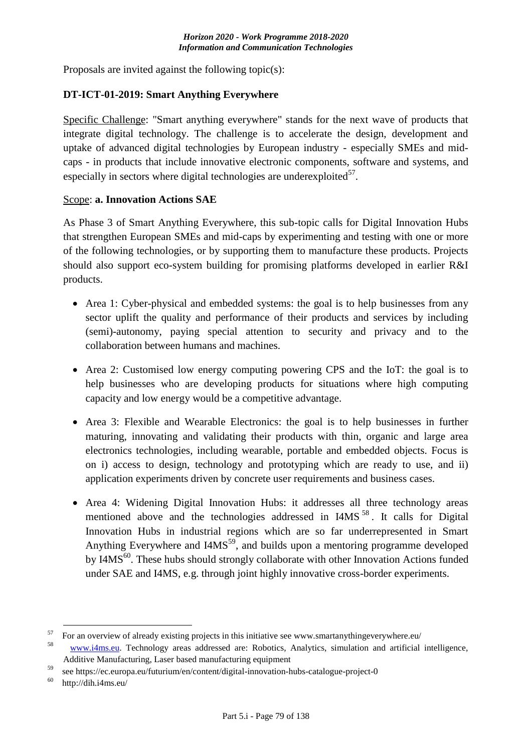Proposals are invited against the following topic(s):

**DT-ICT-01-2019: Smart Anything Everywhere**

Specific Challenge: "Smart anything everywhere" stands for the next wave of products that integrate digital technology. The challenge is to accelerate the design, development and uptake of advanced digital technologies by European industry - especially SMEs and mid-caps - in products that include innovative electronic components, software and systems, and especially in sectors where digital technologies are underexploited[57].

Scope: **a. Innovation Actions SAE**

As Phase 3 of Smart Anything Everywhere, this sub-topic calls for Digital Innovation Hubs that strengthen European SMEs and mid-caps by experimenting and testing with one or more of the following technologies, or by supporting them to manufacture these products. Projects should also support eco-system building for promising platforms developed in earlier R&I products.

- Area 1: Cyber-physical and embedded systems: the goal is to help businesses from any sector uplift the quality and performance of their products and services by including (semi)-autonomy, paying special attention to security and privacy and to the collaboration between humans and machines.
- Area 2: Customised low energy computing powering CPS and the IoT: the goal is to help businesses who are developing products for situations where high computing capacity and low energy would be a competitive advantage.
- Area 3: Flexible and Wearable Electronics: the goal is to help businesses in further maturing, innovating and validating their products with thin, organic and large area electronics technologies, including wearable, portable and embedded objects. Focus is on i) access to design, technology and prototyping which are ready to use, and ii) application experiments driven by concrete user requirements and business cases.
- Area 4: Widening Digital Innovation Hubs: it addresses all three technology areas mentioned above and the technologies addressed in I4MS[58]. It calls for Digital Innovation Hubs in industrial regions which are so far underrepresented in Smart Anything Everywhere and I4MS[59], and builds upon a mentoring programme developed by I4MS[60]. These hubs should strongly collaborate with other Innovation Actions funded under SAE and I4MS, e.g. through joint highly innovative cross-border experiments.

---

[57] For an overview of already existing projects in this initiative see www.smartanythingeverywhere.eu/

[58] www.i4ms.eu. Technology areas addressed are: Robotics, Analytics, simulation and artificial intelligence, Additive Manufacturing, Laser based manufacturing equipment

[59] see https://ec.europa.eu/futurium/en/content/digital-innovation-hubs-catalogue-project-0

[60] http://dih.i4ms.eu/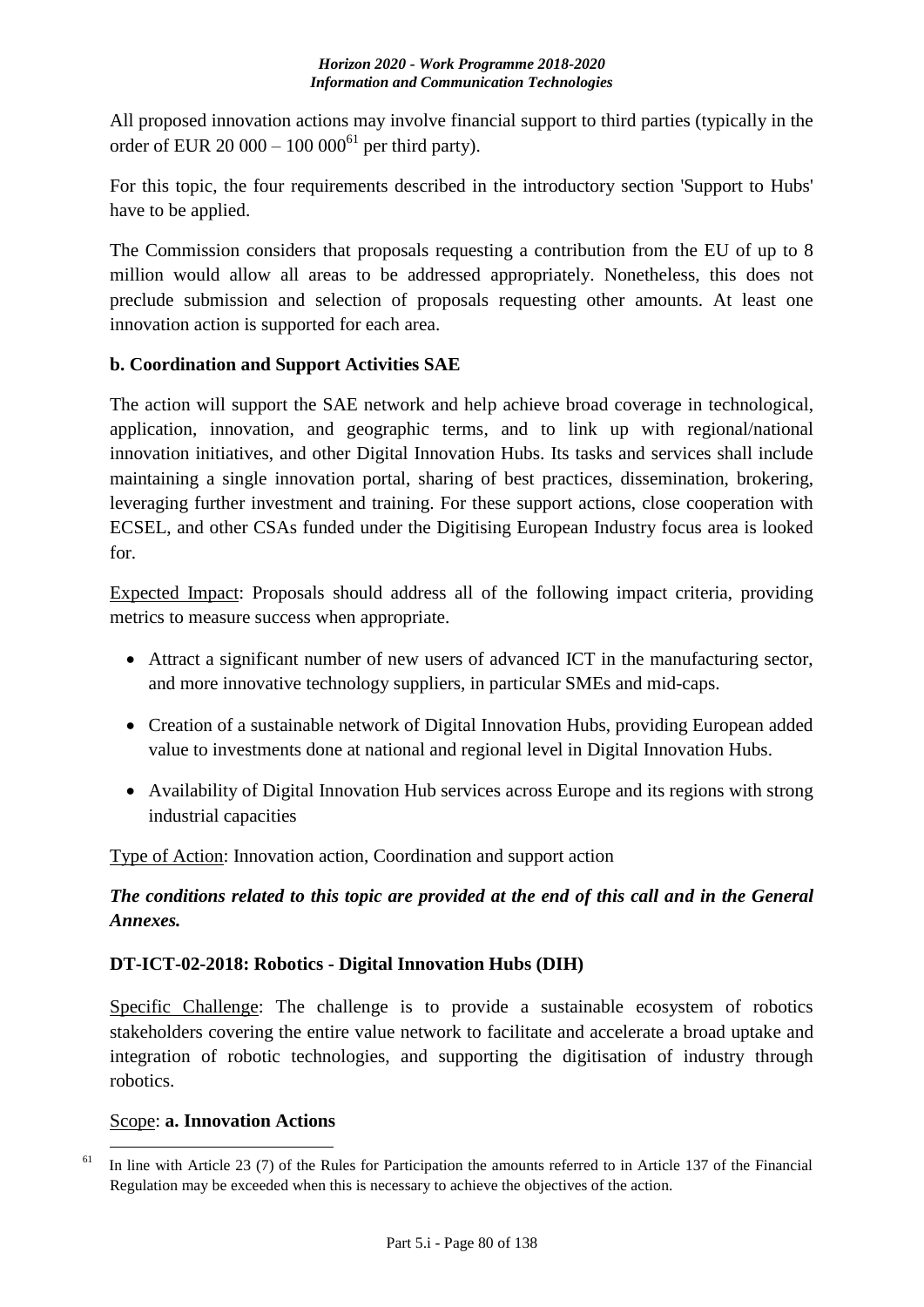All proposed innovation actions may involve financial support to third parties (typically in the order of EUR 20 000 – 100 000[61] per third party).

For this topic, the four requirements described in the introductory section 'Support to Hubs' have to be applied.

The Commission considers that proposals requesting a contribution from the EU of up to 8 million would allow all areas to be addressed appropriately. Nonetheless, this does not preclude submission and selection of proposals requesting other amounts. At least one innovation action is supported for each area.

**b. Coordination and Support Activities SAE**

The action will support the SAE network and help achieve broad coverage in technological, application, innovation, and geographic terms, and to link up with regional/national innovation initiatives, and other Digital Innovation Hubs. Its tasks and services shall include maintaining a single innovation portal, sharing of best practices, dissemination, brokering, leveraging further investment and training. For these support actions, close cooperation with ECSEL, and other CSAs funded under the Digitising European Industry focus area is looked for.

Expected Impact: Proposals should address all of the following impact criteria, providing metrics to measure success when appropriate.

- Attract a significant number of new users of advanced ICT in the manufacturing sector, and more innovative technology suppliers, in particular SMEs and mid-caps.
- Creation of a sustainable network of Digital Innovation Hubs, providing European added value to investments done at national and regional level in Digital Innovation Hubs.
- Availability of Digital Innovation Hub services across Europe and its regions with strong industrial capacities

Type of Action: Innovation action, Coordination and support action

***The conditions related to this topic are provided at the end of this call and in the General Annexes.***

### DT-ICT-02-2018: Robotics - Digital Innovation Hubs (DIH)

Specific Challenge: The challenge is to provide a sustainable ecosystem of robotics stakeholders covering the entire value network to facilitate and accelerate a broad uptake and integration of robotic technologies, and supporting the digitisation of industry through robotics.

Scope: **a. Innovation Actions**

[61] In line with Article 23 (7) of the Rules for Participation the amounts referred to in Article 137 of the Financial Regulation may be exceeded when this is necessary to achieve the objectives of the action.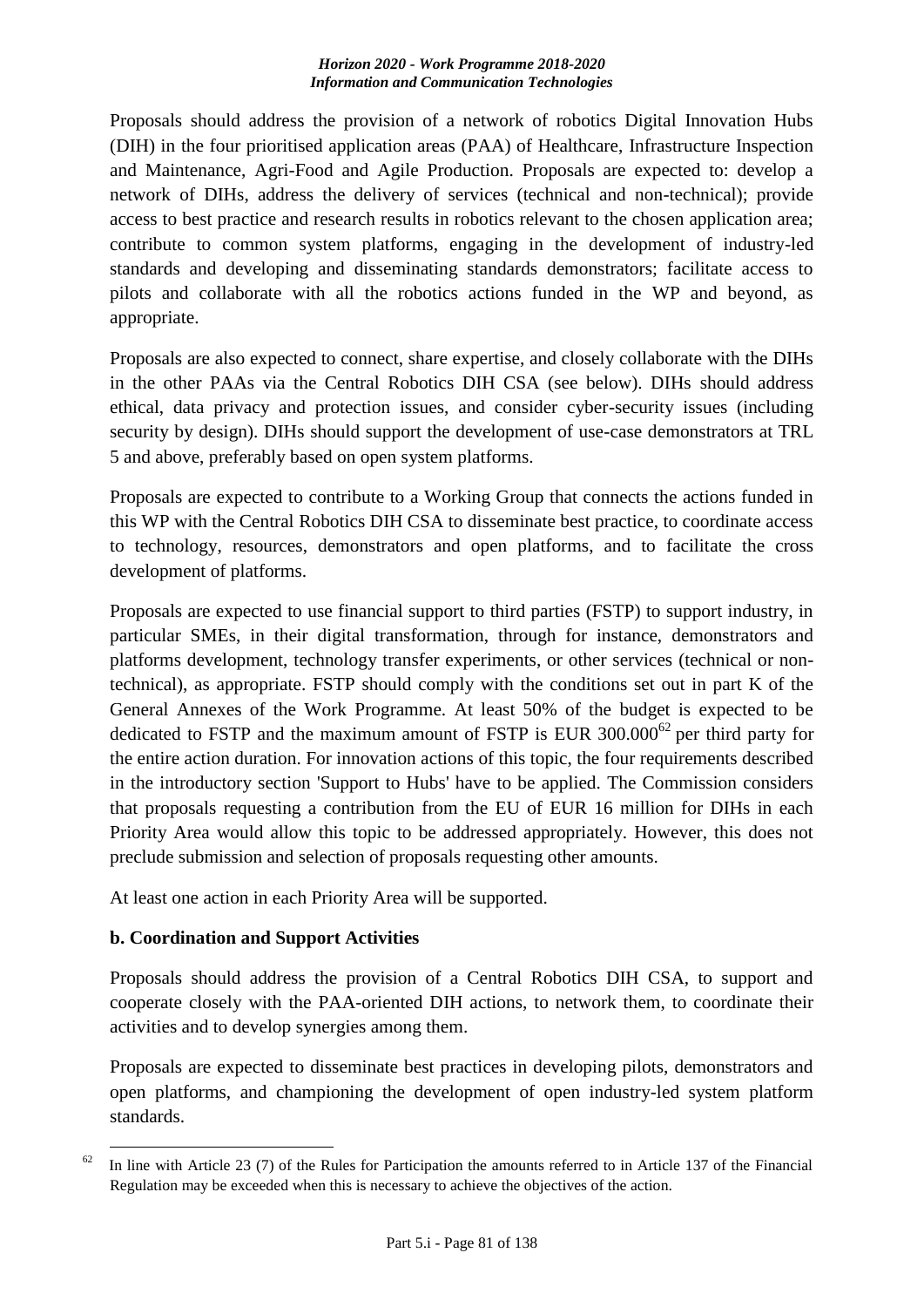Proposals should address the provision of a network of robotics Digital Innovation Hubs (DIH) in the four prioritised application areas (PAA) of Healthcare, Infrastructure Inspection and Maintenance, Agri-Food and Agile Production. Proposals are expected to: develop a network of DIHs, address the delivery of services (technical and non-technical); provide access to best practice and research results in robotics relevant to the chosen application area; contribute to common system platforms, engaging in the development of industry-led standards and developing and disseminating standards demonstrators; facilitate access to pilots and collaborate with all the robotics actions funded in the WP and beyond, as appropriate.

Proposals are also expected to connect, share expertise, and closely collaborate with the DIHs in the other PAAs via the Central Robotics DIH CSA (see below). DIHs should address ethical, data privacy and protection issues, and consider cyber-security issues (including security by design). DIHs should support the development of use-case demonstrators at TRL 5 and above, preferably based on open system platforms.

Proposals are expected to contribute to a Working Group that connects the actions funded in this WP with the Central Robotics DIH CSA to disseminate best practice, to coordinate access to technology, resources, demonstrators and open platforms, and to facilitate the cross development of platforms.

Proposals are expected to use financial support to third parties (FSTP) to support industry, in particular SMEs, in their digital transformation, through for instance, demonstrators and platforms development, technology transfer experiments, or other services (technical or non-technical), as appropriate. FSTP should comply with the conditions set out in part K of the General Annexes of the Work Programme. At least 50% of the budget is expected to be dedicated to FSTP and the maximum amount of FSTP is EUR 300.000[62] per third party for the entire action duration. For innovation actions of this topic, the four requirements described in the introductory section 'Support to Hubs' have to be applied. The Commission considers that proposals requesting a contribution from the EU of EUR 16 million for DIHs in each Priority Area would allow this topic to be addressed appropriately. However, this does not preclude submission and selection of proposals requesting other amounts.

At least one action in each Priority Area will be supported.

**b. Coordination and Support Activities**

Proposals should address the provision of a Central Robotics DIH CSA, to support and cooperate closely with the PAA-oriented DIH actions, to network them, to coordinate their activities and to develop synergies among them.

Proposals are expected to disseminate best practices in developing pilots, demonstrators and open platforms, and championing the development of open industry-led system platform standards.

---

[62] In line with Article 23 (7) of the Rules for Participation the amounts referred to in Article 137 of the Financial Regulation may be exceeded when this is necessary to achieve the objectives of the action.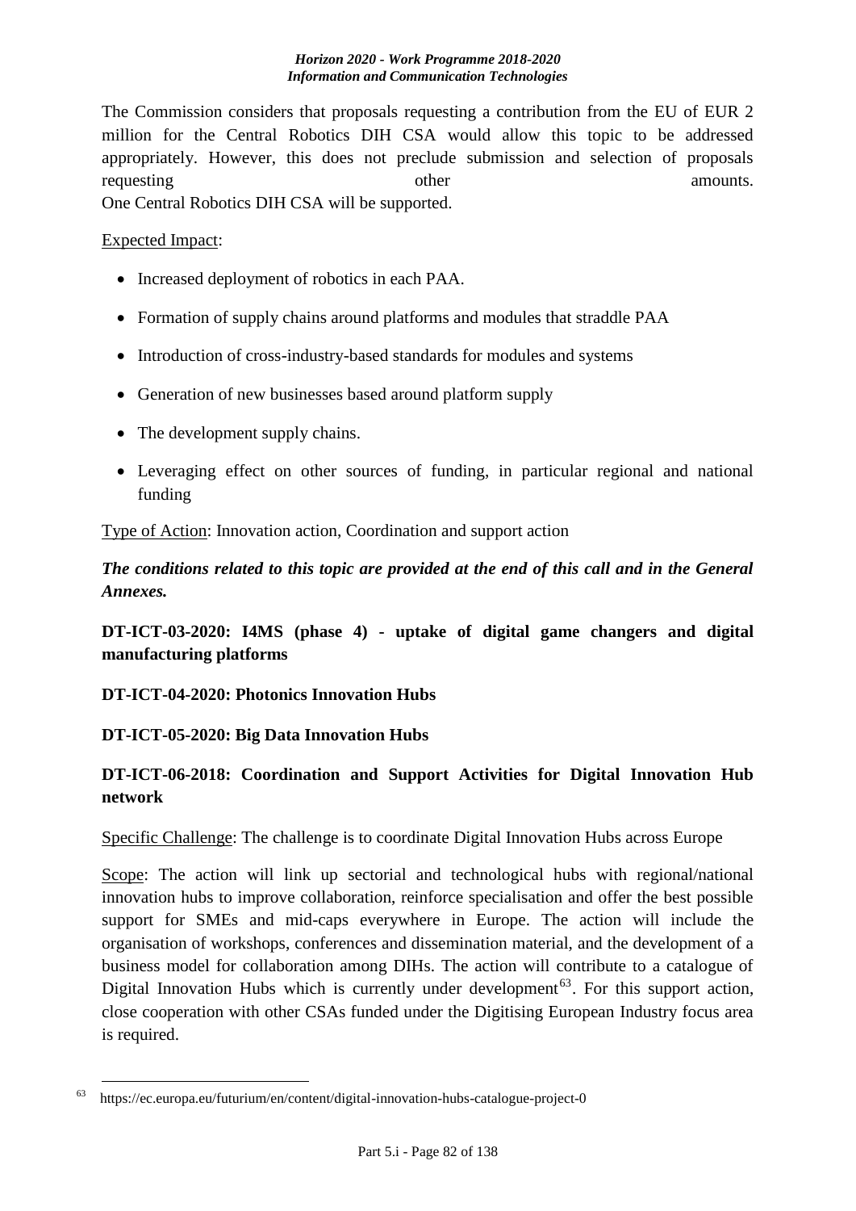The Commission considers that proposals requesting a contribution from the EU of EUR 2 million for the Central Robotics DIH CSA would allow this topic to be addressed appropriately. However, this does not preclude submission and selection of proposals requesting other amounts.
One Central Robotics DIH CSA will be supported.

Expected Impact:

- Increased deployment of robotics in each PAA.
- Formation of supply chains around platforms and modules that straddle PAA
- Introduction of cross-industry-based standards for modules and systems
- Generation of new businesses based around platform supply
- The development supply chains.
- Leveraging effect on other sources of funding, in particular regional and national funding

Type of Action: Innovation action, Coordination and support action

***The conditions related to this topic are provided at the end of this call and in the General Annexes.***

**DT-ICT-03-2020: I4MS (phase 4) - uptake of digital game changers and digital manufacturing platforms**

**DT-ICT-04-2020: Photonics Innovation Hubs**

**DT-ICT-05-2020: Big Data Innovation Hubs**

**DT-ICT-06-2018: Coordination and Support Activities for Digital Innovation Hub network**

Specific Challenge: The challenge is to coordinate Digital Innovation Hubs across Europe

Scope: The action will link up sectorial and technological hubs with regional/national innovation hubs to improve collaboration, reinforce specialisation and offer the best possible support for SMEs and mid-caps everywhere in Europe. The action will include the organisation of workshops, conferences and dissemination material, and the development of a business model for collaboration among DIHs. The action will contribute to a catalogue of Digital Innovation Hubs which is currently under development[63]. For this support action, close cooperation with other CSAs funded under the Digitising European Industry focus area is required.

[63] https://ec.europa.eu/futurium/en/content/digital-innovation-hubs-catalogue-project-0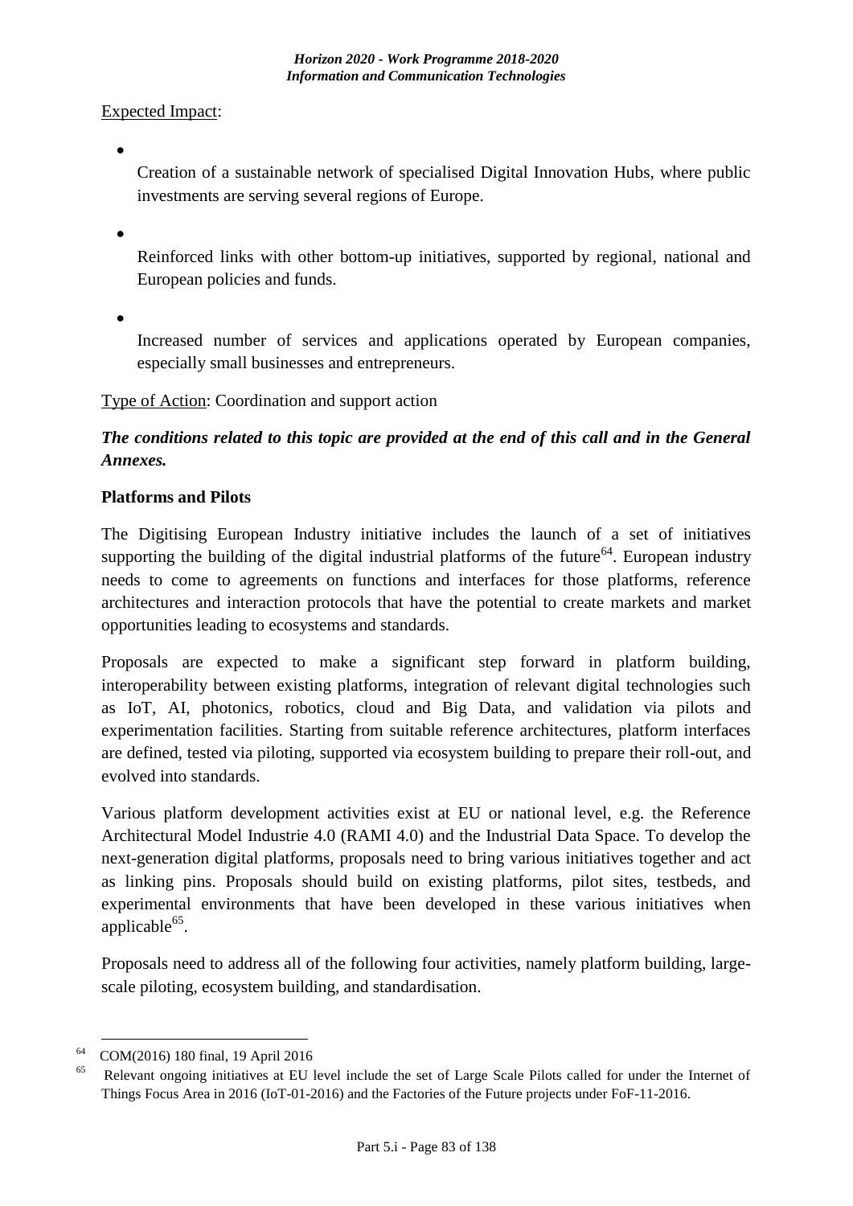Expected Impact:

- Creation of a sustainable network of specialised Digital Innovation Hubs, where public investments are serving several regions of Europe.
- Reinforced links with other bottom-up initiatives, supported by regional, national and European policies and funds.
- Increased number of services and applications operated by European companies, especially small businesses and entrepreneurs.

Type of Action: Coordination and support action

***The conditions related to this topic are provided at the end of this call and in the General Annexes.***

**Platforms and Pilots**

The Digitising European Industry initiative includes the launch of a set of initiatives supporting the building of the digital industrial platforms of the future[64]. European industry needs to come to agreements on functions and interfaces for those platforms, reference architectures and interaction protocols that have the potential to create markets and market opportunities leading to ecosystems and standards.

Proposals are expected to make a significant step forward in platform building, interoperability between existing platforms, integration of relevant digital technologies such as IoT, AI, photonics, robotics, cloud and Big Data, and validation via pilots and experimentation facilities. Starting from suitable reference architectures, platform interfaces are defined, tested via piloting, supported via ecosystem building to prepare their roll-out, and evolved into standards.

Various platform development activities exist at EU or national level, e.g. the Reference Architectural Model Industrie 4.0 (RAMI 4.0) and the Industrial Data Space. To develop the next-generation digital platforms, proposals need to bring various initiatives together and act as linking pins. Proposals should build on existing platforms, pilot sites, testbeds, and experimental environments that have been developed in these various initiatives when applicable[65].

Proposals need to address all of the following four activities, namely platform building, large-scale piloting, ecosystem building, and standardisation.

---

[64] COM(2016) 180 final, 19 April 2016

[65] Relevant ongoing initiatives at EU level include the set of Large Scale Pilots called for under the Internet of Things Focus Area in 2016 (IoT-01-2016) and the Factories of the Future projects under FoF-11-2016.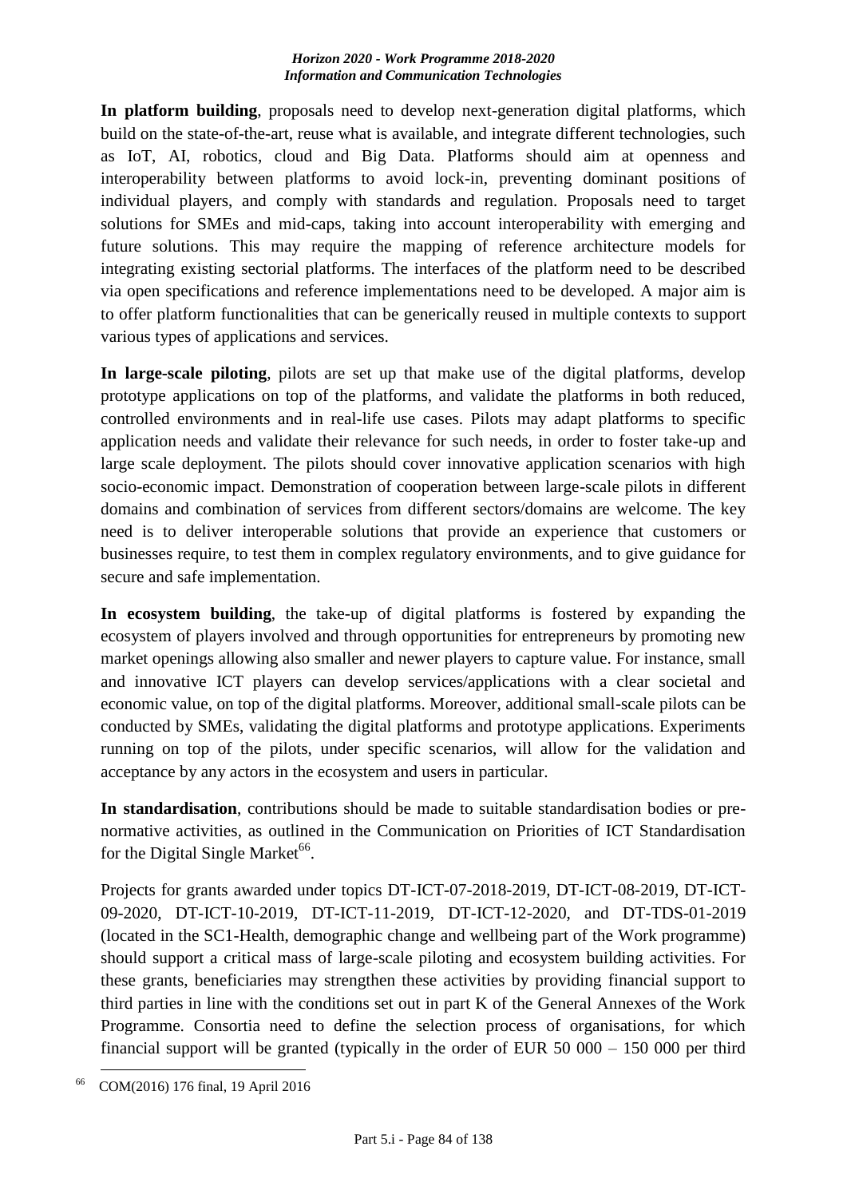**In platform building**, proposals need to develop next-generation digital platforms, which build on the state-of-the-art, reuse what is available, and integrate different technologies, such as IoT, AI, robotics, cloud and Big Data. Platforms should aim at openness and interoperability between platforms to avoid lock-in, preventing dominant positions of individual players, and comply with standards and regulation. Proposals need to target solutions for SMEs and mid-caps, taking into account interoperability with emerging and future solutions. This may require the mapping of reference architecture models for integrating existing sectorial platforms. The interfaces of the platform need to be described via open specifications and reference implementations need to be developed. A major aim is to offer platform functionalities that can be generically reused in multiple contexts to support various types of applications and services.

**In large-scale piloting**, pilots are set up that make use of the digital platforms, develop prototype applications on top of the platforms, and validate the platforms in both reduced, controlled environments and in real-life use cases. Pilots may adapt platforms to specific application needs and validate their relevance for such needs, in order to foster take-up and large scale deployment. The pilots should cover innovative application scenarios with high socio-economic impact. Demonstration of cooperation between large-scale pilots in different domains and combination of services from different sectors/domains are welcome. The key need is to deliver interoperable solutions that provide an experience that customers or businesses require, to test them in complex regulatory environments, and to give guidance for secure and safe implementation.

**In ecosystem building**, the take-up of digital platforms is fostered by expanding the ecosystem of players involved and through opportunities for entrepreneurs by promoting new market openings allowing also smaller and newer players to capture value. For instance, small and innovative ICT players can develop services/applications with a clear societal and economic value, on top of the digital platforms. Moreover, additional small-scale pilots can be conducted by SMEs, validating the digital platforms and prototype applications. Experiments running on top of the pilots, under specific scenarios, will allow for the validation and acceptance by any actors in the ecosystem and users in particular.

**In standardisation**, contributions should be made to suitable standardisation bodies or pre-normative activities, as outlined in the Communication on Priorities of ICT Standardisation for the Digital Single Market[66].

Projects for grants awarded under topics DT-ICT-07-2018-2019, DT-ICT-08-2019, DT-ICT-09-2020, DT-ICT-10-2019, DT-ICT-11-2019, DT-ICT-12-2020, and DT-TDS-01-2019 (located in the SC1-Health, demographic change and wellbeing part of the Work programme) should support a critical mass of large-scale piloting and ecosystem building activities. For these grants, beneficiaries may strengthen these activities by providing financial support to third parties in line with the conditions set out in part K of the General Annexes of the Work Programme. Consortia need to define the selection process of organisations, for which financial support will be granted (typically in the order of EUR 50 000 – 150 000 per third

[66] COM(2016) 176 final, 19 April 2016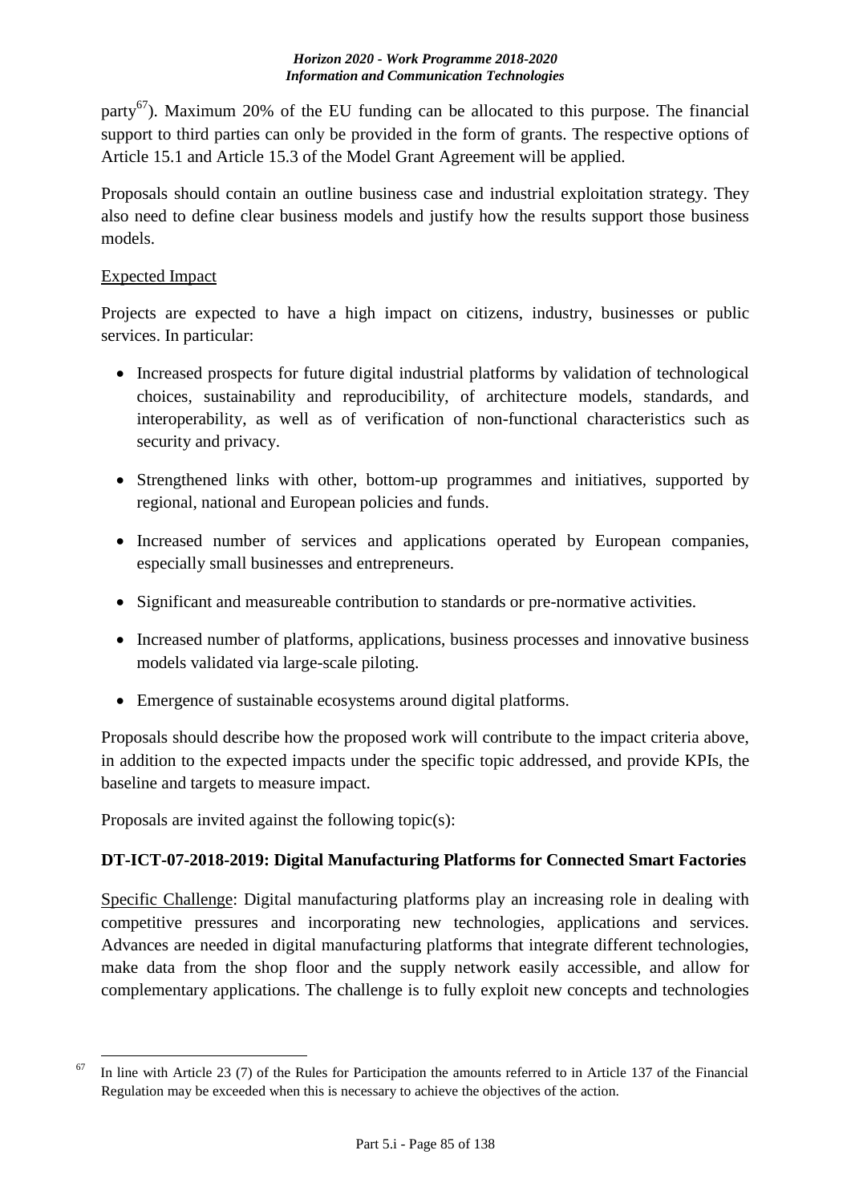party[67]). Maximum 20% of the EU funding can be allocated to this purpose. The financial support to third parties can only be provided in the form of grants. The respective options of Article 15.1 and Article 15.3 of the Model Grant Agreement will be applied.

Proposals should contain an outline business case and industrial exploitation strategy. They also need to define clear business models and justify how the results support those business models.

Expected Impact

Projects are expected to have a high impact on citizens, industry, businesses or public services. In particular:

- Increased prospects for future digital industrial platforms by validation of technological choices, sustainability and reproducibility, of architecture models, standards, and interoperability, as well as of verification of non-functional characteristics such as security and privacy.
- Strengthened links with other, bottom-up programmes and initiatives, supported by regional, national and European policies and funds.
- Increased number of services and applications operated by European companies, especially small businesses and entrepreneurs.
- Significant and measureable contribution to standards or pre-normative activities.
- Increased number of platforms, applications, business processes and innovative business models validated via large-scale piloting.
- Emergence of sustainable ecosystems around digital platforms.

Proposals should describe how the proposed work will contribute to the impact criteria above, in addition to the expected impacts under the specific topic addressed, and provide KPIs, the baseline and targets to measure impact.

Proposals are invited against the following topic(s):

**DT-ICT-07-2018-2019: Digital Manufacturing Platforms for Connected Smart Factories**

Specific Challenge: Digital manufacturing platforms play an increasing role in dealing with competitive pressures and incorporating new technologies, applications and services. Advances are needed in digital manufacturing platforms that integrate different technologies, make data from the shop floor and the supply network easily accessible, and allow for complementary applications. The challenge is to fully exploit new concepts and technologies

[67] In line with Article 23 (7) of the Rules for Participation the amounts referred to in Article 137 of the Financial Regulation may be exceeded when this is necessary to achieve the objectives of the action.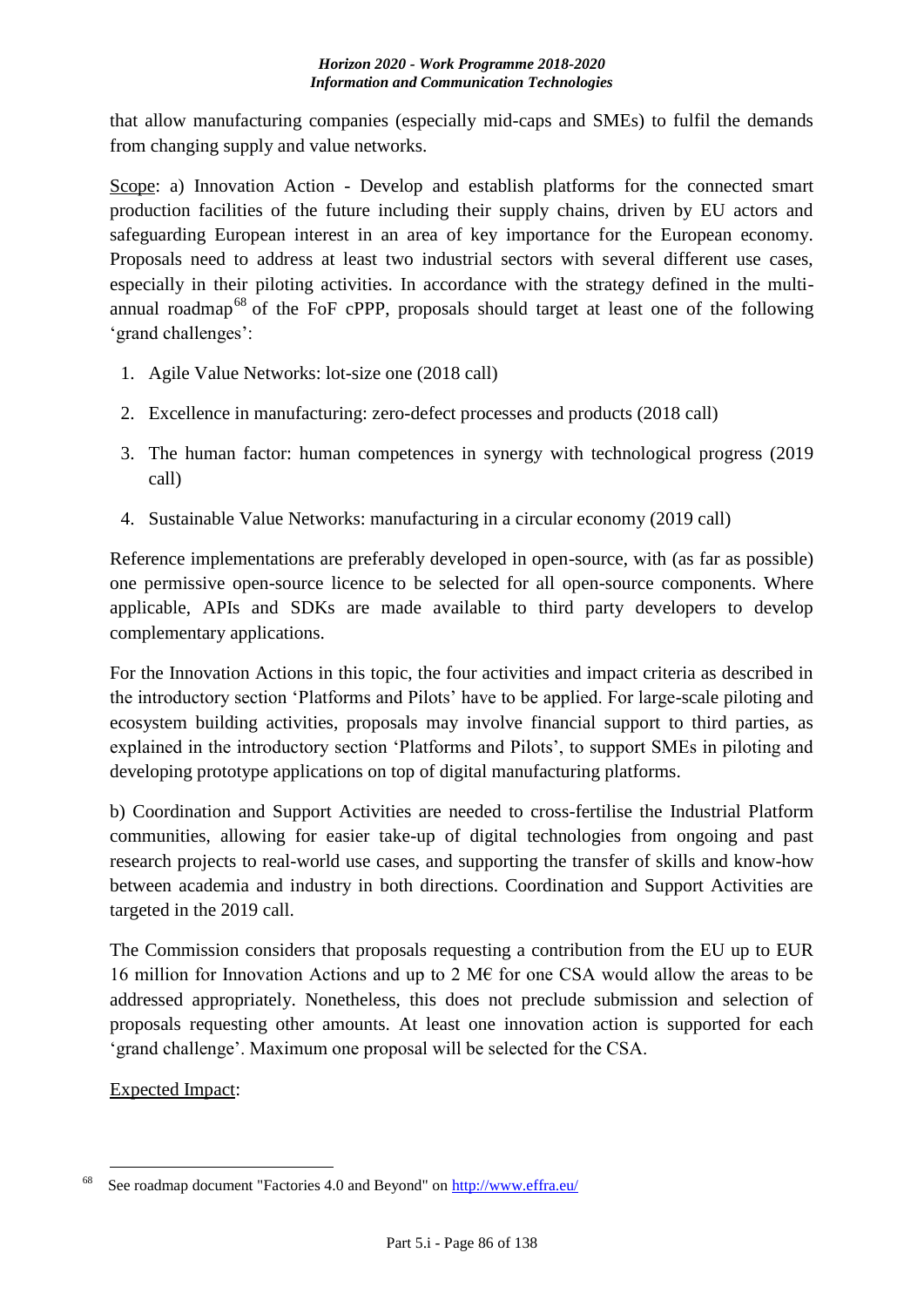that allow manufacturing companies (especially mid-caps and SMEs) to fulfil the demands from changing supply and value networks.

Scope: a) Innovation Action - Develop and establish platforms for the connected smart production facilities of the future including their supply chains, driven by EU actors and safeguarding European interest in an area of key importance for the European economy. Proposals need to address at least two industrial sectors with several different use cases, especially in their piloting activities. In accordance with the strategy defined in the multi-annual roadmap[68] of the FoF cPPP, proposals should target at least one of the following 'grand challenges':

1. Agile Value Networks: lot-size one (2018 call)
2. Excellence in manufacturing: zero-defect processes and products (2018 call)
3. The human factor: human competences in synergy with technological progress (2019 call)
4. Sustainable Value Networks: manufacturing in a circular economy (2019 call)

Reference implementations are preferably developed in open-source, with (as far as possible) one permissive open-source licence to be selected for all open-source components. Where applicable, APIs and SDKs are made available to third party developers to develop complementary applications.

For the Innovation Actions in this topic, the four activities and impact criteria as described in the introductory section 'Platforms and Pilots' have to be applied. For large-scale piloting and ecosystem building activities, proposals may involve financial support to third parties, as explained in the introductory section 'Platforms and Pilots', to support SMEs in piloting and developing prototype applications on top of digital manufacturing platforms.

b) Coordination and Support Activities are needed to cross-fertilise the Industrial Platform communities, allowing for easier take-up of digital technologies from ongoing and past research projects to real-world use cases, and supporting the transfer of skills and know-how between academia and industry in both directions. Coordination and Support Activities are targeted in the 2019 call.

The Commission considers that proposals requesting a contribution from the EU up to EUR 16 million for Innovation Actions and up to 2 M€ for one CSA would allow the areas to be addressed appropriately. Nonetheless, this does not preclude submission and selection of proposals requesting other amounts. At least one innovation action is supported for each 'grand challenge'. Maximum one proposal will be selected for the CSA.

Expected Impact:

[68] See roadmap document "Factories 4.0 and Beyond" on http://www.effra.eu/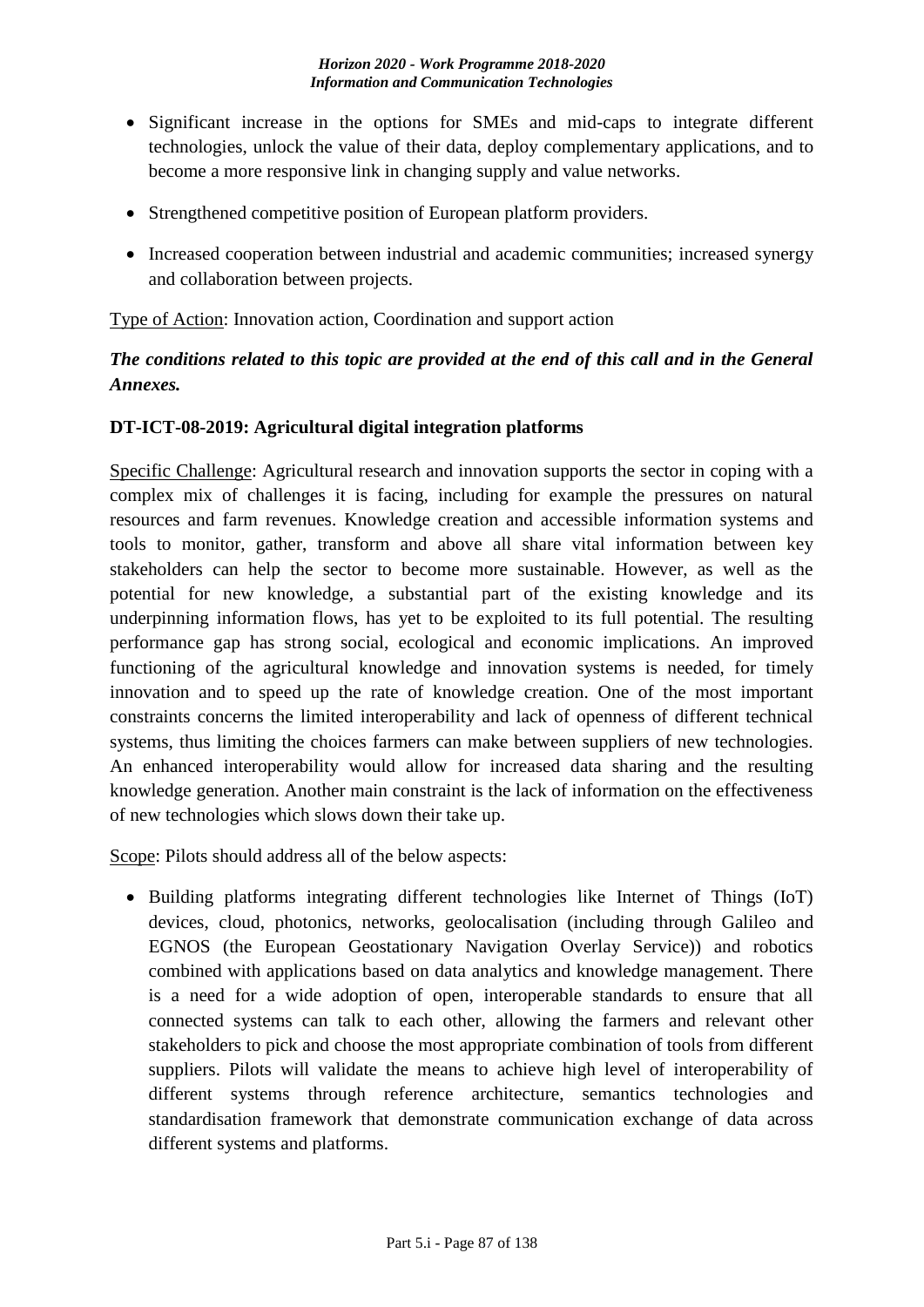- Significant increase in the options for SMEs and mid-caps to integrate different technologies, unlock the value of their data, deploy complementary applications, and to become a more responsive link in changing supply and value networks.
- Strengthened competitive position of European platform providers.
- Increased cooperation between industrial and academic communities; increased synergy and collaboration between projects.

Type of Action: Innovation action, Coordination and support action

***The conditions related to this topic are provided at the end of this call and in the General Annexes.***

### DT-ICT-08-2019: Agricultural digital integration platforms

Specific Challenge: Agricultural research and innovation supports the sector in coping with a complex mix of challenges it is facing, including for example the pressures on natural resources and farm revenues. Knowledge creation and accessible information systems and tools to monitor, gather, transform and above all share vital information between key stakeholders can help the sector to become more sustainable. However, as well as the potential for new knowledge, a substantial part of the existing knowledge and its underpinning information flows, has yet to be exploited to its full potential. The resulting performance gap has strong social, ecological and economic implications. An improved functioning of the agricultural knowledge and innovation systems is needed, for timely innovation and to speed up the rate of knowledge creation. One of the most important constraints concerns the limited interoperability and lack of openness of different technical systems, thus limiting the choices farmers can make between suppliers of new technologies. An enhanced interoperability would allow for increased data sharing and the resulting knowledge generation. Another main constraint is the lack of information on the effectiveness of new technologies which slows down their take up.

Scope: Pilots should address all of the below aspects:

- Building platforms integrating different technologies like Internet of Things (IoT) devices, cloud, photonics, networks, geolocalisation (including through Galileo and EGNOS (the European Geostationary Navigation Overlay Service)) and robotics combined with applications based on data analytics and knowledge management. There is a need for a wide adoption of open, interoperable standards to ensure that all connected systems can talk to each other, allowing the farmers and relevant other stakeholders to pick and choose the most appropriate combination of tools from different suppliers. Pilots will validate the means to achieve high level of interoperability of different systems through reference architecture, semantics technologies and standardisation framework that demonstrate communication exchange of data across different systems and platforms.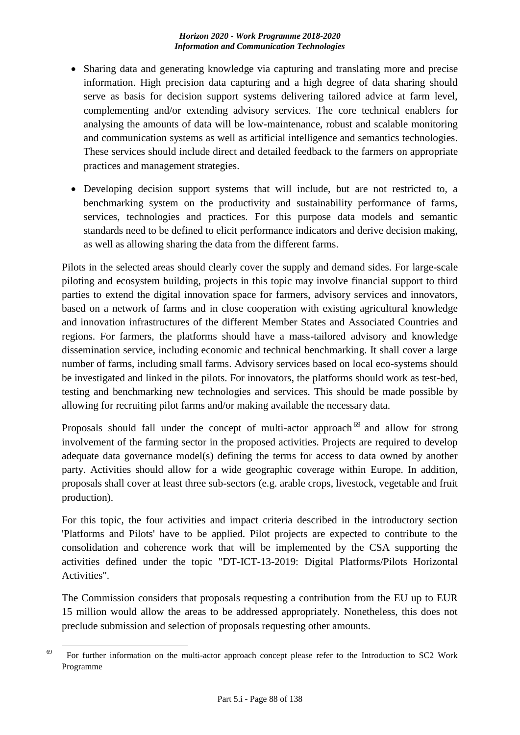- Sharing data and generating knowledge via capturing and translating more and precise information. High precision data capturing and a high degree of data sharing should serve as basis for decision support systems delivering tailored advice at farm level, complementing and/or extending advisory services. The core technical enablers for analysing the amounts of data will be low-maintenance, robust and scalable monitoring and communication systems as well as artificial intelligence and semantics technologies. These services should include direct and detailed feedback to the farmers on appropriate practices and management strategies.

- Developing decision support systems that will include, but are not restricted to, a benchmarking system on the productivity and sustainability performance of farms, services, technologies and practices. For this purpose data models and semantic standards need to be defined to elicit performance indicators and derive decision making, as well as allowing sharing the data from the different farms.

Pilots in the selected areas should clearly cover the supply and demand sides. For large-scale piloting and ecosystem building, projects in this topic may involve financial support to third parties to extend the digital innovation space for farmers, advisory services and innovators, based on a network of farms and in close cooperation with existing agricultural knowledge and innovation infrastructures of the different Member States and Associated Countries and regions. For farmers, the platforms should have a mass-tailored advisory and knowledge dissemination service, including economic and technical benchmarking. It shall cover a large number of farms, including small farms. Advisory services based on local eco-systems should be investigated and linked in the pilots. For innovators, the platforms should work as test-bed, testing and benchmarking new technologies and services. This should be made possible by allowing for recruiting pilot farms and/or making available the necessary data.

Proposals should fall under the concept of multi-actor approach[69] and allow for strong involvement of the farming sector in the proposed activities. Projects are required to develop adequate data governance model(s) defining the terms for access to data owned by another party. Activities should allow for a wide geographic coverage within Europe. In addition, proposals shall cover at least three sub-sectors (e.g. arable crops, livestock, vegetable and fruit production).

For this topic, the four activities and impact criteria described in the introductory section 'Platforms and Pilots' have to be applied. Pilot projects are expected to contribute to the consolidation and coherence work that will be implemented by the CSA supporting the activities defined under the topic "DT-ICT-13-2019: Digital Platforms/Pilots Horizontal Activities".

The Commission considers that proposals requesting a contribution from the EU up to EUR 15 million would allow the areas to be addressed appropriately. Nonetheless, this does not preclude submission and selection of proposals requesting other amounts.

[69] For further information on the multi-actor approach concept please refer to the Introduction to SC2 Work Programme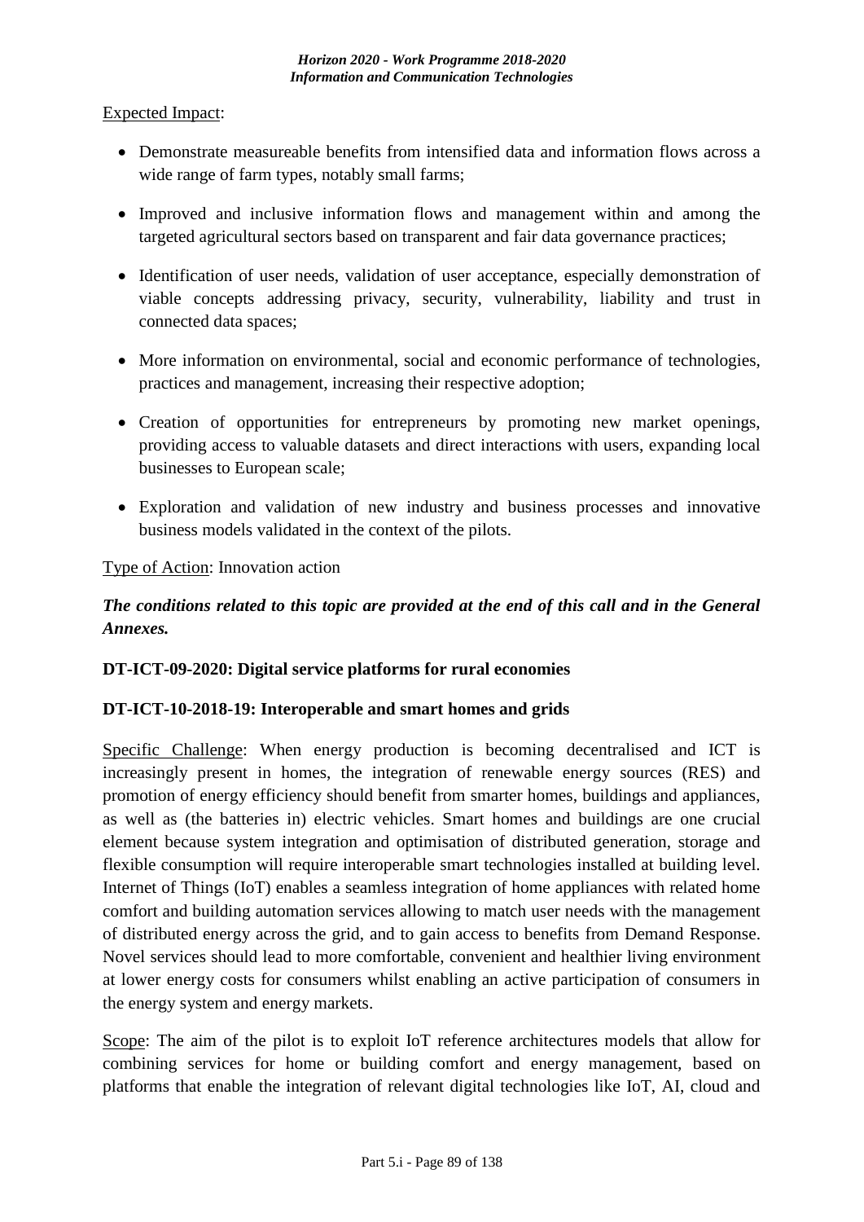Expected Impact:

- Demonstrate measureable benefits from intensified data and information flows across a wide range of farm types, notably small farms;
- Improved and inclusive information flows and management within and among the targeted agricultural sectors based on transparent and fair data governance practices;
- Identification of user needs, validation of user acceptance, especially demonstration of viable concepts addressing privacy, security, vulnerability, liability and trust in connected data spaces;
- More information on environmental, social and economic performance of technologies, practices and management, increasing their respective adoption;
- Creation of opportunities for entrepreneurs by promoting new market openings, providing access to valuable datasets and direct interactions with users, expanding local businesses to European scale;
- Exploration and validation of new industry and business processes and innovative business models validated in the context of the pilots.

Type of Action: Innovation action

***The conditions related to this topic are provided at the end of this call and in the General Annexes.***

**DT-ICT-09-2020: Digital service platforms for rural economies**

**DT-ICT-10-2018-19: Interoperable and smart homes and grids**

Specific Challenge: When energy production is becoming decentralised and ICT is increasingly present in homes, the integration of renewable energy sources (RES) and promotion of energy efficiency should benefit from smarter homes, buildings and appliances, as well as (the batteries in) electric vehicles. Smart homes and buildings are one crucial element because system integration and optimisation of distributed generation, storage and flexible consumption will require interoperable smart technologies installed at building level. Internet of Things (IoT) enables a seamless integration of home appliances with related home comfort and building automation services allowing to match user needs with the management of distributed energy across the grid, and to gain access to benefits from Demand Response. Novel services should lead to more comfortable, convenient and healthier living environment at lower energy costs for consumers whilst enabling an active participation of consumers in the energy system and energy markets.

Scope: The aim of the pilot is to exploit IoT reference architectures models that allow for combining services for home or building comfort and energy management, based on platforms that enable the integration of relevant digital technologies like IoT, AI, cloud and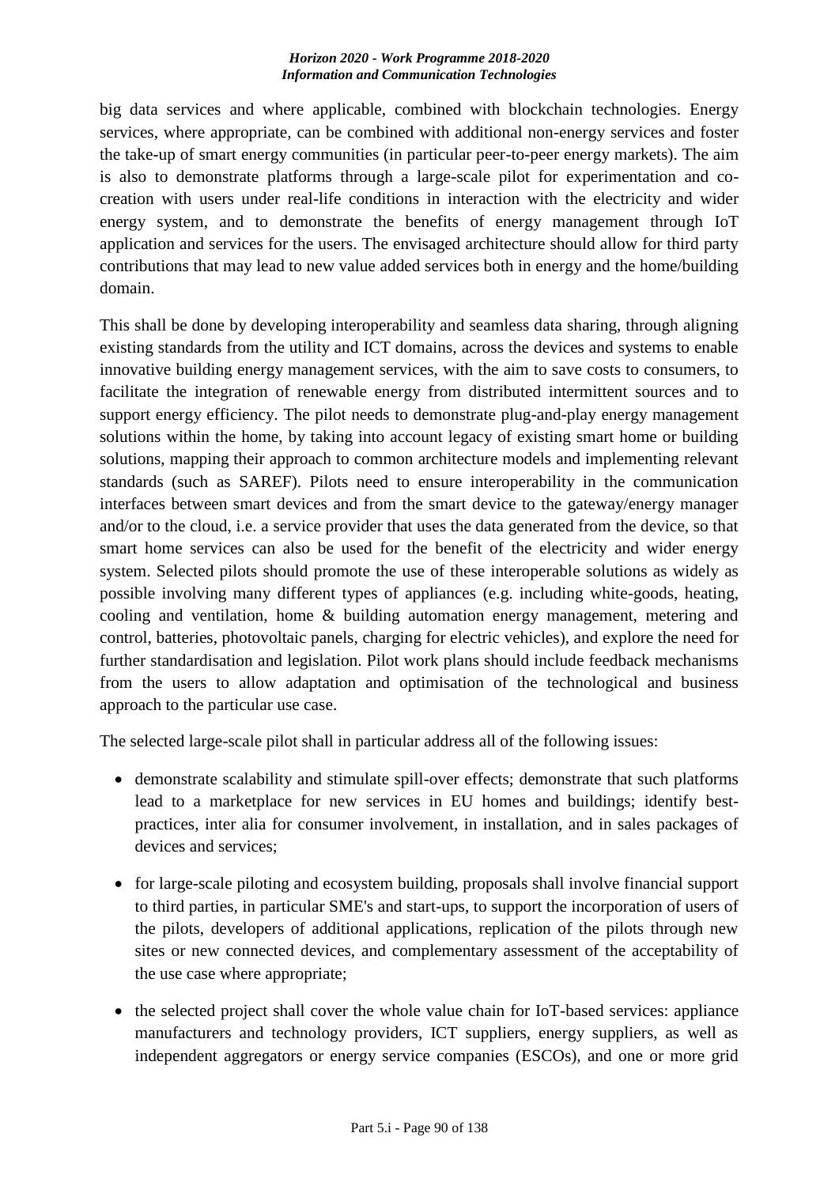big data services and where applicable, combined with blockchain technologies. Energy services, where appropriate, can be combined with additional non-energy services and foster the take-up of smart energy communities (in particular peer-to-peer energy markets). The aim is also to demonstrate platforms through a large-scale pilot for experimentation and co-creation with users under real-life conditions in interaction with the electricity and wider energy system, and to demonstrate the benefits of energy management through IoT application and services for the users. The envisaged architecture should allow for third party contributions that may lead to new value added services both in energy and the home/building domain.

This shall be done by developing interoperability and seamless data sharing, through aligning existing standards from the utility and ICT domains, across the devices and systems to enable innovative building energy management services, with the aim to save costs to consumers, to facilitate the integration of renewable energy from distributed intermittent sources and to support energy efficiency. The pilot needs to demonstrate plug-and-play energy management solutions within the home, by taking into account legacy of existing smart home or building solutions, mapping their approach to common architecture models and implementing relevant standards (such as SAREF). Pilots need to ensure interoperability in the communication interfaces between smart devices and from the smart device to the gateway/energy manager and/or to the cloud, i.e. a service provider that uses the data generated from the device, so that smart home services can also be used for the benefit of the electricity and wider energy system. Selected pilots should promote the use of these interoperable solutions as widely as possible involving many different types of appliances (e.g. including white-goods, heating, cooling and ventilation, home & building automation energy management, metering and control, batteries, photovoltaic panels, charging for electric vehicles), and explore the need for further standardisation and legislation. Pilot work plans should include feedback mechanisms from the users to allow adaptation and optimisation of the technological and business approach to the particular use case.

The selected large-scale pilot shall in particular address all of the following issues:

- demonstrate scalability and stimulate spill-over effects; demonstrate that such platforms lead to a marketplace for new services in EU homes and buildings; identify best-practices, inter alia for consumer involvement, in installation, and in sales packages of devices and services;
- for large-scale piloting and ecosystem building, proposals shall involve financial support to third parties, in particular SME's and start-ups, to support the incorporation of users of the pilots, developers of additional applications, replication of the pilots through new sites or new connected devices, and complementary assessment of the acceptability of the use case where appropriate;
- the selected project shall cover the whole value chain for IoT-based services: appliance manufacturers and technology providers, ICT suppliers, energy suppliers, as well as independent aggregators or energy service companies (ESCOs), and one or more grid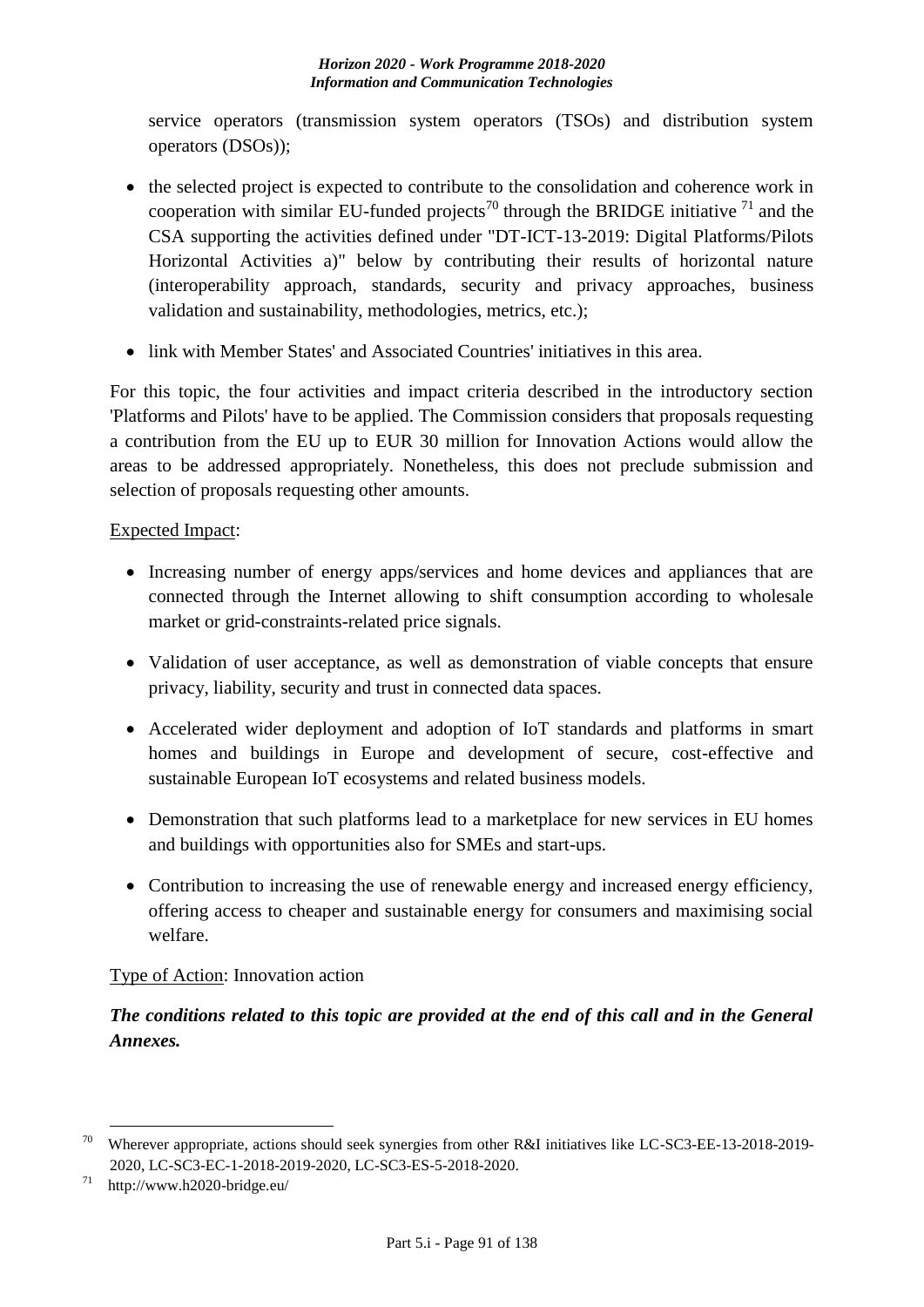service operators (transmission system operators (TSOs) and distribution system operators (DSOs));

- the selected project is expected to contribute to the consolidation and coherence work in cooperation with similar EU-funded projects[70] through the BRIDGE initiative [71] and the CSA supporting the activities defined under "DT-ICT-13-2019: Digital Platforms/Pilots Horizontal Activities a)" below by contributing their results of horizontal nature (interoperability approach, standards, security and privacy approaches, business validation and sustainability, methodologies, metrics, etc.);
- link with Member States' and Associated Countries' initiatives in this area.

For this topic, the four activities and impact criteria described in the introductory section 'Platforms and Pilots' have to be applied. The Commission considers that proposals requesting a contribution from the EU up to EUR 30 million for Innovation Actions would allow the areas to be addressed appropriately. Nonetheless, this does not preclude submission and selection of proposals requesting other amounts.

Expected Impact:

- Increasing number of energy apps/services and home devices and appliances that are connected through the Internet allowing to shift consumption according to wholesale market or grid-constraints-related price signals.
- Validation of user acceptance, as well as demonstration of viable concepts that ensure privacy, liability, security and trust in connected data spaces.
- Accelerated wider deployment and adoption of IoT standards and platforms in smart homes and buildings in Europe and development of secure, cost-effective and sustainable European IoT ecosystems and related business models.
- Demonstration that such platforms lead to a marketplace for new services in EU homes and buildings with opportunities also for SMEs and start-ups.
- Contribution to increasing the use of renewable energy and increased energy efficiency, offering access to cheaper and sustainable energy for consumers and maximising social welfare.

Type of Action: Innovation action

***The conditions related to this topic are provided at the end of this call and in the General Annexes.***

---

[70] Wherever appropriate, actions should seek synergies from other R&I initiatives like LC-SC3-EE-13-2018-2019-2020, LC-SC3-EC-1-2018-2019-2020, LC-SC3-ES-5-2018-2020.

[71] http://www.h2020-bridge.eu/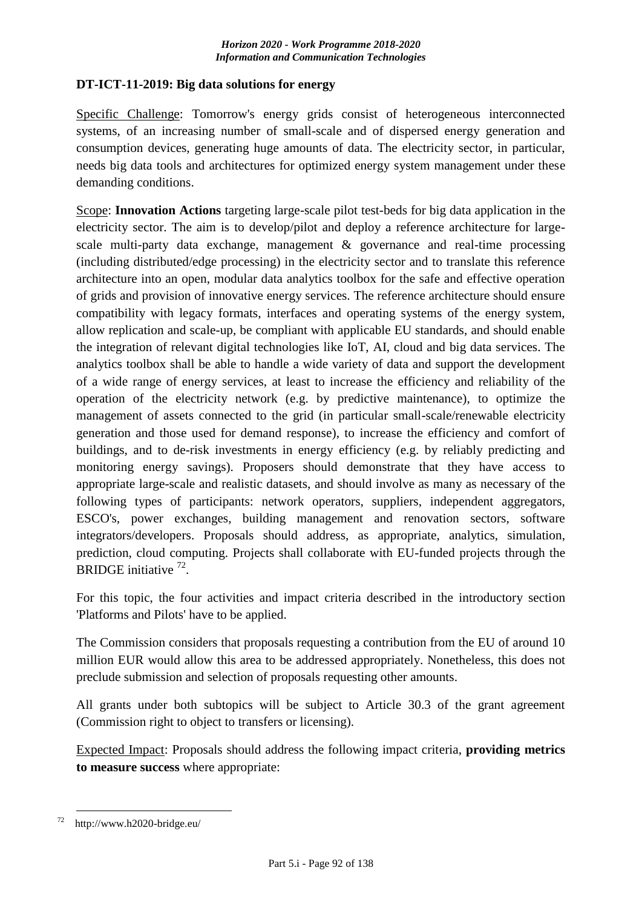**DT-ICT-11-2019: Big data solutions for energy**

Specific Challenge: Tomorrow's energy grids consist of heterogeneous interconnected systems, of an increasing number of small-scale and of dispersed energy generation and consumption devices, generating huge amounts of data. The electricity sector, in particular, needs big data tools and architectures for optimized energy system management under these demanding conditions.

Scope: **Innovation Actions** targeting large-scale pilot test-beds for big data application in the electricity sector. The aim is to develop/pilot and deploy a reference architecture for large-scale multi-party data exchange, management & governance and real-time processing (including distributed/edge processing) in the electricity sector and to translate this reference architecture into an open, modular data analytics toolbox for the safe and effective operation of grids and provision of innovative energy services. The reference architecture should ensure compatibility with legacy formats, interfaces and operating systems of the energy system, allow replication and scale-up, be compliant with applicable EU standards, and should enable the integration of relevant digital technologies like IoT, AI, cloud and big data services. The analytics toolbox shall be able to handle a wide variety of data and support the development of a wide range of energy services, at least to increase the efficiency and reliability of the operation of the electricity network (e.g. by predictive maintenance), to optimize the management of assets connected to the grid (in particular small-scale/renewable electricity generation and those used for demand response), to increase the efficiency and comfort of buildings, and to de-risk investments in energy efficiency (e.g. by reliably predicting and monitoring energy savings). Proposers should demonstrate that they have access to appropriate large-scale and realistic datasets, and should involve as many as necessary of the following types of participants: network operators, suppliers, independent aggregators, ESCO's, power exchanges, building management and renovation sectors, software integrators/developers. Proposals should address, as appropriate, analytics, simulation, prediction, cloud computing. Projects shall collaborate with EU-funded projects through the BRIDGE initiative [72].

For this topic, the four activities and impact criteria described in the introductory section 'Platforms and Pilots' have to be applied.

The Commission considers that proposals requesting a contribution from the EU of around 10 million EUR would allow this area to be addressed appropriately. Nonetheless, this does not preclude submission and selection of proposals requesting other amounts.

All grants under both subtopics will be subject to Article 30.3 of the grant agreement (Commission right to object to transfers or licensing).

Expected Impact: Proposals should address the following impact criteria, **providing metrics to measure success** where appropriate:

[72] http://www.h2020-bridge.eu/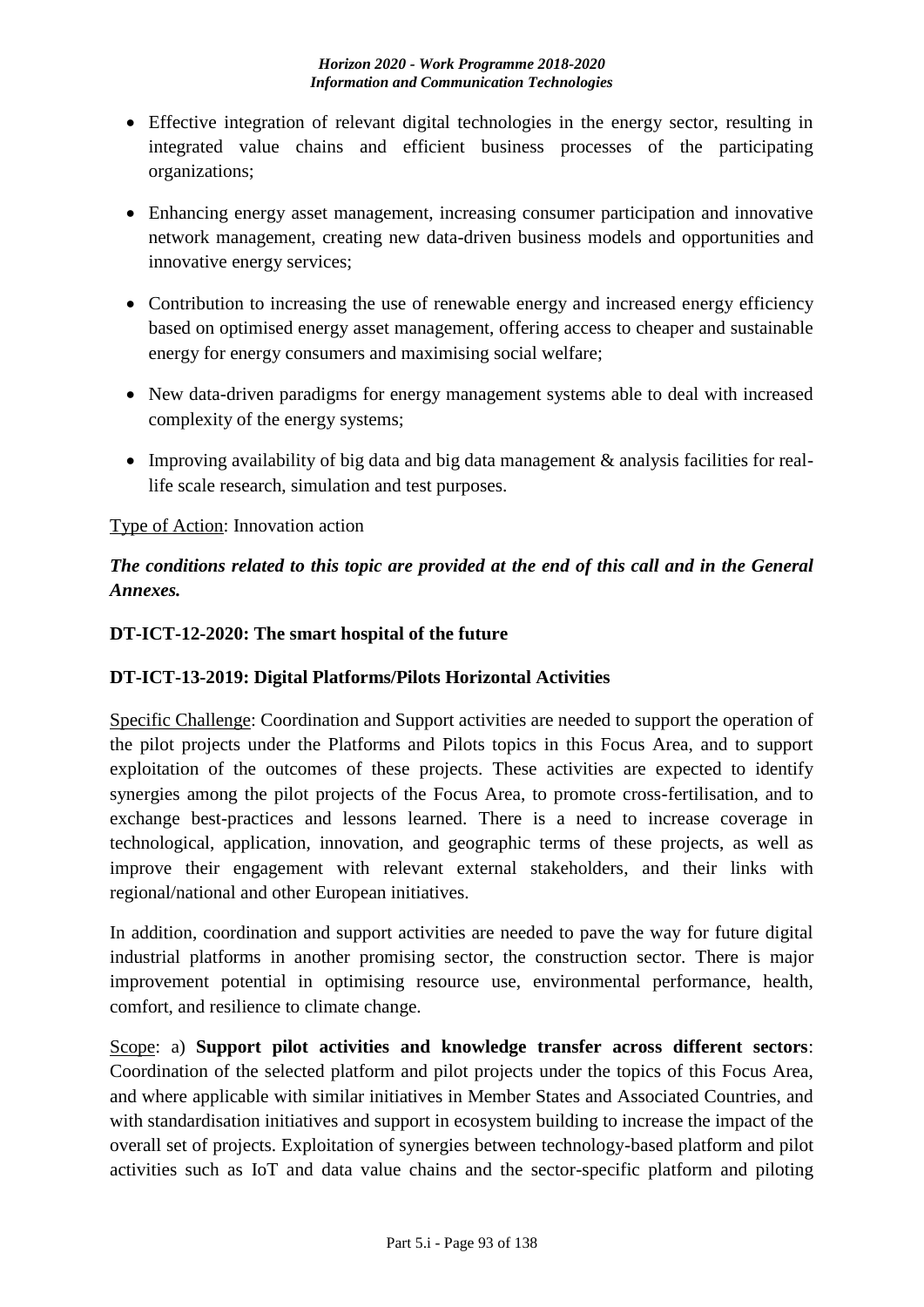- Effective integration of relevant digital technologies in the energy sector, resulting in integrated value chains and efficient business processes of the participating organizations;
- Enhancing energy asset management, increasing consumer participation and innovative network management, creating new data-driven business models and opportunities and innovative energy services;
- Contribution to increasing the use of renewable energy and increased energy efficiency based on optimised energy asset management, offering access to cheaper and sustainable energy for energy consumers and maximising social welfare;
- New data-driven paradigms for energy management systems able to deal with increased complexity of the energy systems;
- Improving availability of big data and big data management & analysis facilities for real-life scale research, simulation and test purposes.

Type of Action: Innovation action

***The conditions related to this topic are provided at the end of this call and in the General Annexes.***

**DT-ICT-12-2020: The smart hospital of the future**

**DT-ICT-13-2019: Digital Platforms/Pilots Horizontal Activities**

Specific Challenge: Coordination and Support activities are needed to support the operation of the pilot projects under the Platforms and Pilots topics in this Focus Area, and to support exploitation of the outcomes of these projects. These activities are expected to identify synergies among the pilot projects of the Focus Area, to promote cross-fertilisation, and to exchange best-practices and lessons learned. There is a need to increase coverage in technological, application, innovation, and geographic terms of these projects, as well as improve their engagement with relevant external stakeholders, and their links with regional/national and other European initiatives.

In addition, coordination and support activities are needed to pave the way for future digital industrial platforms in another promising sector, the construction sector. There is major improvement potential in optimising resource use, environmental performance, health, comfort, and resilience to climate change.

Scope: a) **Support pilot activities and knowledge transfer across different sectors**: Coordination of the selected platform and pilot projects under the topics of this Focus Area, and where applicable with similar initiatives in Member States and Associated Countries, and with standardisation initiatives and support in ecosystem building to increase the impact of the overall set of projects. Exploitation of synergies between technology-based platform and pilot activities such as IoT and data value chains and the sector-specific platform and piloting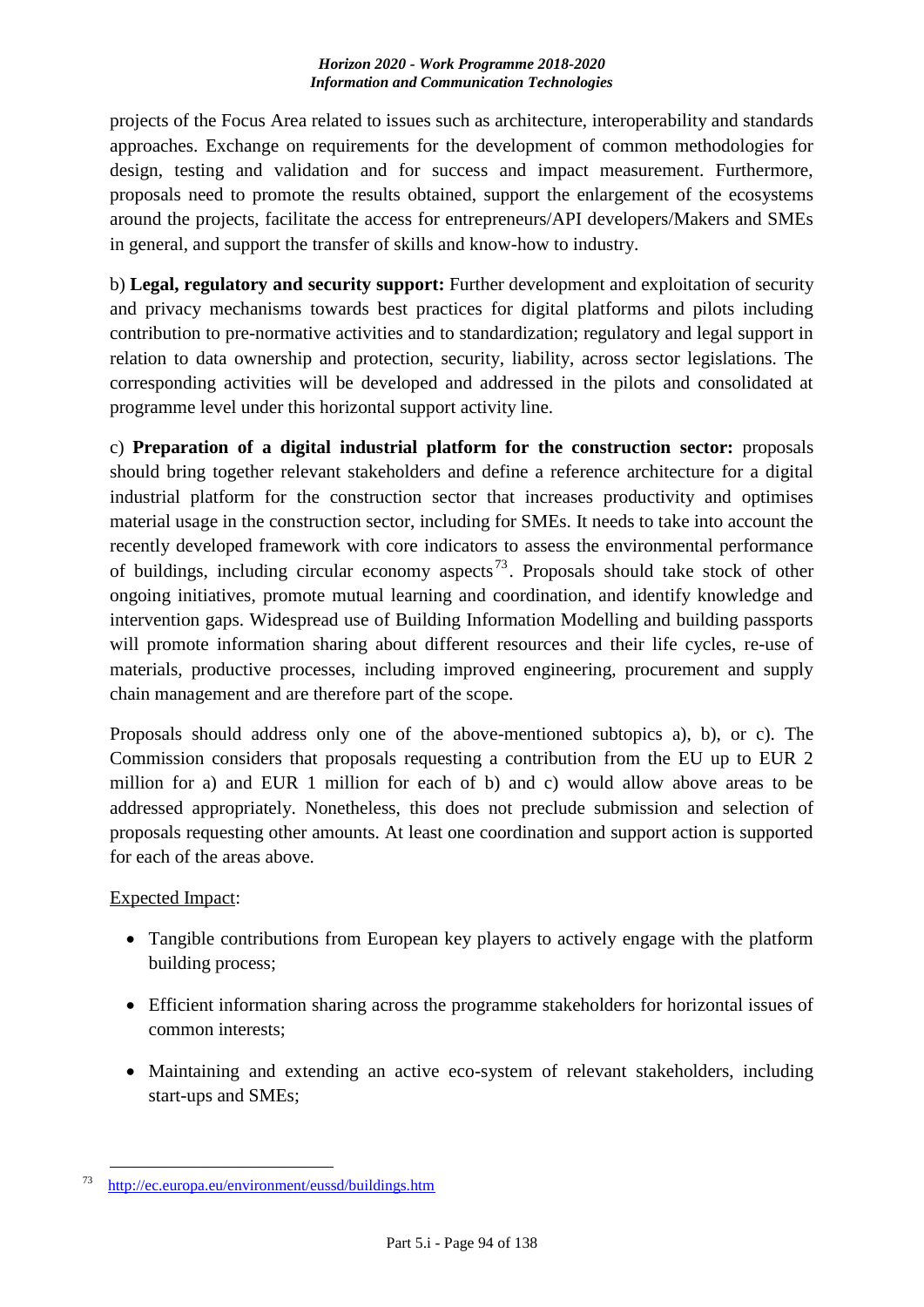projects of the Focus Area related to issues such as architecture, interoperability and standards approaches. Exchange on requirements for the development of common methodologies for design, testing and validation and for success and impact measurement. Furthermore, proposals need to promote the results obtained, support the enlargement of the ecosystems around the projects, facilitate the access for entrepreneurs/API developers/Makers and SMEs in general, and support the transfer of skills and know-how to industry.

b) **Legal, regulatory and security support:** Further development and exploitation of security and privacy mechanisms towards best practices for digital platforms and pilots including contribution to pre-normative activities and to standardization; regulatory and legal support in relation to data ownership and protection, security, liability, across sector legislations. The corresponding activities will be developed and addressed in the pilots and consolidated at programme level under this horizontal support activity line.

c) **Preparation of a digital industrial platform for the construction sector:** proposals should bring together relevant stakeholders and define a reference architecture for a digital industrial platform for the construction sector that increases productivity and optimises material usage in the construction sector, including for SMEs. It needs to take into account the recently developed framework with core indicators to assess the environmental performance of buildings, including circular economy aspects[73]. Proposals should take stock of other ongoing initiatives, promote mutual learning and coordination, and identify knowledge and intervention gaps. Widespread use of Building Information Modelling and building passports will promote information sharing about different resources and their life cycles, re-use of materials, productive processes, including improved engineering, procurement and supply chain management and are therefore part of the scope.

Proposals should address only one of the above-mentioned subtopics a), b), or c). The Commission considers that proposals requesting a contribution from the EU up to EUR 2 million for a) and EUR 1 million for each of b) and c) would allow above areas to be addressed appropriately. Nonetheless, this does not preclude submission and selection of proposals requesting other amounts. At least one coordination and support action is supported for each of the areas above.

Expected Impact:

- Tangible contributions from European key players to actively engage with the platform building process;
- Efficient information sharing across the programme stakeholders for horizontal issues of common interests;
- Maintaining and extending an active eco-system of relevant stakeholders, including start-ups and SMEs;

[73] http://ec.europa.eu/environment/eussd/buildings.htm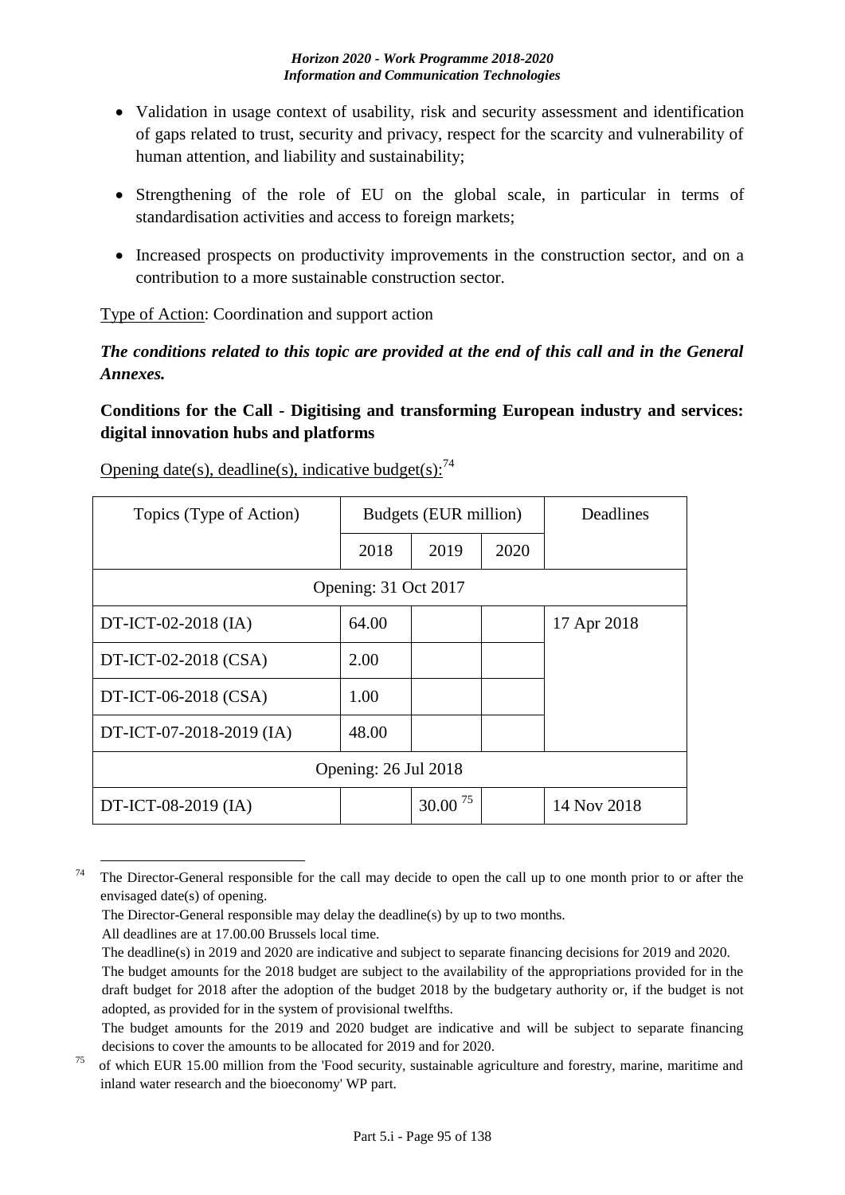- Validation in usage context of usability, risk and security assessment and identification of gaps related to trust, security and privacy, respect for the scarcity and vulnerability of human attention, and liability and sustainability;
- Strengthening of the role of EU on the global scale, in particular in terms of standardisation activities and access to foreign markets;
- Increased prospects on productivity improvements in the construction sector, and on a contribution to a more sustainable construction sector.

Type of Action: Coordination and support action

***The conditions related to this topic are provided at the end of this call and in the General Annexes.***

**Conditions for the Call - Digitising and transforming European industry and services: digital innovation hubs and platforms**

Opening date(s), deadline(s), indicative budget(s):[74]

| Topics (Type of Action) | Budgets (EUR million) | | | Deadlines |
|---|---|---|---|---|
| | 2018 | 2019 | 2020 | |
| Opening: 31 Oct 2017 | | | | |
| DT-ICT-02-2018 (IA) | 64.00 | | | 17 Apr 2018 |
| DT-ICT-02-2018 (CSA) | 2.00 | | | |
| DT-ICT-06-2018 (CSA) | 1.00 | | | |
| DT-ICT-07-2018-2019 (IA) | 48.00 | | | |
| Opening: 26 Jul 2018 | | | | |
| DT-ICT-08-2019 (IA) | | 30.00 [75] | | 14 Nov 2018 |

[74] The Director-General responsible for the call may decide to open the call up to one month prior to or after the envisaged date(s) of opening.
The Director-General responsible may delay the deadline(s) by up to two months.
All deadlines are at 17.00.00 Brussels local time.
The deadline(s) in 2019 and 2020 are indicative and subject to separate financing decisions for 2019 and 2020.
The budget amounts for the 2018 budget are subject to the availability of the appropriations provided for in the draft budget for 2018 after the adoption of the budget 2018 by the budgetary authority or, if the budget is not adopted, as provided for in the system of provisional twelfths.
The budget amounts for the 2019 and 2020 budget are indicative and will be subject to separate financing decisions to cover the amounts to be allocated for 2019 and for 2020.

[75] of which EUR 15.00 million from the 'Food security, sustainable agriculture and forestry, marine, maritime and inland water research and the bioeconomy' WP part.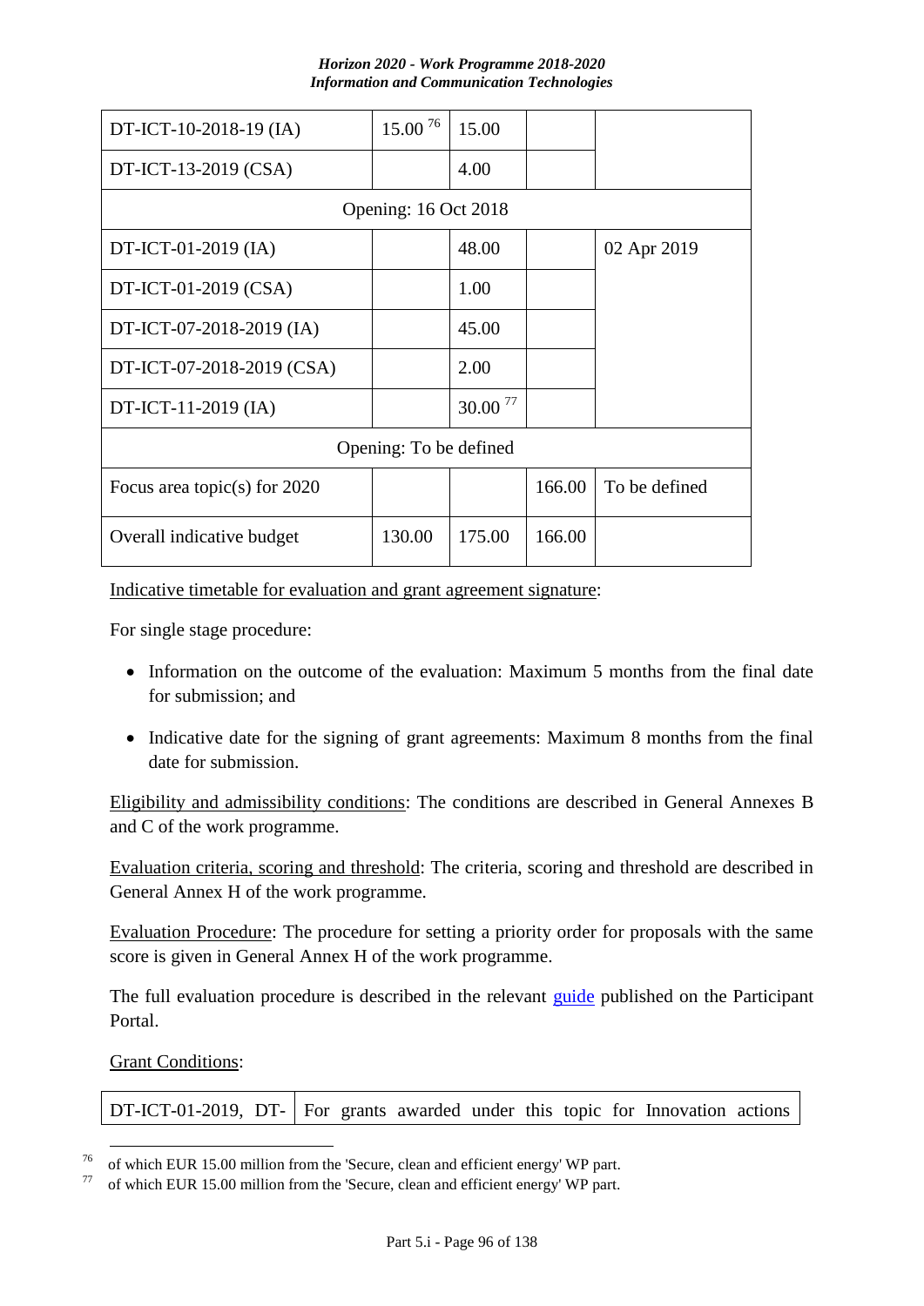| | | | | |
|---|---|---|---|---|
| DT-ICT-10-2018-19 (IA) | 15.00 [76] | 15.00 | | |
| DT-ICT-13-2019 (CSA) | | 4.00 | | |
| Opening: 16 Oct 2018 | | | | |
| DT-ICT-01-2019 (IA) | | 48.00 | | 02 Apr 2019 |
| DT-ICT-01-2019 (CSA) | | 1.00 | | |
| DT-ICT-07-2018-2019 (IA) | | 45.00 | | |
| DT-ICT-07-2018-2019 (CSA) | | 2.00 | | |
| DT-ICT-11-2019 (IA) | | 30.00 [77] | | |
| Opening: To be defined | | | | |
| Focus area topic(s) for 2020 | | | 166.00 | To be defined |
| Overall indicative budget | 130.00 | 175.00 | 166.00 | |

Indicative timetable for evaluation and grant agreement signature:

For single stage procedure:

- Information on the outcome of the evaluation: Maximum 5 months from the final date for submission; and
- Indicative date for the signing of grant agreements: Maximum 8 months from the final date for submission.

Eligibility and admissibility conditions: The conditions are described in General Annexes B and C of the work programme.

Evaluation criteria, scoring and threshold: The criteria, scoring and threshold are described in General Annex H of the work programme.

Evaluation Procedure: The procedure for setting a priority order for proposals with the same score is given in General Annex H of the work programme.

The full evaluation procedure is described in the relevant guide published on the Participant Portal.

Grant Conditions:

| | |
|---|---|
| DT-ICT-01-2019, DT- | For grants awarded under this topic for Innovation actions |

[76] of which EUR 15.00 million from the 'Secure, clean and efficient energy' WP part.

[77] of which EUR 15.00 million from the 'Secure, clean and efficient energy' WP part.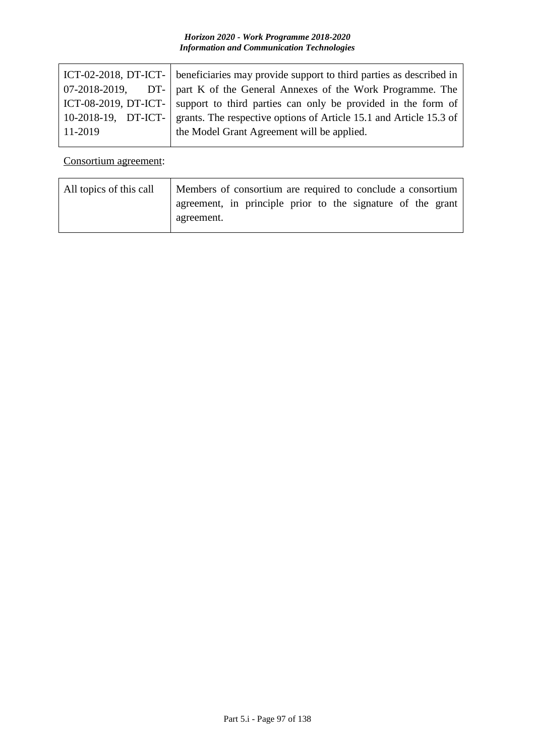| ICT-02-2018, DT-ICT-07-2018-2019, DT-ICT-08-2019, DT-ICT-10-2018-19, DT-ICT-11-2019 | beneficiaries may provide support to third parties as described in part K of the General Annexes of the Work Programme. The support to third parties can only be provided in the form of grants. The respective options of Article 15.1 and Article 15.3 of the Model Grant Agreement will be applied. |
|---|---|

Consortium agreement:

| All topics of this call | Members of consortium are required to conclude a consortium agreement, in principle prior to the signature of the grant agreement. |
|---|---|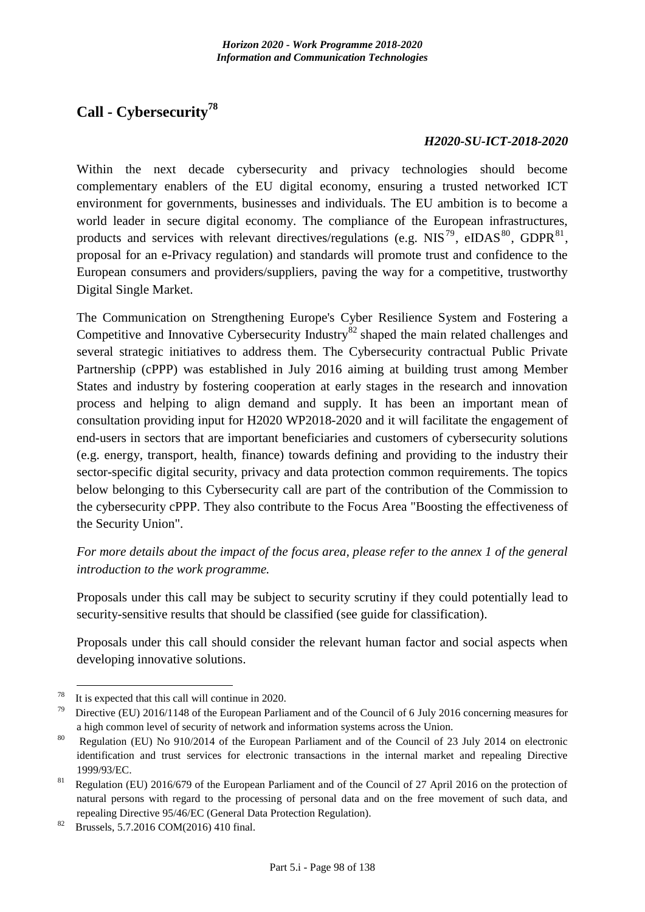# Call - Cybersecurity[78]

***H2020-SU-ICT-2018-2020***

Within the next decade cybersecurity and privacy technologies should become complementary enablers of the EU digital economy, ensuring a trusted networked ICT environment for governments, businesses and individuals. The EU ambition is to become a world leader in secure digital economy. The compliance of the European infrastructures, products and services with relevant directives/regulations (e.g. NIS[79], eIDAS[80], GDPR[81], proposal for an e-Privacy regulation) and standards will promote trust and confidence to the European consumers and providers/suppliers, paving the way for a competitive, trustworthy Digital Single Market.

The Communication on Strengthening Europe's Cyber Resilience System and Fostering a Competitive and Innovative Cybersecurity Industry[82] shaped the main related challenges and several strategic initiatives to address them. The Cybersecurity contractual Public Private Partnership (cPPP) was established in July 2016 aiming at building trust among Member States and industry by fostering cooperation at early stages in the research and innovation process and helping to align demand and supply. It has been an important mean of consultation providing input for H2020 WP2018-2020 and it will facilitate the engagement of end-users in sectors that are important beneficiaries and customers of cybersecurity solutions (e.g. energy, transport, health, finance) towards defining and providing to the industry their sector-specific digital security, privacy and data protection common requirements. The topics below belonging to this Cybersecurity call are part of the contribution of the Commission to the cybersecurity cPPP. They also contribute to the Focus Area "Boosting the effectiveness of the Security Union".

*For more details about the impact of the focus area, please refer to the annex 1 of the general introduction to the work programme.*

Proposals under this call may be subject to security scrutiny if they could potentially lead to security-sensitive results that should be classified (see guide for classification).

Proposals under this call should consider the relevant human factor and social aspects when developing innovative solutions.

---

[78] It is expected that this call will continue in 2020.

[79] Directive (EU) 2016/1148 of the European Parliament and of the Council of 6 July 2016 concerning measures for a high common level of security of network and information systems across the Union.

[80] Regulation (EU) No 910/2014 of the European Parliament and of the Council of 23 July 2014 on electronic identification and trust services for electronic transactions in the internal market and repealing Directive 1999/93/EC.

[81] Regulation (EU) 2016/679 of the European Parliament and of the Council of 27 April 2016 on the protection of natural persons with regard to the processing of personal data and on the free movement of such data, and repealing Directive 95/46/EC (General Data Protection Regulation).

[82] Brussels, 5.7.2016 COM(2016) 410 final.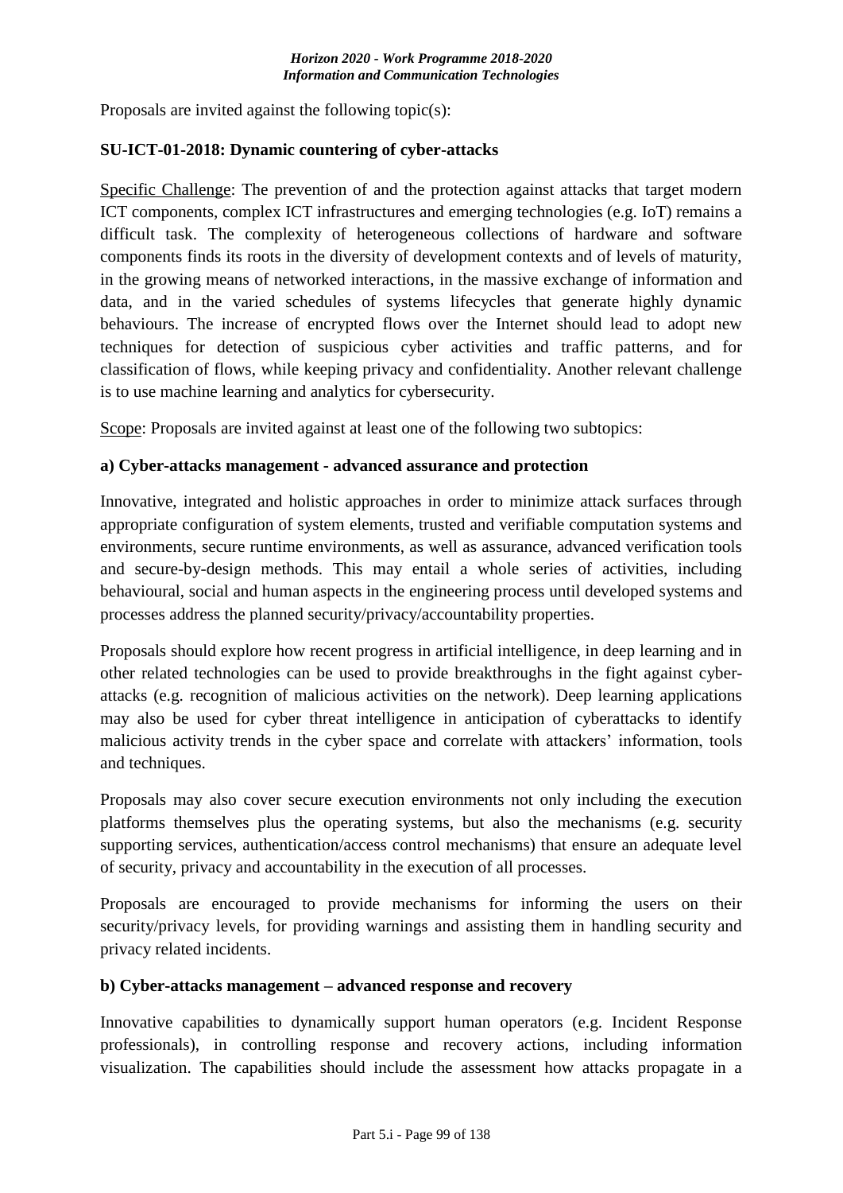Proposals are invited against the following topic(s):

### SU-ICT-01-2018: Dynamic countering of cyber-attacks

Specific Challenge: The prevention of and the protection against attacks that target modern ICT components, complex ICT infrastructures and emerging technologies (e.g. IoT) remains a difficult task. The complexity of heterogeneous collections of hardware and software components finds its roots in the diversity of development contexts and of levels of maturity, in the growing means of networked interactions, in the massive exchange of information and data, and in the varied schedules of systems lifecycles that generate highly dynamic behaviours. The increase of encrypted flows over the Internet should lead to adopt new techniques for detection of suspicious cyber activities and traffic patterns, and for classification of flows, while keeping privacy and confidentiality. Another relevant challenge is to use machine learning and analytics for cybersecurity.

Scope: Proposals are invited against at least one of the following two subtopics:

#### a) Cyber-attacks management - advanced assurance and protection

Innovative, integrated and holistic approaches in order to minimize attack surfaces through appropriate configuration of system elements, trusted and verifiable computation systems and environments, secure runtime environments, as well as assurance, advanced verification tools and secure-by-design methods. This may entail a whole series of activities, including behavioural, social and human aspects in the engineering process until developed systems and processes address the planned security/privacy/accountability properties.

Proposals should explore how recent progress in artificial intelligence, in deep learning and in other related technologies can be used to provide breakthroughs in the fight against cyber-attacks (e.g. recognition of malicious activities on the network). Deep learning applications may also be used for cyber threat intelligence in anticipation of cyberattacks to identify malicious activity trends in the cyber space and correlate with attackers' information, tools and techniques.

Proposals may also cover secure execution environments not only including the execution platforms themselves plus the operating systems, but also the mechanisms (e.g. security supporting services, authentication/access control mechanisms) that ensure an adequate level of security, privacy and accountability in the execution of all processes.

Proposals are encouraged to provide mechanisms for informing the users on their security/privacy levels, for providing warnings and assisting them in handling security and privacy related incidents.

#### b) Cyber-attacks management – advanced response and recovery

Innovative capabilities to dynamically support human operators (e.g. Incident Response professionals), in controlling response and recovery actions, including information visualization. The capabilities should include the assessment how attacks propagate in a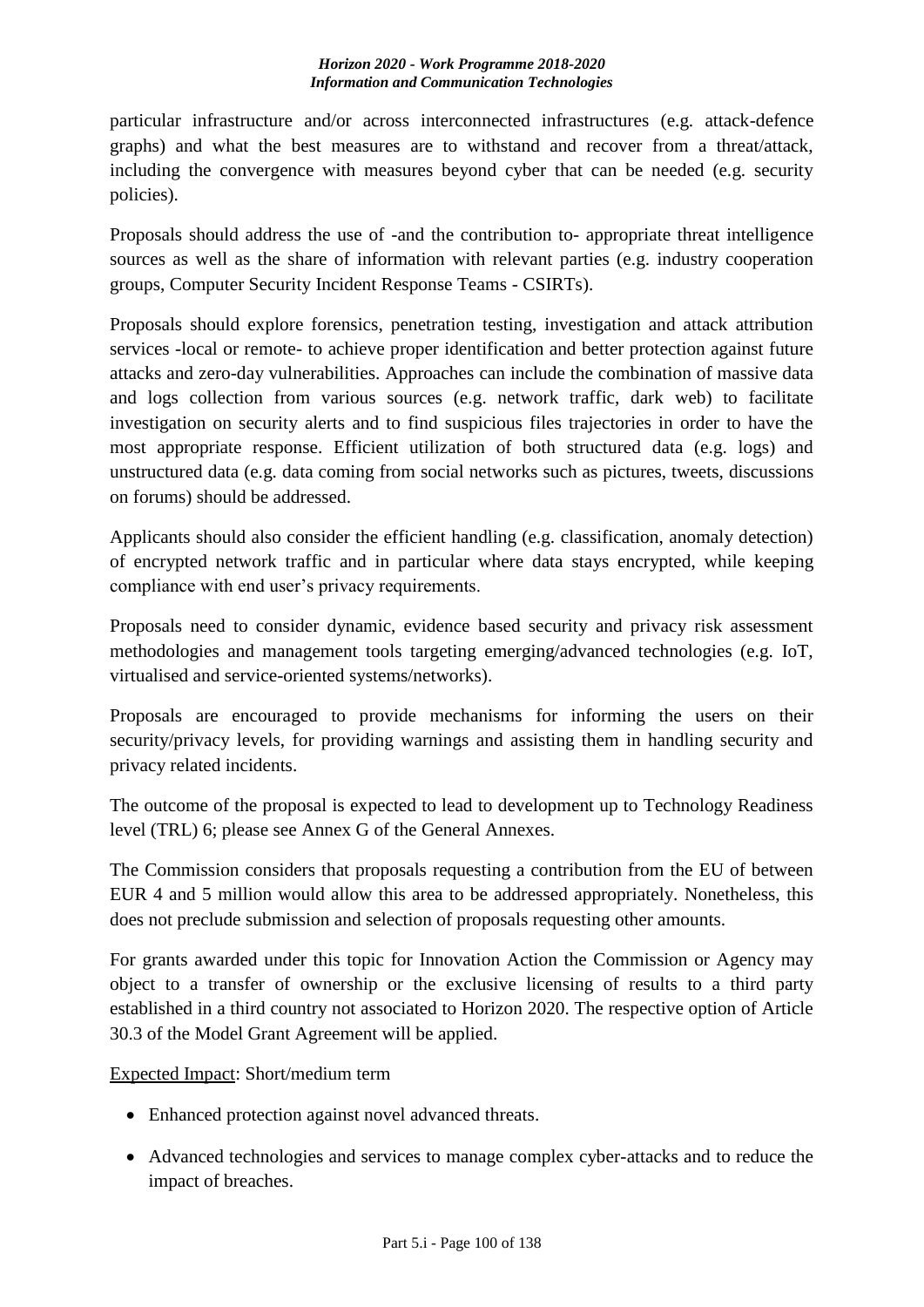particular infrastructure and/or across interconnected infrastructures (e.g. attack-defence graphs) and what the best measures are to withstand and recover from a threat/attack, including the convergence with measures beyond cyber that can be needed (e.g. security policies).

Proposals should address the use of -and the contribution to- appropriate threat intelligence sources as well as the share of information with relevant parties (e.g. industry cooperation groups, Computer Security Incident Response Teams - CSIRTs).

Proposals should explore forensics, penetration testing, investigation and attack attribution services -local or remote- to achieve proper identification and better protection against future attacks and zero-day vulnerabilities. Approaches can include the combination of massive data and logs collection from various sources (e.g. network traffic, dark web) to facilitate investigation on security alerts and to find suspicious files trajectories in order to have the most appropriate response. Efficient utilization of both structured data (e.g. logs) and unstructured data (e.g. data coming from social networks such as pictures, tweets, discussions on forums) should be addressed.

Applicants should also consider the efficient handling (e.g. classification, anomaly detection) of encrypted network traffic and in particular where data stays encrypted, while keeping compliance with end user's privacy requirements.

Proposals need to consider dynamic, evidence based security and privacy risk assessment methodologies and management tools targeting emerging/advanced technologies (e.g. IoT, virtualised and service-oriented systems/networks).

Proposals are encouraged to provide mechanisms for informing the users on their security/privacy levels, for providing warnings and assisting them in handling security and privacy related incidents.

The outcome of the proposal is expected to lead to development up to Technology Readiness level (TRL) 6; please see Annex G of the General Annexes.

The Commission considers that proposals requesting a contribution from the EU of between EUR 4 and 5 million would allow this area to be addressed appropriately. Nonetheless, this does not preclude submission and selection of proposals requesting other amounts.

For grants awarded under this topic for Innovation Action the Commission or Agency may object to a transfer of ownership or the exclusive licensing of results to a third party established in a third country not associated to Horizon 2020. The respective option of Article 30.3 of the Model Grant Agreement will be applied.

Expected Impact: Short/medium term

- Enhanced protection against novel advanced threats.
- Advanced technologies and services to manage complex cyber-attacks and to reduce the impact of breaches.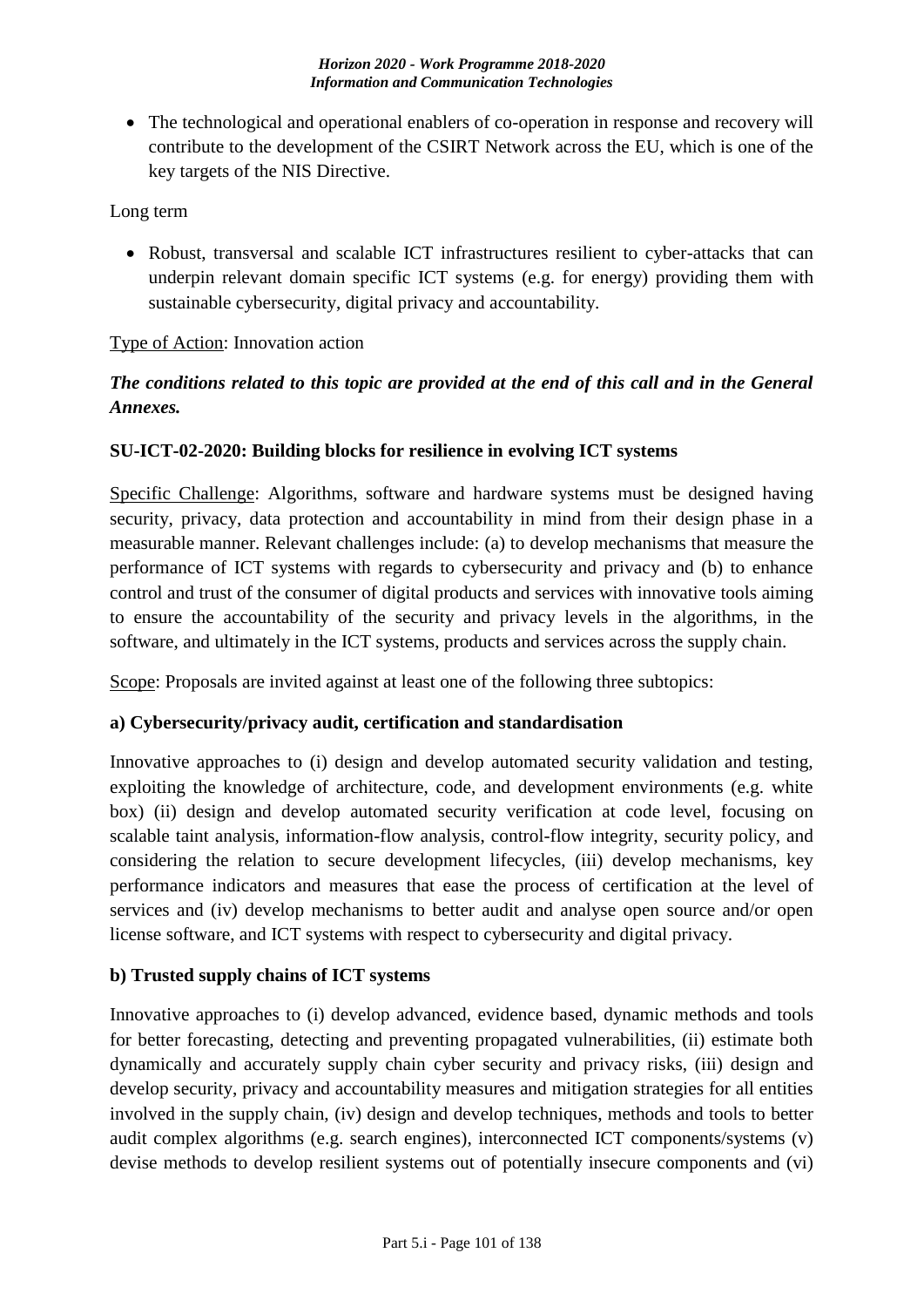- The technological and operational enablers of co-operation in response and recovery will contribute to the development of the CSIRT Network across the EU, which is one of the key targets of the NIS Directive.

Long term

- Robust, transversal and scalable ICT infrastructures resilient to cyber-attacks that can underpin relevant domain specific ICT systems (e.g. for energy) providing them with sustainable cybersecurity, digital privacy and accountability.

Type of Action: Innovation action

***The conditions related to this topic are provided at the end of this call and in the General Annexes.***

**SU-ICT-02-2020: Building blocks for resilience in evolving ICT systems**

Specific Challenge: Algorithms, software and hardware systems must be designed having security, privacy, data protection and accountability in mind from their design phase in a measurable manner. Relevant challenges include: (a) to develop mechanisms that measure the performance of ICT systems with regards to cybersecurity and privacy and (b) to enhance control and trust of the consumer of digital products and services with innovative tools aiming to ensure the accountability of the security and privacy levels in the algorithms, in the software, and ultimately in the ICT systems, products and services across the supply chain.

Scope: Proposals are invited against at least one of the following three subtopics:

**a) Cybersecurity/privacy audit, certification and standardisation**

Innovative approaches to (i) design and develop automated security validation and testing, exploiting the knowledge of architecture, code, and development environments (e.g. white box) (ii) design and develop automated security verification at code level, focusing on scalable taint analysis, information-flow analysis, control-flow integrity, security policy, and considering the relation to secure development lifecycles, (iii) develop mechanisms, key performance indicators and measures that ease the process of certification at the level of services and (iv) develop mechanisms to better audit and analyse open source and/or open license software, and ICT systems with respect to cybersecurity and digital privacy.

**b) Trusted supply chains of ICT systems**

Innovative approaches to (i) develop advanced, evidence based, dynamic methods and tools for better forecasting, detecting and preventing propagated vulnerabilities, (ii) estimate both dynamically and accurately supply chain cyber security and privacy risks, (iii) design and develop security, privacy and accountability measures and mitigation strategies for all entities involved in the supply chain, (iv) design and develop techniques, methods and tools to better audit complex algorithms (e.g. search engines), interconnected ICT components/systems (v) devise methods to develop resilient systems out of potentially insecure components and (vi)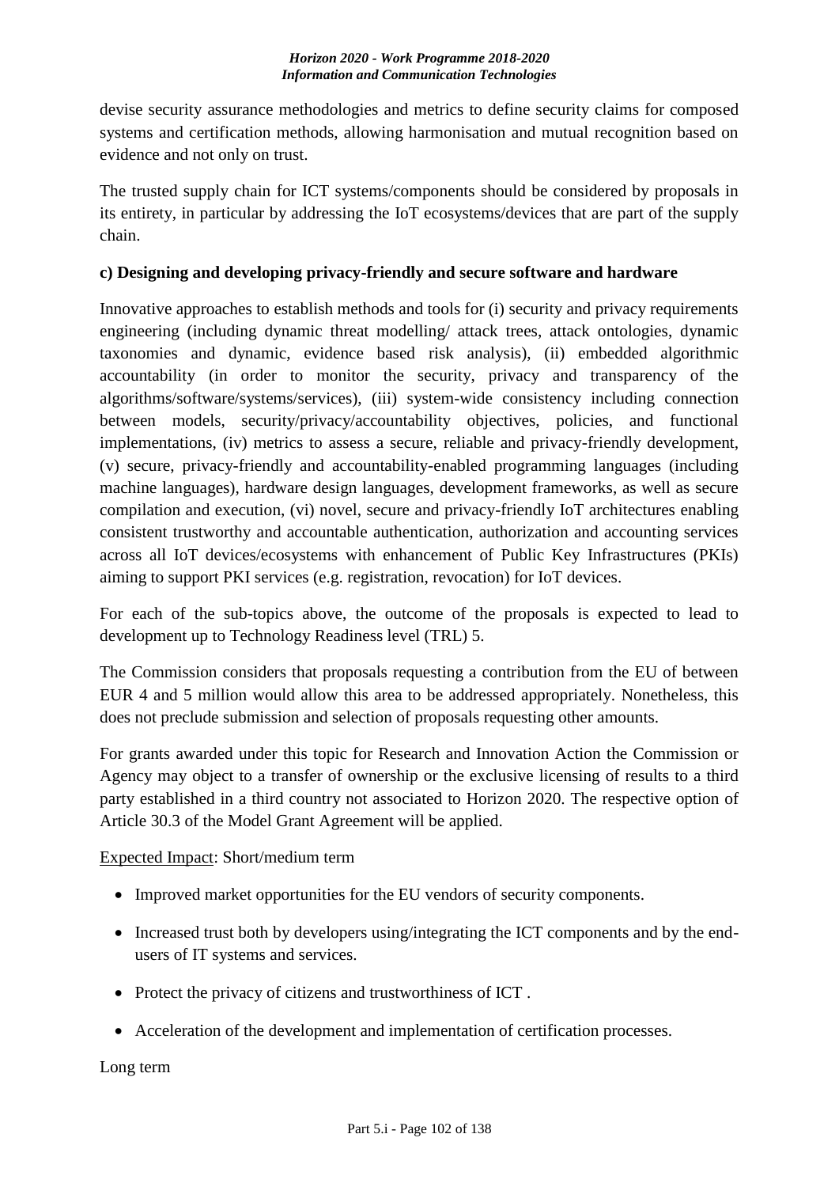devise security assurance methodologies and metrics to define security claims for composed systems and certification methods, allowing harmonisation and mutual recognition based on evidence and not only on trust.

The trusted supply chain for ICT systems/components should be considered by proposals in its entirety, in particular by addressing the IoT ecosystems/devices that are part of the supply chain.

**c) Designing and developing privacy-friendly and secure software and hardware**

Innovative approaches to establish methods and tools for (i) security and privacy requirements engineering (including dynamic threat modelling/ attack trees, attack ontologies, dynamic taxonomies and dynamic, evidence based risk analysis), (ii) embedded algorithmic accountability (in order to monitor the security, privacy and transparency of the algorithms/software/systems/services), (iii) system-wide consistency including connection between models, security/privacy/accountability objectives, policies, and functional implementations, (iv) metrics to assess a secure, reliable and privacy-friendly development, (v) secure, privacy-friendly and accountability-enabled programming languages (including machine languages), hardware design languages, development frameworks, as well as secure compilation and execution, (vi) novel, secure and privacy-friendly IoT architectures enabling consistent trustworthy and accountable authentication, authorization and accounting services across all IoT devices/ecosystems with enhancement of Public Key Infrastructures (PKIs) aiming to support PKI services (e.g. registration, revocation) for IoT devices.

For each of the sub-topics above, the outcome of the proposals is expected to lead to development up to Technology Readiness level (TRL) 5.

The Commission considers that proposals requesting a contribution from the EU of between EUR 4 and 5 million would allow this area to be addressed appropriately. Nonetheless, this does not preclude submission and selection of proposals requesting other amounts.

For grants awarded under this topic for Research and Innovation Action the Commission or Agency may object to a transfer of ownership or the exclusive licensing of results to a third party established in a third country not associated to Horizon 2020. The respective option of Article 30.3 of the Model Grant Agreement will be applied.

Expected Impact: Short/medium term

- Improved market opportunities for the EU vendors of security components.
- Increased trust both by developers using/integrating the ICT components and by the end-users of IT systems and services.
- Protect the privacy of citizens and trustworthiness of ICT .
- Acceleration of the development and implementation of certification processes.

Long term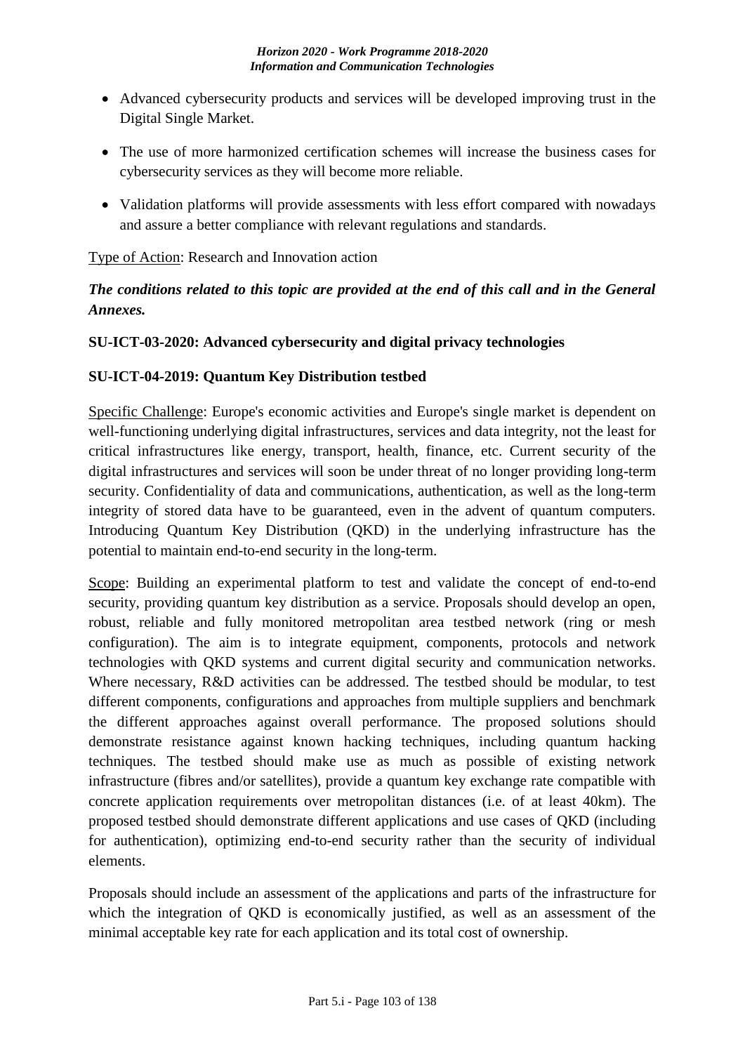- Advanced cybersecurity products and services will be developed improving trust in the Digital Single Market.
- The use of more harmonized certification schemes will increase the business cases for cybersecurity services as they will become more reliable.
- Validation platforms will provide assessments with less effort compared with nowadays and assure a better compliance with relevant regulations and standards.

Type of Action: Research and Innovation action

***The conditions related to this topic are provided at the end of this call and in the General Annexes.***

**SU-ICT-03-2020: Advanced cybersecurity and digital privacy technologies**

**SU-ICT-04-2019: Quantum Key Distribution testbed**

Specific Challenge: Europe's economic activities and Europe's single market is dependent on well-functioning underlying digital infrastructures, services and data integrity, not the least for critical infrastructures like energy, transport, health, finance, etc. Current security of the digital infrastructures and services will soon be under threat of no longer providing long-term security. Confidentiality of data and communications, authentication, as well as the long-term integrity of stored data have to be guaranteed, even in the advent of quantum computers. Introducing Quantum Key Distribution (QKD) in the underlying infrastructure has the potential to maintain end-to-end security in the long-term.

Scope: Building an experimental platform to test and validate the concept of end-to-end security, providing quantum key distribution as a service. Proposals should develop an open, robust, reliable and fully monitored metropolitan area testbed network (ring or mesh configuration). The aim is to integrate equipment, components, protocols and network technologies with QKD systems and current digital security and communication networks. Where necessary, R&D activities can be addressed. The testbed should be modular, to test different components, configurations and approaches from multiple suppliers and benchmark the different approaches against overall performance. The proposed solutions should demonstrate resistance against known hacking techniques, including quantum hacking techniques. The testbed should make use as much as possible of existing network infrastructure (fibres and/or satellites), provide a quantum key exchange rate compatible with concrete application requirements over metropolitan distances (i.e. of at least 40km). The proposed testbed should demonstrate different applications and use cases of QKD (including for authentication), optimizing end-to-end security rather than the security of individual elements.

Proposals should include an assessment of the applications and parts of the infrastructure for which the integration of QKD is economically justified, as well as an assessment of the minimal acceptable key rate for each application and its total cost of ownership.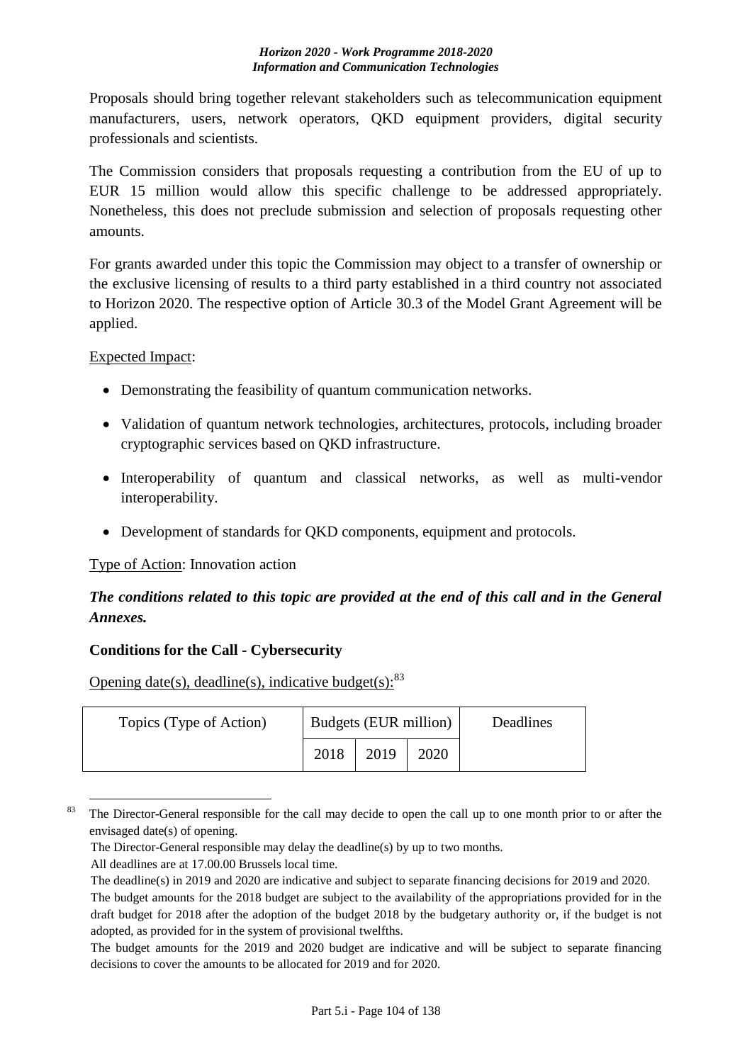Proposals should bring together relevant stakeholders such as telecommunication equipment manufacturers, users, network operators, QKD equipment providers, digital security professionals and scientists.

The Commission considers that proposals requesting a contribution from the EU of up to EUR 15 million would allow this specific challenge to be addressed appropriately. Nonetheless, this does not preclude submission and selection of proposals requesting other amounts.

For grants awarded under this topic the Commission may object to a transfer of ownership or the exclusive licensing of results to a third party established in a third country not associated to Horizon 2020. The respective option of Article 30.3 of the Model Grant Agreement will be applied.

Expected Impact:

- Demonstrating the feasibility of quantum communication networks.
- Validation of quantum network technologies, architectures, protocols, including broader cryptographic services based on QKD infrastructure.
- Interoperability of quantum and classical networks, as well as multi-vendor interoperability.
- Development of standards for QKD components, equipment and protocols.

Type of Action: Innovation action

***The conditions related to this topic are provided at the end of this call and in the General Annexes.***

**Conditions for the Call - Cybersecurity**

Opening date(s), deadline(s), indicative budget(s):[83]

| Topics (Type of Action) | Budgets (EUR million) | | | Deadlines |
|---|---|---|---|---|
| | 2018 | 2019 | 2020 | |

[83] The Director-General responsible for the call may decide to open the call up to one month prior to or after the envisaged date(s) of opening.
The Director-General responsible may delay the deadline(s) by up to two months.
All deadlines are at 17.00.00 Brussels local time.
The deadline(s) in 2019 and 2020 are indicative and subject to separate financing decisions for 2019 and 2020.
The budget amounts for the 2018 budget are subject to the availability of the appropriations provided for in the draft budget for 2018 after the adoption of the budget 2018 by the budgetary authority or, if the budget is not adopted, as provided for in the system of provisional twelfths.
The budget amounts for the 2019 and 2020 budget are indicative and will be subject to separate financing decisions to cover the amounts to be allocated for 2019 and for 2020.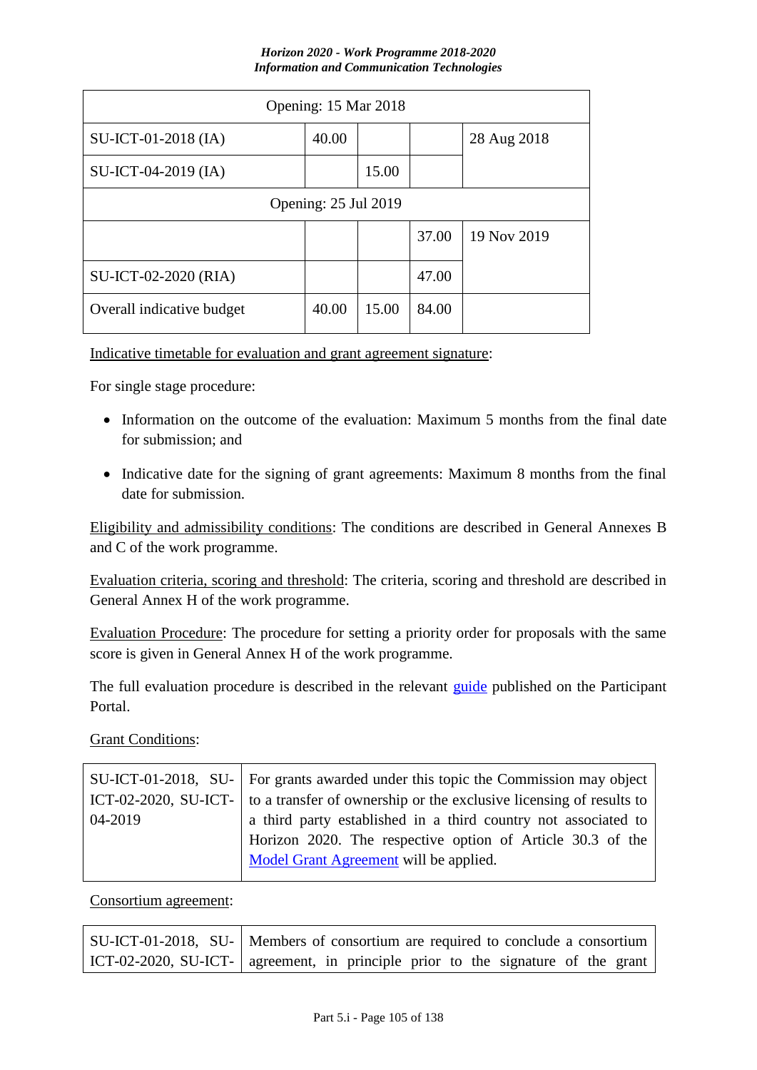| Opening: 15 Mar 2018 | | | | |
|---|---|---|---|---|
| SU-ICT-01-2018 (IA) | 40.00 | | | 28 Aug 2018 |
| SU-ICT-04-2019 (IA) | | 15.00 | | |
| Opening: 25 Jul 2019 | | | | |
| | | | 37.00 | 19 Nov 2019 |
| SU-ICT-02-2020 (RIA) | | | 47.00 | |
| Overall indicative budget | 40.00 | 15.00 | 84.00 | |

Indicative timetable for evaluation and grant agreement signature:

For single stage procedure:

- Information on the outcome of the evaluation: Maximum 5 months from the final date for submission; and
- Indicative date for the signing of grant agreements: Maximum 8 months from the final date for submission.

Eligibility and admissibility conditions: The conditions are described in General Annexes B and C of the work programme.

Evaluation criteria, scoring and threshold: The criteria, scoring and threshold are described in General Annex H of the work programme.

Evaluation Procedure: The procedure for setting a priority order for proposals with the same score is given in General Annex H of the work programme.

The full evaluation procedure is described in the relevant guide published on the Participant Portal.

Grant Conditions:

| SU-ICT-01-2018, SU-ICT-02-2020, SU-ICT-04-2019 | For grants awarded under this topic the Commission may object to a transfer of ownership or the exclusive licensing of results to a third party established in a third country not associated to Horizon 2020. The respective option of Article 30.3 of the Model Grant Agreement will be applied. |
|---|---|

Consortium agreement:

| SU-ICT-01-2018, SU-ICT-02-2020, SU-ICT- | Members of consortium are required to conclude a consortium agreement, in principle prior to the signature of the grant |
|---|---|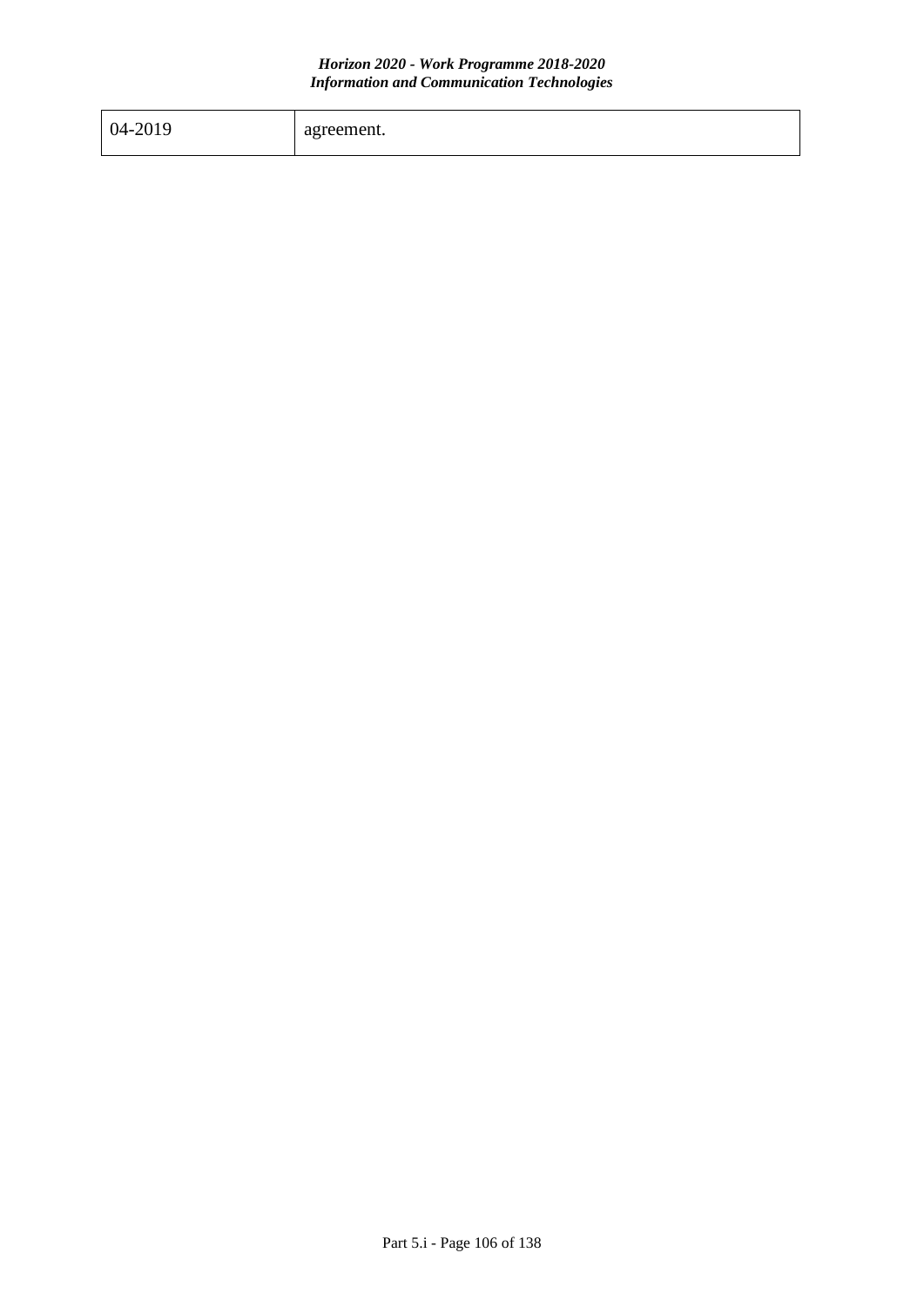| 04-2019 | agreement. |
| --- | --- |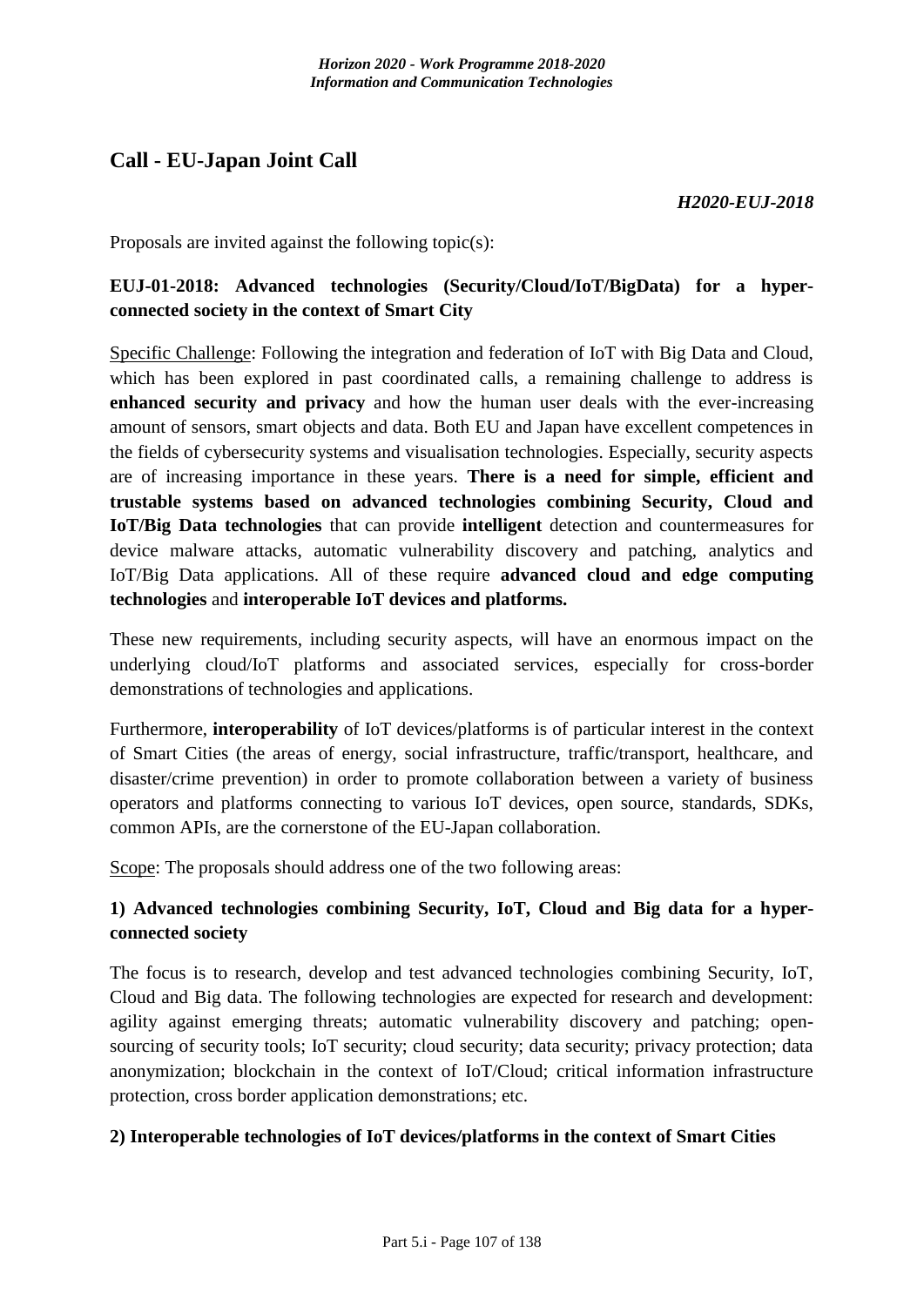## Call - EU-Japan Joint Call

***H2020-EUJ-2018***

Proposals are invited against the following topic(s):

### EUJ-01-2018: Advanced technologies (Security/Cloud/IoT/BigData) for a hyper-connected society in the context of Smart City

Specific Challenge: Following the integration and federation of IoT with Big Data and Cloud, which has been explored in past coordinated calls, a remaining challenge to address is **enhanced security and privacy** and how the human user deals with the ever-increasing amount of sensors, smart objects and data. Both EU and Japan have excellent competences in the fields of cybersecurity systems and visualisation technologies. Especially, security aspects are of increasing importance in these years. **There is a need for simple, efficient and trustable systems based on advanced technologies combining Security, Cloud and IoT/Big Data technologies** that can provide **intelligent** detection and countermeasures for device malware attacks, automatic vulnerability discovery and patching, analytics and IoT/Big Data applications. All of these require **advanced cloud and edge computing technologies** and **interoperable IoT devices and platforms.**

These new requirements, including security aspects, will have an enormous impact on the underlying cloud/IoT platforms and associated services, especially for cross-border demonstrations of technologies and applications.

Furthermore, **interoperability** of IoT devices/platforms is of particular interest in the context of Smart Cities (the areas of energy, social infrastructure, traffic/transport, healthcare, and disaster/crime prevention) in order to promote collaboration between a variety of business operators and platforms connecting to various IoT devices, open source, standards, SDKs, common APIs, are the cornerstone of the EU-Japan collaboration.

Scope: The proposals should address one of the two following areas:

**1) Advanced technologies combining Security, IoT, Cloud and Big data for a hyper-connected society**

The focus is to research, develop and test advanced technologies combining Security, IoT, Cloud and Big data. The following technologies are expected for research and development: agility against emerging threats; automatic vulnerability discovery and patching; open-sourcing of security tools; IoT security; cloud security; data security; privacy protection; data anonymization; blockchain in the context of IoT/Cloud; critical information infrastructure protection, cross border application demonstrations; etc.

**2) Interoperable technologies of IoT devices/platforms in the context of Smart Cities**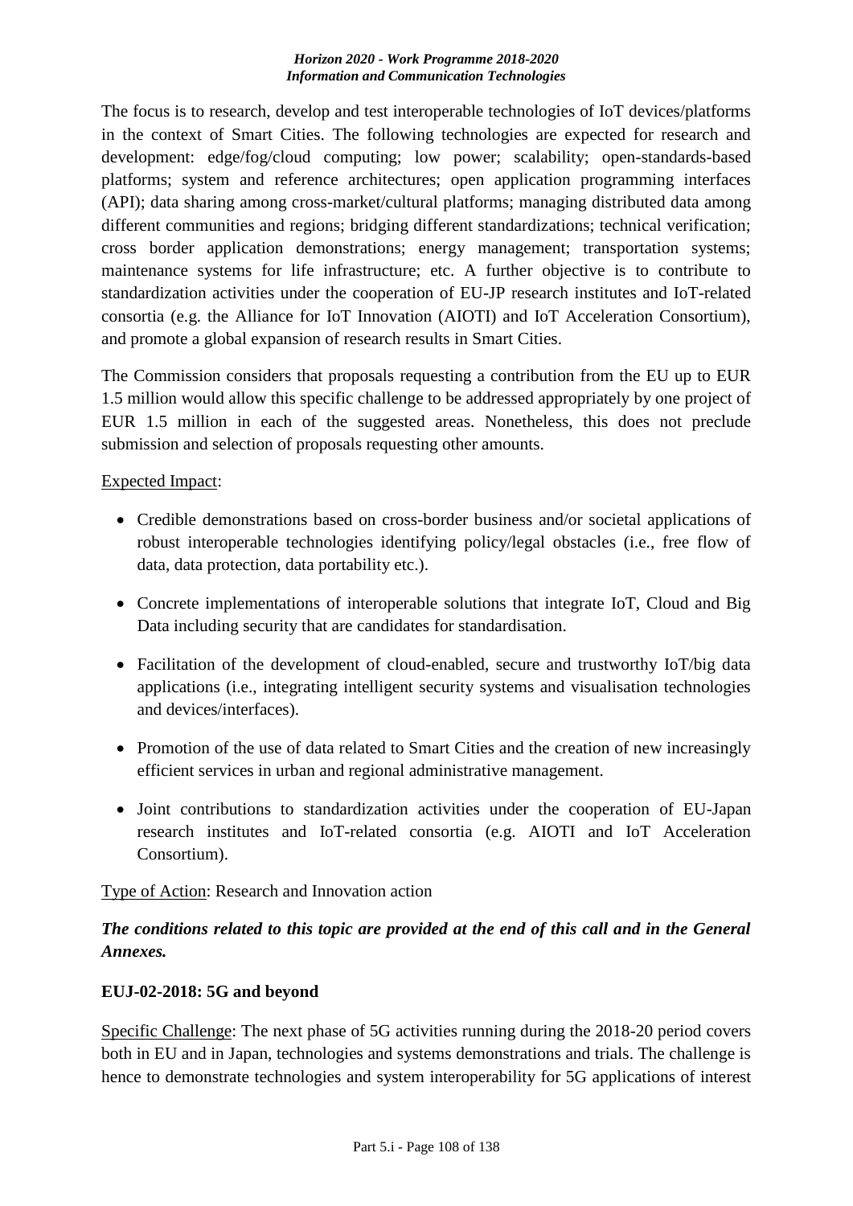The focus is to research, develop and test interoperable technologies of IoT devices/platforms in the context of Smart Cities. The following technologies are expected for research and development: edge/fog/cloud computing; low power; scalability; open-standards-based platforms; system and reference architectures; open application programming interfaces (API); data sharing among cross-market/cultural platforms; managing distributed data among different communities and regions; bridging different standardizations; technical verification; cross border application demonstrations; energy management; transportation systems; maintenance systems for life infrastructure; etc. A further objective is to contribute to standardization activities under the cooperation of EU-JP research institutes and IoT-related consortia (e.g. the Alliance for IoT Innovation (AIOTI) and IoT Acceleration Consortium), and promote a global expansion of research results in Smart Cities.

The Commission considers that proposals requesting a contribution from the EU up to EUR 1.5 million would allow this specific challenge to be addressed appropriately by one project of EUR 1.5 million in each of the suggested areas. Nonetheless, this does not preclude submission and selection of proposals requesting other amounts.

Expected Impact:

- Credible demonstrations based on cross-border business and/or societal applications of robust interoperable technologies identifying policy/legal obstacles (i.e., free flow of data, data protection, data portability etc.).
- Concrete implementations of interoperable solutions that integrate IoT, Cloud and Big Data including security that are candidates for standardisation.
- Facilitation of the development of cloud-enabled, secure and trustworthy IoT/big data applications (i.e., integrating intelligent security systems and visualisation technologies and devices/interfaces).
- Promotion of the use of data related to Smart Cities and the creation of new increasingly efficient services in urban and regional administrative management.
- Joint contributions to standardization activities under the cooperation of EU-Japan research institutes and IoT-related consortia (e.g. AIOTI and IoT Acceleration Consortium).

Type of Action: Research and Innovation action

***The conditions related to this topic are provided at the end of this call and in the General Annexes.***

**EUJ-02-2018: 5G and beyond**

Specific Challenge: The next phase of 5G activities running during the 2018-20 period covers both in EU and in Japan, technologies and systems demonstrations and trials. The challenge is hence to demonstrate technologies and system interoperability for 5G applications of interest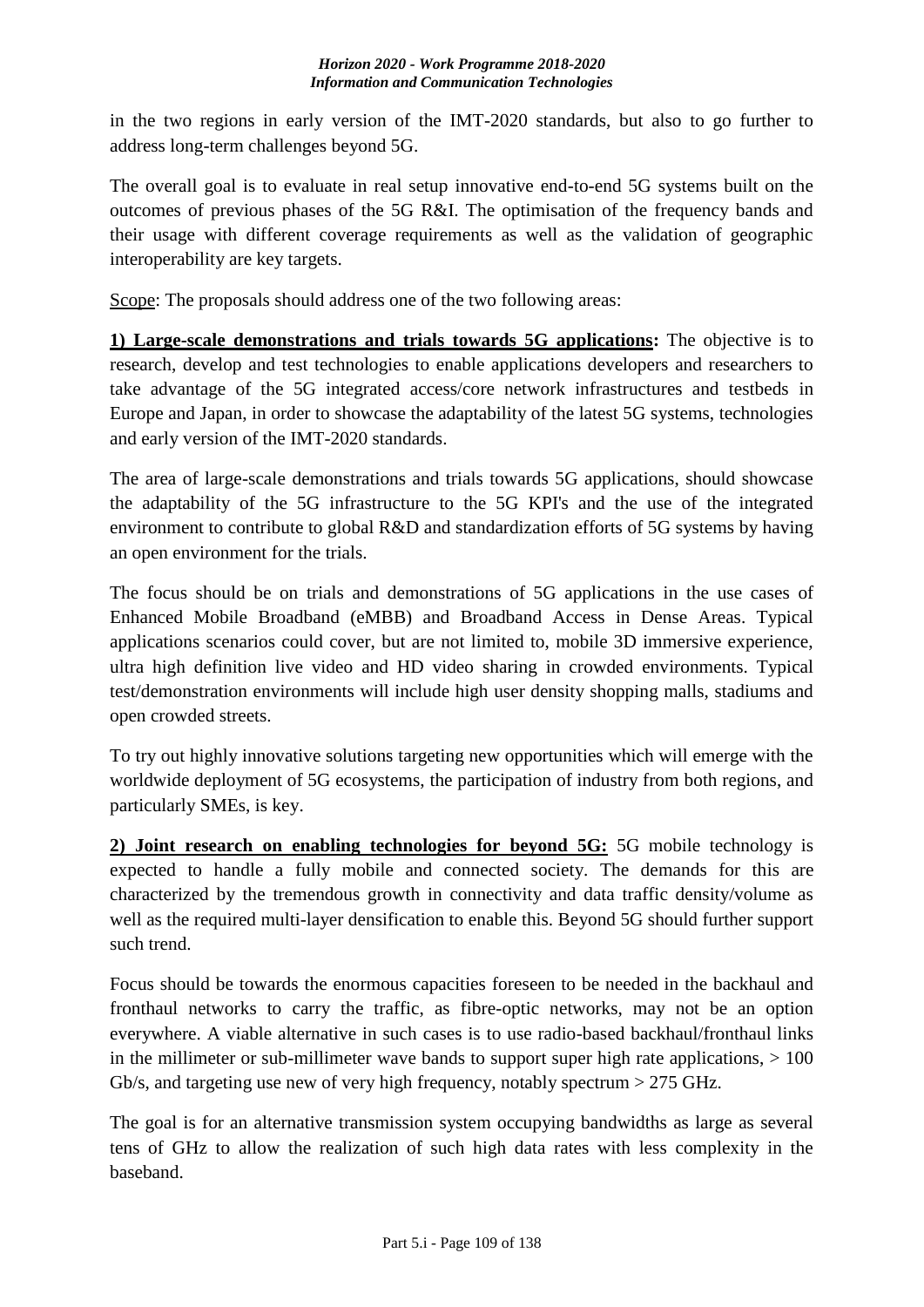in the two regions in early version of the IMT-2020 standards, but also to go further to address long-term challenges beyond 5G.

The overall goal is to evaluate in real setup innovative end-to-end 5G systems built on the outcomes of previous phases of the 5G R&I. The optimisation of the frequency bands and their usage with different coverage requirements as well as the validation of geographic interoperability are key targets.

Scope: The proposals should address one of the two following areas:

**1) Large-scale demonstrations and trials towards 5G applications:** The objective is to research, develop and test technologies to enable applications developers and researchers to take advantage of the 5G integrated access/core network infrastructures and testbeds in Europe and Japan, in order to showcase the adaptability of the latest 5G systems, technologies and early version of the IMT-2020 standards.

The area of large-scale demonstrations and trials towards 5G applications, should showcase the adaptability of the 5G infrastructure to the 5G KPI's and the use of the integrated environment to contribute to global R&D and standardization efforts of 5G systems by having an open environment for the trials.

The focus should be on trials and demonstrations of 5G applications in the use cases of Enhanced Mobile Broadband (eMBB) and Broadband Access in Dense Areas. Typical applications scenarios could cover, but are not limited to, mobile 3D immersive experience, ultra high definition live video and HD video sharing in crowded environments. Typical test/demonstration environments will include high user density shopping malls, stadiums and open crowded streets.

To try out highly innovative solutions targeting new opportunities which will emerge with the worldwide deployment of 5G ecosystems, the participation of industry from both regions, and particularly SMEs, is key.

**2) Joint research on enabling technologies for beyond 5G:** 5G mobile technology is expected to handle a fully mobile and connected society. The demands for this are characterized by the tremendous growth in connectivity and data traffic density/volume as well as the required multi-layer densification to enable this. Beyond 5G should further support such trend.

Focus should be towards the enormous capacities foreseen to be needed in the backhaul and fronthaul networks to carry the traffic, as fibre-optic networks, may not be an option everywhere. A viable alternative in such cases is to use radio-based backhaul/fronthaul links in the millimeter or sub-millimeter wave bands to support super high rate applications, > 100 Gb/s, and targeting use new of very high frequency, notably spectrum > 275 GHz.

The goal is for an alternative transmission system occupying bandwidths as large as several tens of GHz to allow the realization of such high data rates with less complexity in the baseband.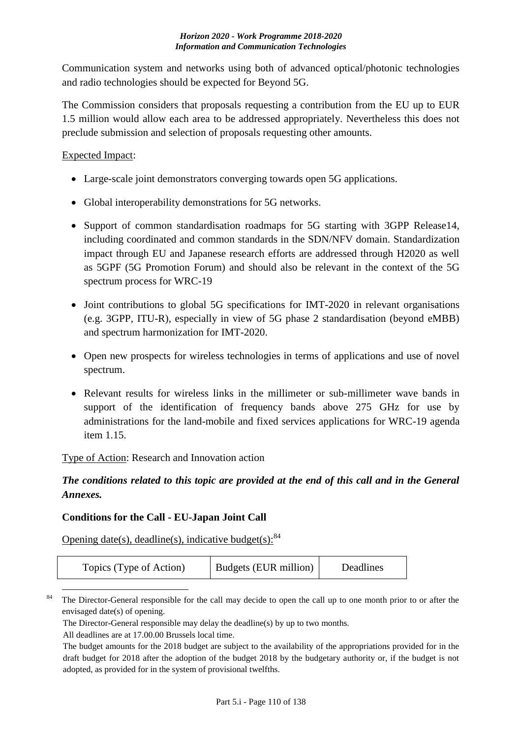Communication system and networks using both of advanced optical/photonic technologies and radio technologies should be expected for Beyond 5G.

The Commission considers that proposals requesting a contribution from the EU up to EUR 1.5 million would allow each area to be addressed appropriately. Nevertheless this does not preclude submission and selection of proposals requesting other amounts.

Expected Impact:

- Large-scale joint demonstrators converging towards open 5G applications.
- Global interoperability demonstrations for 5G networks.
- Support of common standardisation roadmaps for 5G starting with 3GPP Release14, including coordinated and common standards in the SDN/NFV domain. Standardization impact through EU and Japanese research efforts are addressed through H2020 as well as 5GPF (5G Promotion Forum) and should also be relevant in the context of the 5G spectrum process for WRC-19
- Joint contributions to global 5G specifications for IMT-2020 in relevant organisations (e.g. 3GPP, ITU-R), especially in view of 5G phase 2 standardisation (beyond eMBB) and spectrum harmonization for IMT-2020.
- Open new prospects for wireless technologies in terms of applications and use of novel spectrum.
- Relevant results for wireless links in the millimeter or sub-millimeter wave bands in support of the identification of frequency bands above 275 GHz for use by administrations for the land-mobile and fixed services applications for WRC-19 agenda item 1.15.

Type of Action: Research and Innovation action

***The conditions related to this topic are provided at the end of this call and in the General Annexes.***

**Conditions for the Call - EU-Japan Joint Call**

Opening date(s), deadline(s), indicative budget(s):[84]

| Topics (Type of Action) | Budgets (EUR million) | Deadlines |
|---|---|---|

[84] The Director-General responsible for the call may decide to open the call up to one month prior to or after the envisaged date(s) of opening.
The Director-General responsible may delay the deadline(s) by up to two months.
All deadlines are at 17.00.00 Brussels local time.
The budget amounts for the 2018 budget are subject to the availability of the appropriations provided for in the draft budget for 2018 after the adoption of the budget 2018 by the budgetary authority or, if the budget is not adopted, as provided for in the system of provisional twelfths.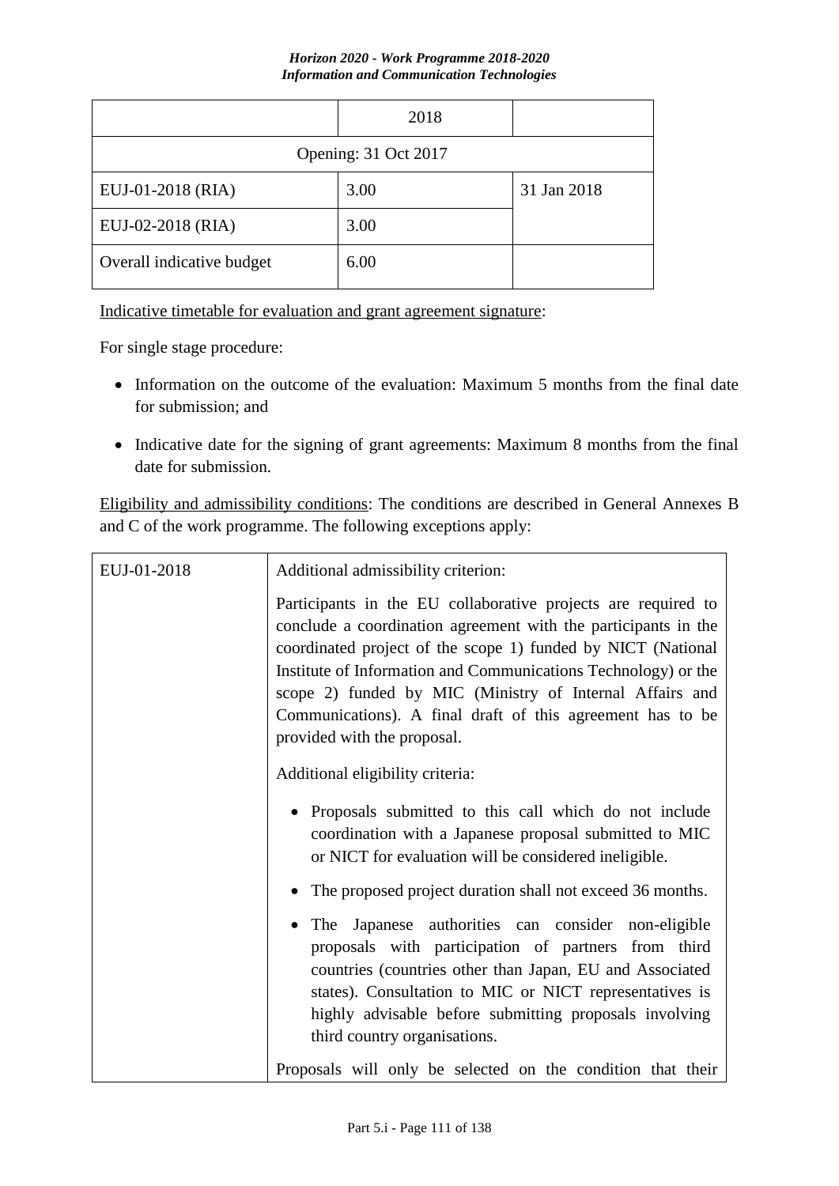| | 2018 | |
|---|---|---|
| Opening: 31 Oct 2017 | | |
| EUJ-01-2018 (RIA) | 3.00 | 31 Jan 2018 |
| EUJ-02-2018 (RIA) | 3.00 | |
| Overall indicative budget | 6.00 | |

Indicative timetable for evaluation and grant agreement signature:

For single stage procedure:

- Information on the outcome of the evaluation: Maximum 5 months from the final date for submission; and
- Indicative date for the signing of grant agreements: Maximum 8 months from the final date for submission.

Eligibility and admissibility conditions: The conditions are described in General Annexes B and C of the work programme. The following exceptions apply:

| EUJ-01-2018 | Additional admissibility criterion: <br><br> Participants in the EU collaborative projects are required to conclude a coordination agreement with the participants in the coordinated project of the scope 1) funded by NICT (National Institute of Information and Communications Technology) or the scope 2) funded by MIC (Ministry of Internal Affairs and Communications). A final draft of this agreement has to be provided with the proposal. <br><br> Additional eligibility criteria: <br><br> • Proposals submitted to this call which do not include coordination with a Japanese proposal submitted to MIC or NICT for evaluation will be considered ineligible. <br><br> • The proposed project duration shall not exceed 36 months. <br><br> • The Japanese authorities can consider non-eligible proposals with participation of partners from third countries (countries other than Japan, EU and Associated states). Consultation to MIC or NICT representatives is highly advisable before submitting proposals involving third country organisations. <br><br> Proposals will only be selected on the condition that their |
|---|---|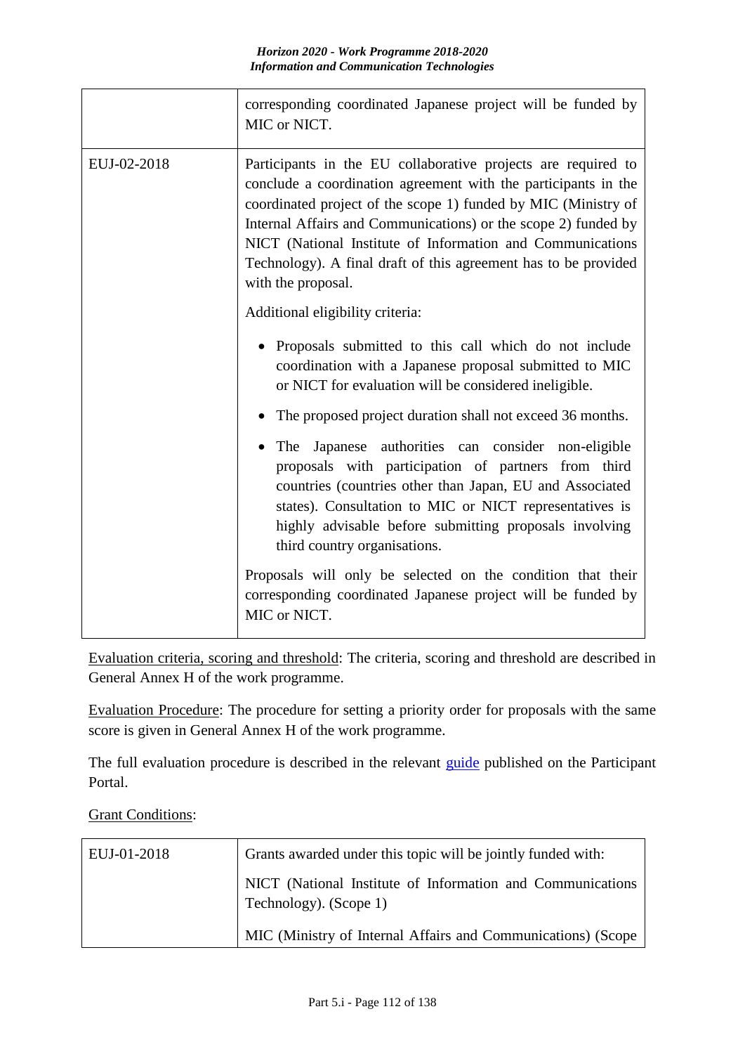| | |
|---|---|
| | corresponding coordinated Japanese project will be funded by MIC or NICT. |
| EUJ-02-2018 | Participants in the EU collaborative projects are required to conclude a coordination agreement with the participants in the coordinated project of the scope 1) funded by MIC (Ministry of Internal Affairs and Communications) or the scope 2) funded by NICT (National Institute of Information and Communications Technology). A final draft of this agreement has to be provided with the proposal.<br><br>Additional eligibility criteria:<br><br>• Proposals submitted to this call which do not include coordination with a Japanese proposal submitted to MIC or NICT for evaluation will be considered ineligible.<br><br>• The proposed project duration shall not exceed 36 months.<br><br>• The Japanese authorities can consider non-eligible proposals with participation of partners from third countries (countries other than Japan, EU and Associated states). Consultation to MIC or NICT representatives is highly advisable before submitting proposals involving third country organisations.<br><br>Proposals will only be selected on the condition that their corresponding coordinated Japanese project will be funded by MIC or NICT. |

Evaluation criteria, scoring and threshold: The criteria, scoring and threshold are described in General Annex H of the work programme.

Evaluation Procedure: The procedure for setting a priority order for proposals with the same score is given in General Annex H of the work programme.

The full evaluation procedure is described in the relevant guide published on the Participant Portal.

Grant Conditions:

| | |
|---|---|
| EUJ-01-2018 | Grants awarded under this topic will be jointly funded with:<br><br>NICT (National Institute of Information and Communications Technology). (Scope 1)<br><br>MIC (Ministry of Internal Affairs and Communications) (Scope |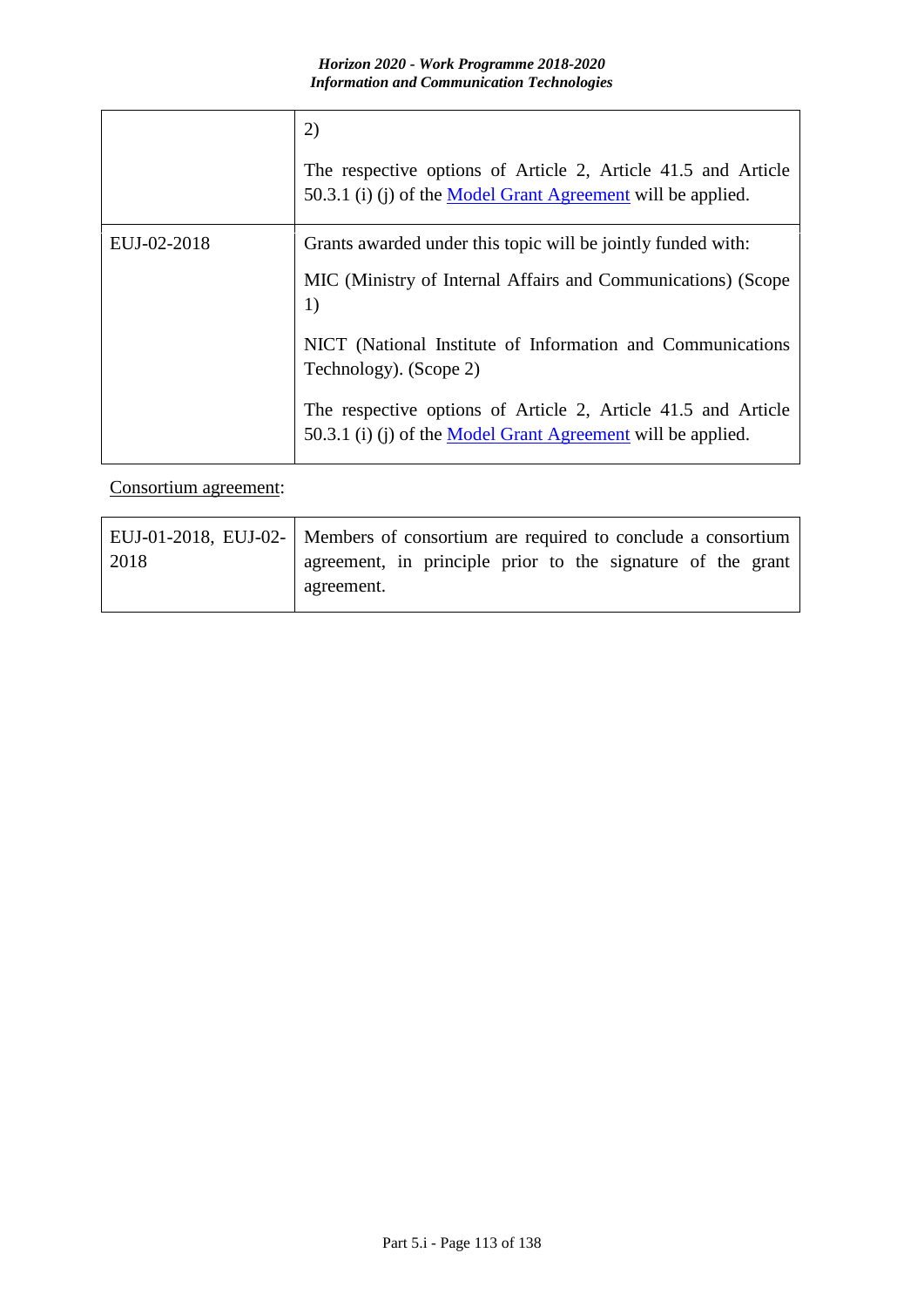| | |
|---|---|
| | 2)<br><br>The respective options of Article 2, Article 41.5 and Article 50.3.1 (i) (j) of the [Model Grant Agreement]() will be applied. |
| EUJ-02-2018 | Grants awarded under this topic will be jointly funded with:<br><br>MIC (Ministry of Internal Affairs and Communications) (Scope 1)<br><br>NICT (National Institute of Information and Communications Technology). (Scope 2)<br><br>The respective options of Article 2, Article 41.5 and Article 50.3.1 (i) (j) of the [Model Grant Agreement]() will be applied. |

Consortium agreement:

| | |
|---|---|
| EUJ-01-2018, EUJ-02-2018 | Members of consortium are required to conclude a consortium agreement, in principle prior to the signature of the grant agreement. |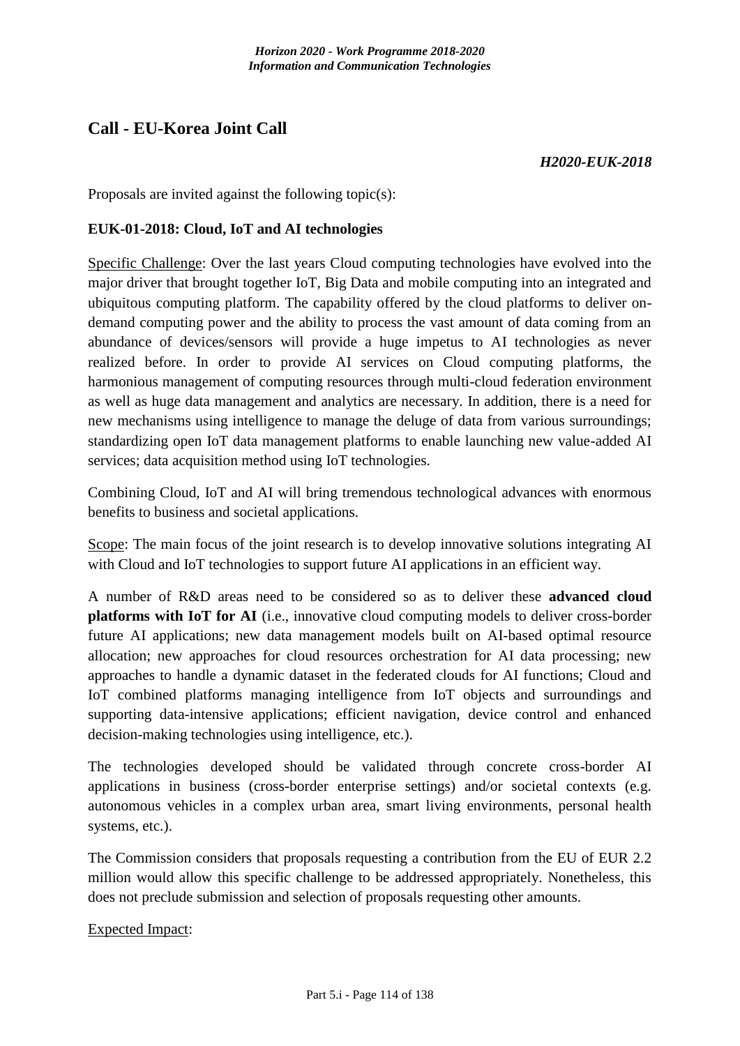## Call - EU-Korea Joint Call

***H2020-EUK-2018***

Proposals are invited against the following topic(s):

### EUK-01-2018: Cloud, IoT and AI technologies

Specific Challenge: Over the last years Cloud computing technologies have evolved into the major driver that brought together IoT, Big Data and mobile computing into an integrated and ubiquitous computing platform. The capability offered by the cloud platforms to deliver on-demand computing power and the ability to process the vast amount of data coming from an abundance of devices/sensors will provide a huge impetus to AI technologies as never realized before. In order to provide AI services on Cloud computing platforms, the harmonious management of computing resources through multi-cloud federation environment as well as huge data management and analytics are necessary. In addition, there is a need for new mechanisms using intelligence to manage the deluge of data from various surroundings; standardizing open IoT data management platforms to enable launching new value-added AI services; data acquisition method using IoT technologies.

Combining Cloud, IoT and AI will bring tremendous technological advances with enormous benefits to business and societal applications.

Scope: The main focus of the joint research is to develop innovative solutions integrating AI with Cloud and IoT technologies to support future AI applications in an efficient way.

A number of R&D areas need to be considered so as to deliver these **advanced cloud platforms with IoT for AI** (i.e., innovative cloud computing models to deliver cross-border future AI applications; new data management models built on AI-based optimal resource allocation; new approaches for cloud resources orchestration for AI data processing; new approaches to handle a dynamic dataset in the federated clouds for AI functions; Cloud and IoT combined platforms managing intelligence from IoT objects and surroundings and supporting data-intensive applications; efficient navigation, device control and enhanced decision-making technologies using intelligence, etc.).

The technologies developed should be validated through concrete cross-border AI applications in business (cross-border enterprise settings) and/or societal contexts (e.g. autonomous vehicles in a complex urban area, smart living environments, personal health systems, etc.).

The Commission considers that proposals requesting a contribution from the EU of EUR 2.2 million would allow this specific challenge to be addressed appropriately. Nonetheless, this does not preclude submission and selection of proposals requesting other amounts.

Expected Impact: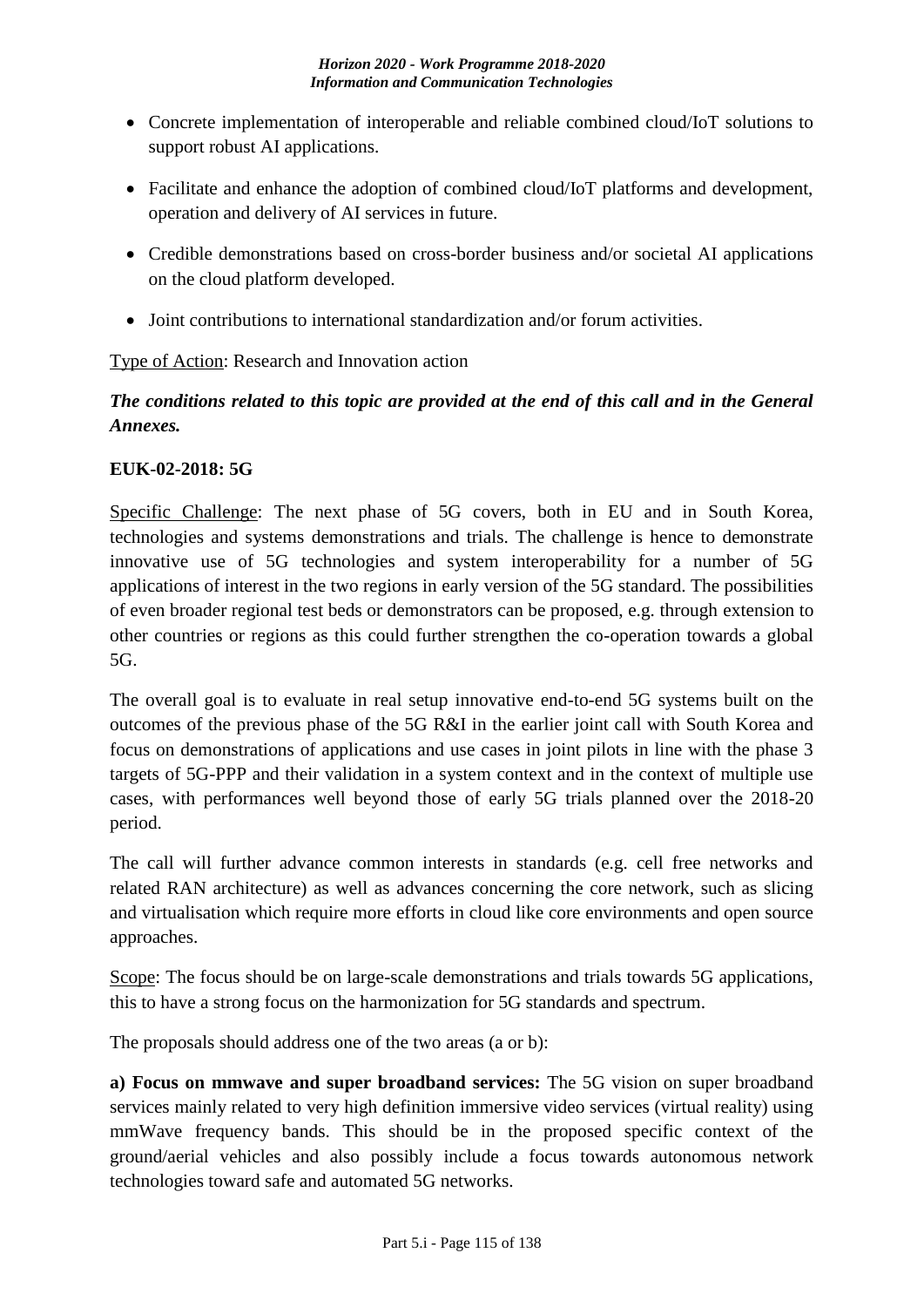- Concrete implementation of interoperable and reliable combined cloud/IoT solutions to support robust AI applications.
- Facilitate and enhance the adoption of combined cloud/IoT platforms and development, operation and delivery of AI services in future.
- Credible demonstrations based on cross-border business and/or societal AI applications on the cloud platform developed.
- Joint contributions to international standardization and/or forum activities.

Type of Action: Research and Innovation action

***The conditions related to this topic are provided at the end of this call and in the General Annexes.***

**EUK-02-2018: 5G**

Specific Challenge: The next phase of 5G covers, both in EU and in South Korea, technologies and systems demonstrations and trials. The challenge is hence to demonstrate innovative use of 5G technologies and system interoperability for a number of 5G applications of interest in the two regions in early version of the 5G standard. The possibilities of even broader regional test beds or demonstrators can be proposed, e.g. through extension to other countries or regions as this could further strengthen the co-operation towards a global 5G.

The overall goal is to evaluate in real setup innovative end-to-end 5G systems built on the outcomes of the previous phase of the 5G R&I in the earlier joint call with South Korea and focus on demonstrations of applications and use cases in joint pilots in line with the phase 3 targets of 5G-PPP and their validation in a system context and in the context of multiple use cases, with performances well beyond those of early 5G trials planned over the 2018-20 period.

The call will further advance common interests in standards (e.g. cell free networks and related RAN architecture) as well as advances concerning the core network, such as slicing and virtualisation which require more efforts in cloud like core environments and open source approaches.

Scope: The focus should be on large-scale demonstrations and trials towards 5G applications, this to have a strong focus on the harmonization for 5G standards and spectrum.

The proposals should address one of the two areas (a or b):

**a) Focus on mmwave and super broadband services:** The 5G vision on super broadband services mainly related to very high definition immersive video services (virtual reality) using mmWave frequency bands. This should be in the proposed specific context of the ground/aerial vehicles and also possibly include a focus towards autonomous network technologies toward safe and automated 5G networks.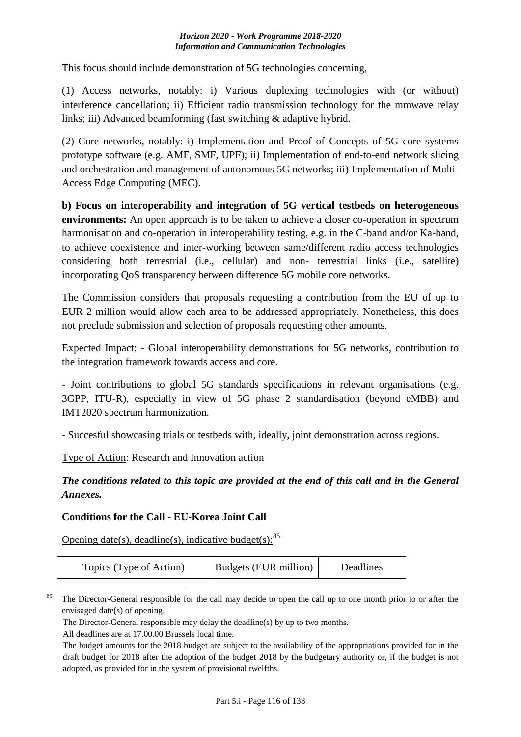This focus should include demonstration of 5G technologies concerning,

(1) Access networks, notably: i) Various duplexing technologies with (or without) interference cancellation; ii) Efficient radio transmission technology for the mmwave relay links; iii) Advanced beamforming (fast switching & adaptive hybrid.

(2) Core networks, notably: i) Implementation and Proof of Concepts of 5G core systems prototype software (e.g. AMF, SMF, UPF); ii) Implementation of end-to-end network slicing and orchestration and management of autonomous 5G networks; iii) Implementation of Multi-Access Edge Computing (MEC).

**b) Focus on interoperability and integration of 5G vertical testbeds on heterogeneous environments:** An open approach is to be taken to achieve a closer co-operation in spectrum harmonisation and co-operation in interoperability testing, e.g. in the C-band and/or Ka-band, to achieve coexistence and inter-working between same/different radio access technologies considering both terrestrial (i.e., cellular) and non- terrestrial links (i.e., satellite) incorporating QoS transparency between difference 5G mobile core networks.

The Commission considers that proposals requesting a contribution from the EU of up to EUR 2 million would allow each area to be addressed appropriately. Nonetheless, this does not preclude submission and selection of proposals requesting other amounts.

Expected Impact: - Global interoperability demonstrations for 5G networks, contribution to the integration framework towards access and core.

- Joint contributions to global 5G standards specifications in relevant organisations (e.g. 3GPP, ITU-R), especially in view of 5G phase 2 standardisation (beyond eMBB) and IMT2020 spectrum harmonization.

- Succesful showcasing trials or testbeds with, ideally, joint demonstration across regions.

Type of Action: Research and Innovation action

***The conditions related to this topic are provided at the end of this call and in the General Annexes.***

**Conditions for the Call - EU-Korea Joint Call**

Opening date(s), deadline(s), indicative budget(s):[85]

| Topics (Type of Action) | Budgets (EUR million) | Deadlines |
|---|---|---|

[85] The Director-General responsible for the call may decide to open the call up to one month prior to or after the envisaged date(s) of opening.
The Director-General responsible may delay the deadline(s) by up to two months.
All deadlines are at 17.00.00 Brussels local time.
The budget amounts for the 2018 budget are subject to the availability of the appropriations provided for in the draft budget for 2018 after the adoption of the budget 2018 by the budgetary authority or, if the budget is not adopted, as provided for in the system of provisional twelfths.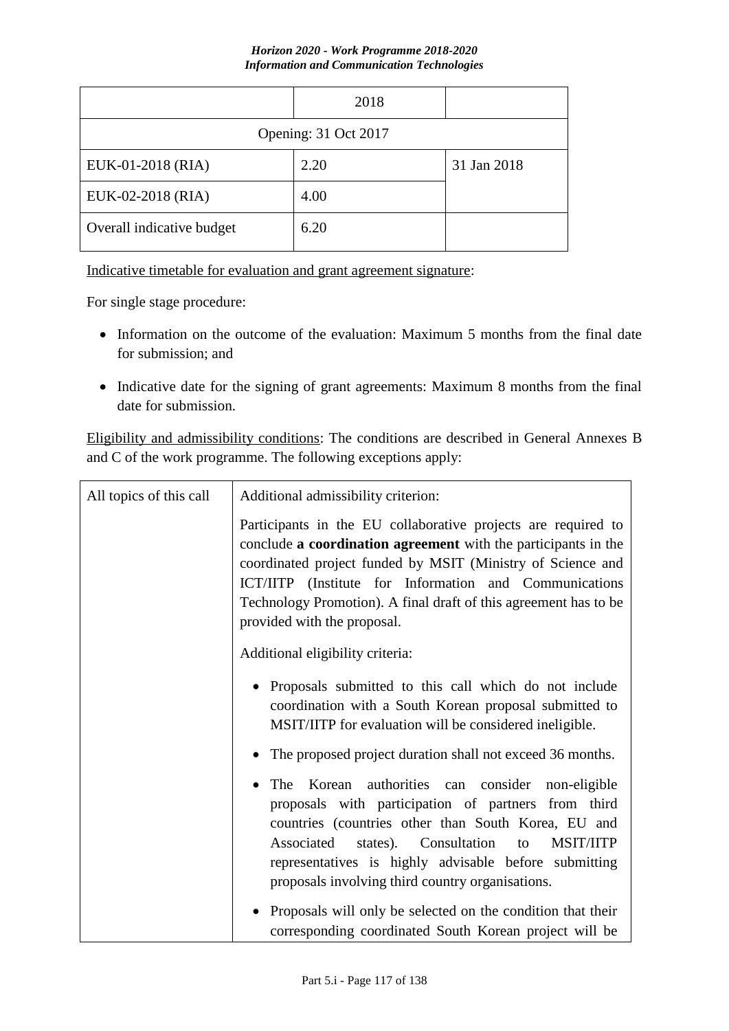| | 2018 | |
|---|---|---|
| Opening: 31 Oct 2017 | | |
| EUK-01-2018 (RIA) | 2.20 | 31 Jan 2018 |
| EUK-02-2018 (RIA) | 4.00 | |
| Overall indicative budget | 6.20 | |

Indicative timetable for evaluation and grant agreement signature:

For single stage procedure:

- Information on the outcome of the evaluation: Maximum 5 months from the final date for submission; and
- Indicative date for the signing of grant agreements: Maximum 8 months from the final date for submission.

Eligibility and admissibility conditions: The conditions are described in General Annexes B and C of the work programme. The following exceptions apply:

| | |
|---|---|
| All topics of this call | Additional admissibility criterion:<br><br>Participants in the EU collaborative projects are required to conclude **a coordination agreement** with the participants in the coordinated project funded by MSIT (Ministry of Science and ICT/IITP (Institute for Information and Communications Technology Promotion). A final draft of this agreement has to be provided with the proposal.<br><br>Additional eligibility criteria:<br><br>• Proposals submitted to this call which do not include coordination with a South Korean proposal submitted to MSIT/IITP for evaluation will be considered ineligible.<br><br>• The proposed project duration shall not exceed 36 months.<br><br>• The Korean authorities can consider non-eligible proposals with participation of partners from third countries (countries other than South Korea, EU and Associated states). Consultation to MSIT/IITP representatives is highly advisable before submitting proposals involving third country organisations.<br><br>• Proposals will only be selected on the condition that their corresponding coordinated South Korean project will be |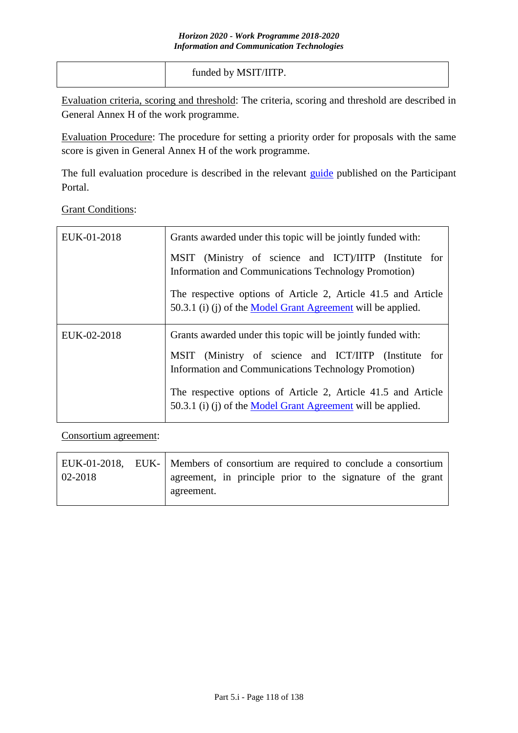| | funded by MSIT/IITP. |
|---|---|

Evaluation criteria, scoring and threshold: The criteria, scoring and threshold are described in General Annex H of the work programme.

Evaluation Procedure: The procedure for setting a priority order for proposals with the same score is given in General Annex H of the work programme.

The full evaluation procedure is described in the relevant guide published on the Participant Portal.

Grant Conditions:

| | |
|---|---|
| EUK-01-2018 | Grants awarded under this topic will be jointly funded with:<br><br>MSIT (Ministry of science and ICT)/IITP (Institute for Information and Communications Technology Promotion)<br><br>The respective options of Article 2, Article 41.5 and Article 50.3.1 (i) (j) of the Model Grant Agreement will be applied. |
| EUK-02-2018 | Grants awarded under this topic will be jointly funded with:<br><br>MSIT (Ministry of science and ICT/IITP (Institute for Information and Communications Technology Promotion)<br><br>The respective options of Article 2, Article 41.5 and Article 50.3.1 (i) (j) of the Model Grant Agreement will be applied. |

Consortium agreement:

| | |
|---|---|
| EUK-01-2018, EUK-02-2018 | Members of consortium are required to conclude a consortium agreement, in principle prior to the signature of the grant agreement. |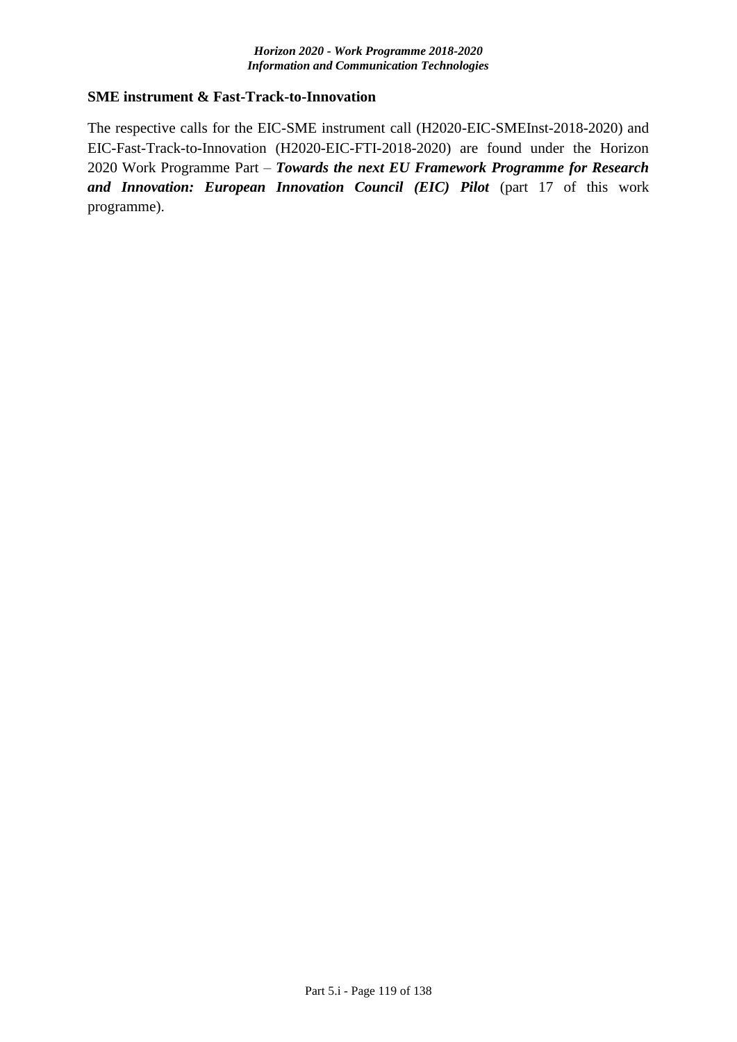## SME instrument & Fast-Track-to-Innovation

The respective calls for the EIC-SME instrument call (H2020-EIC-SMEInst-2018-2020) and EIC-Fast-Track-to-Innovation (H2020-EIC-FTI-2018-2020) are found under the Horizon 2020 Work Programme Part – ***Towards the next EU Framework Programme for Research and Innovation: European Innovation Council (EIC) Pilot*** (part 17 of this work programme).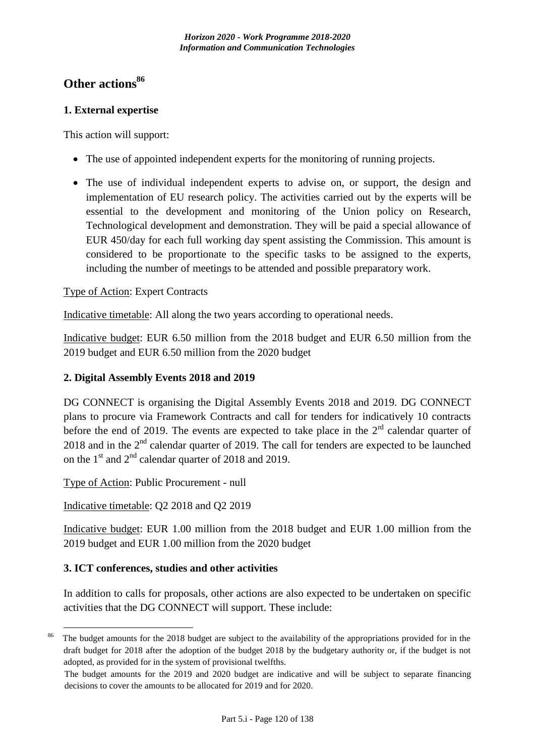## Other actions[86]

### 1. External expertise

This action will support:

- The use of appointed independent experts for the monitoring of running projects.
- The use of individual independent experts to advise on, or support, the design and implementation of EU research policy. The activities carried out by the experts will be essential to the development and monitoring of the Union policy on Research, Technological development and demonstration. They will be paid a special allowance of EUR 450/day for each full working day spent assisting the Commission. This amount is considered to be proportionate to the specific tasks to be assigned to the experts, including the number of meetings to be attended and possible preparatory work.

Type of Action: Expert Contracts

Indicative timetable: All along the two years according to operational needs.

Indicative budget: EUR 6.50 million from the 2018 budget and EUR 6.50 million from the 2019 budget and EUR 6.50 million from the 2020 budget

### 2. Digital Assembly Events 2018 and 2019

DG CONNECT is organising the Digital Assembly Events 2018 and 2019. DG CONNECT plans to procure via Framework Contracts and call for tenders for indicatively 10 contracts before the end of 2019. The events are expected to take place in the 2rd calendar quarter of 2018 and in the 2nd calendar quarter of 2019. The call for tenders are expected to be launched on the 1st and 2nd calendar quarter of 2018 and 2019.

Type of Action: Public Procurement - null

Indicative timetable: Q2 2018 and Q2 2019

Indicative budget: EUR 1.00 million from the 2018 budget and EUR 1.00 million from the 2019 budget and EUR 1.00 million from the 2020 budget

### 3. ICT conferences, studies and other activities

In addition to calls for proposals, other actions are also expected to be undertaken on specific activities that the DG CONNECT will support. These include:

---

[86] The budget amounts for the 2018 budget are subject to the availability of the appropriations provided for in the draft budget for 2018 after the adoption of the budget 2018 by the budgetary authority or, if the budget is not adopted, as provided for in the system of provisional twelfths.
The budget amounts for the 2019 and 2020 budget are indicative and will be subject to separate financing decisions to cover the amounts to be allocated for 2019 and for 2020.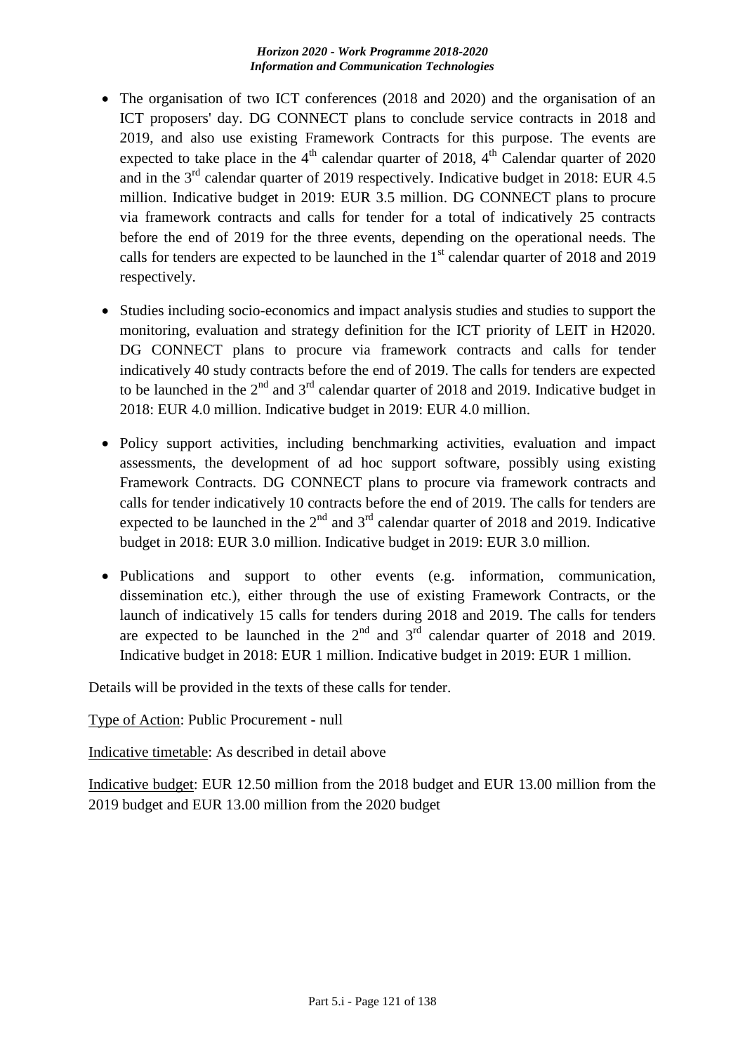- The organisation of two ICT conferences (2018 and 2020) and the organisation of an ICT proposers' day. DG CONNECT plans to conclude service contracts in 2018 and 2019, and also use existing Framework Contracts for this purpose. The events are expected to take place in the 4th calendar quarter of 2018, 4th Calendar quarter of 2020 and in the 3rd calendar quarter of 2019 respectively. Indicative budget in 2018: EUR 4.5 million. Indicative budget in 2019: EUR 3.5 million. DG CONNECT plans to procure via framework contracts and calls for tender for a total of indicatively 25 contracts before the end of 2019 for the three events, depending on the operational needs. The calls for tenders are expected to be launched in the 1st calendar quarter of 2018 and 2019 respectively.

- Studies including socio-economics and impact analysis studies and studies to support the monitoring, evaluation and strategy definition for the ICT priority of LEIT in H2020. DG CONNECT plans to procure via framework contracts and calls for tender indicatively 40 study contracts before the end of 2019. The calls for tenders are expected to be launched in the 2nd and 3rd calendar quarter of 2018 and 2019. Indicative budget in 2018: EUR 4.0 million. Indicative budget in 2019: EUR 4.0 million.

- Policy support activities, including benchmarking activities, evaluation and impact assessments, the development of ad hoc support software, possibly using existing Framework Contracts. DG CONNECT plans to procure via framework contracts and calls for tender indicatively 10 contracts before the end of 2019. The calls for tenders are expected to be launched in the 2nd and 3rd calendar quarter of 2018 and 2019. Indicative budget in 2018: EUR 3.0 million. Indicative budget in 2019: EUR 3.0 million.

- Publications and support to other events (e.g. information, communication, dissemination etc.), either through the use of existing Framework Contracts, or the launch of indicatively 15 calls for tenders during 2018 and 2019. The calls for tenders are expected to be launched in the 2nd and 3rd calendar quarter of 2018 and 2019. Indicative budget in 2018: EUR 1 million. Indicative budget in 2019: EUR 1 million.

Details will be provided in the texts of these calls for tender.

Type of Action: Public Procurement - null

Indicative timetable: As described in detail above

Indicative budget: EUR 12.50 million from the 2018 budget and EUR 13.00 million from the 2019 budget and EUR 13.00 million from the 2020 budget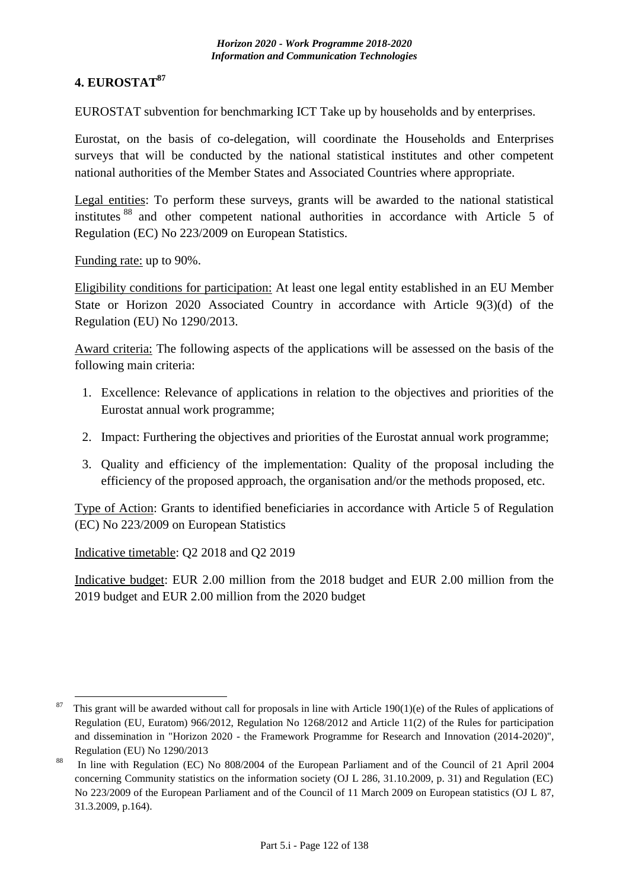## 4. EUROSTAT[87]

EUROSTAT subvention for benchmarking ICT Take up by households and by enterprises.

Eurostat, on the basis of co-delegation, will coordinate the Households and Enterprises surveys that will be conducted by the national statistical institutes and other competent national authorities of the Member States and Associated Countries where appropriate.

Legal entities: To perform these surveys, grants will be awarded to the national statistical institutes [88] and other competent national authorities in accordance with Article 5 of Regulation (EC) No 223/2009 on European Statistics.

Funding rate: up to 90%.

Eligibility conditions for participation: At least one legal entity established in an EU Member State or Horizon 2020 Associated Country in accordance with Article 9(3)(d) of the Regulation (EU) No 1290/2013.

Award criteria: The following aspects of the applications will be assessed on the basis of the following main criteria:

1. Excellence: Relevance of applications in relation to the objectives and priorities of the Eurostat annual work programme;
2. Impact: Furthering the objectives and priorities of the Eurostat annual work programme;
3. Quality and efficiency of the implementation: Quality of the proposal including the efficiency of the proposed approach, the organisation and/or the methods proposed, etc.

Type of Action: Grants to identified beneficiaries in accordance with Article 5 of Regulation (EC) No 223/2009 on European Statistics

Indicative timetable: Q2 2018 and Q2 2019

Indicative budget: EUR 2.00 million from the 2018 budget and EUR 2.00 million from the 2019 budget and EUR 2.00 million from the 2020 budget

---

[87] This grant will be awarded without call for proposals in line with Article 190(1)(e) of the Rules of applications of Regulation (EU, Euratom) 966/2012, Regulation No 1268/2012 and Article 11(2) of the Rules for participation and dissemination in "Horizon 2020 - the Framework Programme for Research and Innovation (2014-2020)", Regulation (EU) No 1290/2013

[88] In line with Regulation (EC) No 808/2004 of the European Parliament and of the Council of 21 April 2004 concerning Community statistics on the information society (OJ L 286, 31.10.2009, p. 31) and Regulation (EC) No 223/2009 of the European Parliament and of the Council of 11 March 2009 on European statistics (OJ L 87, 31.3.2009, p.164).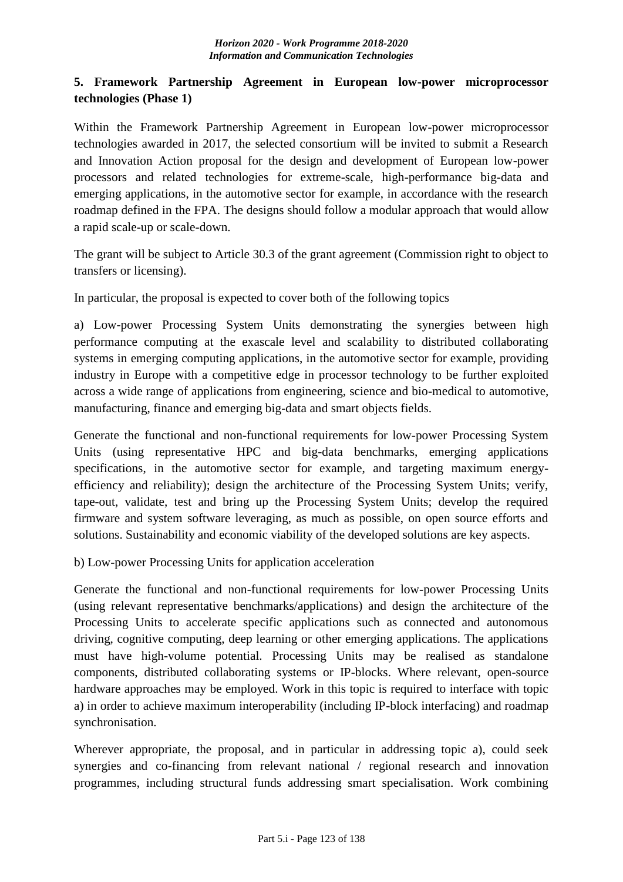## 5. Framework Partnership Agreement in European low-power microprocessor technologies (Phase 1)

Within the Framework Partnership Agreement in European low-power microprocessor technologies awarded in 2017, the selected consortium will be invited to submit a Research and Innovation Action proposal for the design and development of European low-power processors and related technologies for extreme-scale, high-performance big-data and emerging applications, in the automotive sector for example, in accordance with the research roadmap defined in the FPA. The designs should follow a modular approach that would allow a rapid scale-up or scale-down.

The grant will be subject to Article 30.3 of the grant agreement (Commission right to object to transfers or licensing).

In particular, the proposal is expected to cover both of the following topics

a) Low-power Processing System Units demonstrating the synergies between high performance computing at the exascale level and scalability to distributed collaborating systems in emerging computing applications, in the automotive sector for example, providing industry in Europe with a competitive edge in processor technology to be further exploited across a wide range of applications from engineering, science and bio-medical to automotive, manufacturing, finance and emerging big-data and smart objects fields.

Generate the functional and non-functional requirements for low-power Processing System Units (using representative HPC and big-data benchmarks, emerging applications specifications, in the automotive sector for example, and targeting maximum energy-efficiency and reliability); design the architecture of the Processing System Units; verify, tape-out, validate, test and bring up the Processing System Units; develop the required firmware and system software leveraging, as much as possible, on open source efforts and solutions. Sustainability and economic viability of the developed solutions are key aspects.

b) Low-power Processing Units for application acceleration

Generate the functional and non-functional requirements for low-power Processing Units (using relevant representative benchmarks/applications) and design the architecture of the Processing Units to accelerate specific applications such as connected and autonomous driving, cognitive computing, deep learning or other emerging applications. The applications must have high-volume potential. Processing Units may be realised as standalone components, distributed collaborating systems or IP-blocks. Where relevant, open-source hardware approaches may be employed. Work in this topic is required to interface with topic a) in order to achieve maximum interoperability (including IP-block interfacing) and roadmap synchronisation.

Wherever appropriate, the proposal, and in particular in addressing topic a), could seek synergies and co-financing from relevant national / regional research and innovation programmes, including structural funds addressing smart specialisation. Work combining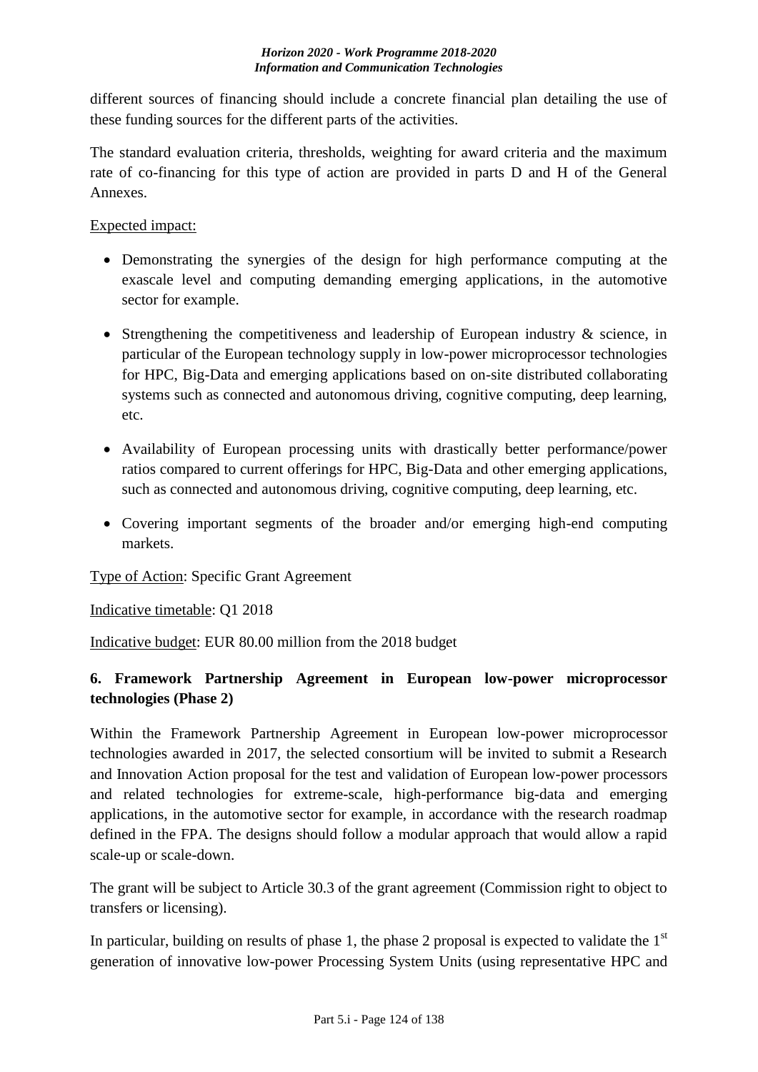different sources of financing should include a concrete financial plan detailing the use of these funding sources for the different parts of the activities.

The standard evaluation criteria, thresholds, weighting for award criteria and the maximum rate of co-financing for this type of action are provided in parts D and H of the General Annexes.

Expected impact:

- Demonstrating the synergies of the design for high performance computing at the exascale level and computing demanding emerging applications, in the automotive sector for example.
- Strengthening the competitiveness and leadership of European industry & science, in particular of the European technology supply in low-power microprocessor technologies for HPC, Big-Data and emerging applications based on on-site distributed collaborating systems such as connected and autonomous driving, cognitive computing, deep learning, etc.
- Availability of European processing units with drastically better performance/power ratios compared to current offerings for HPC, Big-Data and other emerging applications, such as connected and autonomous driving, cognitive computing, deep learning, etc.
- Covering important segments of the broader and/or emerging high-end computing markets.

Type of Action: Specific Grant Agreement

Indicative timetable: Q1 2018

Indicative budget: EUR 80.00 million from the 2018 budget

### 6. Framework Partnership Agreement in European low-power microprocessor technologies (Phase 2)

Within the Framework Partnership Agreement in European low-power microprocessor technologies awarded in 2017, the selected consortium will be invited to submit a Research and Innovation Action proposal for the test and validation of European low-power processors and related technologies for extreme-scale, high-performance big-data and emerging applications, in the automotive sector for example, in accordance with the research roadmap defined in the FPA. The designs should follow a modular approach that would allow a rapid scale-up or scale-down.

The grant will be subject to Article 30.3 of the grant agreement (Commission right to object to transfers or licensing).

In particular, building on results of phase 1, the phase 2 proposal is expected to validate the 1st generation of innovative low-power Processing System Units (using representative HPC and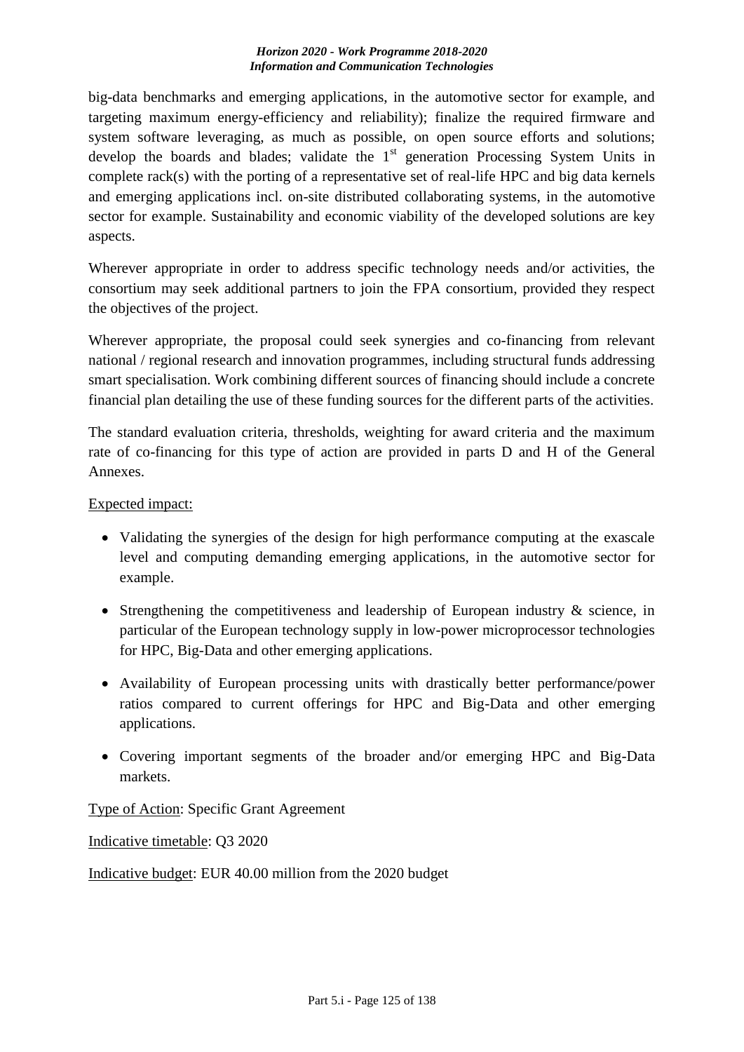big-data benchmarks and emerging applications, in the automotive sector for example, and targeting maximum energy-efficiency and reliability); finalize the required firmware and system software leveraging, as much as possible, on open source efforts and solutions; develop the boards and blades; validate the 1st generation Processing System Units in complete rack(s) with the porting of a representative set of real-life HPC and big data kernels and emerging applications incl. on-site distributed collaborating systems, in the automotive sector for example. Sustainability and economic viability of the developed solutions are key aspects.

Wherever appropriate in order to address specific technology needs and/or activities, the consortium may seek additional partners to join the FPA consortium, provided they respect the objectives of the project.

Wherever appropriate, the proposal could seek synergies and co-financing from relevant national / regional research and innovation programmes, including structural funds addressing smart specialisation. Work combining different sources of financing should include a concrete financial plan detailing the use of these funding sources for the different parts of the activities.

The standard evaluation criteria, thresholds, weighting for award criteria and the maximum rate of co-financing for this type of action are provided in parts D and H of the General Annexes.

Expected impact:

- Validating the synergies of the design for high performance computing at the exascale level and computing demanding emerging applications, in the automotive sector for example.
- Strengthening the competitiveness and leadership of European industry & science, in particular of the European technology supply in low-power microprocessor technologies for HPC, Big-Data and other emerging applications.
- Availability of European processing units with drastically better performance/power ratios compared to current offerings for HPC and Big-Data and other emerging applications.
- Covering important segments of the broader and/or emerging HPC and Big-Data markets.

Type of Action: Specific Grant Agreement

Indicative timetable: Q3 2020

Indicative budget: EUR 40.00 million from the 2020 budget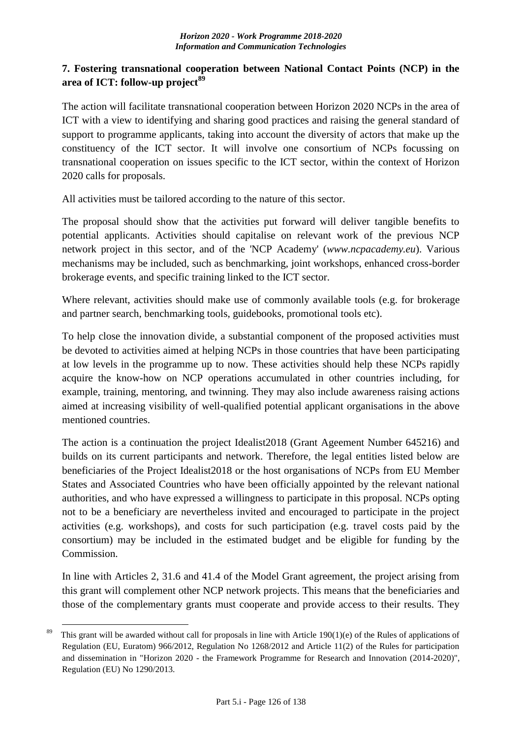## 7. Fostering transnational cooperation between National Contact Points (NCP) in the area of ICT: follow-up project[89]

The action will facilitate transnational cooperation between Horizon 2020 NCPs in the area of ICT with a view to identifying and sharing good practices and raising the general standard of support to programme applicants, taking into account the diversity of actors that make up the constituency of the ICT sector. It will involve one consortium of NCPs focussing on transnational cooperation on issues specific to the ICT sector, within the context of Horizon 2020 calls for proposals.

All activities must be tailored according to the nature of this sector.

The proposal should show that the activities put forward will deliver tangible benefits to potential applicants. Activities should capitalise on relevant work of the previous NCP network project in this sector, and of the 'NCP Academy' (*www.ncpacademy.eu*). Various mechanisms may be included, such as benchmarking, joint workshops, enhanced cross-border brokerage events, and specific training linked to the ICT sector.

Where relevant, activities should make use of commonly available tools (e.g. for brokerage and partner search, benchmarking tools, guidebooks, promotional tools etc).

To help close the innovation divide, a substantial component of the proposed activities must be devoted to activities aimed at helping NCPs in those countries that have been participating at low levels in the programme up to now. These activities should help these NCPs rapidly acquire the know-how on NCP operations accumulated in other countries including, for example, training, mentoring, and twinning. They may also include awareness raising actions aimed at increasing visibility of well-qualified potential applicant organisations in the above mentioned countries.

The action is a continuation the project Idealist2018 (Grant Ageement Number 645216) and builds on its current participants and network. Therefore, the legal entities listed below are beneficiaries of the Project Idealist2018 or the host organisations of NCPs from EU Member States and Associated Countries who have been officially appointed by the relevant national authorities, and who have expressed a willingness to participate in this proposal. NCPs opting not to be a beneficiary are nevertheless invited and encouraged to participate in the project activities (e.g. workshops), and costs for such participation (e.g. travel costs paid by the consortium) may be included in the estimated budget and be eligible for funding by the Commission.

In line with Articles 2, 31.6 and 41.4 of the Model Grant agreement, the project arising from this grant will complement other NCP network projects. This means that the beneficiaries and those of the complementary grants must cooperate and provide access to their results. They

---

[89] This grant will be awarded without call for proposals in line with Article 190(1)(e) of the Rules of applications of Regulation (EU, Euratom) 966/2012, Regulation No 1268/2012 and Article 11(2) of the Rules for participation and dissemination in "Horizon 2020 - the Framework Programme for Research and Innovation (2014-2020)", Regulation (EU) No 1290/2013.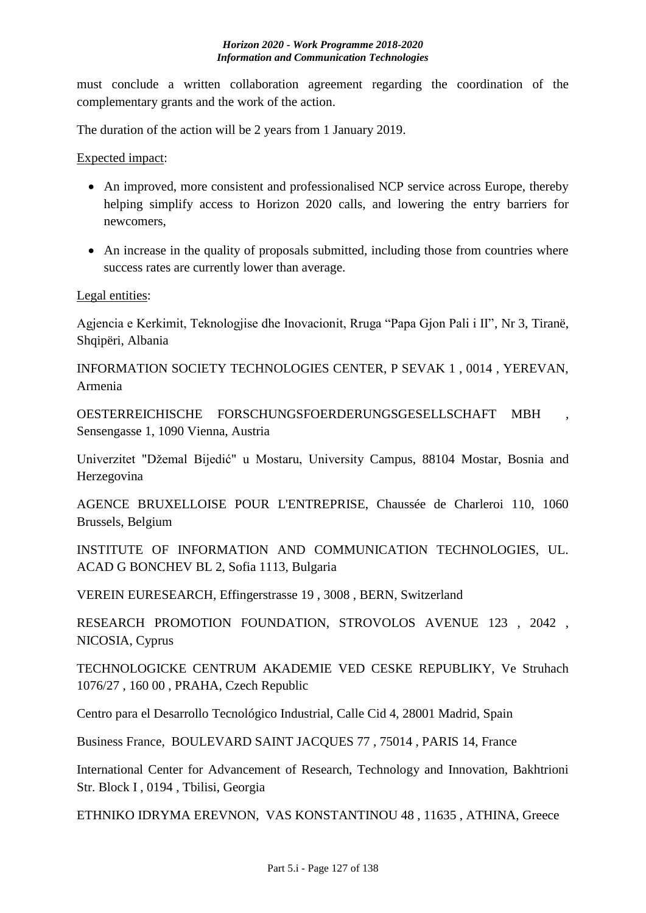must conclude a written collaboration agreement regarding the coordination of the complementary grants and the work of the action.

The duration of the action will be 2 years from 1 January 2019.

Expected impact:

- An improved, more consistent and professionalised NCP service across Europe, thereby helping simplify access to Horizon 2020 calls, and lowering the entry barriers for newcomers,
- An increase in the quality of proposals submitted, including those from countries where success rates are currently lower than average.

Legal entities:

Agjencia e Kerkimit, Teknologjise dhe Inovacionit, Rruga "Papa Gjon Pali i II", Nr 3, Tiranë, Shqipëri, Albania

INFORMATION SOCIETY TECHNOLOGIES CENTER, P SEVAK 1 , 0014 , YEREVAN, Armenia

OESTERREICHISCHE FORSCHUNGSFOERDERUNGSGESELLSCHAFT MBH , Sensengasse 1, 1090 Vienna, Austria

Univerzitet "Džemal Bijedić" u Mostaru, University Campus, 88104 Mostar, Bosnia and Herzegovina

AGENCE BRUXELLOISE POUR L'ENTREPRISE, Chaussée de Charleroi 110, 1060 Brussels, Belgium

INSTITUTE OF INFORMATION AND COMMUNICATION TECHNOLOGIES, UL. ACAD G BONCHEV BL 2, Sofia 1113, Bulgaria

VEREIN EURESEARCH, Effingerstrasse 19 , 3008 , BERN, Switzerland

RESEARCH PROMOTION FOUNDATION, STROVOLOS AVENUE 123 , 2042 , NICOSIA, Cyprus

TECHNOLOGICKE CENTRUM AKADEMIE VED CESKE REPUBLIKY, Ve Struhach 1076/27 , 160 00 , PRAHA, Czech Republic

Centro para el Desarrollo Tecnológico Industrial, Calle Cid 4, 28001 Madrid, Spain

Business France, BOULEVARD SAINT JACQUES 77 , 75014 , PARIS 14, France

International Center for Advancement of Research, Technology and Innovation, Bakhtrioni Str. Block I , 0194 , Tbilisi, Georgia

ETHNIKO IDRYMA EREVNON, VAS KONSTANTINOU 48 , 11635 , ATHINA, Greece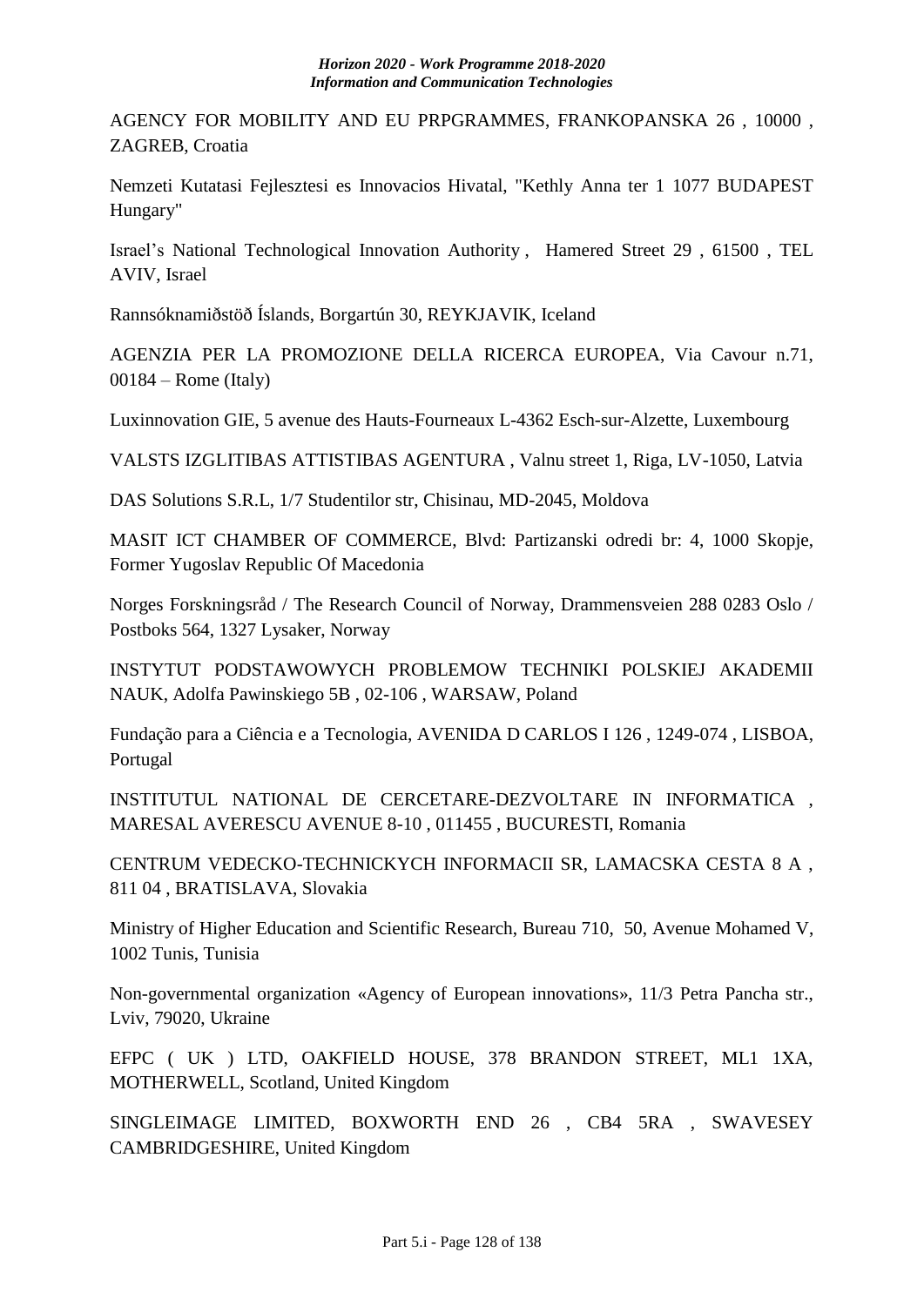AGENCY FOR MOBILITY AND EU PRPGRAMMES, FRANKOPANSKA 26 , 10000 , ZAGREB, Croatia

Nemzeti Kutatasi Fejlesztesi es Innovacios Hivatal, "Kethly Anna ter 1 1077 BUDAPEST Hungary"

Israel's National Technological Innovation Authority , Hamered Street 29 , 61500 , TEL AVIV, Israel

Rannsóknamiðstöð Íslands, Borgartún 30, REYKJAVIK, Iceland

AGENZIA PER LA PROMOZIONE DELLA RICERCA EUROPEA, Via Cavour n.71, 00184 – Rome (Italy)

Luxinnovation GIE, 5 avenue des Hauts-Fourneaux L-4362 Esch-sur-Alzette, Luxembourg

VALSTS IZGLITIBAS ATTISTIBAS AGENTURA , Valnu street 1, Riga, LV-1050, Latvia

DAS Solutions S.R.L, 1/7 Studentilor str, Chisinau, MD-2045, Moldova

MASIT ICT CHAMBER OF COMMERCE, Blvd: Partizanski odredi br: 4, 1000 Skopje, Former Yugoslav Republic Of Macedonia

Norges Forskningsråd / The Research Council of Norway, Drammensveien 288 0283 Oslo / Postboks 564, 1327 Lysaker, Norway

INSTYTUT PODSTAWOWYCH PROBLEMOW TECHNIKI POLSKIEJ AKADEMII NAUK, Adolfa Pawinskiego 5B , 02-106 , WARSAW, Poland

Fundação para a Ciência e a Tecnologia, AVENIDA D CARLOS I 126 , 1249-074 , LISBOA, Portugal

INSTITUTUL NATIONAL DE CERCETARE-DEZVOLTARE IN INFORMATICA , MARESAL AVERESCU AVENUE 8-10 , 011455 , BUCURESTI, Romania

CENTRUM VEDECKO-TECHNICKYCH INFORMACII SR, LAMACSKA CESTA 8 A , 811 04 , BRATISLAVA, Slovakia

Ministry of Higher Education and Scientific Research, Bureau 710, 50, Avenue Mohamed V, 1002 Tunis, Tunisia

Non-governmental organization «Agency of European innovations», 11/3 Petra Pancha str., Lviv, 79020, Ukraine

EFPC ( UK ) LTD, OAKFIELD HOUSE, 378 BRANDON STREET, ML1 1XA, MOTHERWELL, Scotland, United Kingdom

SINGLEIMAGE LIMITED, BOXWORTH END 26 , CB4 5RA , SWAVESEY CAMBRIDGESHIRE, United Kingdom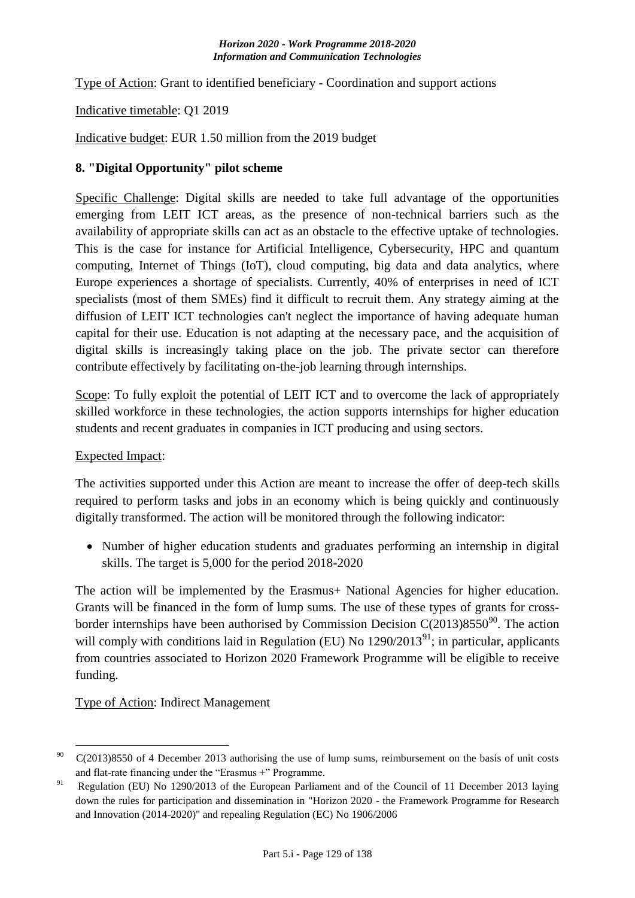Type of Action: Grant to identified beneficiary - Coordination and support actions

Indicative timetable: Q1 2019

Indicative budget: EUR 1.50 million from the 2019 budget

### 8. "Digital Opportunity" pilot scheme

Specific Challenge: Digital skills are needed to take full advantage of the opportunities emerging from LEIT ICT areas, as the presence of non-technical barriers such as the availability of appropriate skills can act as an obstacle to the effective uptake of technologies. This is the case for instance for Artificial Intelligence, Cybersecurity, HPC and quantum computing, Internet of Things (IoT), cloud computing, big data and data analytics, where Europe experiences a shortage of specialists. Currently, 40% of enterprises in need of ICT specialists (most of them SMEs) find it difficult to recruit them. Any strategy aiming at the diffusion of LEIT ICT technologies can't neglect the importance of having adequate human capital for their use. Education is not adapting at the necessary pace, and the acquisition of digital skills is increasingly taking place on the job. The private sector can therefore contribute effectively by facilitating on-the-job learning through internships.

Scope: To fully exploit the potential of LEIT ICT and to overcome the lack of appropriately skilled workforce in these technologies, the action supports internships for higher education students and recent graduates in companies in ICT producing and using sectors.

Expected Impact:

The activities supported under this Action are meant to increase the offer of deep-tech skills required to perform tasks and jobs in an economy which is being quickly and continuously digitally transformed. The action will be monitored through the following indicator:

- Number of higher education students and graduates performing an internship in digital skills. The target is 5,000 for the period 2018-2020

The action will be implemented by the Erasmus+ National Agencies for higher education. Grants will be financed in the form of lump sums. The use of these types of grants for cross-border internships have been authorised by Commission Decision C(2013)8550[90]. The action will comply with conditions laid in Regulation (EU) No 1290/2013[91]; in particular, applicants from countries associated to Horizon 2020 Framework Programme will be eligible to receive funding.

Type of Action: Indirect Management

---

[90] C(2013)8550 of 4 December 2013 authorising the use of lump sums, reimbursement on the basis of unit costs and flat-rate financing under the "Erasmus +" Programme.

[91] Regulation (EU) No 1290/2013 of the European Parliament and of the Council of 11 December 2013 laying down the rules for participation and dissemination in "Horizon 2020 - the Framework Programme for Research and Innovation (2014-2020)" and repealing Regulation (EC) No 1906/2006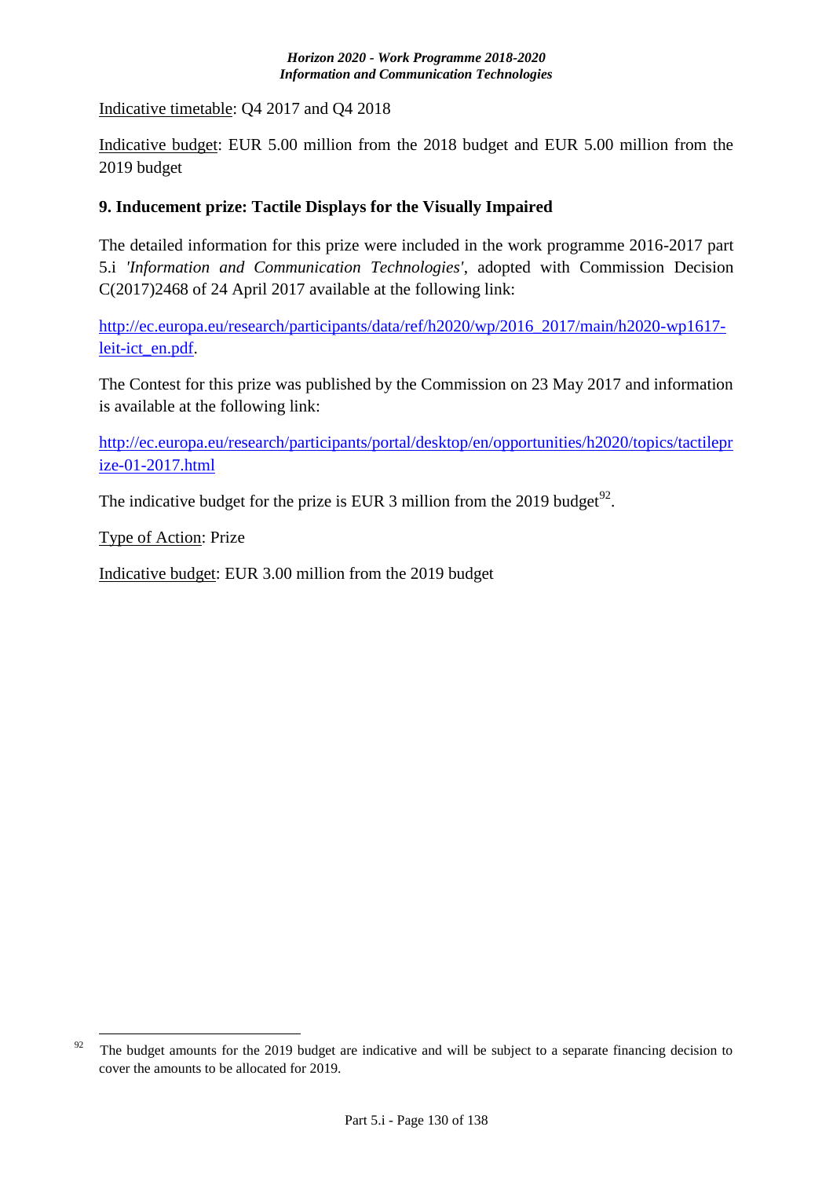Indicative timetable: Q4 2017 and Q4 2018

Indicative budget: EUR 5.00 million from the 2018 budget and EUR 5.00 million from the 2019 budget

### 9. Inducement prize: Tactile Displays for the Visually Impaired

The detailed information for this prize were included in the work programme 2016-2017 part 5.i *'Information and Communication Technologies'*, adopted with Commission Decision C(2017)2468 of 24 April 2017 available at the following link:

http://ec.europa.eu/research/participants/data/ref/h2020/wp/2016_2017/main/h2020-wp1617-leit-ict_en.pdf.

The Contest for this prize was published by the Commission on 23 May 2017 and information is available at the following link:

http://ec.europa.eu/research/participants/portal/desktop/en/opportunities/h2020/topics/tactileprize-01-2017.html

The indicative budget for the prize is EUR 3 million from the 2019 budget[92].

Type of Action: Prize

Indicative budget: EUR 3.00 million from the 2019 budget

---

[92] The budget amounts for the 2019 budget are indicative and will be subject to a separate financing decision to cover the amounts to be allocated for 2019.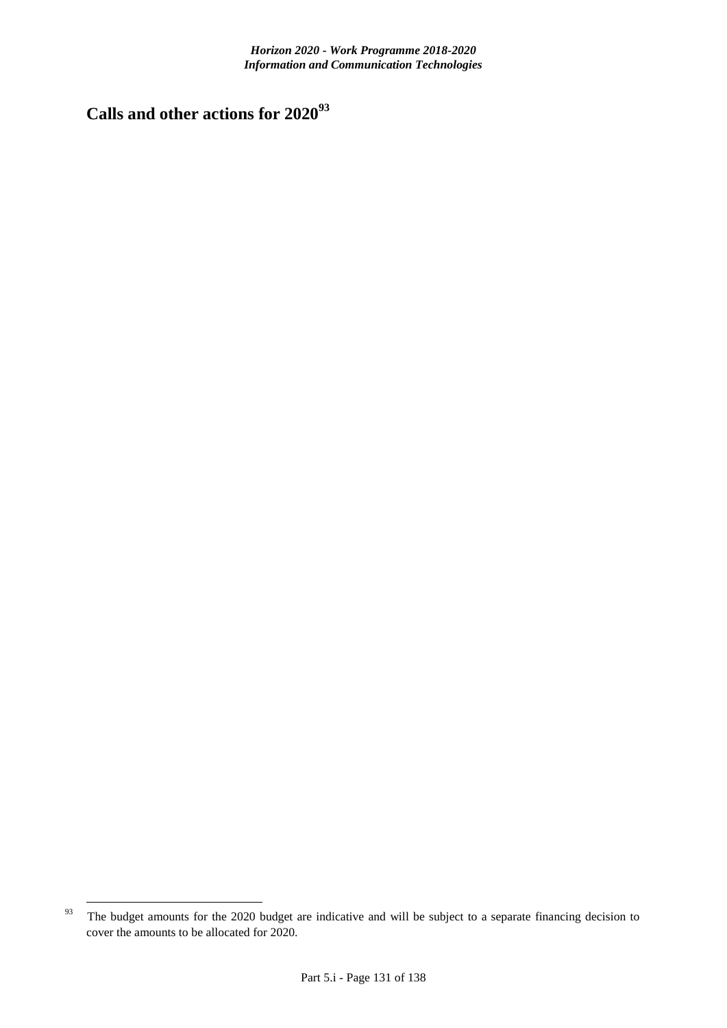# Calls and other actions for 2020[93]

[93] The budget amounts for the 2020 budget are indicative and will be subject to a separate financing decision to cover the amounts to be allocated for 2020.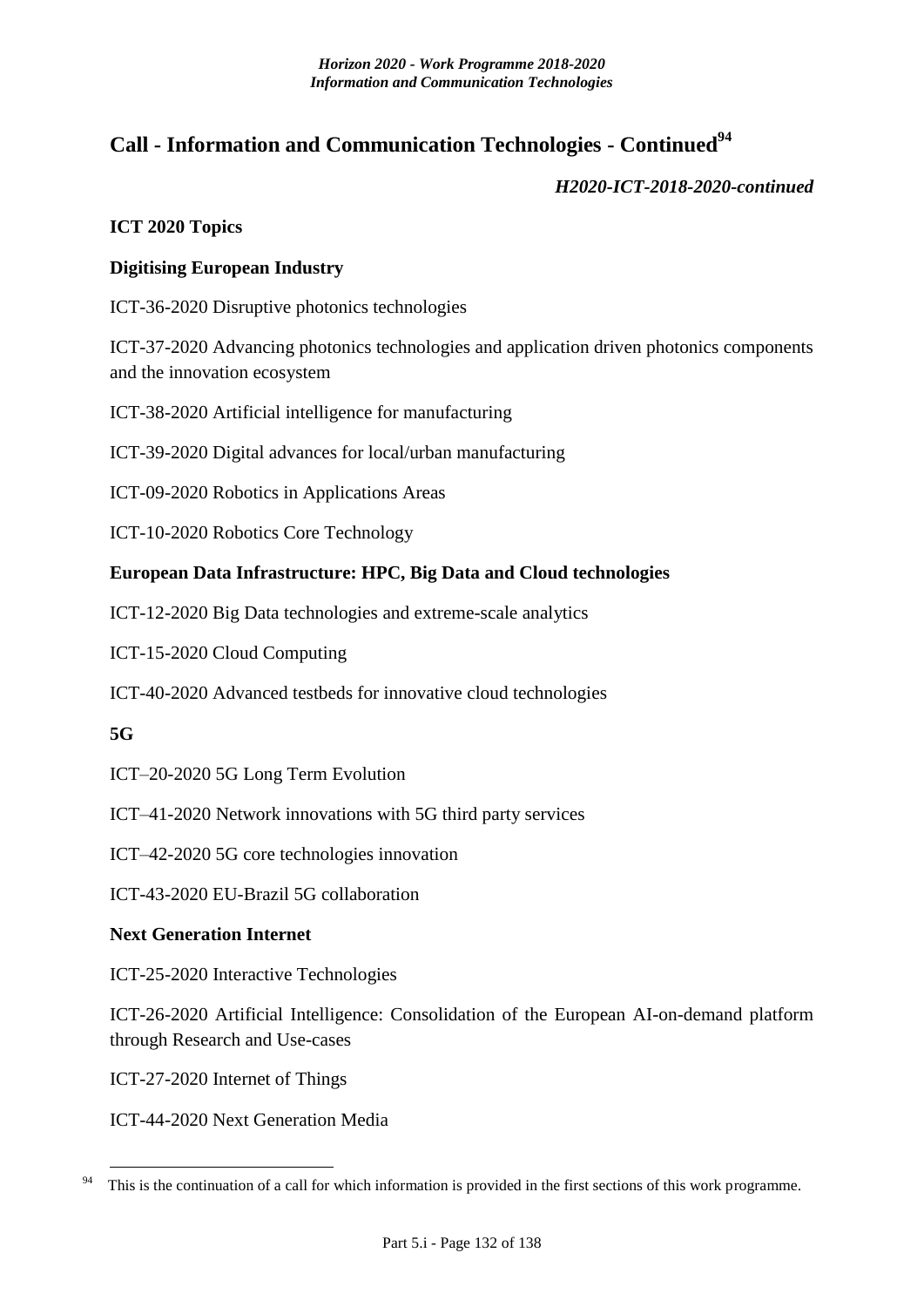# Call - Information and Communication Technologies - Continued[94]

*H2020-ICT-2018-2020-continued*

**ICT 2020 Topics**

**Digitising European Industry**

ICT-36-2020 Disruptive photonics technologies

ICT-37-2020 Advancing photonics technologies and application driven photonics components and the innovation ecosystem

ICT-38-2020 Artificial intelligence for manufacturing

ICT-39-2020 Digital advances for local/urban manufacturing

ICT-09-2020 Robotics in Applications Areas

ICT-10-2020 Robotics Core Technology

**European Data Infrastructure: HPC, Big Data and Cloud technologies**

ICT-12-2020 Big Data technologies and extreme-scale analytics

ICT-15-2020 Cloud Computing

ICT-40-2020 Advanced testbeds for innovative cloud technologies

**5G**

ICT–20-2020 5G Long Term Evolution

ICT–41-2020 Network innovations with 5G third party services

ICT–42-2020 5G core technologies innovation

ICT-43-2020 EU-Brazil 5G collaboration

**Next Generation Internet**

ICT-25-2020 Interactive Technologies

ICT-26-2020 Artificial Intelligence: Consolidation of the European AI-on-demand platform through Research and Use-cases

ICT-27-2020 Internet of Things

ICT-44-2020 Next Generation Media

---

[94] This is the continuation of a call for which information is provided in the first sections of this work programme.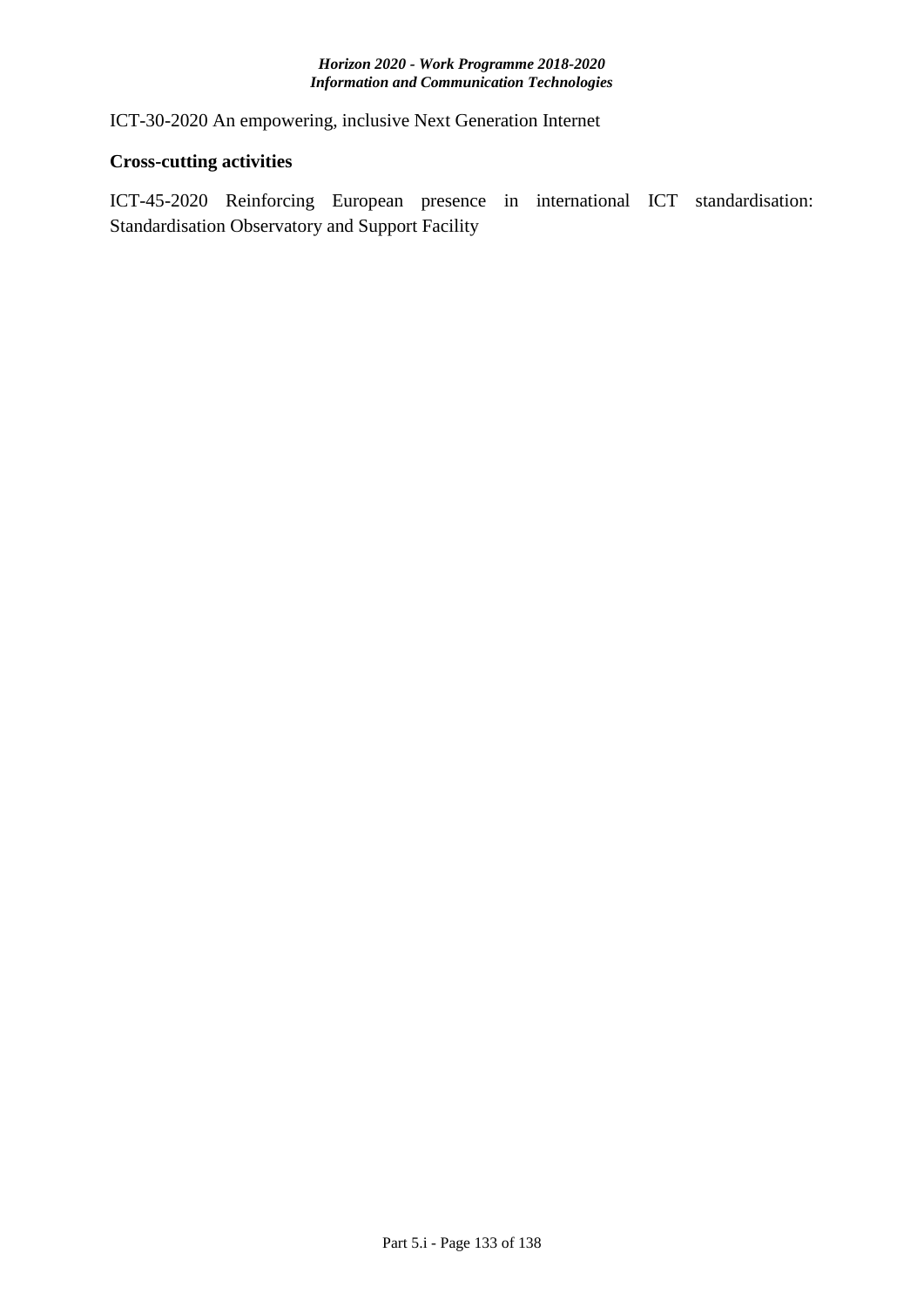ICT-30-2020 An empowering, inclusive Next Generation Internet

**Cross-cutting activities**

ICT-45-2020 Reinforcing European presence in international ICT standardisation: Standardisation Observatory and Support Facility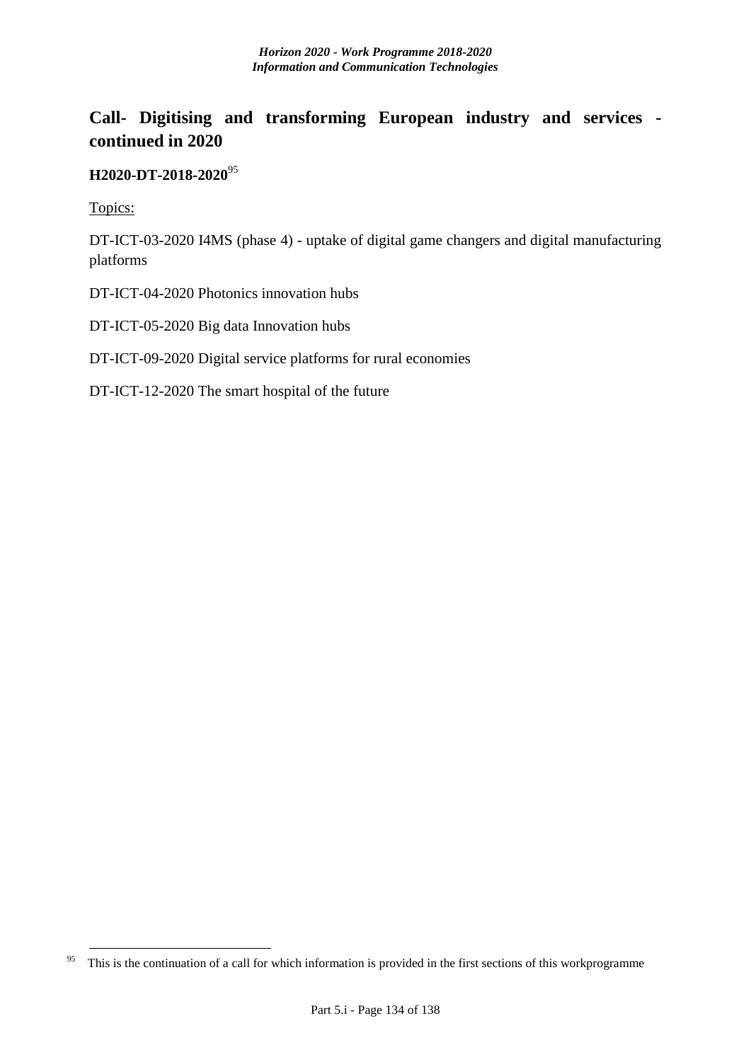## Call- Digitising and transforming European industry and services - continued in 2020

**H2020-DT-2018-2020**[95]

Topics:

DT-ICT-03-2020 I4MS (phase 4) - uptake of digital game changers and digital manufacturing platforms

DT-ICT-04-2020 Photonics innovation hubs

DT-ICT-05-2020 Big data Innovation hubs

DT-ICT-09-2020 Digital service platforms for rural economies

DT-ICT-12-2020 The smart hospital of the future

---

[95] This is the continuation of a call for which information is provided in the first sections of this workprogramme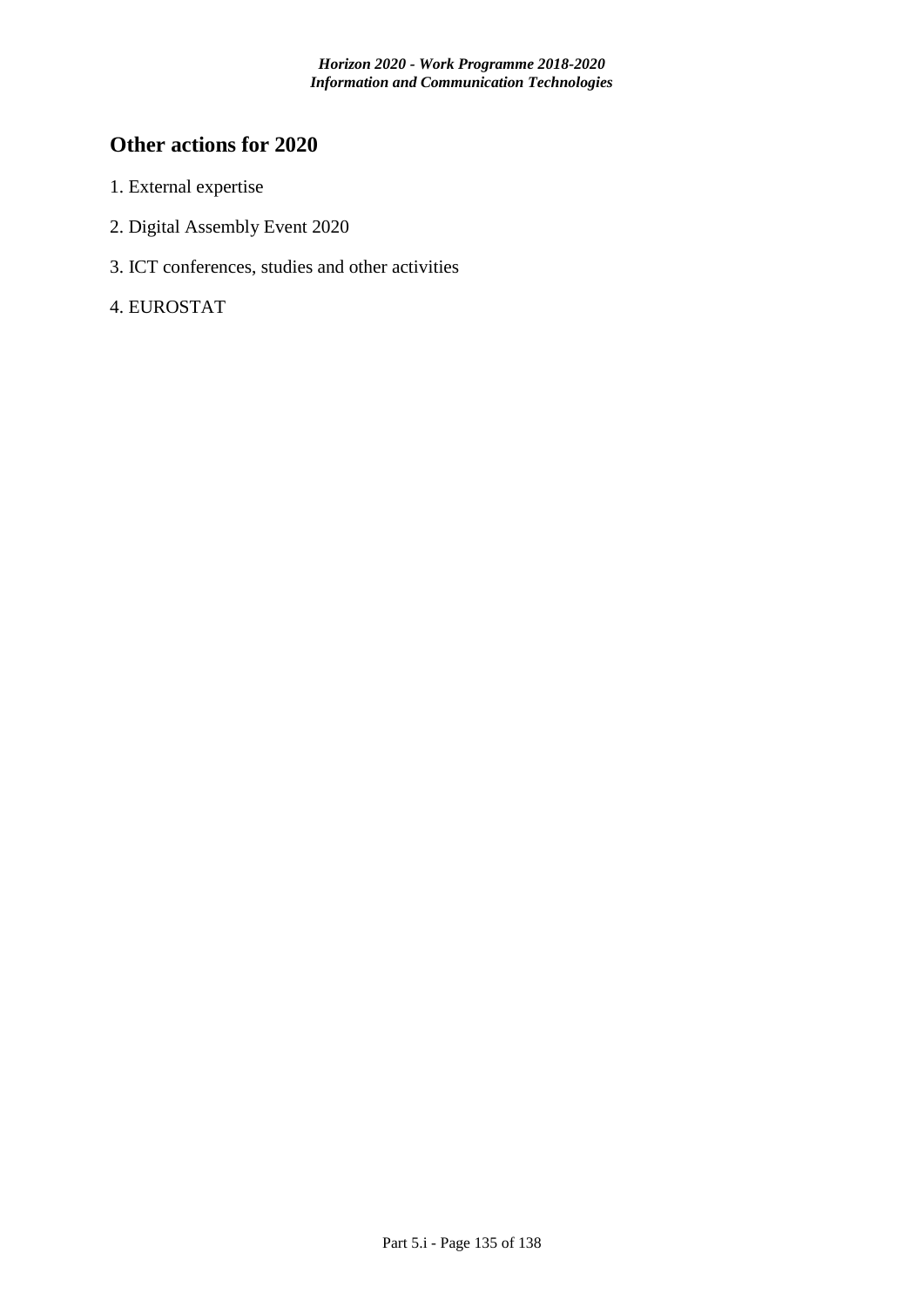## Other actions for 2020

1. External expertise
2. Digital Assembly Event 2020
3. ICT conferences, studies and other activities
4. EUROSTAT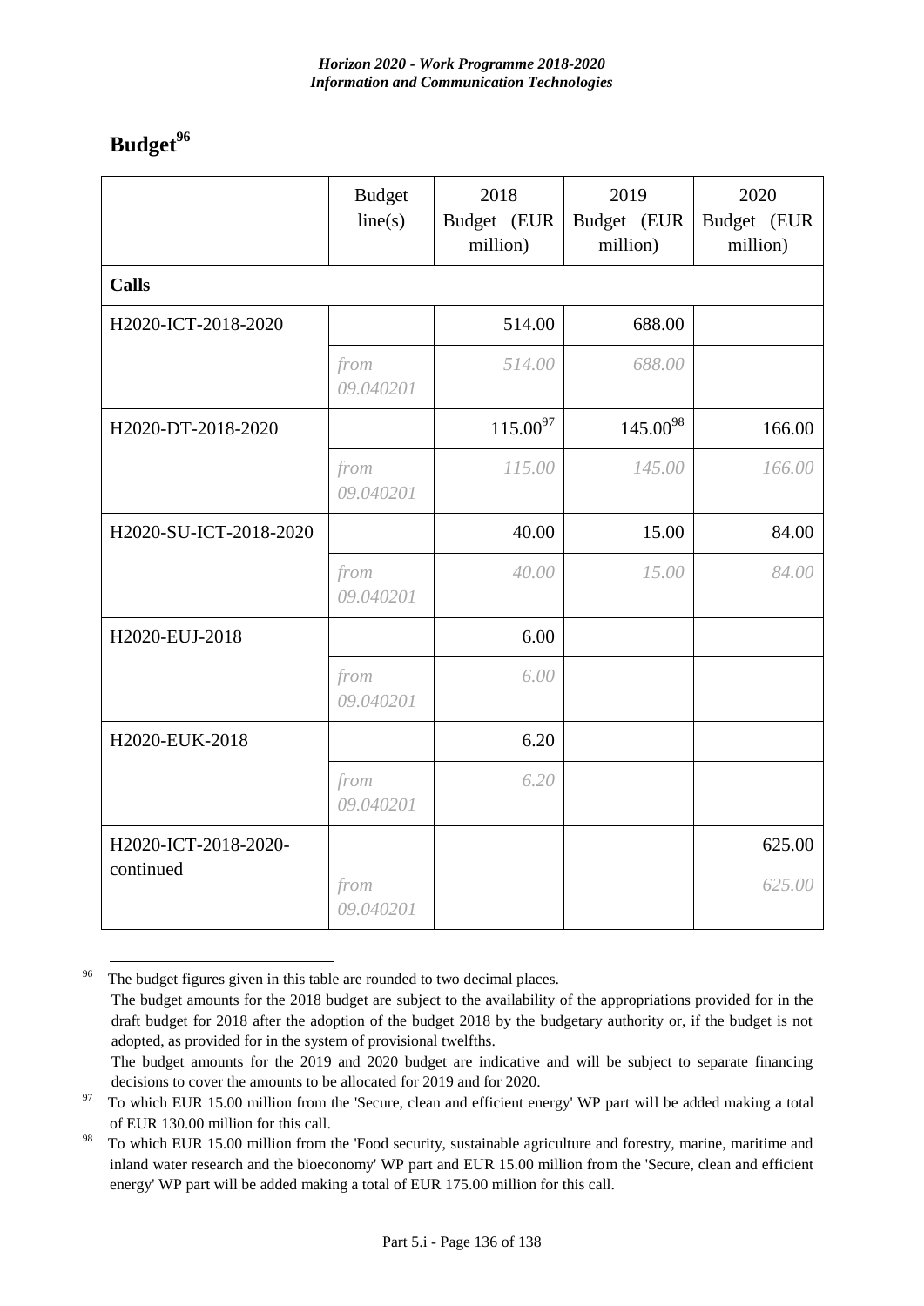## Budget[96]

| | Budget line(s) | 2018 Budget (EUR million) | 2019 Budget (EUR million) | 2020 Budget (EUR million) |
|---|---|---|---|---|
| **Calls** | | | | |
| H2020-ICT-2018-2020 | | 514.00 | 688.00 | |
| | *from 09.040201* | *514.00* | *688.00* | |
| H2020-DT-2018-2020 | | 115.00[97] | 145.00[98] | 166.00 |
| | *from 09.040201* | *115.00* | *145.00* | *166.00* |
| H2020-SU-ICT-2018-2020 | | 40.00 | 15.00 | 84.00 |
| | *from 09.040201* | *40.00* | *15.00* | *84.00* |
| H2020-EUJ-2018 | | 6.00 | | |
| | *from 09.040201* | *6.00* | | |
| H2020-EUK-2018 | | 6.20 | | |
| | *from 09.040201* | *6.20* | | |
| H2020-ICT-2018-2020-continued | | | | 625.00 |
| | *from 09.040201* | | | *625.00* |

[96] The budget figures given in this table are rounded to two decimal places.
The budget amounts for the 2018 budget are subject to the availability of the appropriations provided for in the draft budget for 2018 after the adoption of the budget 2018 by the budgetary authority or, if the budget is not adopted, as provided for in the system of provisional twelfths.
The budget amounts for the 2019 and 2020 budget are indicative and will be subject to separate financing decisions to cover the amounts to be allocated for 2019 and for 2020.

[97] To which EUR 15.00 million from the 'Secure, clean and efficient energy' WP part will be added making a total of EUR 130.00 million for this call.

[98] To which EUR 15.00 million from the 'Food security, sustainable agriculture and forestry, marine, maritime and inland water research and the bioeconomy' WP part and EUR 15.00 million from the 'Secure, clean and efficient energy' WP part will be added making a total of EUR 175.00 million for this call.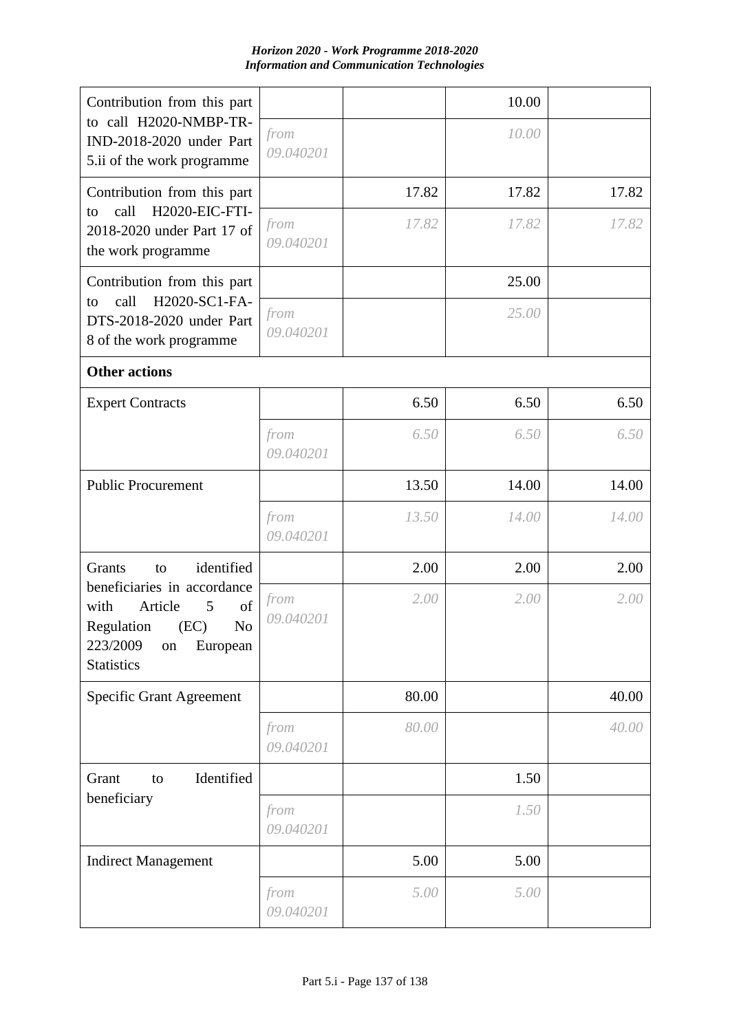| | | | | |
|---|---|---|---|---|
| Contribution from this part to call H2020-NMBP-TR-IND-2018-2020 under Part 5.ii of the work programme | | | 10.00 | |
| | *from 09.040201* | | *10.00* | |
| Contribution from this part to call H2020-EIC-FTI-2018-2020 under Part 17 of the work programme | | 17.82 | 17.82 | 17.82 |
| | *from 09.040201* | *17.82* | *17.82* | *17.82* |
| Contribution from this part to call H2020-SC1-FA-DTS-2018-2020 under Part 8 of the work programme | | | 25.00 | |
| | *from 09.040201* | | *25.00* | |
| **Other actions** | | | | |
| Expert Contracts | | 6.50 | 6.50 | 6.50 |
| | *from 09.040201* | *6.50* | *6.50* | *6.50* |
| Public Procurement | | 13.50 | 14.00 | 14.00 |
| | *from 09.040201* | *13.50* | *14.00* | *14.00* |
| Grants to identified beneficiaries in accordance with Article 5 of Regulation (EC) No 223/2009 on European Statistics | | 2.00 | 2.00 | 2.00 |
| | *from 09.040201* | *2.00* | *2.00* | *2.00* |
| Specific Grant Agreement | | 80.00 | | 40.00 |
| | *from 09.040201* | *80.00* | | *40.00* |
| Grant to Identified beneficiary | | | 1.50 | |
| | *from 09.040201* | | *1.50* | |
| Indirect Management | | 5.00 | 5.00 | |
| | *from 09.040201* | *5.00* | *5.00* | |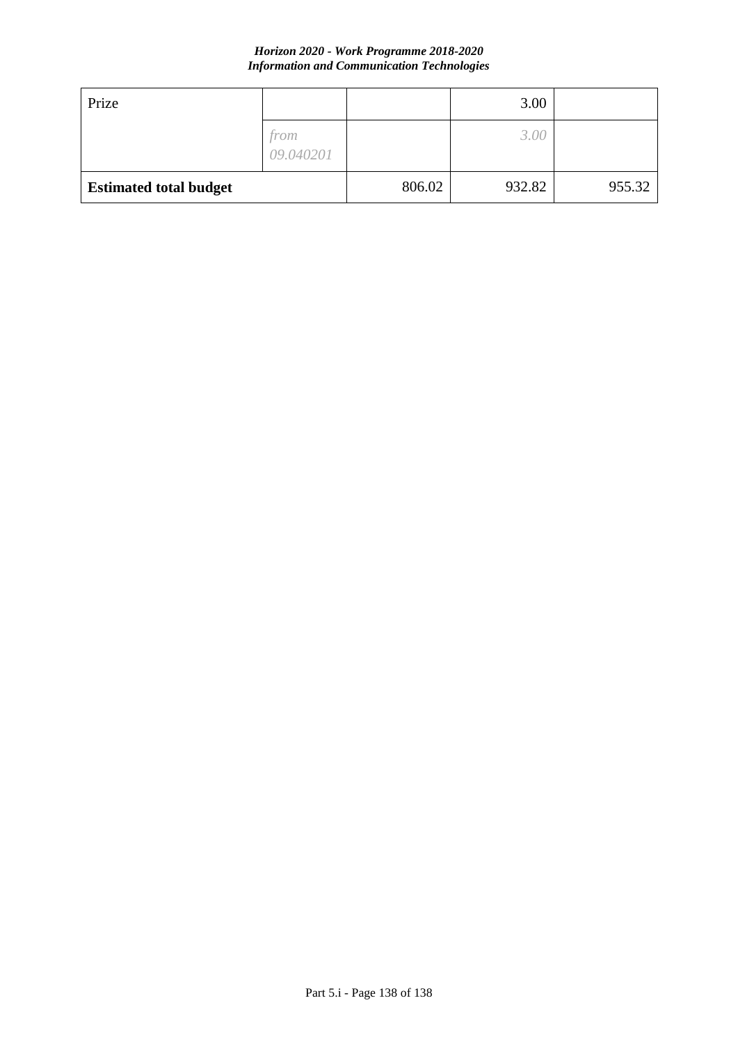| | | | | |
|---|---|---|---|---|
| Prize | | | 3.00 | |
| | *from 09.040201* | | *3.00* | |
| **Estimated total budget** | | 806.02 | 932.82 | 955.32 |